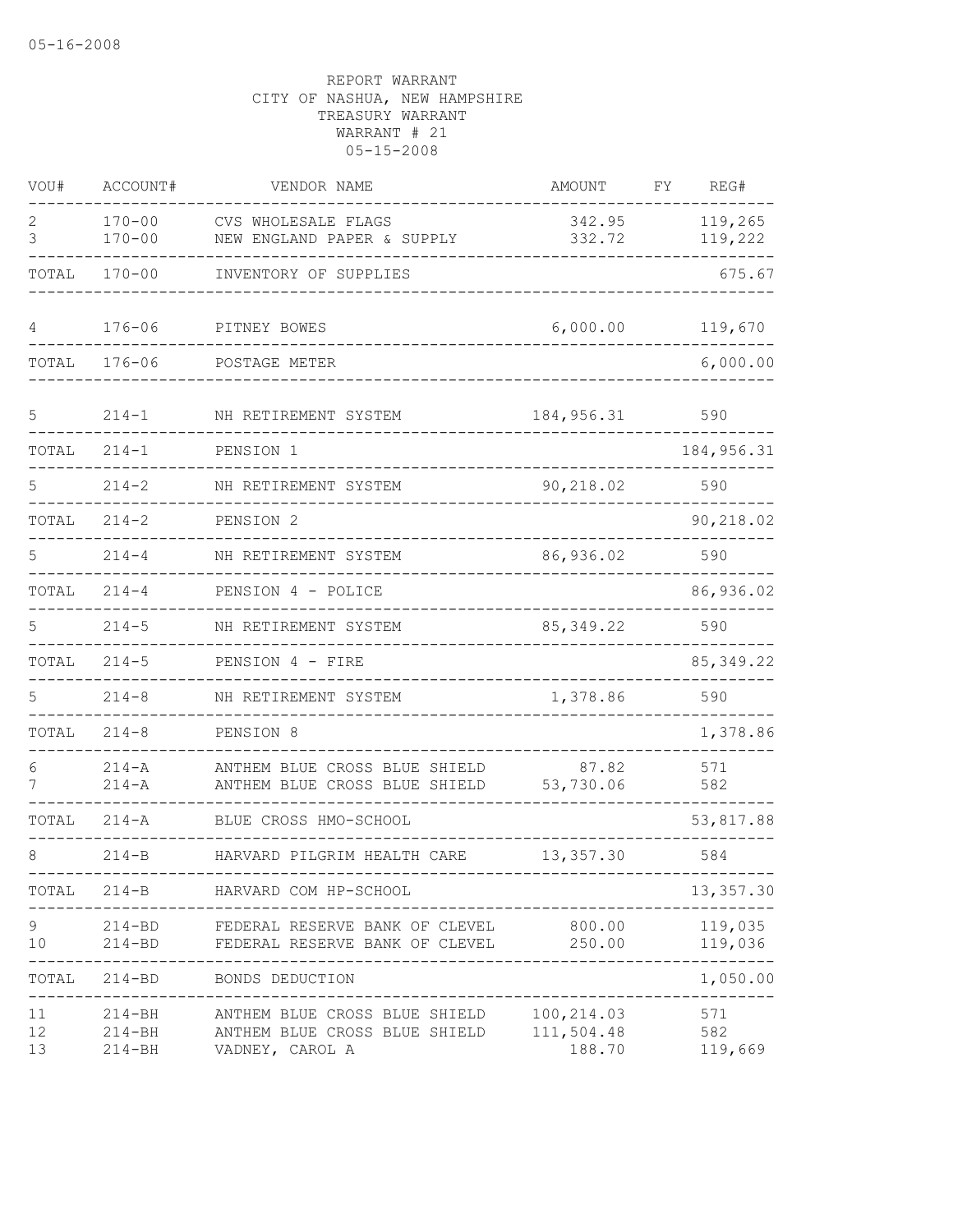05-16-2008

REPORT WARRANT
CITY OF NASHUA, NEW HAMPSHIRE
TREASURY WARRANT
WARRANT # 21
05-15-2008

| VOU# | ACCOUNT# | VENDOR NAME | AMOUNT | FY | REG# |
|---|---|---|---|---|---|
| 2 | 170-00 | CVS WHOLESALE FLAGS | 342.95 | | 119,265 |
| 3 | 170-00 | NEW ENGLAND PAPER & SUPPLY | 332.72 | | 119,222 |
| TOTAL | 170-00 | INVENTORY OF SUPPLIES | | | 675.67 |
| 4 | 176-06 | PITNEY BOWES | 6,000.00 | | 119,670 |
| TOTAL | 176-06 | POSTAGE METER | | | 6,000.00 |
| 5 | 214-1 | NH RETIREMENT SYSTEM | 184,956.31 | | 590 |
| TOTAL | 214-1 | PENSION 1 | | | 184,956.31 |
| 5 | 214-2 | NH RETIREMENT SYSTEM | 90,218.02 | | 590 |
| TOTAL | 214-2 | PENSION 2 | | | 90,218.02 |
| 5 | 214-4 | NH RETIREMENT SYSTEM | 86,936.02 | | 590 |
| TOTAL | 214-4 | PENSION 4 - POLICE | | | 86,936.02 |
| 5 | 214-5 | NH RETIREMENT SYSTEM | 85,349.22 | | 590 |
| TOTAL | 214-5 | PENSION 4 - FIRE | | | 85,349.22 |
| 5 | 214-8 | NH RETIREMENT SYSTEM | 1,378.86 | | 590 |
| TOTAL | 214-8 | PENSION 8 | | | 1,378.86 |
| 6 | 214-A | ANTHEM BLUE CROSS BLUE SHIELD | 87.82 | | 571 |
| 7 | 214-A | ANTHEM BLUE CROSS BLUE SHIELD | 53,730.06 | | 582 |
| TOTAL | 214-A | BLUE CROSS HMO-SCHOOL | | | 53,817.88 |
| 8 | 214-B | HARVARD PILGRIM HEALTH CARE | 13,357.30 | | 584 |
| TOTAL | 214-B | HARVARD COM HP-SCHOOL | | | 13,357.30 |
| 9 | 214-BD | FEDERAL RESERVE BANK OF CLEVEL | 800.00 | | 119,035 |
| 10 | 214-BD | FEDERAL RESERVE BANK OF CLEVEL | 250.00 | | 119,036 |
| TOTAL | 214-BD | BONDS DEDUCTION | | | 1,050.00 |
| 11 | 214-BH | ANTHEM BLUE CROSS BLUE SHIELD | 100,214.03 | | 571 |
| 12 | 214-BH | ANTHEM BLUE CROSS BLUE SHIELD | 111,504.48 | | 582 |
| 13 | 214-BH | VADNEY, CAROL A | 188.70 | | 119,669 |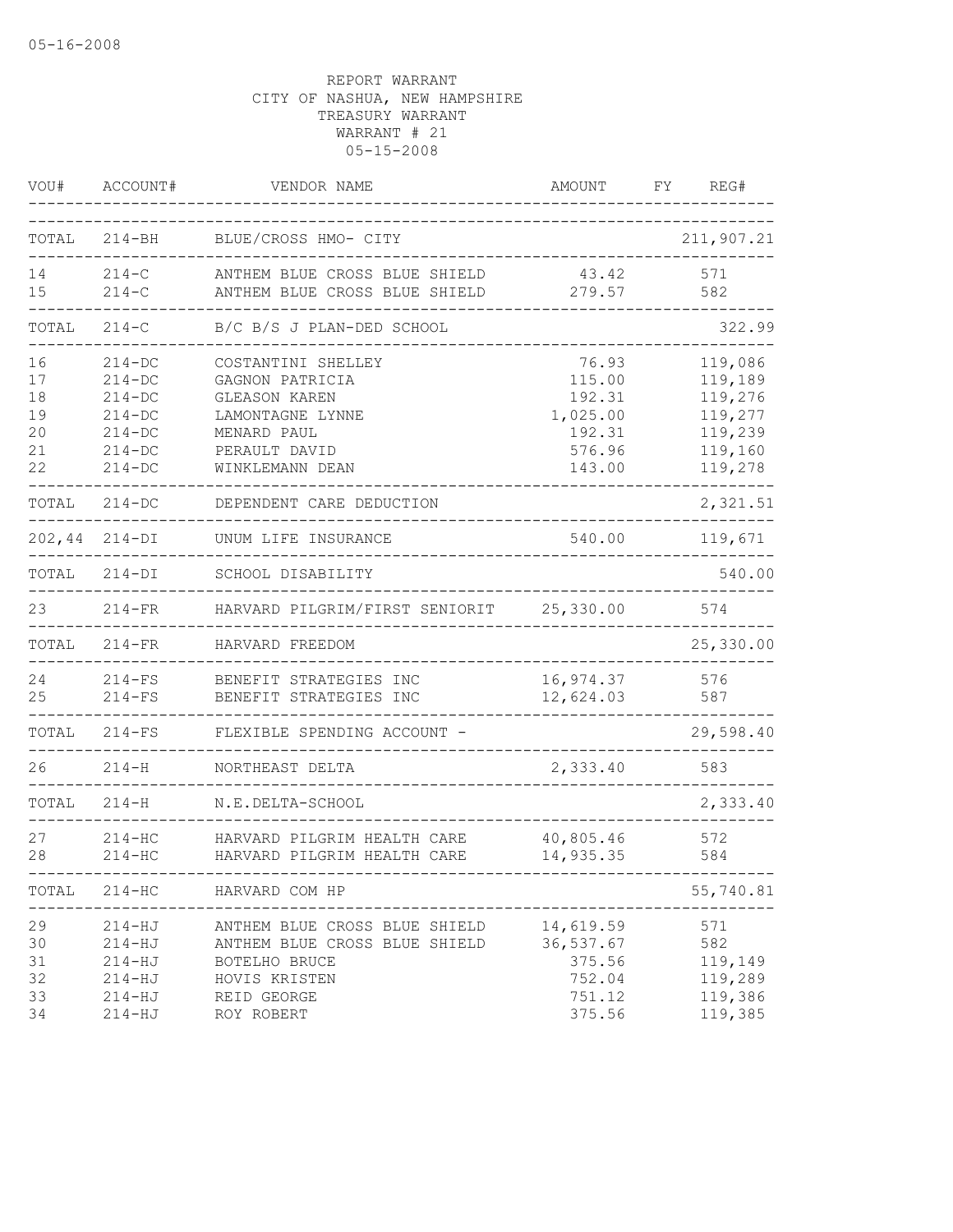05-16-2008

REPORT WARRANT
CITY OF NASHUA, NEW HAMPSHIRE
TREASURY WARRANT
WARRANT # 21
05-15-2008

| VOU# | ACCOUNT# | VENDOR NAME | AMOUNT | FY | REG# |
|---|---|---|---|---|---|
| TOTAL | 214-BH | BLUE/CROSS HMO- CITY | | | 211,907.21 |
| 14 | 214-C | ANTHEM BLUE CROSS BLUE SHIELD | 43.42 | | 571 |
| 15 | 214-C | ANTHEM BLUE CROSS BLUE SHIELD | 279.57 | | 582 |
| TOTAL | 214-C | B/C B/S J PLAN-DED SCHOOL | | | 322.99 |
| 16 | 214-DC | COSTANTINI SHELLEY | 76.93 | | 119,086 |
| 17 | 214-DC | GAGNON PATRICIA | 115.00 | | 119,189 |
| 18 | 214-DC | GLEASON KAREN | 192.31 | | 119,276 |
| 19 | 214-DC | LAMONTAGNE LYNNE | 1,025.00 | | 119,277 |
| 20 | 214-DC | MENARD PAUL | 192.31 | | 119,239 |
| 21 | 214-DC | PERAULT DAVID | 576.96 | | 119,160 |
| 22 | 214-DC | WINKLEMANN DEAN | 143.00 | | 119,278 |
| TOTAL | 214-DC | DEPENDENT CARE DEDUCTION | | | 2,321.51 |
| 202,44 | 214-DI | UNUM LIFE INSURANCE | 540.00 | | 119,671 |
| TOTAL | 214-DI | SCHOOL DISABILITY | | | 540.00 |
| 23 | 214-FR | HARVARD PILGRIM/FIRST SENIORIT | 25,330.00 | | 574 |
| TOTAL | 214-FR | HARVARD FREEDOM | | | 25,330.00 |
| 24 | 214-FS | BENEFIT STRATEGIES INC | 16,974.37 | | 576 |
| 25 | 214-FS | BENEFIT STRATEGIES INC | 12,624.03 | | 587 |
| TOTAL | 214-FS | FLEXIBLE SPENDING ACCOUNT - | | | 29,598.40 |
| 26 | 214-H | NORTHEAST DELTA | 2,333.40 | | 583 |
| TOTAL | 214-H | N.E.DELTA-SCHOOL | | | 2,333.40 |
| 27 | 214-HC | HARVARD PILGRIM HEALTH CARE | 40,805.46 | | 572 |
| 28 | 214-HC | HARVARD PILGRIM HEALTH CARE | 14,935.35 | | 584 |
| TOTAL | 214-HC | HARVARD COM HP | | | 55,740.81 |
| 29 | 214-HJ | ANTHEM BLUE CROSS BLUE SHIELD | 14,619.59 | | 571 |
| 30 | 214-HJ | ANTHEM BLUE CROSS BLUE SHIELD | 36,537.67 | | 582 |
| 31 | 214-HJ | BOTELHO BRUCE | 375.56 | | 119,149 |
| 32 | 214-HJ | HOVIS KRISTEN | 752.04 | | 119,289 |
| 33 | 214-HJ | REID GEORGE | 751.12 | | 119,386 |
| 34 | 214-HJ | ROY ROBERT | 375.56 | | 119,385 |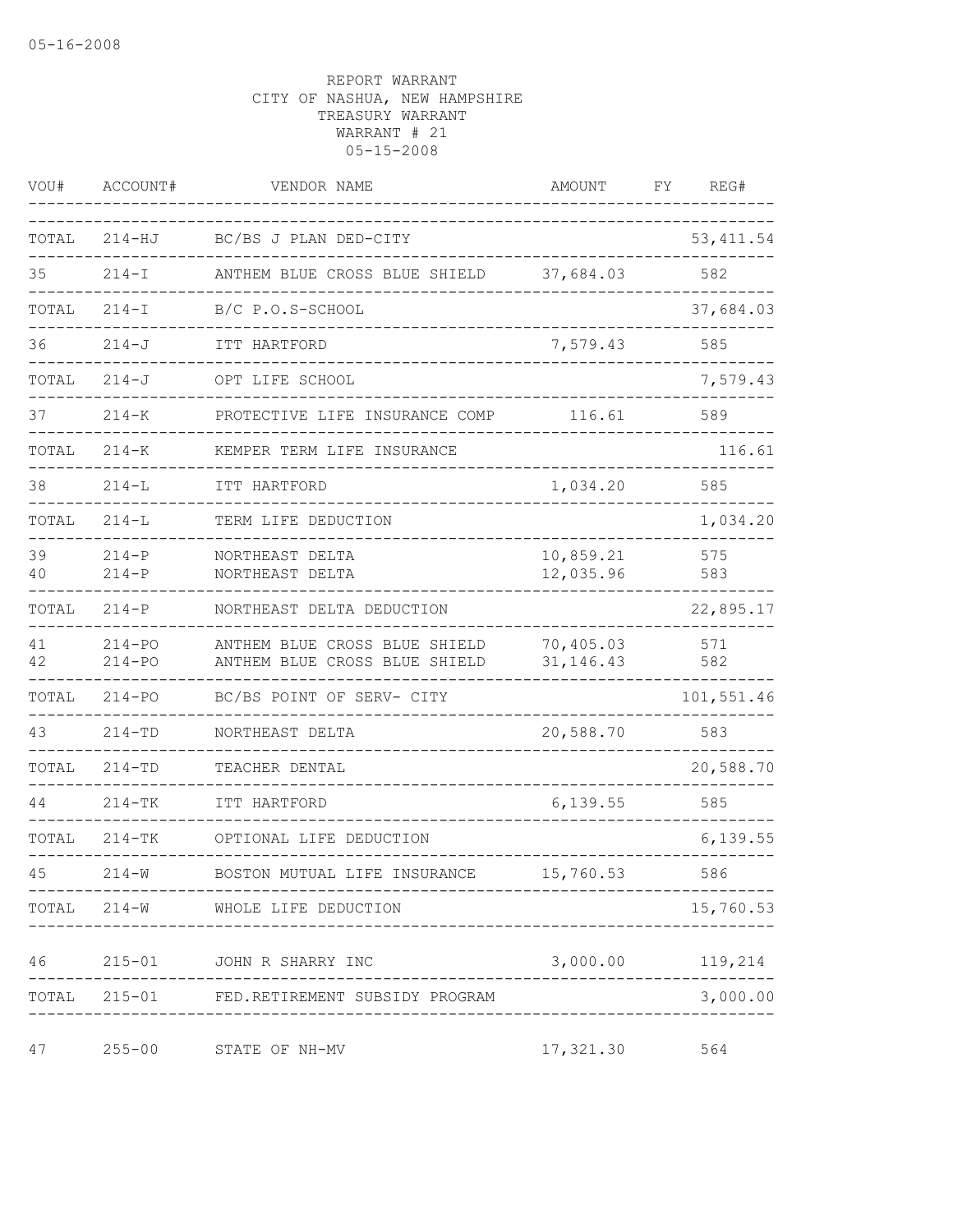05-16-2008

REPORT WARRANT
CITY OF NASHUA, NEW HAMPSHIRE
TREASURY WARRANT
WARRANT # 21
05-15-2008

| VOU# | ACCOUNT# | VENDOR NAME | AMOUNT | FY | REG# |
|---|---|---|---|---|---|
| TOTAL | 214-HJ | BC/BS J PLAN DED-CITY | | | 53,411.54 |
| 35 | 214-I | ANTHEM BLUE CROSS BLUE SHIELD | 37,684.03 | | 582 |
| TOTAL | 214-I | B/C P.O.S-SCHOOL | | | 37,684.03 |
| 36 | 214-J | ITT HARTFORD | 7,579.43 | | 585 |
| TOTAL | 214-J | OPT LIFE SCHOOL | | | 7,579.43 |
| 37 | 214-K | PROTECTIVE LIFE INSURANCE COMP | 116.61 | | 589 |
| TOTAL | 214-K | KEMPER TERM LIFE INSURANCE | | | 116.61 |
| 38 | 214-L | ITT HARTFORD | 1,034.20 | | 585 |
| TOTAL | 214-L | TERM LIFE DEDUCTION | | | 1,034.20 |
| 39 | 214-P | NORTHEAST DELTA | 10,859.21 | | 575 |
| 40 | 214-P | NORTHEAST DELTA | 12,035.96 | | 583 |
| TOTAL | 214-P | NORTHEAST DELTA DEDUCTION | | | 22,895.17 |
| 41 | 214-PO | ANTHEM BLUE CROSS BLUE SHIELD | 70,405.03 | | 571 |
| 42 | 214-PO | ANTHEM BLUE CROSS BLUE SHIELD | 31,146.43 | | 582 |
| TOTAL | 214-PO | BC/BS POINT OF SERV- CITY | | | 101,551.46 |
| 43 | 214-TD | NORTHEAST DELTA | 20,588.70 | | 583 |
| TOTAL | 214-TD | TEACHER DENTAL | | | 20,588.70 |
| 44 | 214-TK | ITT HARTFORD | 6,139.55 | | 585 |
| TOTAL | 214-TK | OPTIONAL LIFE DEDUCTION | | | 6,139.55 |
| 45 | 214-W | BOSTON MUTUAL LIFE INSURANCE | 15,760.53 | | 586 |
| TOTAL | 214-W | WHOLE LIFE DEDUCTION | | | 15,760.53 |
| 46 | 215-01 | JOHN R SHARRY INC | 3,000.00 | | 119,214 |
| TOTAL | 215-01 | FED.RETIREMENT SUBSIDY PROGRAM | | | 3,000.00 |
| 47 | 255-00 | STATE OF NH-MV | 17,321.30 | | 564 |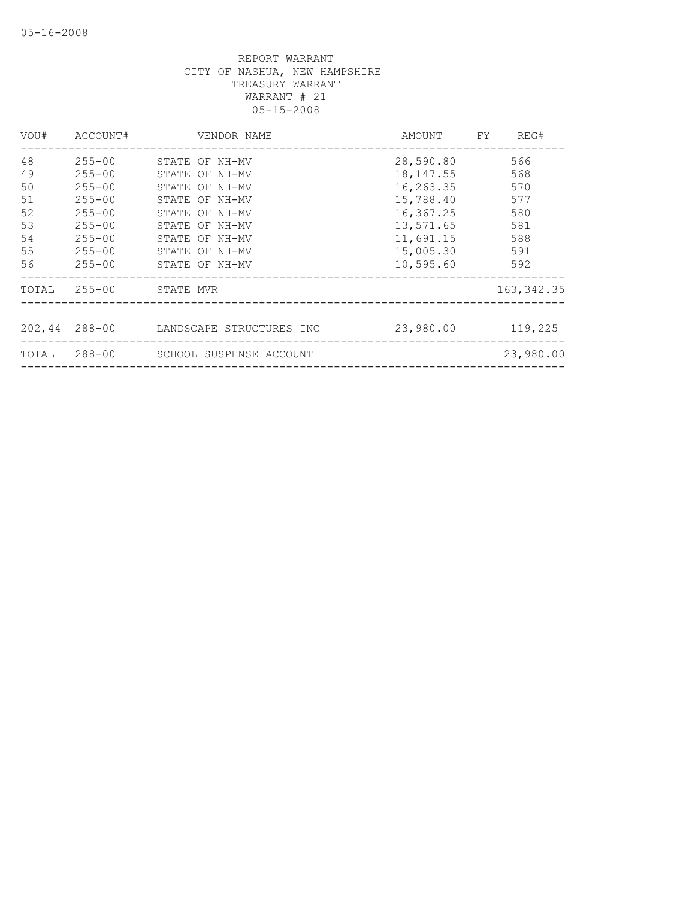REPORT WARRANT
CITY OF NASHUA, NEW HAMPSHIRE
TREASURY WARRANT
WARRANT # 21
05-15-2008

| VOU# | ACCOUNT# | VENDOR NAME | AMOUNT | FY | REG# |
|---|---|---|---|---|---|
| 48 | 255-00 | STATE OF NH-MV | 28,590.80 | | 566 |
| 49 | 255-00 | STATE OF NH-MV | 18,147.55 | | 568 |
| 50 | 255-00 | STATE OF NH-MV | 16,263.35 | | 570 |
| 51 | 255-00 | STATE OF NH-MV | 15,788.40 | | 577 |
| 52 | 255-00 | STATE OF NH-MV | 16,367.25 | | 580 |
| 53 | 255-00 | STATE OF NH-MV | 13,571.65 | | 581 |
| 54 | 255-00 | STATE OF NH-MV | 11,691.15 | | 588 |
| 55 | 255-00 | STATE OF NH-MV | 15,005.30 | | 591 |
| 56 | 255-00 | STATE OF NH-MV | 10,595.60 | | 592 |
| TOTAL | 255-00 | STATE MVR | | | 163,342.35 |
| 202,44 | 288-00 | LANDSCAPE STRUCTURES INC | 23,980.00 | | 119,225 |
| TOTAL | 288-00 | SCHOOL SUSPENSE ACCOUNT | | | 23,980.00 |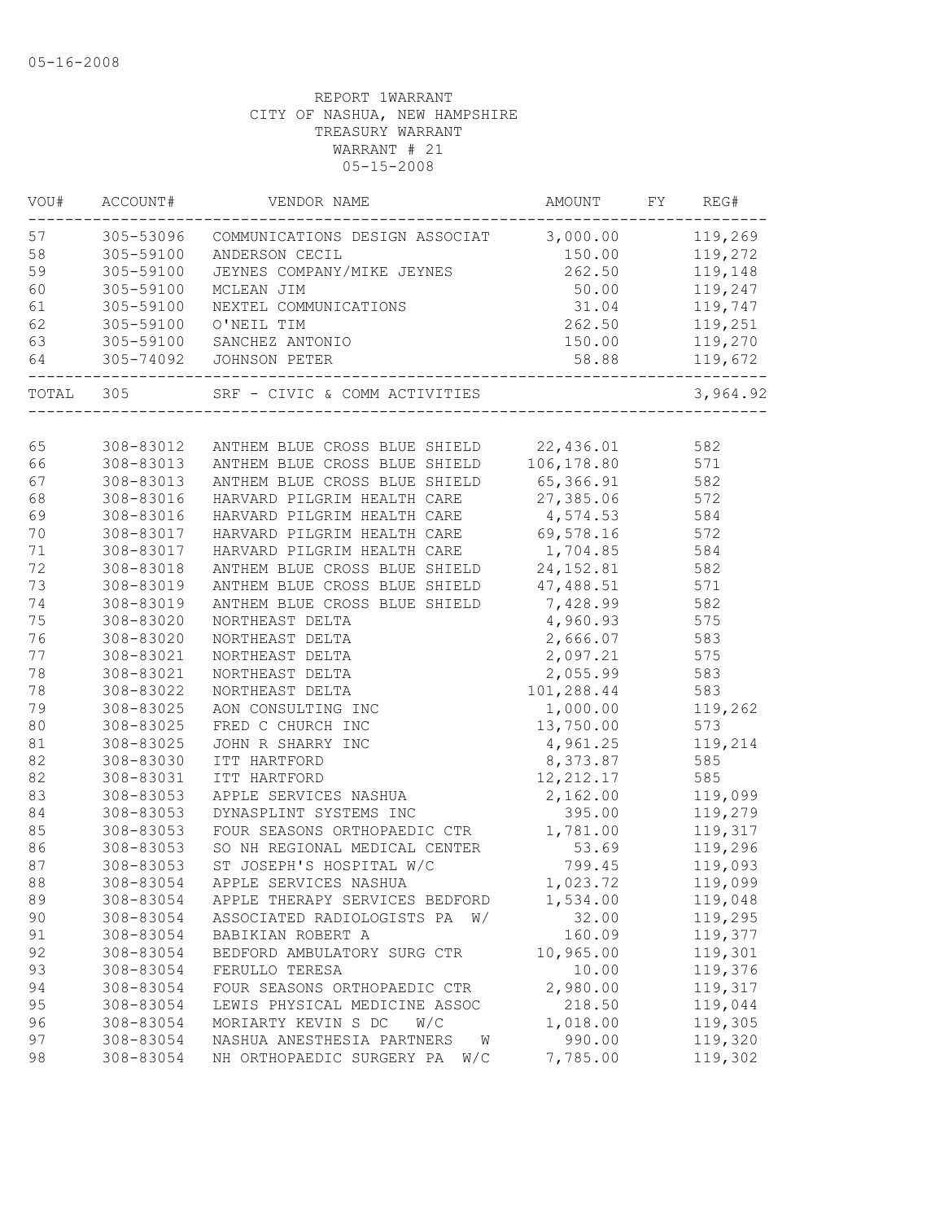05-16-2008

REPORT 1WARRANT
CITY OF NASHUA, NEW HAMPSHIRE
TREASURY WARRANT
WARRANT # 21
05-15-2008

| VOU# | ACCOUNT# | VENDOR NAME | AMOUNT | FY | REG# |
|---|---|---|---|---|---|
| 57 | 305-53096 | COMMUNICATIONS DESIGN ASSOCIAT | 3,000.00 | | 119,269 |
| 58 | 305-59100 | ANDERSON CECIL | 150.00 | | 119,272 |
| 59 | 305-59100 | JEYNES COMPANY/MIKE JEYNES | 262.50 | | 119,148 |
| 60 | 305-59100 | MCLEAN JIM | 50.00 | | 119,247 |
| 61 | 305-59100 | NEXTEL COMMUNICATIONS | 31.04 | | 119,747 |
| 62 | 305-59100 | O'NEIL TIM | 262.50 | | 119,251 |
| 63 | 305-59100 | SANCHEZ ANTONIO | 150.00 | | 119,270 |
| 64 | 305-74092 | JOHNSON PETER | 58.88 | | 119,672 |
| TOTAL | 305 | SRF - CIVIC & COMM ACTIVITIES | | | 3,964.92 |
| 65 | 308-83012 | ANTHEM BLUE CROSS BLUE SHIELD | 22,436.01 | | 582 |
| 66 | 308-83013 | ANTHEM BLUE CROSS BLUE SHIELD | 106,178.80 | | 571 |
| 67 | 308-83013 | ANTHEM BLUE CROSS BLUE SHIELD | 65,366.91 | | 582 |
| 68 | 308-83016 | HARVARD PILGRIM HEALTH CARE | 27,385.06 | | 572 |
| 69 | 308-83016 | HARVARD PILGRIM HEALTH CARE | 4,574.53 | | 584 |
| 70 | 308-83017 | HARVARD PILGRIM HEALTH CARE | 69,578.16 | | 572 |
| 71 | 308-83017 | HARVARD PILGRIM HEALTH CARE | 1,704.85 | | 584 |
| 72 | 308-83018 | ANTHEM BLUE CROSS BLUE SHIELD | 24,152.81 | | 582 |
| 73 | 308-83019 | ANTHEM BLUE CROSS BLUE SHIELD | 47,488.51 | | 571 |
| 74 | 308-83019 | ANTHEM BLUE CROSS BLUE SHIELD | 7,428.99 | | 582 |
| 75 | 308-83020 | NORTHEAST DELTA | 4,960.93 | | 575 |
| 76 | 308-83020 | NORTHEAST DELTA | 2,666.07 | | 583 |
| 77 | 308-83021 | NORTHEAST DELTA | 2,097.21 | | 575 |
| 78 | 308-83021 | NORTHEAST DELTA | 2,055.99 | | 583 |
| 78 | 308-83022 | NORTHEAST DELTA | 101,288.44 | | 583 |
| 79 | 308-83025 | AON CONSULTING INC | 1,000.00 | | 119,262 |
| 80 | 308-83025 | FRED C CHURCH INC | 13,750.00 | | 573 |
| 81 | 308-83025 | JOHN R SHARRY INC | 4,961.25 | | 119,214 |
| 82 | 308-83030 | ITT HARTFORD | 8,373.87 | | 585 |
| 82 | 308-83031 | ITT HARTFORD | 12,212.17 | | 585 |
| 83 | 308-83053 | APPLE SERVICES NASHUA | 2,162.00 | | 119,099 |
| 84 | 308-83053 | DYNASPLINT SYSTEMS INC | 395.00 | | 119,279 |
| 85 | 308-83053 | FOUR SEASONS ORTHOPAEDIC CTR | 1,781.00 | | 119,317 |
| 86 | 308-83053 | SO NH REGIONAL MEDICAL CENTER | 53.69 | | 119,296 |
| 87 | 308-83053 | ST JOSEPH'S HOSPITAL W/C | 799.45 | | 119,093 |
| 88 | 308-83054 | APPLE SERVICES NASHUA | 1,023.72 | | 119,099 |
| 89 | 308-83054 | APPLE THERAPY SERVICES BEDFORD | 1,534.00 | | 119,048 |
| 90 | 308-83054 | ASSOCIATED RADIOLOGISTS PA W/ | 32.00 | | 119,295 |
| 91 | 308-83054 | BABIKIAN ROBERT A | 160.09 | | 119,377 |
| 92 | 308-83054 | BEDFORD AMBULATORY SURG CTR | 10,965.00 | | 119,301 |
| 93 | 308-83054 | FERULLO TERESA | 10.00 | | 119,376 |
| 94 | 308-83054 | FOUR SEASONS ORTHOPAEDIC CTR | 2,980.00 | | 119,317 |
| 95 | 308-83054 | LEWIS PHYSICAL MEDICINE ASSOC | 218.50 | | 119,044 |
| 96 | 308-83054 | MORIARTY KEVIN S DC W/C | 1,018.00 | | 119,305 |
| 97 | 308-83054 | NASHUA ANESTHESIA PARTNERS W | 990.00 | | 119,320 |
| 98 | 308-83054 | NH ORTHOPAEDIC SURGERY PA W/C | 7,785.00 | | 119,302 |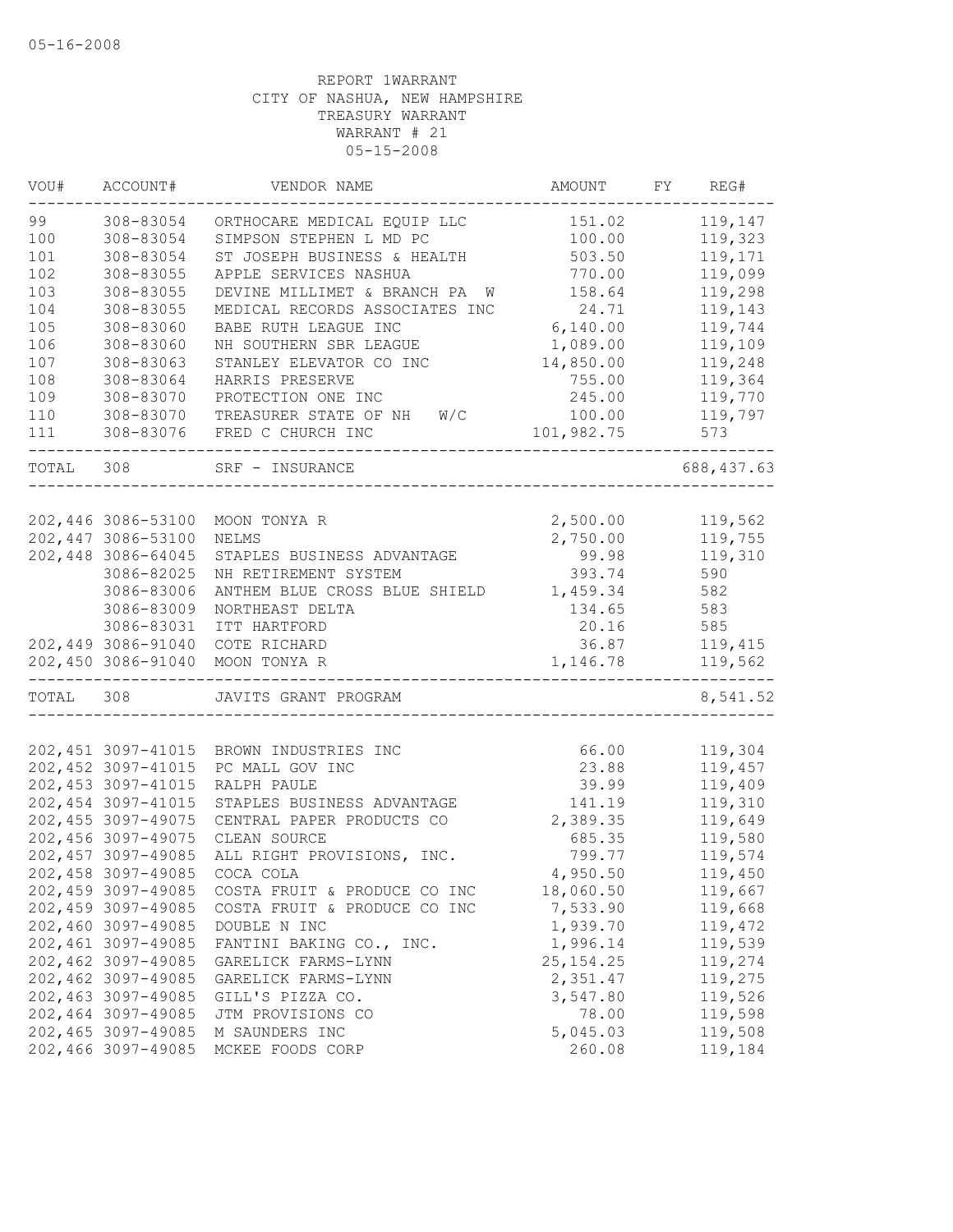05-16-2008

REPORT 1WARRANT
CITY OF NASHUA, NEW HAMPSHIRE
TREASURY WARRANT
WARRANT # 21
05-15-2008

| VOU# | ACCOUNT# | VENDOR NAME | AMOUNT | FY | REG# |
|---|---|---|---|---|---|
| 99 | 308-83054 | ORTHOCARE MEDICAL EQUIP LLC | 151.02 | | 119,147 |
| 100 | 308-83054 | SIMPSON STEPHEN L MD PC | 100.00 | | 119,323 |
| 101 | 308-83054 | ST JOSEPH BUSINESS & HEALTH | 503.50 | | 119,171 |
| 102 | 308-83055 | APPLE SERVICES NASHUA | 770.00 | | 119,099 |
| 103 | 308-83055 | DEVINE MILLIMET & BRANCH PA W | 158.64 | | 119,298 |
| 104 | 308-83055 | MEDICAL RECORDS ASSOCIATES INC | 24.71 | | 119,143 |
| 105 | 308-83060 | BABE RUTH LEAGUE INC | 6,140.00 | | 119,744 |
| 106 | 308-83060 | NH SOUTHERN SBR LEAGUE | 1,089.00 | | 119,109 |
| 107 | 308-83063 | STANLEY ELEVATOR CO INC | 14,850.00 | | 119,248 |
| 108 | 308-83064 | HARRIS PRESERVE | 755.00 | | 119,364 |
| 109 | 308-83070 | PROTECTION ONE INC | 245.00 | | 119,770 |
| 110 | 308-83070 | TREASURER STATE OF NH W/C | 100.00 | | 119,797 |
| 111 | 308-83076 | FRED C CHURCH INC | 101,982.75 | | 573 |
| TOTAL | 308 | SRF - INSURANCE | | | 688,437.63 |
| 202,446 | 3086-53100 | MOON TONYA R | 2,500.00 | | 119,562 |
| 202,447 | 3086-53100 | NELMS | 2,750.00 | | 119,755 |
| 202,448 | 3086-64045 | STAPLES BUSINESS ADVANTAGE | 99.98 | | 119,310 |
| | 3086-82025 | NH RETIREMENT SYSTEM | 393.74 | | 590 |
| | 3086-83006 | ANTHEM BLUE CROSS BLUE SHIELD | 1,459.34 | | 582 |
| | 3086-83009 | NORTHEAST DELTA | 134.65 | | 583 |
| | 3086-83031 | ITT HARTFORD | 20.16 | | 585 |
| 202,449 | 3086-91040 | COTE RICHARD | 36.87 | | 119,415 |
| 202,450 | 3086-91040 | MOON TONYA R | 1,146.78 | | 119,562 |
| TOTAL | 308 | JAVITS GRANT PROGRAM | | | 8,541.52 |
| 202,451 | 3097-41015 | BROWN INDUSTRIES INC | 66.00 | | 119,304 |
| 202,452 | 3097-41015 | PC MALL GOV INC | 23.88 | | 119,457 |
| 202,453 | 3097-41015 | RALPH PAULE | 39.99 | | 119,409 |
| 202,454 | 3097-41015 | STAPLES BUSINESS ADVANTAGE | 141.19 | | 119,310 |
| 202,455 | 3097-49075 | CENTRAL PAPER PRODUCTS CO | 2,389.35 | | 119,649 |
| 202,456 | 3097-49075 | CLEAN SOURCE | 685.35 | | 119,580 |
| 202,457 | 3097-49085 | ALL RIGHT PROVISIONS, INC. | 799.77 | | 119,574 |
| 202,458 | 3097-49085 | COCA COLA | 4,950.50 | | 119,450 |
| 202,459 | 3097-49085 | COSTA FRUIT & PRODUCE CO INC | 18,060.50 | | 119,667 |
| 202,459 | 3097-49085 | COSTA FRUIT & PRODUCE CO INC | 7,533.90 | | 119,668 |
| 202,460 | 3097-49085 | DOUBLE N INC | 1,939.70 | | 119,472 |
| 202,461 | 3097-49085 | FANTINI BAKING CO., INC. | 1,996.14 | | 119,539 |
| 202,462 | 3097-49085 | GARELICK FARMS-LYNN | 25,154.25 | | 119,274 |
| 202,462 | 3097-49085 | GARELICK FARMS-LYNN | 2,351.47 | | 119,275 |
| 202,463 | 3097-49085 | GILL'S PIZZA CO. | 3,547.80 | | 119,526 |
| 202,464 | 3097-49085 | JTM PROVISIONS CO | 78.00 | | 119,598 |
| 202,465 | 3097-49085 | M SAUNDERS INC | 5,045.03 | | 119,508 |
| 202,466 | 3097-49085 | MCKEE FOODS CORP | 260.08 | | 119,184 |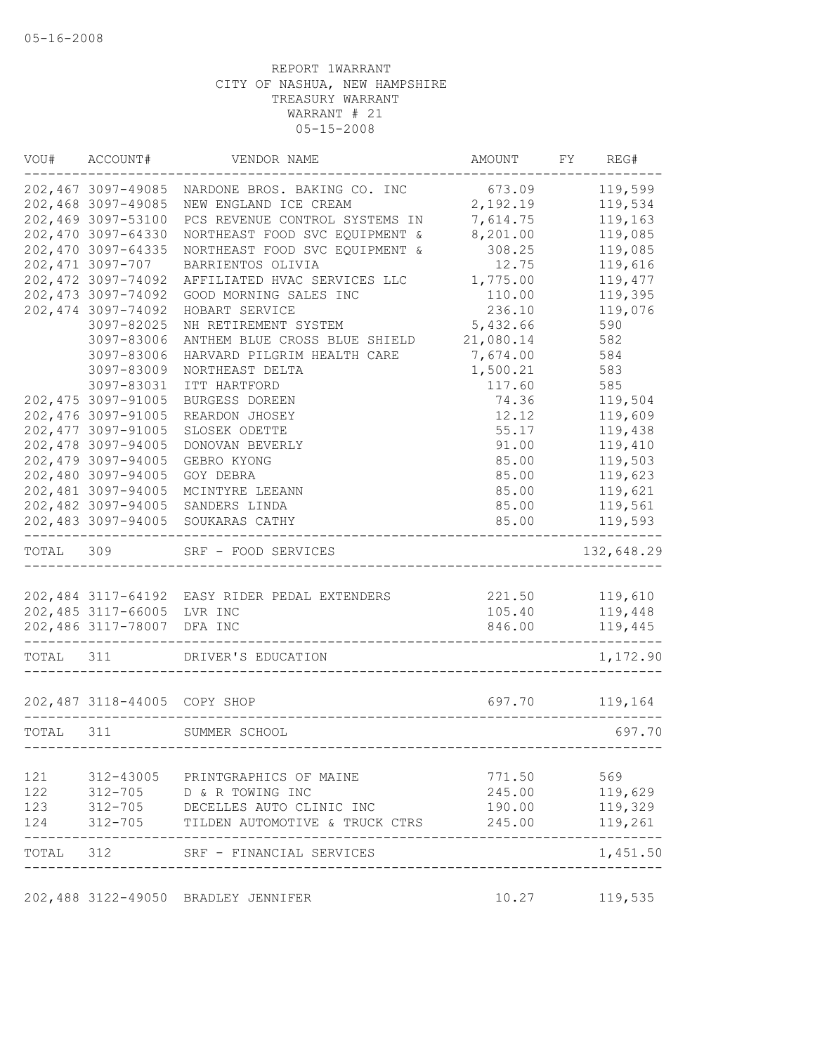REPORT 1WARRANT
CITY OF NASHUA, NEW HAMPSHIRE
TREASURY WARRANT
WARRANT # 21
05-15-2008

| VOU# | ACCOUNT# | VENDOR NAME | AMOUNT | FY | REG# |
|---|---|---|---|---|---|
| 202,467 | 3097-49085 | NARDONE BROS. BAKING CO. INC | 673.09 | | 119,599 |
| 202,468 | 3097-49085 | NEW ENGLAND ICE CREAM | 2,192.19 | | 119,534 |
| 202,469 | 3097-53100 | PCS REVENUE CONTROL SYSTEMS IN | 7,614.75 | | 119,163 |
| 202,470 | 3097-64330 | NORTHEAST FOOD SVC EQUIPMENT & | 8,201.00 | | 119,085 |
| 202,470 | 3097-64335 | NORTHEAST FOOD SVC EQUIPMENT & | 308.25 | | 119,085 |
| 202,471 | 3097-707 | BARRIENTOS OLIVIA | 12.75 | | 119,616 |
| 202,472 | 3097-74092 | AFFILIATED HVAC SERVICES LLC | 1,775.00 | | 119,477 |
| 202,473 | 3097-74092 | GOOD MORNING SALES INC | 110.00 | | 119,395 |
| 202,474 | 3097-74092 | HOBART SERVICE | 236.10 | | 119,076 |
| | 3097-82025 | NH RETIREMENT SYSTEM | 5,432.66 | | 590 |
| | 3097-83006 | ANTHEM BLUE CROSS BLUE SHIELD | 21,080.14 | | 582 |
| | 3097-83006 | HARVARD PILGRIM HEALTH CARE | 7,674.00 | | 584 |
| | 3097-83009 | NORTHEAST DELTA | 1,500.21 | | 583 |
| | 3097-83031 | ITT HARTFORD | 117.60 | | 585 |
| 202,475 | 3097-91005 | BURGESS DOREEN | 74.36 | | 119,504 |
| 202,476 | 3097-91005 | REARDON JHOSEY | 12.12 | | 119,609 |
| 202,477 | 3097-91005 | SLOSEK ODETTE | 55.17 | | 119,438 |
| 202,478 | 3097-94005 | DONOVAN BEVERLY | 91.00 | | 119,410 |
| 202,479 | 3097-94005 | GEBRO KYONG | 85.00 | | 119,503 |
| 202,480 | 3097-94005 | GOY DEBRA | 85.00 | | 119,623 |
| 202,481 | 3097-94005 | MCINTYRE LEEANN | 85.00 | | 119,621 |
| 202,482 | 3097-94005 | SANDERS LINDA | 85.00 | | 119,561 |
| 202,483 | 3097-94005 | SOUKARAS CATHY | 85.00 | | 119,593 |
| TOTAL | 309 | SRF - FOOD SERVICES | | | 132,648.29 |
| 202,484 | 3117-64192 | EASY RIDER PEDAL EXTENDERS | 221.50 | | 119,610 |
| 202,485 | 3117-66005 | LVR INC | 105.40 | | 119,448 |
| 202,486 | 3117-78007 | DFA INC | 846.00 | | 119,445 |
| TOTAL | 311 | DRIVER'S EDUCATION | | | 1,172.90 |
| 202,487 | 3118-44005 | COPY SHOP | 697.70 | | 119,164 |
| TOTAL | 311 | SUMMER SCHOOL | | | 697.70 |
| 121 | 312-43005 | PRINTGRAPHICS OF MAINE | 771.50 | | 569 |
| 122 | 312-705 | D & R TOWING INC | 245.00 | | 119,629 |
| 123 | 312-705 | DECELLES AUTO CLINIC INC | 190.00 | | 119,329 |
| 124 | 312-705 | TILDEN AUTOMOTIVE & TRUCK CTRS | 245.00 | | 119,261 |
| TOTAL | 312 | SRF - FINANCIAL SERVICES | | | 1,451.50 |
| 202,488 | 3122-49050 | BRADLEY JENNIFER | 10.27 | | 119,535 |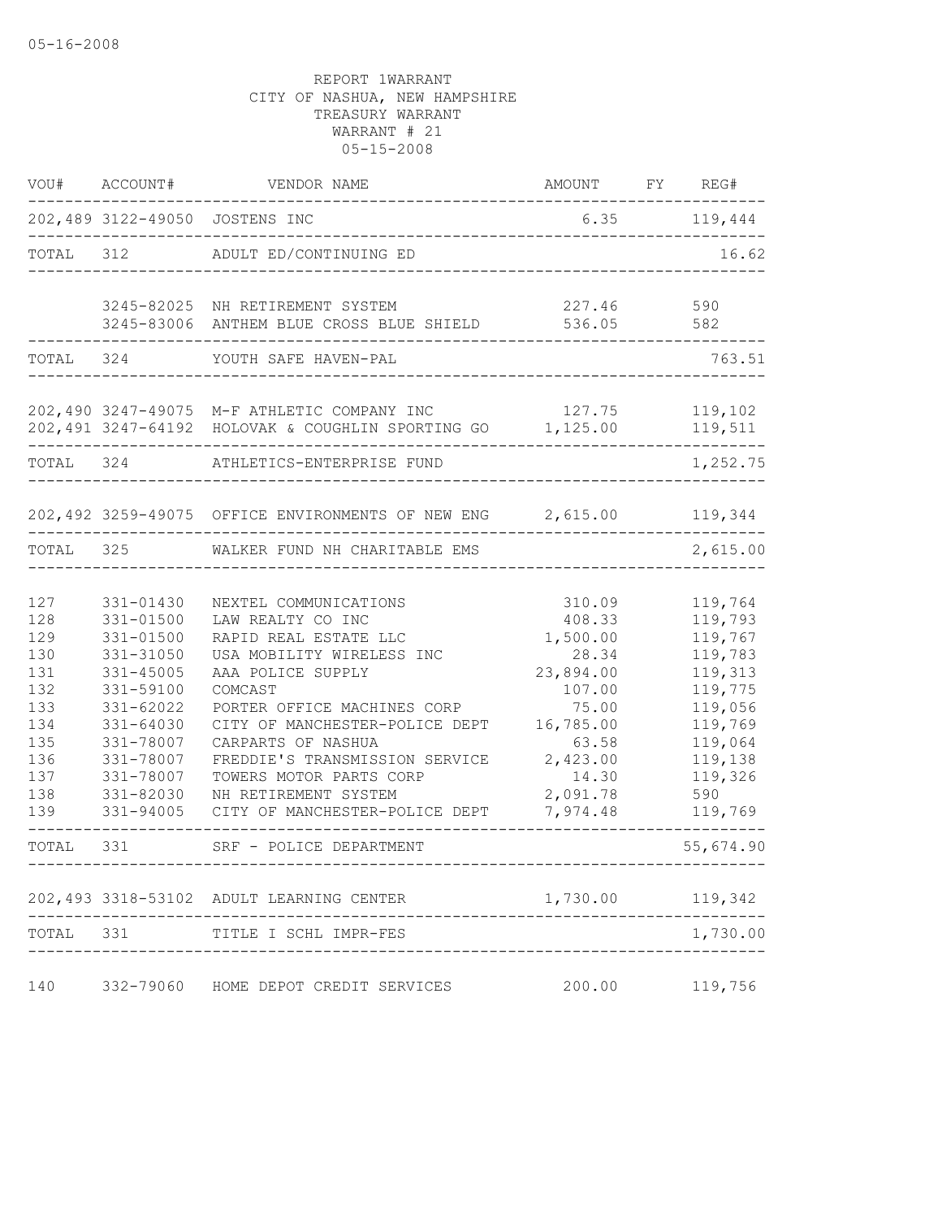05-16-2008

REPORT 1WARRANT
CITY OF NASHUA, NEW HAMPSHIRE
TREASURY WARRANT
WARRANT # 21
05-15-2008

| VOU# | ACCOUNT# | VENDOR NAME | AMOUNT | FY | REG# |
|---|---|---|---|---|---|
| 202,489 | 3122-49050 | JOSTENS INC | 6.35 | | 119,444 |
| TOTAL | 312 | ADULT ED/CONTINUING ED | | | 16.62 |
| | 3245-82025 | NH RETIREMENT SYSTEM | 227.46 | | 590 |
| | 3245-83006 | ANTHEM BLUE CROSS BLUE SHIELD | 536.05 | | 582 |
| TOTAL | 324 | YOUTH SAFE HAVEN-PAL | | | 763.51 |
| 202,490 | 3247-49075 | M-F ATHLETIC COMPANY INC | 127.75 | | 119,102 |
| 202,491 | 3247-64192 | HOLOVAK & COUGHLIN SPORTING GO | 1,125.00 | | 119,511 |
| TOTAL | 324 | ATHLETICS-ENTERPRISE FUND | | | 1,252.75 |
| 202,492 | 3259-49075 | OFFICE ENVIRONMENTS OF NEW ENG | 2,615.00 | | 119,344 |
| TOTAL | 325 | WALKER FUND NH CHARITABLE EMS | | | 2,615.00 |
| 127 | 331-01430 | NEXTEL COMMUNICATIONS | 310.09 | | 119,764 |
| 128 | 331-01500 | LAW REALTY CO INC | 408.33 | | 119,793 |
| 129 | 331-01500 | RAPID REAL ESTATE LLC | 1,500.00 | | 119,767 |
| 130 | 331-31050 | USA MOBILITY WIRELESS INC | 28.34 | | 119,783 |
| 131 | 331-45005 | AAA POLICE SUPPLY | 23,894.00 | | 119,313 |
| 132 | 331-59100 | COMCAST | 107.00 | | 119,775 |
| 133 | 331-62022 | PORTER OFFICE MACHINES CORP | 75.00 | | 119,056 |
| 134 | 331-64030 | CITY OF MANCHESTER-POLICE DEPT | 16,785.00 | | 119,769 |
| 135 | 331-78007 | CARPARTS OF NASHUA | 63.58 | | 119,064 |
| 136 | 331-78007 | FREDDIE'S TRANSMISSION SERVICE | 2,423.00 | | 119,138 |
| 137 | 331-78007 | TOWERS MOTOR PARTS CORP | 14.30 | | 119,326 |
| 138 | 331-82030 | NH RETIREMENT SYSTEM | 2,091.78 | | 590 |
| 139 | 331-94005 | CITY OF MANCHESTER-POLICE DEPT | 7,974.48 | | 119,769 |
| TOTAL | 331 | SRF - POLICE DEPARTMENT | | | 55,674.90 |
| 202,493 | 3318-53102 | ADULT LEARNING CENTER | 1,730.00 | | 119,342 |
| TOTAL | 331 | TITLE I SCHL IMPR-FES | | | 1,730.00 |
| 140 | 332-79060 | HOME DEPOT CREDIT SERVICES | 200.00 | | 119,756 |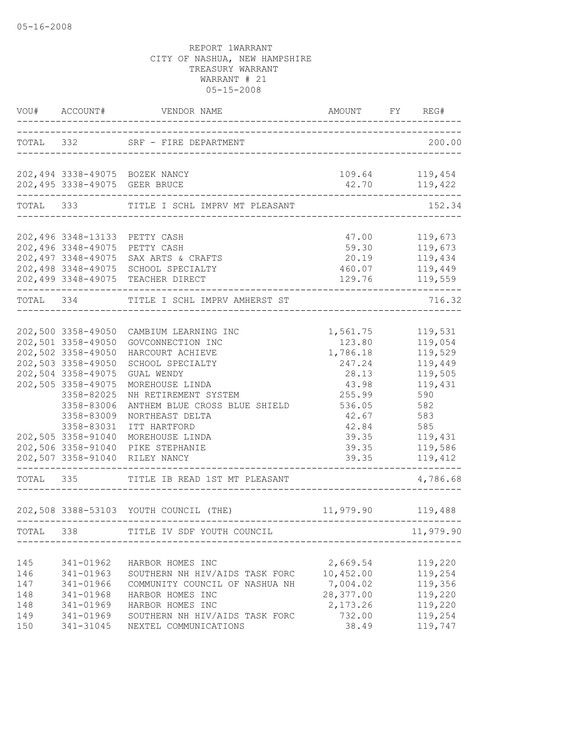05-16-2008

REPORT 1WARRANT
CITY OF NASHUA, NEW HAMPSHIRE
TREASURY WARRANT
WARRANT # 21
05-15-2008

| VOU# | ACCOUNT# | VENDOR NAME | AMOUNT | FY | REG# |
|---|---|---|---|---|---|
| TOTAL | 332 | SRF - FIRE DEPARTMENT | | | 200.00 |
| 202,494 | 3338-49075 | BOZEK NANCY | 109.64 | | 119,454 |
| 202,495 | 3338-49075 | GEER BRUCE | 42.70 | | 119,422 |
| TOTAL | 333 | TITLE I SCHL IMPRV MT PLEASANT | | | 152.34 |
| 202,496 | 3348-13133 | PETTY CASH | 47.00 | | 119,673 |
| 202,496 | 3348-49075 | PETTY CASH | 59.30 | | 119,673 |
| 202,497 | 3348-49075 | SAX ARTS & CRAFTS | 20.19 | | 119,434 |
| 202,498 | 3348-49075 | SCHOOL SPECIALTY | 460.07 | | 119,449 |
| 202,499 | 3348-49075 | TEACHER DIRECT | 129.76 | | 119,559 |
| TOTAL | 334 | TITLE I SCHL IMPRV AMHERST ST | | | 716.32 |
| 202,500 | 3358-49050 | CAMBIUM LEARNING INC | 1,561.75 | | 119,531 |
| 202,501 | 3358-49050 | GOVCONNECTION INC | 123.80 | | 119,054 |
| 202,502 | 3358-49050 | HARCOURT ACHIEVE | 1,786.18 | | 119,529 |
| 202,503 | 3358-49050 | SCHOOL SPECIALTY | 247.24 | | 119,449 |
| 202,504 | 3358-49075 | GUAL WENDY | 28.13 | | 119,505 |
| 202,505 | 3358-49075 | MOREHOUSE LINDA | 43.98 | | 119,431 |
| | 3358-82025 | NH RETIREMENT SYSTEM | 255.99 | | 590 |
| | 3358-83006 | ANTHEM BLUE CROSS BLUE SHIELD | 536.05 | | 582 |
| | 3358-83009 | NORTHEAST DELTA | 42.67 | | 583 |
| | 3358-83031 | ITT HARTFORD | 42.84 | | 585 |
| 202,505 | 3358-91040 | MOREHOUSE LINDA | 39.35 | | 119,431 |
| 202,506 | 3358-91040 | PIKE STEPHANIE | 39.35 | | 119,586 |
| 202,507 | 3358-91040 | RILEY NANCY | 39.35 | | 119,412 |
| TOTAL | 335 | TITLE IB READ 1ST MT PLEASANT | | | 4,786.68 |
| 202,508 | 3388-53103 | YOUTH COUNCIL (THE) | 11,979.90 | | 119,488 |
| TOTAL | 338 | TITLE IV SDF YOUTH COUNCIL | | | 11,979.90 |
| 145 | 341-01962 | HARBOR HOMES INC | 2,669.54 | | 119,220 |
| 146 | 341-01963 | SOUTHERN NH HIV/AIDS TASK FORC | 10,452.00 | | 119,254 |
| 147 | 341-01966 | COMMUNITY COUNCIL OF NASHUA NH | 7,004.02 | | 119,356 |
| 148 | 341-01968 | HARBOR HOMES INC | 28,377.00 | | 119,220 |
| 148 | 341-01969 | HARBOR HOMES INC | 2,173.26 | | 119,220 |
| 149 | 341-01969 | SOUTHERN NH HIV/AIDS TASK FORC | 732.00 | | 119,254 |
| 150 | 341-31045 | NEXTEL COMMUNICATIONS | 38.49 | | 119,747 |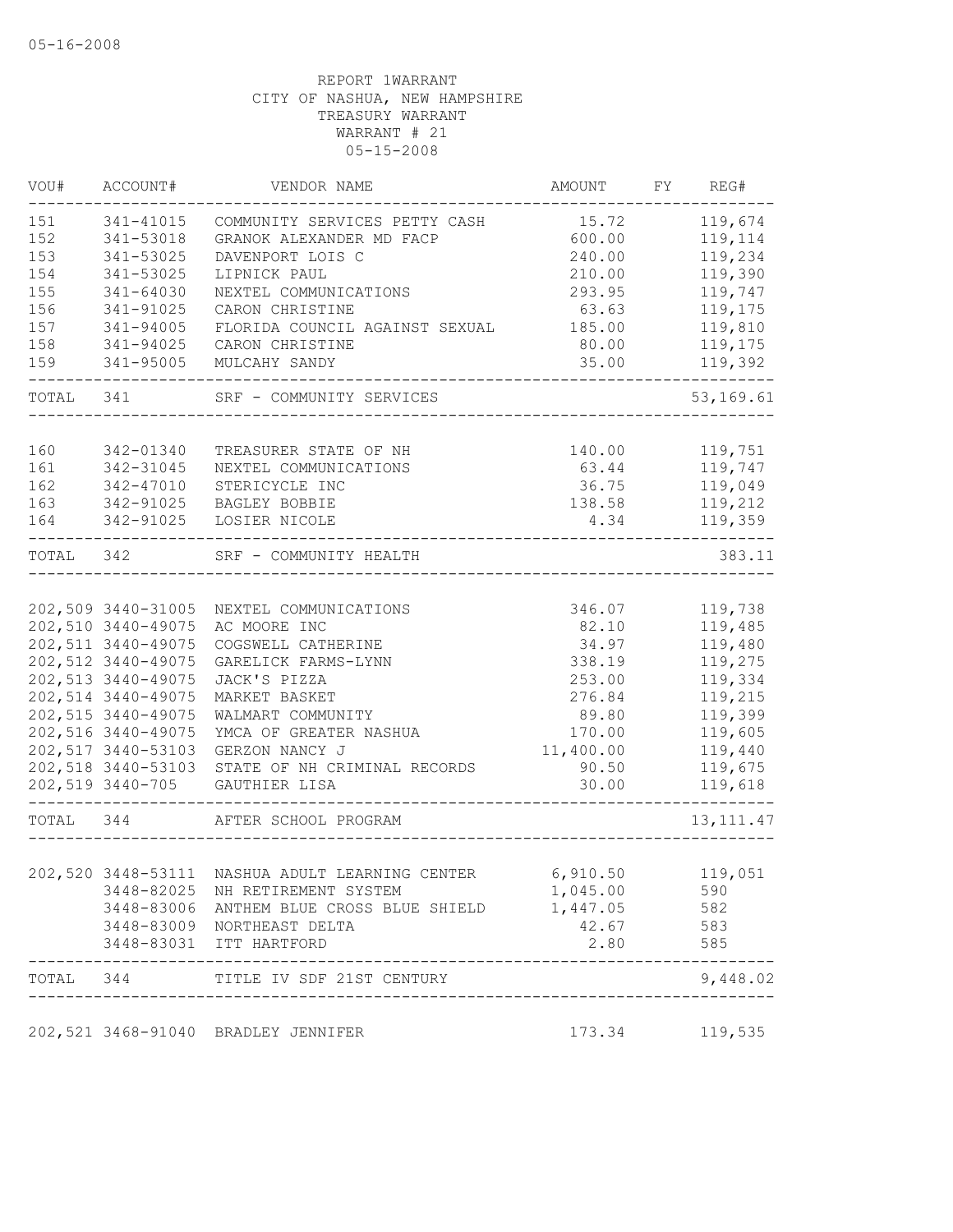REPORT 1WARRANT
CITY OF NASHUA, NEW HAMPSHIRE
TREASURY WARRANT
WARRANT # 21
05-15-2008

| VOU# | ACCOUNT# | VENDOR NAME | AMOUNT | FY | REG# |
|---|---|---|---|---|---|
| 151 | 341-41015 | COMMUNITY SERVICES PETTY CASH | 15.72 | | 119,674 |
| 152 | 341-53018 | GRANOK ALEXANDER MD FACP | 600.00 | | 119,114 |
| 153 | 341-53025 | DAVENPORT LOIS C | 240.00 | | 119,234 |
| 154 | 341-53025 | LIPNICK PAUL | 210.00 | | 119,390 |
| 155 | 341-64030 | NEXTEL COMMUNICATIONS | 293.95 | | 119,747 |
| 156 | 341-91025 | CARON CHRISTINE | 63.63 | | 119,175 |
| 157 | 341-94005 | FLORIDA COUNCIL AGAINST SEXUAL | 185.00 | | 119,810 |
| 158 | 341-94025 | CARON CHRISTINE | 80.00 | | 119,175 |
| 159 | 341-95005 | MULCAHY SANDY | 35.00 | | 119,392 |
| TOTAL | 341 | SRF - COMMUNITY SERVICES | | | 53,169.61 |
| 160 | 342-01340 | TREASURER STATE OF NH | 140.00 | | 119,751 |
| 161 | 342-31045 | NEXTEL COMMUNICATIONS | 63.44 | | 119,747 |
| 162 | 342-47010 | STERICYCLE INC | 36.75 | | 119,049 |
| 163 | 342-91025 | BAGLEY BOBBIE | 138.58 | | 119,212 |
| 164 | 342-91025 | LOSIER NICOLE | 4.34 | | 119,359 |
| TOTAL | 342 | SRF - COMMUNITY HEALTH | | | 383.11 |
| 202,509 | 3440-31005 | NEXTEL COMMUNICATIONS | 346.07 | | 119,738 |
| 202,510 | 3440-49075 | AC MOORE INC | 82.10 | | 119,485 |
| 202,511 | 3440-49075 | COGSWELL CATHERINE | 34.97 | | 119,480 |
| 202,512 | 3440-49075 | GARELICK FARMS-LYNN | 338.19 | | 119,275 |
| 202,513 | 3440-49075 | JACK'S PIZZA | 253.00 | | 119,334 |
| 202,514 | 3440-49075 | MARKET BASKET | 276.84 | | 119,215 |
| 202,515 | 3440-49075 | WALMART COMMUNITY | 89.80 | | 119,399 |
| 202,516 | 3440-49075 | YMCA OF GREATER NASHUA | 170.00 | | 119,605 |
| 202,517 | 3440-53103 | GERZON NANCY J | 11,400.00 | | 119,440 |
| 202,518 | 3440-53103 | STATE OF NH CRIMINAL RECORDS | 90.50 | | 119,675 |
| 202,519 | 3440-705 | GAUTHIER LISA | 30.00 | | 119,618 |
| TOTAL | 344 | AFTER SCHOOL PROGRAM | | | 13,111.47 |
| 202,520 | 3448-53111 | NASHUA ADULT LEARNING CENTER | 6,910.50 | | 119,051 |
| | 3448-82025 | NH RETIREMENT SYSTEM | 1,045.00 | | 590 |
| | 3448-83006 | ANTHEM BLUE CROSS BLUE SHIELD | 1,447.05 | | 582 |
| | 3448-83009 | NORTHEAST DELTA | 42.67 | | 583 |
| | 3448-83031 | ITT HARTFORD | 2.80 | | 585 |
| TOTAL | 344 | TITLE IV SDF 21ST CENTURY | | | 9,448.02 |
| 202,521 | 3468-91040 | BRADLEY JENNIFER | 173.34 | | 119,535 |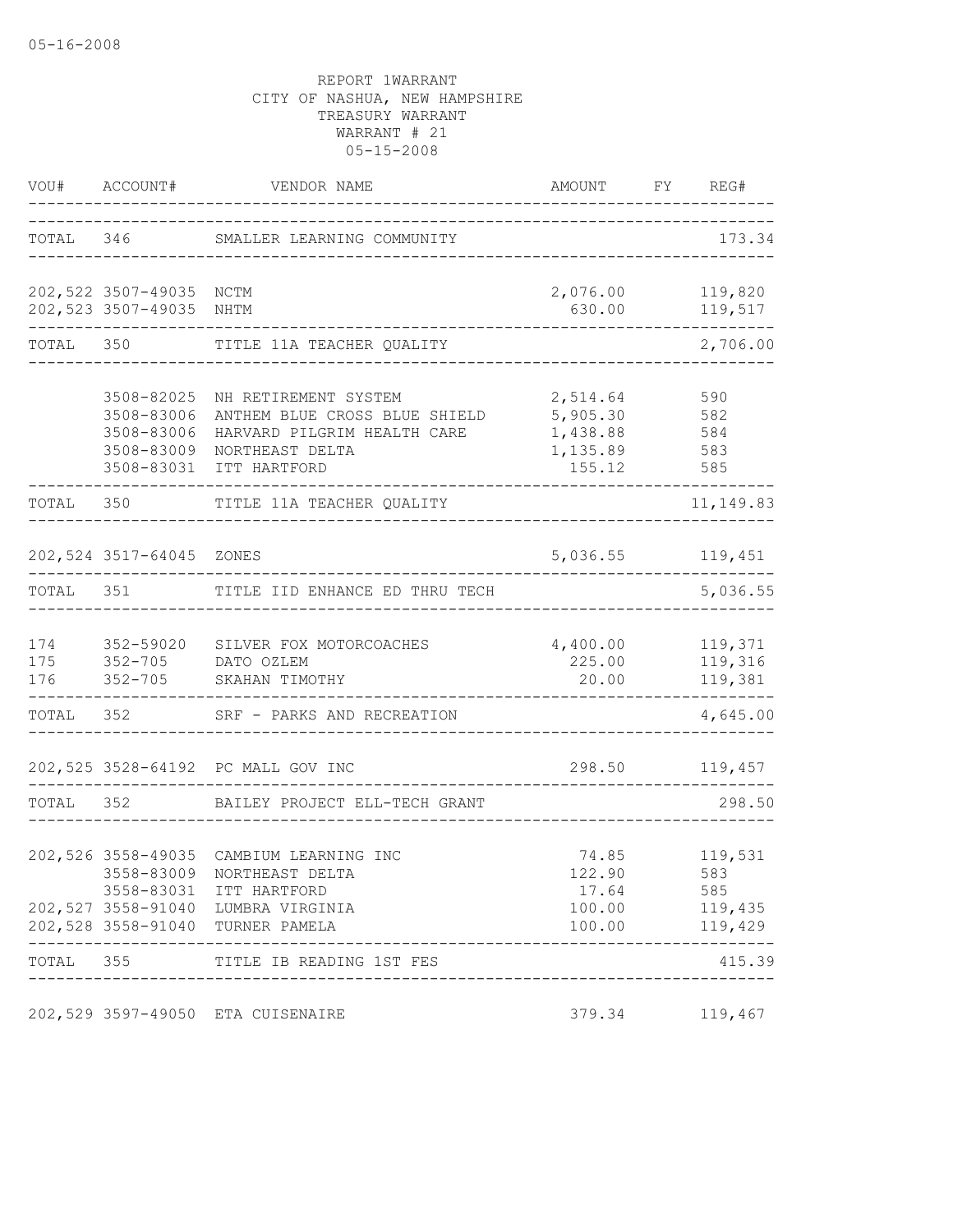05-16-2008

REPORT 1WARRANT
CITY OF NASHUA, NEW HAMPSHIRE
TREASURY WARRANT
WARRANT # 21
05-15-2008

| VOU# | ACCOUNT# | VENDOR NAME | AMOUNT | FY | REG# |
|---|---|---|---|---|---|
| TOTAL | 346 | SMALLER LEARNING COMMUNITY | | | 173.34 |
| 202,522 | 3507-49035 | NCTM | 2,076.00 | | 119,820 |
| 202,523 | 3507-49035 | NHTM | 630.00 | | 119,517 |
| TOTAL | 350 | TITLE 11A TEACHER QUALITY | | | 2,706.00 |
| | 3508-82025 | NH RETIREMENT SYSTEM | 2,514.64 | | 590 |
| | 3508-83006 | ANTHEM BLUE CROSS BLUE SHIELD | 5,905.30 | | 582 |
| | 3508-83006 | HARVARD PILGRIM HEALTH CARE | 1,438.88 | | 584 |
| | 3508-83009 | NORTHEAST DELTA | 1,135.89 | | 583 |
| | 3508-83031 | ITT HARTFORD | 155.12 | | 585 |
| TOTAL | 350 | TITLE 11A TEACHER QUALITY | | | 11,149.83 |
| 202,524 | 3517-64045 | ZONES | 5,036.55 | | 119,451 |
| TOTAL | 351 | TITLE IID ENHANCE ED THRU TECH | | | 5,036.55 |
| 174 | 352-59020 | SILVER FOX MOTORCOACHES | 4,400.00 | | 119,371 |
| 175 | 352-705 | DATO OZLEM | 225.00 | | 119,316 |
| 176 | 352-705 | SKAHAN TIMOTHY | 20.00 | | 119,381 |
| TOTAL | 352 | SRF - PARKS AND RECREATION | | | 4,645.00 |
| 202,525 | 3528-64192 | PC MALL GOV INC | 298.50 | | 119,457 |
| TOTAL | 352 | BAILEY PROJECT ELL-TECH GRANT | | | 298.50 |
| 202,526 | 3558-49035 | CAMBIUM LEARNING INC | 74.85 | | 119,531 |
| | 3558-83009 | NORTHEAST DELTA | 122.90 | | 583 |
| | 3558-83031 | ITT HARTFORD | 17.64 | | 585 |
| 202,527 | 3558-91040 | LUMBRA VIRGINIA | 100.00 | | 119,435 |
| 202,528 | 3558-91040 | TURNER PAMELA | 100.00 | | 119,429 |
| TOTAL | 355 | TITLE IB READING 1ST FES | | | 415.39 |
| 202,529 | 3597-49050 | ETA CUISENAIRE | 379.34 | | 119,467 |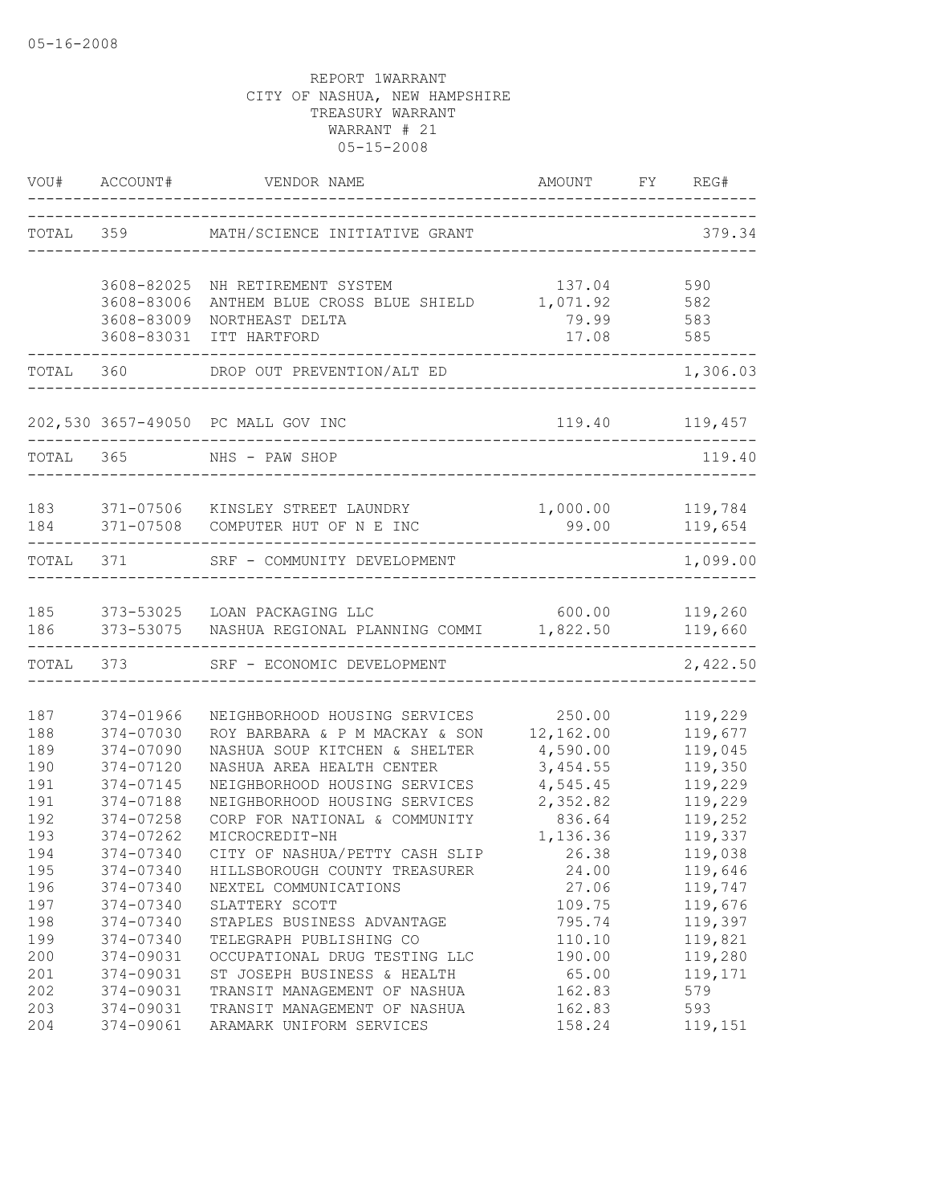05-16-2008

REPORT 1WARRANT
CITY OF NASHUA, NEW HAMPSHIRE
TREASURY WARRANT
WARRANT # 21
05-15-2008

| VOU# | ACCOUNT# | VENDOR NAME | AMOUNT | FY | REG# |
|---|---|---|---|---|---|
| TOTAL 359 | | MATH/SCIENCE INITIATIVE GRANT | | | 379.34 |
| | 3608-82025 | NH RETIREMENT SYSTEM | 137.04 | | 590 |
| | 3608-83006 | ANTHEM BLUE CROSS BLUE SHIELD | 1,071.92 | | 582 |
| | 3608-83009 | NORTHEAST DELTA | 79.99 | | 583 |
| | 3608-83031 | ITT HARTFORD | 17.08 | | 585 |
| TOTAL 360 | | DROP OUT PREVENTION/ALT ED | | | 1,306.03 |
| 202,530 | 3657-49050 | PC MALL GOV INC | 119.40 | | 119,457 |
| TOTAL 365 | | NHS - PAW SHOP | | | 119.40 |
| 183 | 371-07506 | KINSLEY STREET LAUNDRY | 1,000.00 | | 119,784 |
| 184 | 371-07508 | COMPUTER HUT OF N E INC | 99.00 | | 119,654 |
| TOTAL 371 | | SRF - COMMUNITY DEVELOPMENT | | | 1,099.00 |
| 185 | 373-53025 | LOAN PACKAGING LLC | 600.00 | | 119,260 |
| 186 | 373-53075 | NASHUA REGIONAL PLANNING COMMI | 1,822.50 | | 119,660 |
| TOTAL 373 | | SRF - ECONOMIC DEVELOPMENT | | | 2,422.50 |
| 187 | 374-01966 | NEIGHBORHOOD HOUSING SERVICES | 250.00 | | 119,229 |
| 188 | 374-07030 | ROY BARBARA & P M MACKAY & SON | 12,162.00 | | 119,677 |
| 189 | 374-07090 | NASHUA SOUP KITCHEN & SHELTER | 4,590.00 | | 119,045 |
| 190 | 374-07120 | NASHUA AREA HEALTH CENTER | 3,454.55 | | 119,350 |
| 191 | 374-07145 | NEIGHBORHOOD HOUSING SERVICES | 4,545.45 | | 119,229 |
| 191 | 374-07188 | NEIGHBORHOOD HOUSING SERVICES | 2,352.82 | | 119,229 |
| 192 | 374-07258 | CORP FOR NATIONAL & COMMUNITY | 836.64 | | 119,252 |
| 193 | 374-07262 | MICROCREDIT-NH | 1,136.36 | | 119,337 |
| 194 | 374-07340 | CITY OF NASHUA/PETTY CASH SLIP | 26.38 | | 119,038 |
| 195 | 374-07340 | HILLSBOROUGH COUNTY TREASURER | 24.00 | | 119,646 |
| 196 | 374-07340 | NEXTEL COMMUNICATIONS | 27.06 | | 119,747 |
| 197 | 374-07340 | SLATTERY SCOTT | 109.75 | | 119,676 |
| 198 | 374-07340 | STAPLES BUSINESS ADVANTAGE | 795.74 | | 119,397 |
| 199 | 374-07340 | TELEGRAPH PUBLISHING CO | 110.10 | | 119,821 |
| 200 | 374-09031 | OCCUPATIONAL DRUG TESTING LLC | 190.00 | | 119,280 |
| 201 | 374-09031 | ST JOSEPH BUSINESS & HEALTH | 65.00 | | 119,171 |
| 202 | 374-09031 | TRANSIT MANAGEMENT OF NASHUA | 162.83 | | 579 |
| 203 | 374-09031 | TRANSIT MANAGEMENT OF NASHUA | 162.83 | | 593 |
| 204 | 374-09061 | ARAMARK UNIFORM SERVICES | 158.24 | | 119,151 |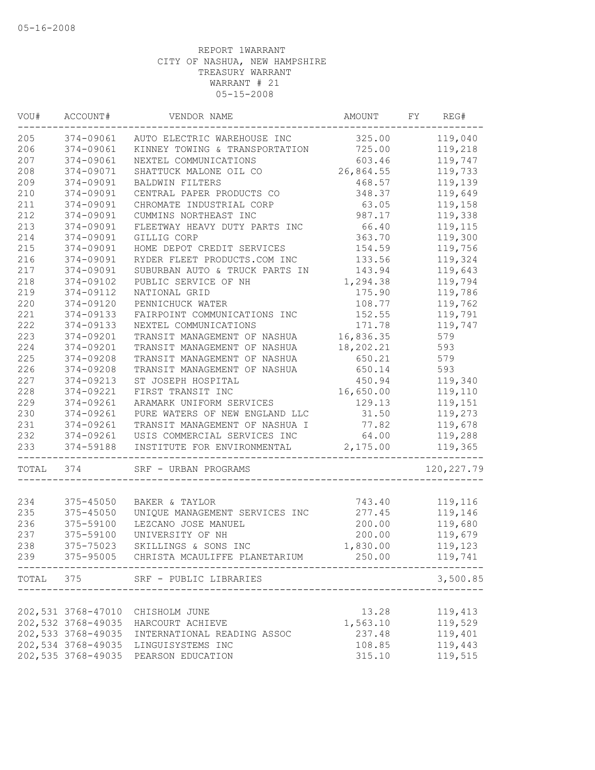05-16-2008

REPORT 1WARRANT
CITY OF NASHUA, NEW HAMPSHIRE
TREASURY WARRANT
WARRANT # 21
05-15-2008

| VOU# | ACCOUNT# | VENDOR NAME | AMOUNT | FY | REG# |
|---|---|---|---|---|---|
| 205 | 374-09061 | AUTO ELECTRIC WAREHOUSE INC | 325.00 | | 119,040 |
| 206 | 374-09061 | KINNEY TOWING & TRANSPORTATION | 725.00 | | 119,218 |
| 207 | 374-09061 | NEXTEL COMMUNICATIONS | 603.46 | | 119,747 |
| 208 | 374-09071 | SHATTUCK MALONE OIL CO | 26,864.55 | | 119,733 |
| 209 | 374-09091 | BALDWIN FILTERS | 468.57 | | 119,139 |
| 210 | 374-09091 | CENTRAL PAPER PRODUCTS CO | 348.37 | | 119,649 |
| 211 | 374-09091 | CHROMATE INDUSTRIAL CORP | 63.05 | | 119,158 |
| 212 | 374-09091 | CUMMINS NORTHEAST INC | 987.17 | | 119,338 |
| 213 | 374-09091 | FLEETWAY HEAVY DUTY PARTS INC | 66.40 | | 119,115 |
| 214 | 374-09091 | GILLIG CORP | 363.70 | | 119,300 |
| 215 | 374-09091 | HOME DEPOT CREDIT SERVICES | 154.59 | | 119,756 |
| 216 | 374-09091 | RYDER FLEET PRODUCTS.COM INC | 133.56 | | 119,324 |
| 217 | 374-09091 | SUBURBAN AUTO & TRUCK PARTS IN | 143.94 | | 119,643 |
| 218 | 374-09102 | PUBLIC SERVICE OF NH | 1,294.38 | | 119,794 |
| 219 | 374-09112 | NATIONAL GRID | 175.90 | | 119,786 |
| 220 | 374-09120 | PENNICHUCK WATER | 108.77 | | 119,762 |
| 221 | 374-09133 | FAIRPOINT COMMUNICATIONS INC | 152.55 | | 119,791 |
| 222 | 374-09133 | NEXTEL COMMUNICATIONS | 171.78 | | 119,747 |
| 223 | 374-09201 | TRANSIT MANAGEMENT OF NASHUA | 16,836.35 | | 579 |
| 224 | 374-09201 | TRANSIT MANAGEMENT OF NASHUA | 18,202.21 | | 593 |
| 225 | 374-09208 | TRANSIT MANAGEMENT OF NASHUA | 650.21 | | 579 |
| 226 | 374-09208 | TRANSIT MANAGEMENT OF NASHUA | 650.14 | | 593 |
| 227 | 374-09213 | ST JOSEPH HOSPITAL | 450.94 | | 119,340 |
| 228 | 374-09221 | FIRST TRANSIT INC | 16,650.00 | | 119,110 |
| 229 | 374-09261 | ARAMARK UNIFORM SERVICES | 129.13 | | 119,151 |
| 230 | 374-09261 | PURE WATERS OF NEW ENGLAND LLC | 31.50 | | 119,273 |
| 231 | 374-09261 | TRANSIT MANAGEMENT OF NASHUA I | 77.82 | | 119,678 |
| 232 | 374-09261 | USIS COMMERCIAL SERVICES INC | 64.00 | | 119,288 |
| 233 | 374-59188 | INSTITUTE FOR ENVIRONMENTAL | 2,175.00 | | 119,365 |
| TOTAL | 374 | SRF - URBAN PROGRAMS | | | 120,227.79 |
| 234 | 375-45050 | BAKER & TAYLOR | 743.40 | | 119,116 |
| 235 | 375-45050 | UNIQUE MANAGEMENT SERVICES INC | 277.45 | | 119,146 |
| 236 | 375-59100 | LEZCANO JOSE MANUEL | 200.00 | | 119,680 |
| 237 | 375-59100 | UNIVERSITY OF NH | 200.00 | | 119,679 |
| 238 | 375-75023 | SKILLINGS & SONS INC | 1,830.00 | | 119,123 |
| 239 | 375-95005 | CHRISTA MCAULIFFE PLANETARIUM | 250.00 | | 119,741 |
| TOTAL | 375 | SRF - PUBLIC LIBRARIES | | | 3,500.85 |
| 202,531 | 3768-47010 | CHISHOLM JUNE | 13.28 | | 119,413 |
| 202,532 | 3768-49035 | HARCOURT ACHIEVE | 1,563.10 | | 119,529 |
| 202,533 | 3768-49035 | INTERNATIONAL READING ASSOC | 237.48 | | 119,401 |
| 202,534 | 3768-49035 | LINGUISYSTEMS INC | 108.85 | | 119,443 |
| 202,535 | 3768-49035 | PEARSON EDUCATION | 315.10 | | 119,515 |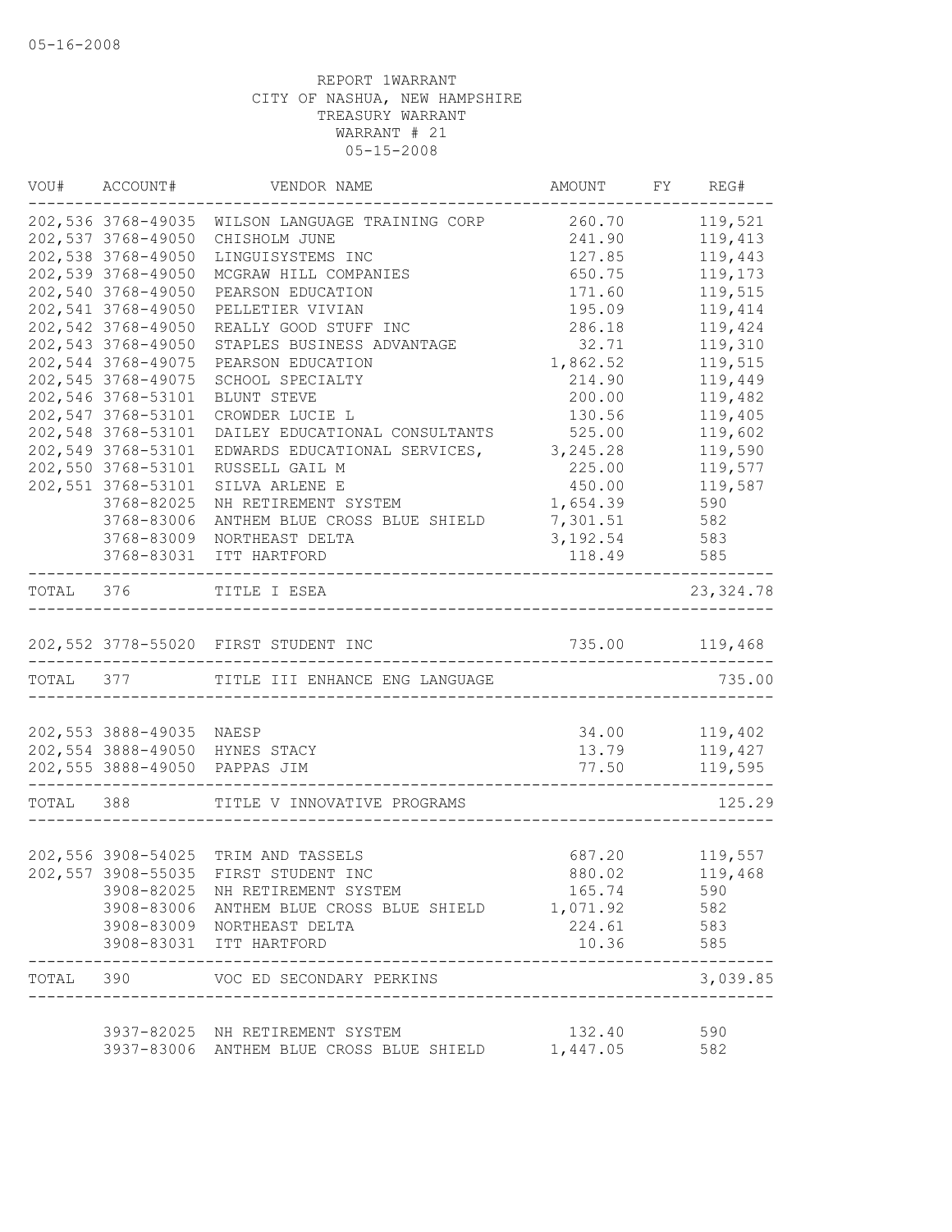REPORT 1WARRANT
CITY OF NASHUA, NEW HAMPSHIRE
TREASURY WARRANT
WARRANT # 21
05-15-2008

| VOU# | ACCOUNT# | VENDOR NAME | AMOUNT | FY | REG# |
|---|---|---|---|---|---|
| 202,536 | 3768-49035 | WILSON LANGUAGE TRAINING CORP | 260.70 | | 119,521 |
| 202,537 | 3768-49050 | CHISHOLM JUNE | 241.90 | | 119,413 |
| 202,538 | 3768-49050 | LINGUISYSTEMS INC | 127.85 | | 119,443 |
| 202,539 | 3768-49050 | MCGRAW HILL COMPANIES | 650.75 | | 119,173 |
| 202,540 | 3768-49050 | PEARSON EDUCATION | 171.60 | | 119,515 |
| 202,541 | 3768-49050 | PELLETIER VIVIAN | 195.09 | | 119,414 |
| 202,542 | 3768-49050 | REALLY GOOD STUFF INC | 286.18 | | 119,424 |
| 202,543 | 3768-49050 | STAPLES BUSINESS ADVANTAGE | 32.71 | | 119,310 |
| 202,544 | 3768-49075 | PEARSON EDUCATION | 1,862.52 | | 119,515 |
| 202,545 | 3768-49075 | SCHOOL SPECIALTY | 214.90 | | 119,449 |
| 202,546 | 3768-53101 | BLUNT STEVE | 200.00 | | 119,482 |
| 202,547 | 3768-53101 | CROWDER LUCIE L | 130.56 | | 119,405 |
| 202,548 | 3768-53101 | DAILEY EDUCATIONAL CONSULTANTS | 525.00 | | 119,602 |
| 202,549 | 3768-53101 | EDWARDS EDUCATIONAL SERVICES, | 3,245.28 | | 119,590 |
| 202,550 | 3768-53101 | RUSSELL GAIL M | 225.00 | | 119,577 |
| 202,551 | 3768-53101 | SILVA ARLENE E | 450.00 | | 119,587 |
| | 3768-82025 | NH RETIREMENT SYSTEM | 1,654.39 | | 590 |
| | 3768-83006 | ANTHEM BLUE CROSS BLUE SHIELD | 7,301.51 | | 582 |
| | 3768-83009 | NORTHEAST DELTA | 3,192.54 | | 583 |
| | 3768-83031 | ITT HARTFORD | 118.49 | | 585 |
| TOTAL | 376 | TITLE I ESEA | | | 23,324.78 |
| 202,552 | 3778-55020 | FIRST STUDENT INC | 735.00 | | 119,468 |
| TOTAL | 377 | TITLE III ENHANCE ENG LANGUAGE | | | 735.00 |
| 202,553 | 3888-49035 | NAESP | 34.00 | | 119,402 |
| 202,554 | 3888-49050 | HYNES STACY | 13.79 | | 119,427 |
| 202,555 | 3888-49050 | PAPPAS JIM | 77.50 | | 119,595 |
| TOTAL | 388 | TITLE V INNOVATIVE PROGRAMS | | | 125.29 |
| 202,556 | 3908-54025 | TRIM AND TASSELS | 687.20 | | 119,557 |
| 202,557 | 3908-55035 | FIRST STUDENT INC | 880.02 | | 119,468 |
| | 3908-82025 | NH RETIREMENT SYSTEM | 165.74 | | 590 |
| | 3908-83006 | ANTHEM BLUE CROSS BLUE SHIELD | 1,071.92 | | 582 |
| | 3908-83009 | NORTHEAST DELTA | 224.61 | | 583 |
| | 3908-83031 | ITT HARTFORD | 10.36 | | 585 |
| TOTAL | 390 | VOC ED SECONDARY PERKINS | | | 3,039.85 |
| | 3937-82025 | NH RETIREMENT SYSTEM | 132.40 | | 590 |
| | 3937-83006 | ANTHEM BLUE CROSS BLUE SHIELD | 1,447.05 | | 582 |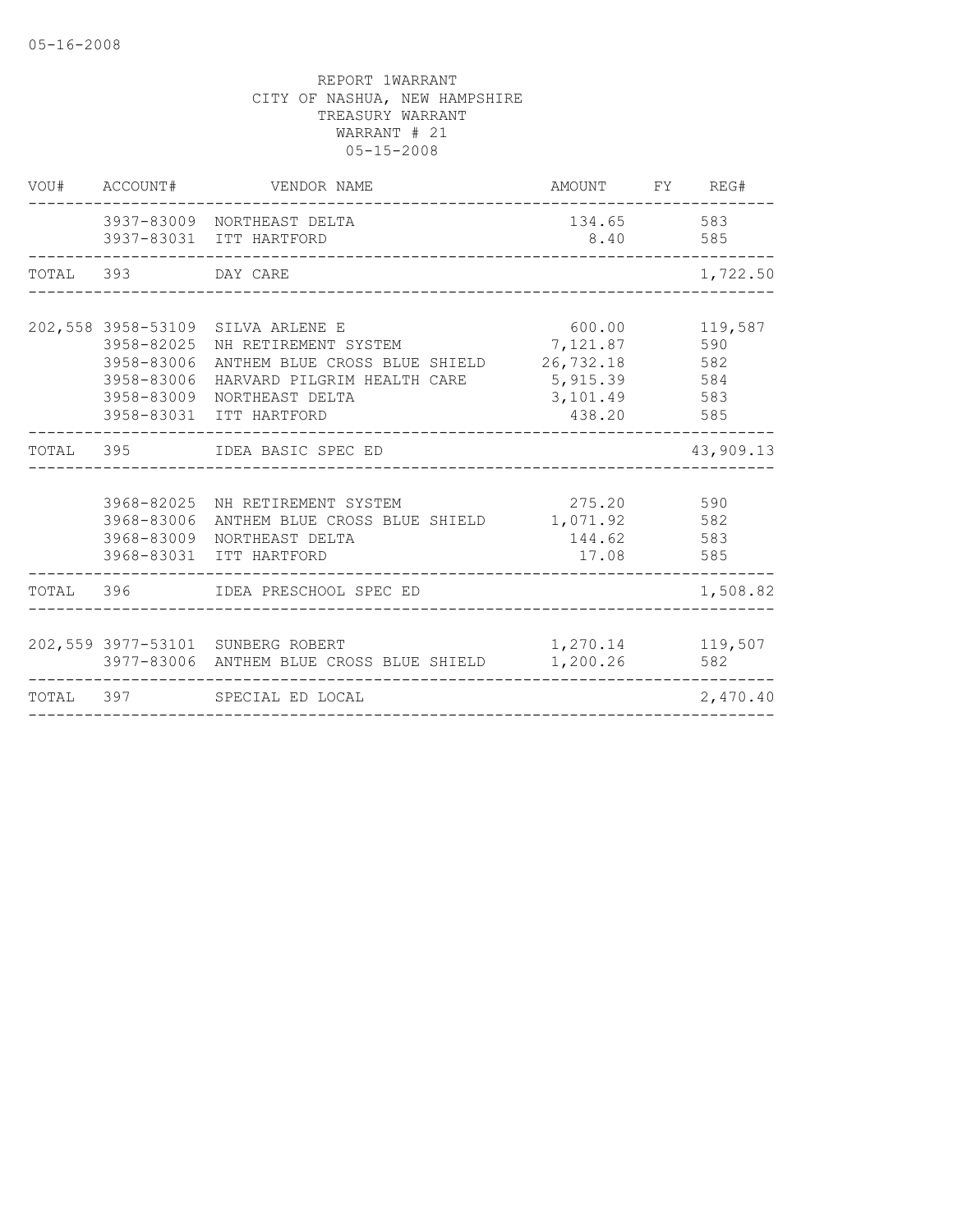05-16-2008

REPORT 1WARRANT
CITY OF NASHUA, NEW HAMPSHIRE
TREASURY WARRANT
WARRANT # 21
05-15-2008

| VOU# | ACCOUNT# | VENDOR NAME | AMOUNT | FY | REG# |
|---|---|---|---|---|---|
| | 3937-83009 | NORTHEAST DELTA | 134.65 | | 583 |
| | 3937-83031 | ITT HARTFORD | 8.40 | | 585 |
| TOTAL | 393 | DAY CARE | | | 1,722.50 |
| 202,558 | 3958-53109 | SILVA ARLENE E | 600.00 | | 119,587 |
| | 3958-82025 | NH RETIREMENT SYSTEM | 7,121.87 | | 590 |
| | 3958-83006 | ANTHEM BLUE CROSS BLUE SHIELD | 26,732.18 | | 582 |
| | 3958-83006 | HARVARD PILGRIM HEALTH CARE | 5,915.39 | | 584 |
| | 3958-83009 | NORTHEAST DELTA | 3,101.49 | | 583 |
| | 3958-83031 | ITT HARTFORD | 438.20 | | 585 |
| TOTAL | 395 | IDEA BASIC SPEC ED | | | 43,909.13 |
| | 3968-82025 | NH RETIREMENT SYSTEM | 275.20 | | 590 |
| | 3968-83006 | ANTHEM BLUE CROSS BLUE SHIELD | 1,071.92 | | 582 |
| | 3968-83009 | NORTHEAST DELTA | 144.62 | | 583 |
| | 3968-83031 | ITT HARTFORD | 17.08 | | 585 |
| TOTAL | 396 | IDEA PRESCHOOL SPEC ED | | | 1,508.82 |
| 202,559 | 3977-53101 | SUNBERG ROBERT | 1,270.14 | | 119,507 |
| | 3977-83006 | ANTHEM BLUE CROSS BLUE SHIELD | 1,200.26 | | 582 |
| TOTAL | 397 | SPECIAL ED LOCAL | | | 2,470.40 |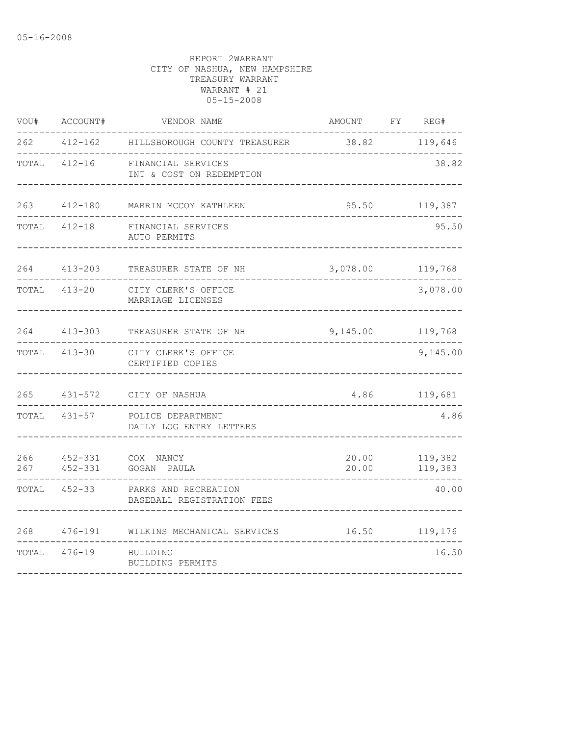05-16-2008

REPORT 2WARRANT
CITY OF NASHUA, NEW HAMPSHIRE
TREASURY WARRANT
WARRANT # 21
05-15-2008

| VOU# | ACCOUNT# | VENDOR NAME | AMOUNT | FY | REG# |
|---|---|---|---|---|---|
| 262 | 412-162 | HILLSBOROUGH COUNTY TREASURER | 38.82 | | 119,646 |
| TOTAL | 412-16 | FINANCIAL SERVICES<br>INT & COST ON REDEMPTION | | | 38.82 |
| 263 | 412-180 | MARRIN MCCOY KATHLEEN | 95.50 | | 119,387 |
| TOTAL | 412-18 | FINANCIAL SERVICES<br>AUTO PERMITS | | | 95.50 |
| 264 | 413-203 | TREASURER STATE OF NH | 3,078.00 | | 119,768 |
| TOTAL | 413-20 | CITY CLERK'S OFFICE<br>MARRIAGE LICENSES | | | 3,078.00 |
| 264 | 413-303 | TREASURER STATE OF NH | 9,145.00 | | 119,768 |
| TOTAL | 413-30 | CITY CLERK'S OFFICE<br>CERTIFIED COPIES | | | 9,145.00 |
| 265 | 431-572 | CITY OF NASHUA | 4.86 | | 119,681 |
| TOTAL | 431-57 | POLICE DEPARTMENT<br>DAILY LOG ENTRY LETTERS | | | 4.86 |
| 266 | 452-331 | COX NANCY | 20.00 | | 119,382 |
| 267 | 452-331 | GOGAN PAULA | 20.00 | | 119,383 |
| TOTAL | 452-33 | PARKS AND RECREATION<br>BASEBALL REGISTRATION FEES | | | 40.00 |
| 268 | 476-191 | WILKINS MECHANICAL SERVICES | 16.50 | | 119,176 |
| TOTAL | 476-19 | BUILDING<br>BUILDING PERMITS | | | 16.50 |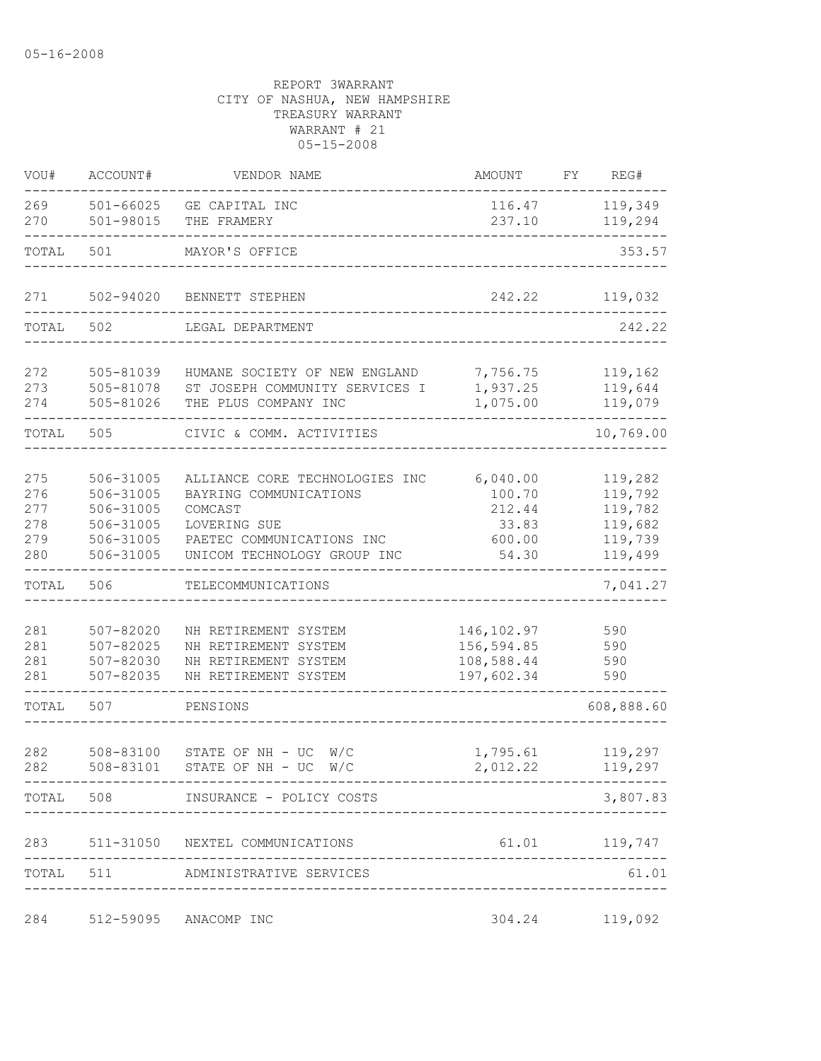05-16-2008

REPORT 3WARRANT
CITY OF NASHUA, NEW HAMPSHIRE
TREASURY WARRANT
WARRANT # 21
05-15-2008

| VOU# | ACCOUNT# | VENDOR NAME | AMOUNT | FY | REG# |
|---|---|---|---|---|---|
| 269 | 501-66025 | GE CAPITAL INC | 116.47 | | 119,349 |
| 270 | 501-98015 | THE FRAMERY | 237.10 | | 119,294 |
| TOTAL | 501 | MAYOR'S OFFICE | | | 353.57 |
| 271 | 502-94020 | BENNETT STEPHEN | 242.22 | | 119,032 |
| TOTAL | 502 | LEGAL DEPARTMENT | | | 242.22 |
| 272 | 505-81039 | HUMANE SOCIETY OF NEW ENGLAND | 7,756.75 | | 119,162 |
| 273 | 505-81078 | ST JOSEPH COMMUNITY SERVICES I | 1,937.25 | | 119,644 |
| 274 | 505-81026 | THE PLUS COMPANY INC | 1,075.00 | | 119,079 |
| TOTAL | 505 | CIVIC & COMM. ACTIVITIES | | | 10,769.00 |
| 275 | 506-31005 | ALLIANCE CORE TECHNOLOGIES INC | 6,040.00 | | 119,282 |
| 276 | 506-31005 | BAYRING COMMUNICATIONS | 100.70 | | 119,792 |
| 277 | 506-31005 | COMCAST | 212.44 | | 119,782 |
| 278 | 506-31005 | LOVERING SUE | 33.83 | | 119,682 |
| 279 | 506-31005 | PAETEC COMMUNICATIONS INC | 600.00 | | 119,739 |
| 280 | 506-31005 | UNICOM TECHNOLOGY GROUP INC | 54.30 | | 119,499 |
| TOTAL | 506 | TELECOMMUNICATIONS | | | 7,041.27 |
| 281 | 507-82020 | NH RETIREMENT SYSTEM | 146,102.97 | | 590 |
| 281 | 507-82025 | NH RETIREMENT SYSTEM | 156,594.85 | | 590 |
| 281 | 507-82030 | NH RETIREMENT SYSTEM | 108,588.44 | | 590 |
| 281 | 507-82035 | NH RETIREMENT SYSTEM | 197,602.34 | | 590 |
| TOTAL | 507 | PENSIONS | | | 608,888.60 |
| 282 | 508-83100 | STATE OF NH - UC W/C | 1,795.61 | | 119,297 |
| 282 | 508-83101 | STATE OF NH - UC W/C | 2,012.22 | | 119,297 |
| TOTAL | 508 | INSURANCE - POLICY COSTS | | | 3,807.83 |
| 283 | 511-31050 | NEXTEL COMMUNICATIONS | 61.01 | | 119,747 |
| TOTAL | 511 | ADMINISTRATIVE SERVICES | | | 61.01 |
| 284 | 512-59095 | ANACOMP INC | 304.24 | | 119,092 |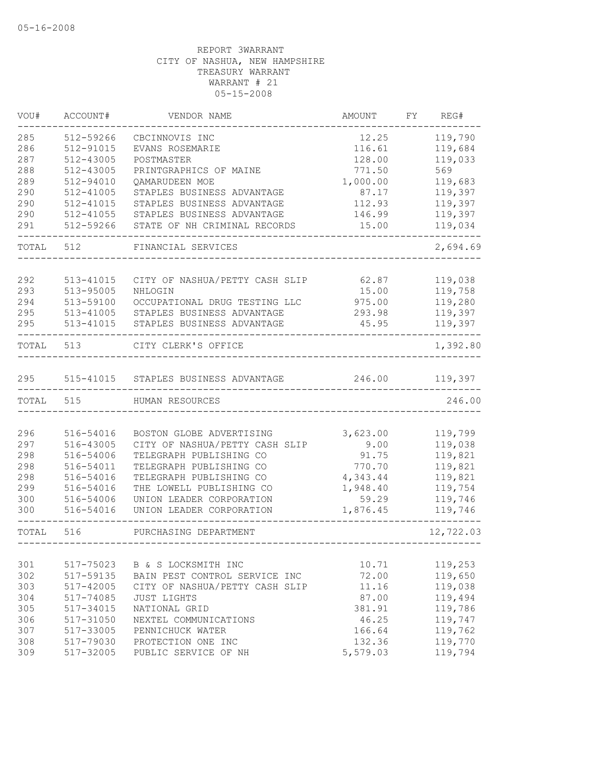REPORT 3WARRANT
CITY OF NASHUA, NEW HAMPSHIRE
TREASURY WARRANT
WARRANT # 21
05-15-2008

| VOU# | ACCOUNT# | VENDOR NAME | AMOUNT | FY | REG# |
|---|---|---|---|---|---|
| 285 | 512-59266 | CBCINNOVIS INC | 12.25 | | 119,790 |
| 286 | 512-91015 | EVANS ROSEMARIE | 116.61 | | 119,684 |
| 287 | 512-43005 | POSTMASTER | 128.00 | | 119,033 |
| 288 | 512-43005 | PRINTGRAPHICS OF MAINE | 771.50 | | 569 |
| 289 | 512-94010 | QAMARUDEEN MOE | 1,000.00 | | 119,683 |
| 290 | 512-41005 | STAPLES BUSINESS ADVANTAGE | 87.17 | | 119,397 |
| 290 | 512-41015 | STAPLES BUSINESS ADVANTAGE | 112.93 | | 119,397 |
| 290 | 512-41055 | STAPLES BUSINESS ADVANTAGE | 146.99 | | 119,397 |
| 291 | 512-59266 | STATE OF NH CRIMINAL RECORDS | 15.00 | | 119,034 |
| TOTAL | 512 | FINANCIAL SERVICES | | | 2,694.69 |
| 292 | 513-41015 | CITY OF NASHUA/PETTY CASH SLIP | 62.87 | | 119,038 |
| 293 | 513-95005 | NHLOGIN | 15.00 | | 119,758 |
| 294 | 513-59100 | OCCUPATIONAL DRUG TESTING LLC | 975.00 | | 119,280 |
| 295 | 513-41005 | STAPLES BUSINESS ADVANTAGE | 293.98 | | 119,397 |
| 295 | 513-41015 | STAPLES BUSINESS ADVANTAGE | 45.95 | | 119,397 |
| TOTAL | 513 | CITY CLERK'S OFFICE | | | 1,392.80 |
| 295 | 515-41015 | STAPLES BUSINESS ADVANTAGE | 246.00 | | 119,397 |
| TOTAL | 515 | HUMAN RESOURCES | | | 246.00 |
| 296 | 516-54016 | BOSTON GLOBE ADVERTISING | 3,623.00 | | 119,799 |
| 297 | 516-43005 | CITY OF NASHUA/PETTY CASH SLIP | 9.00 | | 119,038 |
| 298 | 516-54006 | TELEGRAPH PUBLISHING CO | 91.75 | | 119,821 |
| 298 | 516-54011 | TELEGRAPH PUBLISHING CO | 770.70 | | 119,821 |
| 298 | 516-54016 | TELEGRAPH PUBLISHING CO | 4,343.44 | | 119,821 |
| 299 | 516-54016 | THE LOWELL PUBLISHING CO | 1,948.40 | | 119,754 |
| 300 | 516-54006 | UNION LEADER CORPORATION | 59.29 | | 119,746 |
| 300 | 516-54016 | UNION LEADER CORPORATION | 1,876.45 | | 119,746 |
| TOTAL | 516 | PURCHASING DEPARTMENT | | | 12,722.03 |
| 301 | 517-75023 | B & S LOCKSMITH INC | 10.71 | | 119,253 |
| 302 | 517-59135 | BAIN PEST CONTROL SERVICE INC | 72.00 | | 119,650 |
| 303 | 517-42005 | CITY OF NASHUA/PETTY CASH SLIP | 11.16 | | 119,038 |
| 304 | 517-74085 | JUST LIGHTS | 87.00 | | 119,494 |
| 305 | 517-34015 | NATIONAL GRID | 381.91 | | 119,786 |
| 306 | 517-31050 | NEXTEL COMMUNICATIONS | 46.25 | | 119,747 |
| 307 | 517-33005 | PENNICHUCK WATER | 166.64 | | 119,762 |
| 308 | 517-79030 | PROTECTION ONE INC | 132.36 | | 119,770 |
| 309 | 517-32005 | PUBLIC SERVICE OF NH | 5,579.03 | | 119,794 |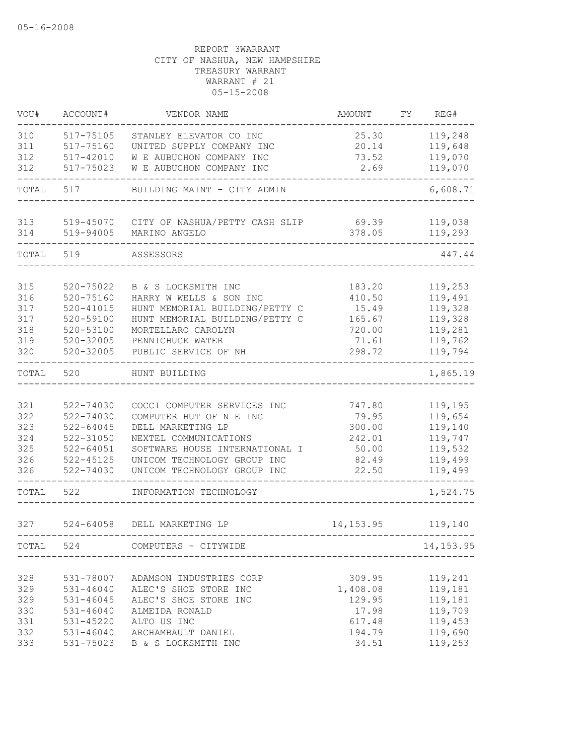05-16-2008

REPORT 3WARRANT
CITY OF NASHUA, NEW HAMPSHIRE
TREASURY WARRANT
WARRANT # 21
05-15-2008

| VOU# | ACCOUNT# | VENDOR NAME | AMOUNT | FY | REG# |
|---|---|---|---|---|---|
| 310 | 517-75105 | STANLEY ELEVATOR CO INC | 25.30 | | 119,248 |
| 311 | 517-75160 | UNITED SUPPLY COMPANY INC | 20.14 | | 119,648 |
| 312 | 517-42010 | W E AUBUCHON COMPANY INC | 73.52 | | 119,070 |
| 312 | 517-75023 | W E AUBUCHON COMPANY INC | 2.69 | | 119,070 |
| TOTAL | 517 | BUILDING MAINT - CITY ADMIN | | | 6,608.71 |
| 313 | 519-45070 | CITY OF NASHUA/PETTY CASH SLIP | 69.39 | | 119,038 |
| 314 | 519-94005 | MARINO ANGELO | 378.05 | | 119,293 |
| TOTAL | 519 | ASSESSORS | | | 447.44 |
| 315 | 520-75022 | B & S LOCKSMITH INC | 183.20 | | 119,253 |
| 316 | 520-75160 | HARRY W WELLS & SON INC | 410.50 | | 119,491 |
| 317 | 520-41015 | HUNT MEMORIAL BUILDING/PETTY C | 15.49 | | 119,328 |
| 317 | 520-59100 | HUNT MEMORIAL BUILDING/PETTY C | 165.67 | | 119,328 |
| 318 | 520-53100 | MORTELLARO CAROLYN | 720.00 | | 119,281 |
| 319 | 520-32005 | PENNICHUCK WATER | 71.61 | | 119,762 |
| 320 | 520-32005 | PUBLIC SERVICE OF NH | 298.72 | | 119,794 |
| TOTAL | 520 | HUNT BUILDING | | | 1,865.19 |
| 321 | 522-74030 | COCCI COMPUTER SERVICES INC | 747.80 | | 119,195 |
| 322 | 522-74030 | COMPUTER HUT OF N E INC | 79.95 | | 119,654 |
| 323 | 522-64045 | DELL MARKETING LP | 300.00 | | 119,140 |
| 324 | 522-31050 | NEXTEL COMMUNICATIONS | 242.01 | | 119,747 |
| 325 | 522-64051 | SOFTWARE HOUSE INTERNATIONAL I | 50.00 | | 119,532 |
| 326 | 522-45125 | UNICOM TECHNOLOGY GROUP INC | 82.49 | | 119,499 |
| 326 | 522-74030 | UNICOM TECHNOLOGY GROUP INC | 22.50 | | 119,499 |
| TOTAL | 522 | INFORMATION TECHNOLOGY | | | 1,524.75 |
| 327 | 524-64058 | DELL MARKETING LP | 14,153.95 | | 119,140 |
| TOTAL | 524 | COMPUTERS - CITYWIDE | | | 14,153.95 |
| 328 | 531-78007 | ADAMSON INDUSTRIES CORP | 309.95 | | 119,241 |
| 329 | 531-46040 | ALEC'S SHOE STORE INC | 1,408.08 | | 119,181 |
| 329 | 531-46045 | ALEC'S SHOE STORE INC | 129.95 | | 119,181 |
| 330 | 531-46040 | ALMEIDA RONALD | 17.98 | | 119,709 |
| 331 | 531-45220 | ALTO US INC | 617.48 | | 119,453 |
| 332 | 531-46040 | ARCHAMBAULT DANIEL | 194.79 | | 119,690 |
| 333 | 531-75023 | B & S LOCKSMITH INC | 34.51 | | 119,253 |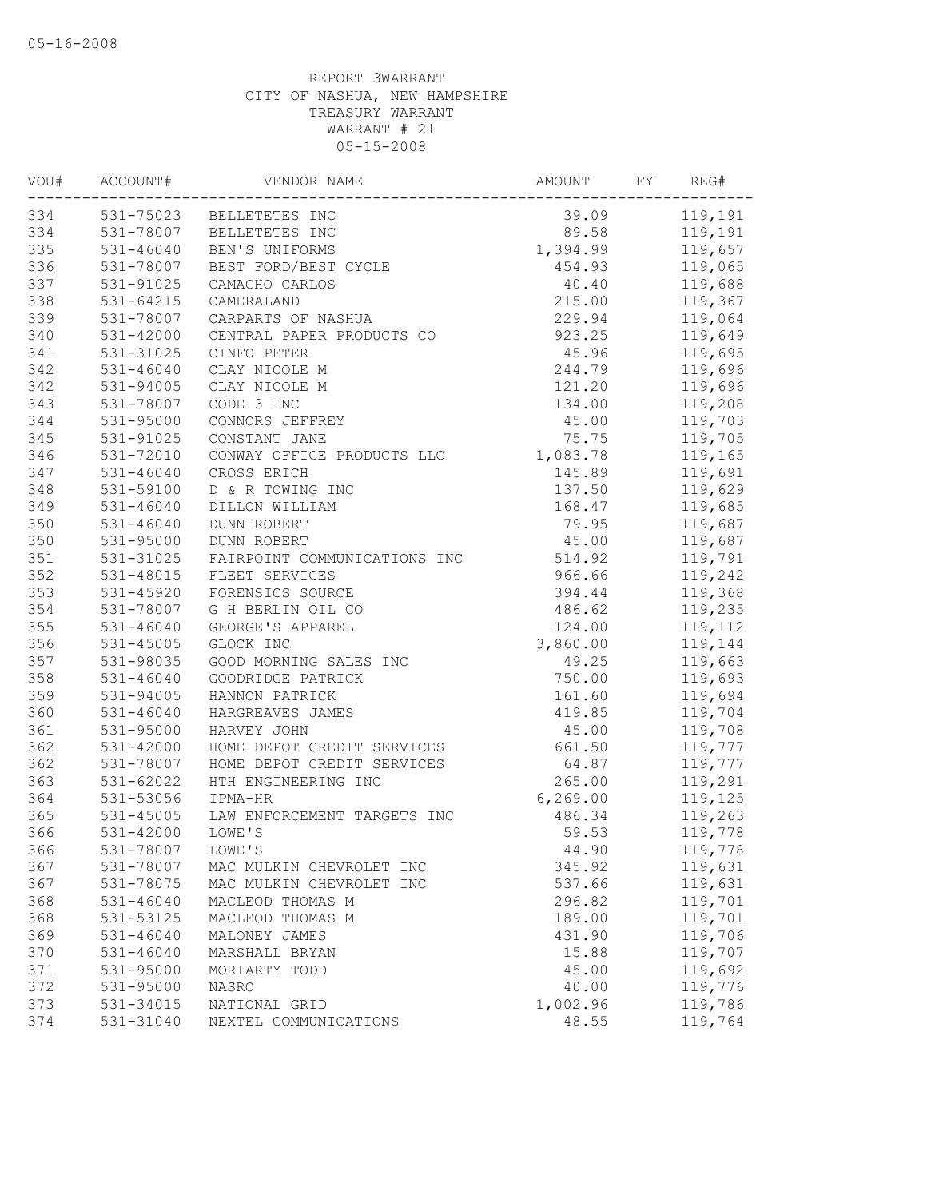05-16-2008

REPORT 3WARRANT
CITY OF NASHUA, NEW HAMPSHIRE
TREASURY WARRANT
WARRANT # 21
05-15-2008

| VOU# | ACCOUNT# | VENDOR NAME | AMOUNT | FY | REG# |
|---|---|---|---|---|---|
| 334 | 531-75023 | BELLETETES INC | 39.09 | | 119,191 |
| 334 | 531-78007 | BELLETETES INC | 89.58 | | 119,191 |
| 335 | 531-46040 | BEN'S UNIFORMS | 1,394.99 | | 119,657 |
| 336 | 531-78007 | BEST FORD/BEST CYCLE | 454.93 | | 119,065 |
| 337 | 531-91025 | CAMACHO CARLOS | 40.40 | | 119,688 |
| 338 | 531-64215 | CAMERALAND | 215.00 | | 119,367 |
| 339 | 531-78007 | CARPARTS OF NASHUA | 229.94 | | 119,064 |
| 340 | 531-42000 | CENTRAL PAPER PRODUCTS CO | 923.25 | | 119,649 |
| 341 | 531-31025 | CINFO PETER | 45.96 | | 119,695 |
| 342 | 531-46040 | CLAY NICOLE M | 244.79 | | 119,696 |
| 342 | 531-94005 | CLAY NICOLE M | 121.20 | | 119,696 |
| 343 | 531-78007 | CODE 3 INC | 134.00 | | 119,208 |
| 344 | 531-95000 | CONNORS JEFFREY | 45.00 | | 119,703 |
| 345 | 531-91025 | CONSTANT JANE | 75.75 | | 119,705 |
| 346 | 531-72010 | CONWAY OFFICE PRODUCTS LLC | 1,083.78 | | 119,165 |
| 347 | 531-46040 | CROSS ERICH | 145.89 | | 119,691 |
| 348 | 531-59100 | D & R TOWING INC | 137.50 | | 119,629 |
| 349 | 531-46040 | DILLON WILLIAM | 168.47 | | 119,685 |
| 350 | 531-46040 | DUNN ROBERT | 79.95 | | 119,687 |
| 350 | 531-95000 | DUNN ROBERT | 45.00 | | 119,687 |
| 351 | 531-31025 | FAIRPOINT COMMUNICATIONS INC | 514.92 | | 119,791 |
| 352 | 531-48015 | FLEET SERVICES | 966.66 | | 119,242 |
| 353 | 531-45920 | FORENSICS SOURCE | 394.44 | | 119,368 |
| 354 | 531-78007 | G H BERLIN OIL CO | 486.62 | | 119,235 |
| 355 | 531-46040 | GEORGE'S APPAREL | 124.00 | | 119,112 |
| 356 | 531-45005 | GLOCK INC | 3,860.00 | | 119,144 |
| 357 | 531-98035 | GOOD MORNING SALES INC | 49.25 | | 119,663 |
| 358 | 531-46040 | GOODRIDGE PATRICK | 750.00 | | 119,693 |
| 359 | 531-94005 | HANNON PATRICK | 161.60 | | 119,694 |
| 360 | 531-46040 | HARGREAVES JAMES | 419.85 | | 119,704 |
| 361 | 531-95000 | HARVEY JOHN | 45.00 | | 119,708 |
| 362 | 531-42000 | HOME DEPOT CREDIT SERVICES | 661.50 | | 119,777 |
| 362 | 531-78007 | HOME DEPOT CREDIT SERVICES | 64.87 | | 119,777 |
| 363 | 531-62022 | HTH ENGINEERING INC | 265.00 | | 119,291 |
| 364 | 531-53056 | IPMA-HR | 6,269.00 | | 119,125 |
| 365 | 531-45005 | LAW ENFORCEMENT TARGETS INC | 486.34 | | 119,263 |
| 366 | 531-42000 | LOWE'S | 59.53 | | 119,778 |
| 366 | 531-78007 | LOWE'S | 44.90 | | 119,778 |
| 367 | 531-78007 | MAC MULKIN CHEVROLET INC | 345.92 | | 119,631 |
| 367 | 531-78075 | MAC MULKIN CHEVROLET INC | 537.66 | | 119,631 |
| 368 | 531-46040 | MACLEOD THOMAS M | 296.82 | | 119,701 |
| 368 | 531-53125 | MACLEOD THOMAS M | 189.00 | | 119,701 |
| 369 | 531-46040 | MALONEY JAMES | 431.90 | | 119,706 |
| 370 | 531-46040 | MARSHALL BRYAN | 15.88 | | 119,707 |
| 371 | 531-95000 | MORIARTY TODD | 45.00 | | 119,692 |
| 372 | 531-95000 | NASRO | 40.00 | | 119,776 |
| 373 | 531-34015 | NATIONAL GRID | 1,002.96 | | 119,786 |
| 374 | 531-31040 | NEXTEL COMMUNICATIONS | 48.55 | | 119,764 |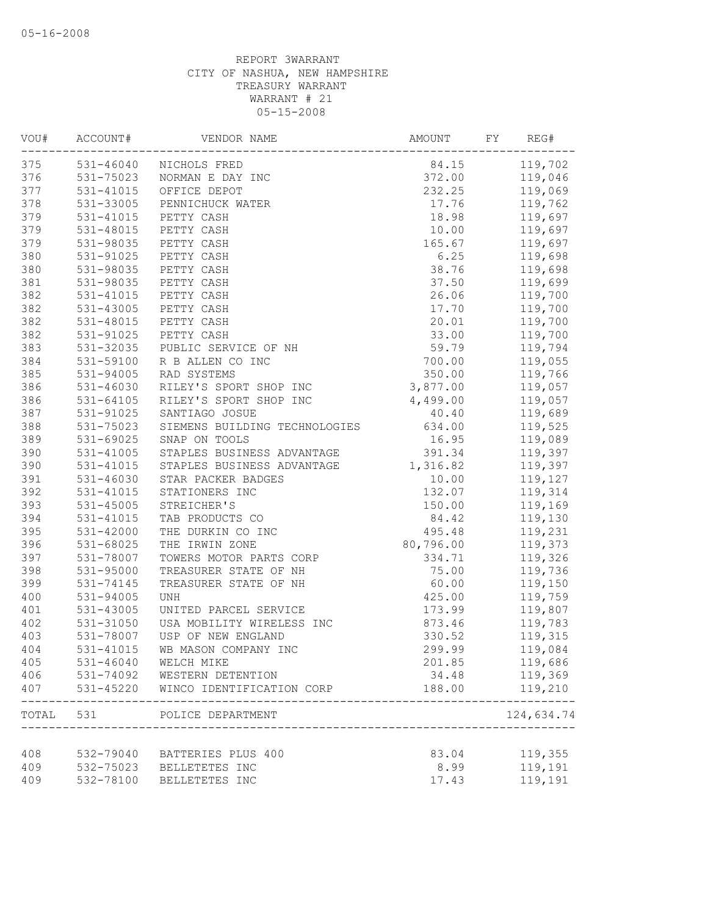05-16-2008

REPORT 3WARRANT
CITY OF NASHUA, NEW HAMPSHIRE
TREASURY WARRANT
WARRANT # 21
05-15-2008

| VOU# | ACCOUNT# | VENDOR NAME | AMOUNT | FY | REG# |
|---|---|---|---|---|---|
| 375 | 531-46040 | NICHOLS FRED | 84.15 | | 119,702 |
| 376 | 531-75023 | NORMAN E DAY INC | 372.00 | | 119,046 |
| 377 | 531-41015 | OFFICE DEPOT | 232.25 | | 119,069 |
| 378 | 531-33005 | PENNICHUCK WATER | 17.76 | | 119,762 |
| 379 | 531-41015 | PETTY CASH | 18.98 | | 119,697 |
| 379 | 531-48015 | PETTY CASH | 10.00 | | 119,697 |
| 379 | 531-98035 | PETTY CASH | 165.67 | | 119,697 |
| 380 | 531-91025 | PETTY CASH | 6.25 | | 119,698 |
| 380 | 531-98035 | PETTY CASH | 38.76 | | 119,698 |
| 381 | 531-98035 | PETTY CASH | 37.50 | | 119,699 |
| 382 | 531-41015 | PETTY CASH | 26.06 | | 119,700 |
| 382 | 531-43005 | PETTY CASH | 17.70 | | 119,700 |
| 382 | 531-48015 | PETTY CASH | 20.01 | | 119,700 |
| 382 | 531-91025 | PETTY CASH | 33.00 | | 119,700 |
| 383 | 531-32035 | PUBLIC SERVICE OF NH | 59.79 | | 119,794 |
| 384 | 531-59100 | R B ALLEN CO INC | 700.00 | | 119,055 |
| 385 | 531-94005 | RAD SYSTEMS | 350.00 | | 119,766 |
| 386 | 531-46030 | RILEY'S SPORT SHOP INC | 3,877.00 | | 119,057 |
| 386 | 531-64105 | RILEY'S SPORT SHOP INC | 4,499.00 | | 119,057 |
| 387 | 531-91025 | SANTIAGO JOSUE | 40.40 | | 119,689 |
| 388 | 531-75023 | SIEMENS BUILDING TECHNOLOGIES | 634.00 | | 119,525 |
| 389 | 531-69025 | SNAP ON TOOLS | 16.95 | | 119,089 |
| 390 | 531-41005 | STAPLES BUSINESS ADVANTAGE | 391.34 | | 119,397 |
| 390 | 531-41015 | STAPLES BUSINESS ADVANTAGE | 1,316.82 | | 119,397 |
| 391 | 531-46030 | STAR PACKER BADGES | 10.00 | | 119,127 |
| 392 | 531-41015 | STATIONERS INC | 132.07 | | 119,314 |
| 393 | 531-45005 | STREICHER'S | 150.00 | | 119,169 |
| 394 | 531-41015 | TAB PRODUCTS CO | 84.42 | | 119,130 |
| 395 | 531-42000 | THE DURKIN CO INC | 495.48 | | 119,231 |
| 396 | 531-68025 | THE IRWIN ZONE | 80,796.00 | | 119,373 |
| 397 | 531-78007 | TOWERS MOTOR PARTS CORP | 334.71 | | 119,326 |
| 398 | 531-95000 | TREASURER STATE OF NH | 75.00 | | 119,736 |
| 399 | 531-74145 | TREASURER STATE OF NH | 60.00 | | 119,150 |
| 400 | 531-94005 | UNH | 425.00 | | 119,759 |
| 401 | 531-43005 | UNITED PARCEL SERVICE | 173.99 | | 119,807 |
| 402 | 531-31050 | USA MOBILITY WIRELESS INC | 873.46 | | 119,783 |
| 403 | 531-78007 | USP OF NEW ENGLAND | 330.52 | | 119,315 |
| 404 | 531-41015 | WB MASON COMPANY INC | 299.99 | | 119,084 |
| 405 | 531-46040 | WELCH MIKE | 201.85 | | 119,686 |
| 406 | 531-74092 | WESTERN DETENTION | 34.48 | | 119,369 |
| 407 | 531-45220 | WINCO IDENTIFICATION CORP | 188.00 | | 119,210 |
| TOTAL | 531 | POLICE DEPARTMENT | | | 124,634.74 |
| 408 | 532-79040 | BATTERIES PLUS 400 | 83.04 | | 119,355 |
| 409 | 532-75023 | BELLETETES INC | 8.99 | | 119,191 |
| 409 | 532-78100 | BELLETETES INC | 17.43 | | 119,191 |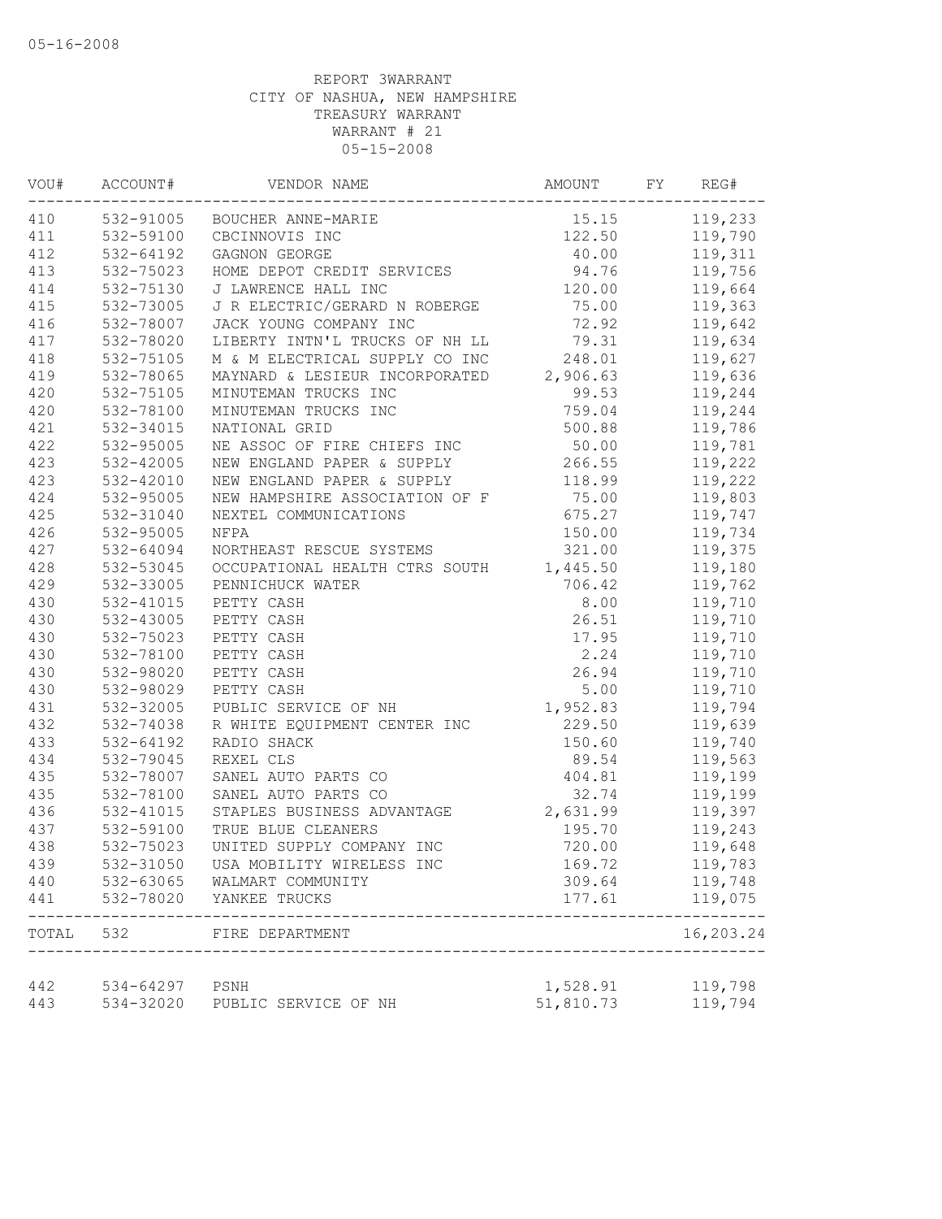05-16-2008

REPORT 3WARRANT
CITY OF NASHUA, NEW HAMPSHIRE
TREASURY WARRANT
WARRANT # 21
05-15-2008

| VOU# | ACCOUNT# | VENDOR NAME | AMOUNT | FY | REG# |
|---|---|---|---|---|---|
| 410 | 532-91005 | BOUCHER ANNE-MARIE | 15.15 | | 119,233 |
| 411 | 532-59100 | CBCINNOVIS INC | 122.50 | | 119,790 |
| 412 | 532-64192 | GAGNON GEORGE | 40.00 | | 119,311 |
| 413 | 532-75023 | HOME DEPOT CREDIT SERVICES | 94.76 | | 119,756 |
| 414 | 532-75130 | J LAWRENCE HALL INC | 120.00 | | 119,664 |
| 415 | 532-73005 | J R ELECTRIC/GERARD N ROBERGE | 75.00 | | 119,363 |
| 416 | 532-78007 | JACK YOUNG COMPANY INC | 72.92 | | 119,642 |
| 417 | 532-78020 | LIBERTY INTN'L TRUCKS OF NH LL | 79.31 | | 119,634 |
| 418 | 532-75105 | M & M ELECTRICAL SUPPLY CO INC | 248.01 | | 119,627 |
| 419 | 532-78065 | MAYNARD & LESIEUR INCORPORATED | 2,906.63 | | 119,636 |
| 420 | 532-75105 | MINUTEMAN TRUCKS INC | 99.53 | | 119,244 |
| 420 | 532-78100 | MINUTEMAN TRUCKS INC | 759.04 | | 119,244 |
| 421 | 532-34015 | NATIONAL GRID | 500.88 | | 119,786 |
| 422 | 532-95005 | NE ASSOC OF FIRE CHIEFS INC | 50.00 | | 119,781 |
| 423 | 532-42005 | NEW ENGLAND PAPER & SUPPLY | 266.55 | | 119,222 |
| 423 | 532-42010 | NEW ENGLAND PAPER & SUPPLY | 118.99 | | 119,222 |
| 424 | 532-95005 | NEW HAMPSHIRE ASSOCIATION OF F | 75.00 | | 119,803 |
| 425 | 532-31040 | NEXTEL COMMUNICATIONS | 675.27 | | 119,747 |
| 426 | 532-95005 | NFPA | 150.00 | | 119,734 |
| 427 | 532-64094 | NORTHEAST RESCUE SYSTEMS | 321.00 | | 119,375 |
| 428 | 532-53045 | OCCUPATIONAL HEALTH CTRS SOUTH | 1,445.50 | | 119,180 |
| 429 | 532-33005 | PENNICHUCK WATER | 706.42 | | 119,762 |
| 430 | 532-41015 | PETTY CASH | 8.00 | | 119,710 |
| 430 | 532-43005 | PETTY CASH | 26.51 | | 119,710 |
| 430 | 532-75023 | PETTY CASH | 17.95 | | 119,710 |
| 430 | 532-78100 | PETTY CASH | 2.24 | | 119,710 |
| 430 | 532-98020 | PETTY CASH | 26.94 | | 119,710 |
| 430 | 532-98029 | PETTY CASH | 5.00 | | 119,710 |
| 431 | 532-32005 | PUBLIC SERVICE OF NH | 1,952.83 | | 119,794 |
| 432 | 532-74038 | R WHITE EQUIPMENT CENTER INC | 229.50 | | 119,639 |
| 433 | 532-64192 | RADIO SHACK | 150.60 | | 119,740 |
| 434 | 532-79045 | REXEL CLS | 89.54 | | 119,563 |
| 435 | 532-78007 | SANEL AUTO PARTS CO | 404.81 | | 119,199 |
| 435 | 532-78100 | SANEL AUTO PARTS CO | 32.74 | | 119,199 |
| 436 | 532-41015 | STAPLES BUSINESS ADVANTAGE | 2,631.99 | | 119,397 |
| 437 | 532-59100 | TRUE BLUE CLEANERS | 195.70 | | 119,243 |
| 438 | 532-75023 | UNITED SUPPLY COMPANY INC | 720.00 | | 119,648 |
| 439 | 532-31050 | USA MOBILITY WIRELESS INC | 169.72 | | 119,783 |
| 440 | 532-63065 | WALMART COMMUNITY | 309.64 | | 119,748 |
| 441 | 532-78020 | YANKEE TRUCKS | 177.61 | | 119,075 |
| TOTAL | 532 | FIRE DEPARTMENT | | | 16,203.24 |
| 442 | 534-64297 | PSNH | 1,528.91 | | 119,798 |
| 443 | 534-32020 | PUBLIC SERVICE OF NH | 51,810.73 | | 119,794 |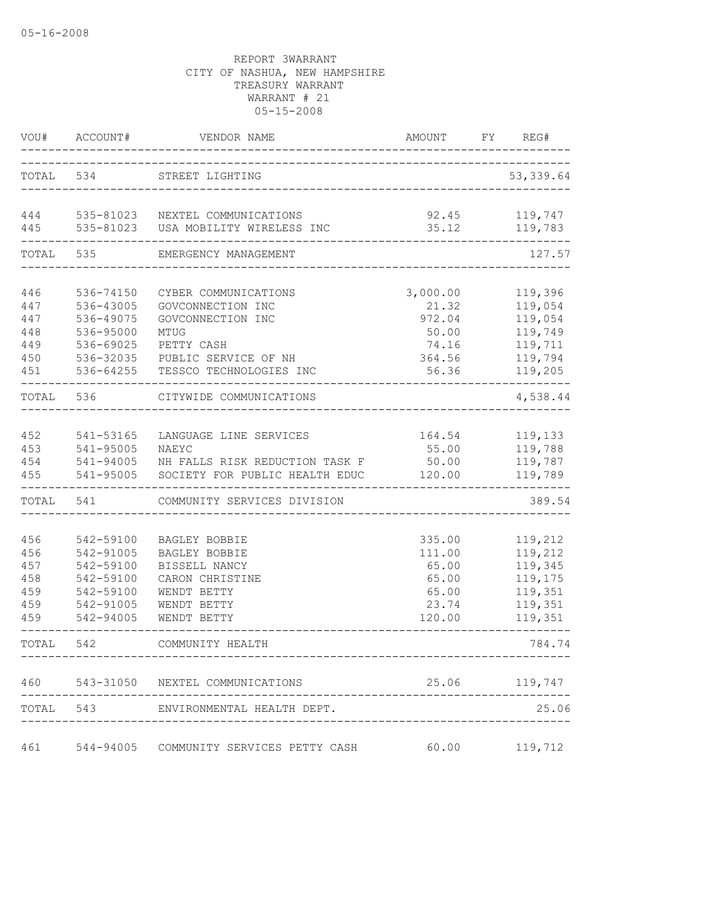05-16-2008

REPORT 3WARRANT
CITY OF NASHUA, NEW HAMPSHIRE
TREASURY WARRANT
WARRANT # 21
05-15-2008

| VOU# | ACCOUNT# | VENDOR NAME | AMOUNT | FY | REG# |
|---|---|---|---|---|---|
| TOTAL | 534 | STREET LIGHTING | | | 53,339.64 |
| 444 | 535-81023 | NEXTEL COMMUNICATIONS | 92.45 | | 119,747 |
| 445 | 535-81023 | USA MOBILITY WIRELESS INC | 35.12 | | 119,783 |
| TOTAL | 535 | EMERGENCY MANAGEMENT | | | 127.57 |
| 446 | 536-74150 | CYBER COMMUNICATIONS | 3,000.00 | | 119,396 |
| 447 | 536-43005 | GOVCONNECTION INC | 21.32 | | 119,054 |
| 447 | 536-49075 | GOVCONNECTION INC | 972.04 | | 119,054 |
| 448 | 536-95000 | MTUG | 50.00 | | 119,749 |
| 449 | 536-69025 | PETTY CASH | 74.16 | | 119,711 |
| 450 | 536-32035 | PUBLIC SERVICE OF NH | 364.56 | | 119,794 |
| 451 | 536-64255 | TESSCO TECHNOLOGIES INC | 56.36 | | 119,205 |
| TOTAL | 536 | CITYWIDE COMMUNICATIONS | | | 4,538.44 |
| 452 | 541-53165 | LANGUAGE LINE SERVICES | 164.54 | | 119,133 |
| 453 | 541-95005 | NAEYC | 55.00 | | 119,788 |
| 454 | 541-94005 | NH FALLS RISK REDUCTION TASK F | 50.00 | | 119,787 |
| 455 | 541-95005 | SOCIETY FOR PUBLIC HEALTH EDUC | 120.00 | | 119,789 |
| TOTAL | 541 | COMMUNITY SERVICES DIVISION | | | 389.54 |
| 456 | 542-59100 | BAGLEY BOBBIE | 335.00 | | 119,212 |
| 456 | 542-91005 | BAGLEY BOBBIE | 111.00 | | 119,212 |
| 457 | 542-59100 | BISSELL NANCY | 65.00 | | 119,345 |
| 458 | 542-59100 | CARON CHRISTINE | 65.00 | | 119,175 |
| 459 | 542-59100 | WENDT BETTY | 65.00 | | 119,351 |
| 459 | 542-91005 | WENDT BETTY | 23.74 | | 119,351 |
| 459 | 542-94005 | WENDT BETTY | 120.00 | | 119,351 |
| TOTAL | 542 | COMMUNITY HEALTH | | | 784.74 |
| 460 | 543-31050 | NEXTEL COMMUNICATIONS | 25.06 | | 119,747 |
| TOTAL | 543 | ENVIRONMENTAL HEALTH DEPT. | | | 25.06 |
| 461 | 544-94005 | COMMUNITY SERVICES PETTY CASH | 60.00 | | 119,712 |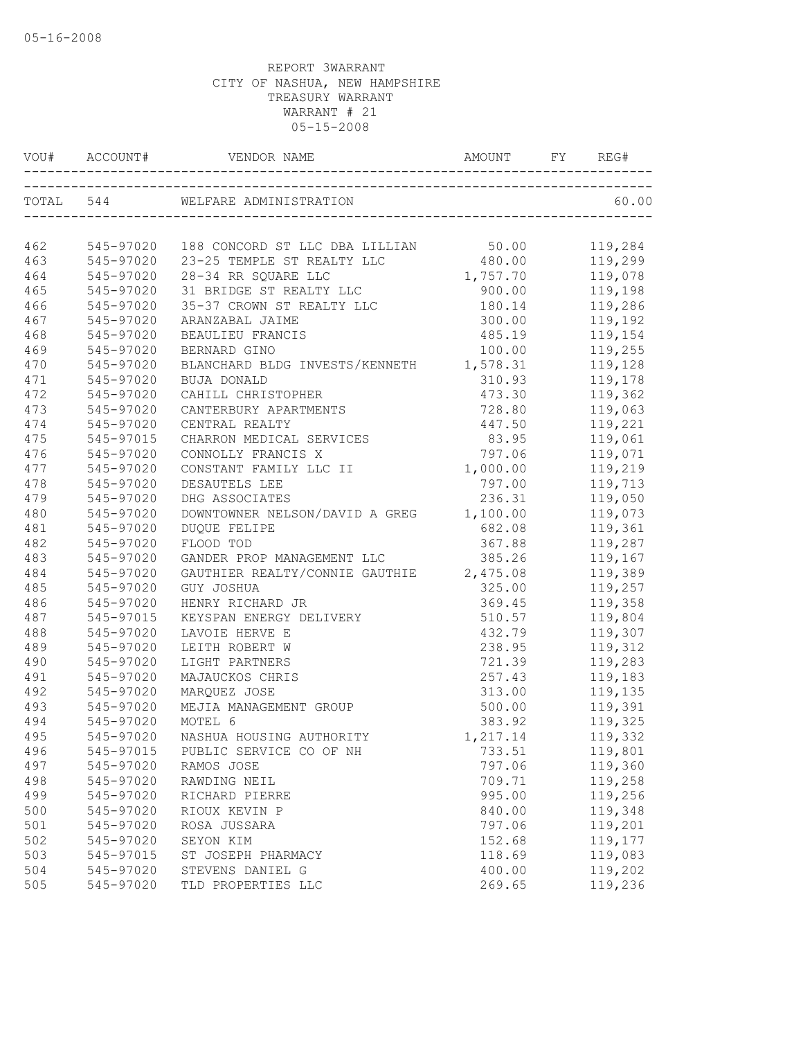05-16-2008

REPORT 3WARRANT
CITY OF NASHUA, NEW HAMPSHIRE
TREASURY WARRANT
WARRANT # 21
05-15-2008

| VOU# | ACCOUNT# | VENDOR NAME | AMOUNT | FY | REG# |
|---|---|---|---|---|---|
| TOTAL | 544 | WELFARE ADMINISTRATION | | | 60.00 |
| 462 | 545-97020 | 188 CONCORD ST LLC DBA LILLIAN | 50.00 | | 119,284 |
| 463 | 545-97020 | 23-25 TEMPLE ST REALTY LLC | 480.00 | | 119,299 |
| 464 | 545-97020 | 28-34 RR SQUARE LLC | 1,757.70 | | 119,078 |
| 465 | 545-97020 | 31 BRIDGE ST REALTY LLC | 900.00 | | 119,198 |
| 466 | 545-97020 | 35-37 CROWN ST REALTY LLC | 180.14 | | 119,286 |
| 467 | 545-97020 | ARANZABAL JAIME | 300.00 | | 119,192 |
| 468 | 545-97020 | BEAULIEU FRANCIS | 485.19 | | 119,154 |
| 469 | 545-97020 | BERNARD GINO | 100.00 | | 119,255 |
| 470 | 545-97020 | BLANCHARD BLDG INVESTS/KENNETH | 1,578.31 | | 119,128 |
| 471 | 545-97020 | BUJA DONALD | 310.93 | | 119,178 |
| 472 | 545-97020 | CAHILL CHRISTOPHER | 473.30 | | 119,362 |
| 473 | 545-97020 | CANTERBURY APARTMENTS | 728.80 | | 119,063 |
| 474 | 545-97020 | CENTRAL REALTY | 447.50 | | 119,221 |
| 475 | 545-97015 | CHARRON MEDICAL SERVICES | 83.95 | | 119,061 |
| 476 | 545-97020 | CONNOLLY FRANCIS X | 797.06 | | 119,071 |
| 477 | 545-97020 | CONSTANT FAMILY LLC II | 1,000.00 | | 119,219 |
| 478 | 545-97020 | DESAUTELS LEE | 797.00 | | 119,713 |
| 479 | 545-97020 | DHG ASSOCIATES | 236.31 | | 119,050 |
| 480 | 545-97020 | DOWNTOWNER NELSON/DAVID A GREG | 1,100.00 | | 119,073 |
| 481 | 545-97020 | DUQUE FELIPE | 682.08 | | 119,361 |
| 482 | 545-97020 | FLOOD TOD | 367.88 | | 119,287 |
| 483 | 545-97020 | GANDER PROP MANAGEMENT LLC | 385.26 | | 119,167 |
| 484 | 545-97020 | GAUTHIER REALTY/CONNIE GAUTHIE | 2,475.08 | | 119,389 |
| 485 | 545-97020 | GUY JOSHUA | 325.00 | | 119,257 |
| 486 | 545-97020 | HENRY RICHARD JR | 369.45 | | 119,358 |
| 487 | 545-97015 | KEYSPAN ENERGY DELIVERY | 510.57 | | 119,804 |
| 488 | 545-97020 | LAVOIE HERVE E | 432.79 | | 119,307 |
| 489 | 545-97020 | LEITH ROBERT W | 238.95 | | 119,312 |
| 490 | 545-97020 | LIGHT PARTNERS | 721.39 | | 119,283 |
| 491 | 545-97020 | MAJAUCKOS CHRIS | 257.43 | | 119,183 |
| 492 | 545-97020 | MARQUEZ JOSE | 313.00 | | 119,135 |
| 493 | 545-97020 | MEJIA MANAGEMENT GROUP | 500.00 | | 119,391 |
| 494 | 545-97020 | MOTEL 6 | 383.92 | | 119,325 |
| 495 | 545-97020 | NASHUA HOUSING AUTHORITY | 1,217.14 | | 119,332 |
| 496 | 545-97015 | PUBLIC SERVICE CO OF NH | 733.51 | | 119,801 |
| 497 | 545-97020 | RAMOS JOSE | 797.06 | | 119,360 |
| 498 | 545-97020 | RAWDING NEIL | 709.71 | | 119,258 |
| 499 | 545-97020 | RICHARD PIERRE | 995.00 | | 119,256 |
| 500 | 545-97020 | RIOUX KEVIN P | 840.00 | | 119,348 |
| 501 | 545-97020 | ROSA JUSSARA | 797.06 | | 119,201 |
| 502 | 545-97020 | SEYON KIM | 152.68 | | 119,177 |
| 503 | 545-97015 | ST JOSEPH PHARMACY | 118.69 | | 119,083 |
| 504 | 545-97020 | STEVENS DANIEL G | 400.00 | | 119,202 |
| 505 | 545-97020 | TLD PROPERTIES LLC | 269.65 | | 119,236 |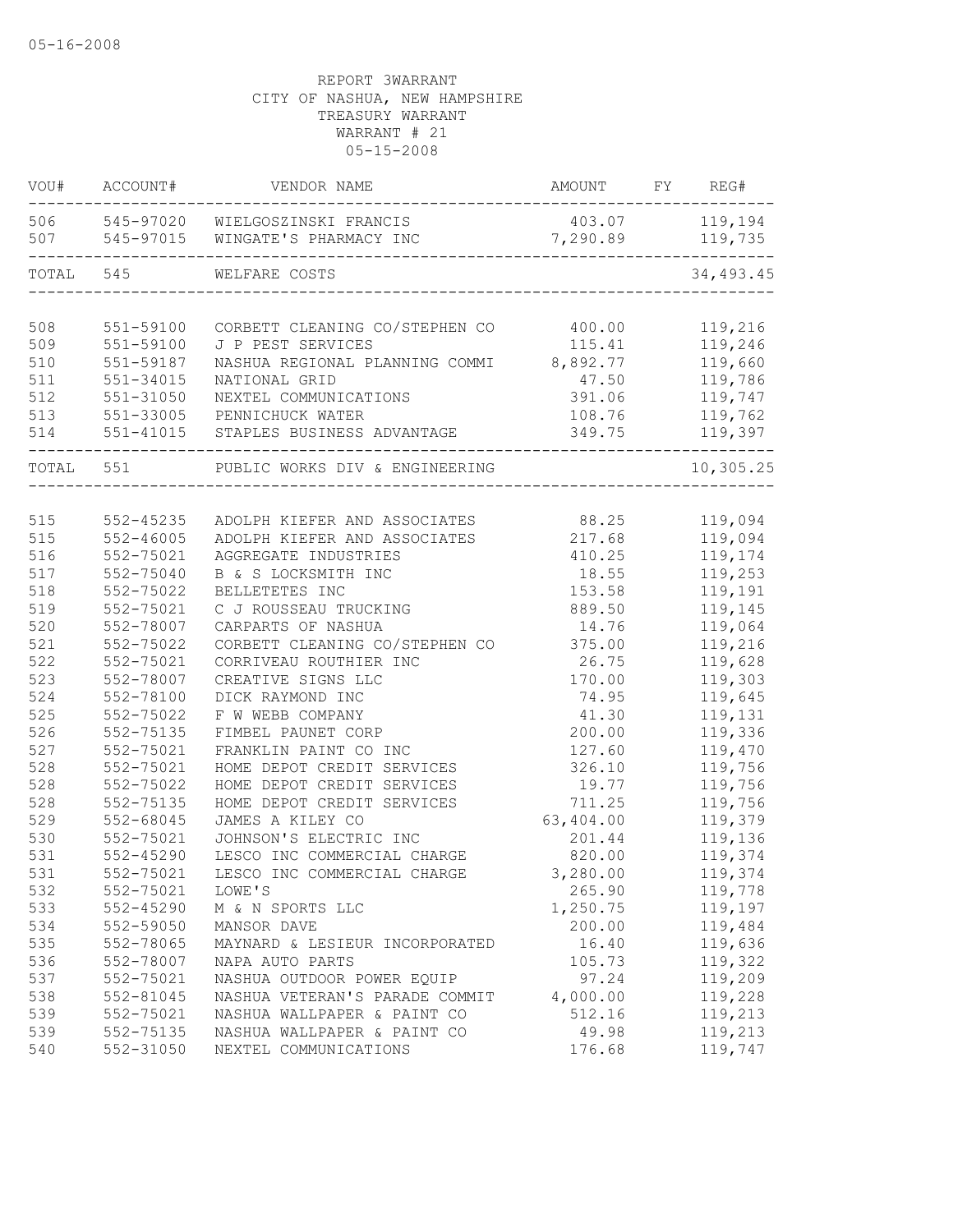05-16-2008

REPORT 3WARRANT
CITY OF NASHUA, NEW HAMPSHIRE
TREASURY WARRANT
WARRANT # 21
05-15-2008

| VOU# | ACCOUNT# | VENDOR NAME | AMOUNT | FY | REG# |
|---|---|---|---|---|---|
| 506 | 545-97020 | WIELGOSZINSKI FRANCIS | 403.07 | | 119,194 |
| 507 | 545-97015 | WINGATE'S PHARMACY INC | 7,290.89 | | 119,735 |
| TOTAL | 545 | WELFARE COSTS | | | 34,493.45 |
| 508 | 551-59100 | CORBETT CLEANING CO/STEPHEN CO | 400.00 | | 119,216 |
| 509 | 551-59100 | J P PEST SERVICES | 115.41 | | 119,246 |
| 510 | 551-59187 | NASHUA REGIONAL PLANNING COMMI | 8,892.77 | | 119,660 |
| 511 | 551-34015 | NATIONAL GRID | 47.50 | | 119,786 |
| 512 | 551-31050 | NEXTEL COMMUNICATIONS | 391.06 | | 119,747 |
| 513 | 551-33005 | PENNICHUCK WATER | 108.76 | | 119,762 |
| 514 | 551-41015 | STAPLES BUSINESS ADVANTAGE | 349.75 | | 119,397 |
| TOTAL | 551 | PUBLIC WORKS DIV & ENGINEERING | | | 10,305.25 |
| 515 | 552-45235 | ADOLPH KIEFER AND ASSOCIATES | 88.25 | | 119,094 |
| 515 | 552-46005 | ADOLPH KIEFER AND ASSOCIATES | 217.68 | | 119,094 |
| 516 | 552-75021 | AGGREGATE INDUSTRIES | 410.25 | | 119,174 |
| 517 | 552-75040 | B & S LOCKSMITH INC | 18.55 | | 119,253 |
| 518 | 552-75022 | BELLETETES INC | 153.58 | | 119,191 |
| 519 | 552-75021 | C J ROUSSEAU TRUCKING | 889.50 | | 119,145 |
| 520 | 552-78007 | CARPARTS OF NASHUA | 14.76 | | 119,064 |
| 521 | 552-75022 | CORBETT CLEANING CO/STEPHEN CO | 375.00 | | 119,216 |
| 522 | 552-75021 | CORRIVEAU ROUTHIER INC | 26.75 | | 119,628 |
| 523 | 552-78007 | CREATIVE SIGNS LLC | 170.00 | | 119,303 |
| 524 | 552-78100 | DICK RAYMOND INC | 74.95 | | 119,645 |
| 525 | 552-75022 | F W WEBB COMPANY | 41.30 | | 119,131 |
| 526 | 552-75135 | FIMBEL PAUNET CORP | 200.00 | | 119,336 |
| 527 | 552-75021 | FRANKLIN PAINT CO INC | 127.60 | | 119,470 |
| 528 | 552-75021 | HOME DEPOT CREDIT SERVICES | 326.10 | | 119,756 |
| 528 | 552-75022 | HOME DEPOT CREDIT SERVICES | 19.77 | | 119,756 |
| 528 | 552-75135 | HOME DEPOT CREDIT SERVICES | 711.25 | | 119,756 |
| 529 | 552-68045 | JAMES A KILEY CO | 63,404.00 | | 119,379 |
| 530 | 552-75021 | JOHNSON'S ELECTRIC INC | 201.44 | | 119,136 |
| 531 | 552-45290 | LESCO INC COMMERCIAL CHARGE | 820.00 | | 119,374 |
| 531 | 552-75021 | LESCO INC COMMERCIAL CHARGE | 3,280.00 | | 119,374 |
| 532 | 552-75021 | LOWE'S | 265.90 | | 119,778 |
| 533 | 552-45290 | M & N SPORTS LLC | 1,250.75 | | 119,197 |
| 534 | 552-59050 | MANSOR DAVE | 200.00 | | 119,484 |
| 535 | 552-78065 | MAYNARD & LESIEUR INCORPORATED | 16.40 | | 119,636 |
| 536 | 552-78007 | NAPA AUTO PARTS | 105.73 | | 119,322 |
| 537 | 552-75021 | NASHUA OUTDOOR POWER EQUIP | 97.24 | | 119,209 |
| 538 | 552-81045 | NASHUA VETERAN'S PARADE COMMIT | 4,000.00 | | 119,228 |
| 539 | 552-75021 | NASHUA WALLPAPER & PAINT CO | 512.16 | | 119,213 |
| 539 | 552-75135 | NASHUA WALLPAPER & PAINT CO | 49.98 | | 119,213 |
| 540 | 552-31050 | NEXTEL COMMUNICATIONS | 176.68 | | 119,747 |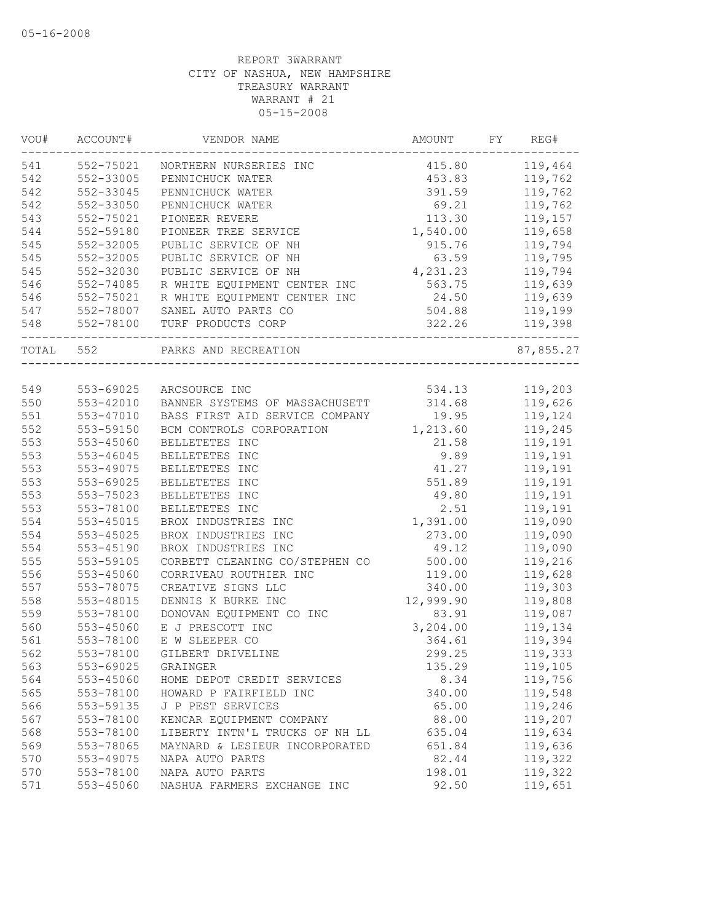05-16-2008

REPORT 3WARRANT
CITY OF NASHUA, NEW HAMPSHIRE
TREASURY WARRANT
WARRANT # 21
05-15-2008

| VOU# | ACCOUNT# | VENDOR NAME | AMOUNT | FY | REG# |
|---|---|---|---|---|---|
| 541 | 552-75021 | NORTHERN NURSERIES INC | 415.80 | | 119,464 |
| 542 | 552-33005 | PENNICHUCK WATER | 453.83 | | 119,762 |
| 542 | 552-33045 | PENNICHUCK WATER | 391.59 | | 119,762 |
| 542 | 552-33050 | PENNICHUCK WATER | 69.21 | | 119,762 |
| 543 | 552-75021 | PIONEER REVERE | 113.30 | | 119,157 |
| 544 | 552-59180 | PIONEER TREE SERVICE | 1,540.00 | | 119,658 |
| 545 | 552-32005 | PUBLIC SERVICE OF NH | 915.76 | | 119,794 |
| 545 | 552-32005 | PUBLIC SERVICE OF NH | 63.59 | | 119,795 |
| 545 | 552-32030 | PUBLIC SERVICE OF NH | 4,231.23 | | 119,794 |
| 546 | 552-74085 | R WHITE EQUIPMENT CENTER INC | 563.75 | | 119,639 |
| 546 | 552-75021 | R WHITE EQUIPMENT CENTER INC | 24.50 | | 119,639 |
| 547 | 552-78007 | SANEL AUTO PARTS CO | 504.88 | | 119,199 |
| 548 | 552-78100 | TURF PRODUCTS CORP | 322.26 | | 119,398 |
| TOTAL | 552 | PARKS AND RECREATION | | | 87,855.27 |
| 549 | 553-69025 | ARCSOURCE INC | 534.13 | | 119,203 |
| 550 | 553-42010 | BANNER SYSTEMS OF MASSACHUSETT | 314.68 | | 119,626 |
| 551 | 553-47010 | BASS FIRST AID SERVICE COMPANY | 19.95 | | 119,124 |
| 552 | 553-59150 | BCM CONTROLS CORPORATION | 1,213.60 | | 119,245 |
| 553 | 553-45060 | BELLETETES INC | 21.58 | | 119,191 |
| 553 | 553-46045 | BELLETETES INC | 9.89 | | 119,191 |
| 553 | 553-49075 | BELLETETES INC | 41.27 | | 119,191 |
| 553 | 553-69025 | BELLETETES INC | 551.89 | | 119,191 |
| 553 | 553-75023 | BELLETETES INC | 49.80 | | 119,191 |
| 553 | 553-78100 | BELLETETES INC | 2.51 | | 119,191 |
| 554 | 553-45015 | BROX INDUSTRIES INC | 1,391.00 | | 119,090 |
| 554 | 553-45025 | BROX INDUSTRIES INC | 273.00 | | 119,090 |
| 554 | 553-45190 | BROX INDUSTRIES INC | 49.12 | | 119,090 |
| 555 | 553-59105 | CORBETT CLEANING CO/STEPHEN CO | 500.00 | | 119,216 |
| 556 | 553-45060 | CORRIVEAU ROUTHIER INC | 119.00 | | 119,628 |
| 557 | 553-78075 | CREATIVE SIGNS LLC | 340.00 | | 119,303 |
| 558 | 553-48015 | DENNIS K BURKE INC | 12,999.90 | | 119,808 |
| 559 | 553-78100 | DONOVAN EQUIPMENT CO INC | 83.91 | | 119,087 |
| 560 | 553-45060 | E J PRESCOTT INC | 3,204.00 | | 119,134 |
| 561 | 553-78100 | E W SLEEPER CO | 364.61 | | 119,394 |
| 562 | 553-78100 | GILBERT DRIVELINE | 299.25 | | 119,333 |
| 563 | 553-69025 | GRAINGER | 135.29 | | 119,105 |
| 564 | 553-45060 | HOME DEPOT CREDIT SERVICES | 8.34 | | 119,756 |
| 565 | 553-78100 | HOWARD P FAIRFIELD INC | 340.00 | | 119,548 |
| 566 | 553-59135 | J P PEST SERVICES | 65.00 | | 119,246 |
| 567 | 553-78100 | KENCAR EQUIPMENT COMPANY | 88.00 | | 119,207 |
| 568 | 553-78100 | LIBERTY INTN'L TRUCKS OF NH LL | 635.04 | | 119,634 |
| 569 | 553-78065 | MAYNARD & LESIEUR INCORPORATED | 651.84 | | 119,636 |
| 570 | 553-49075 | NAPA AUTO PARTS | 82.44 | | 119,322 |
| 570 | 553-78100 | NAPA AUTO PARTS | 198.01 | | 119,322 |
| 571 | 553-45060 | NASHUA FARMERS EXCHANGE INC | 92.50 | | 119,651 |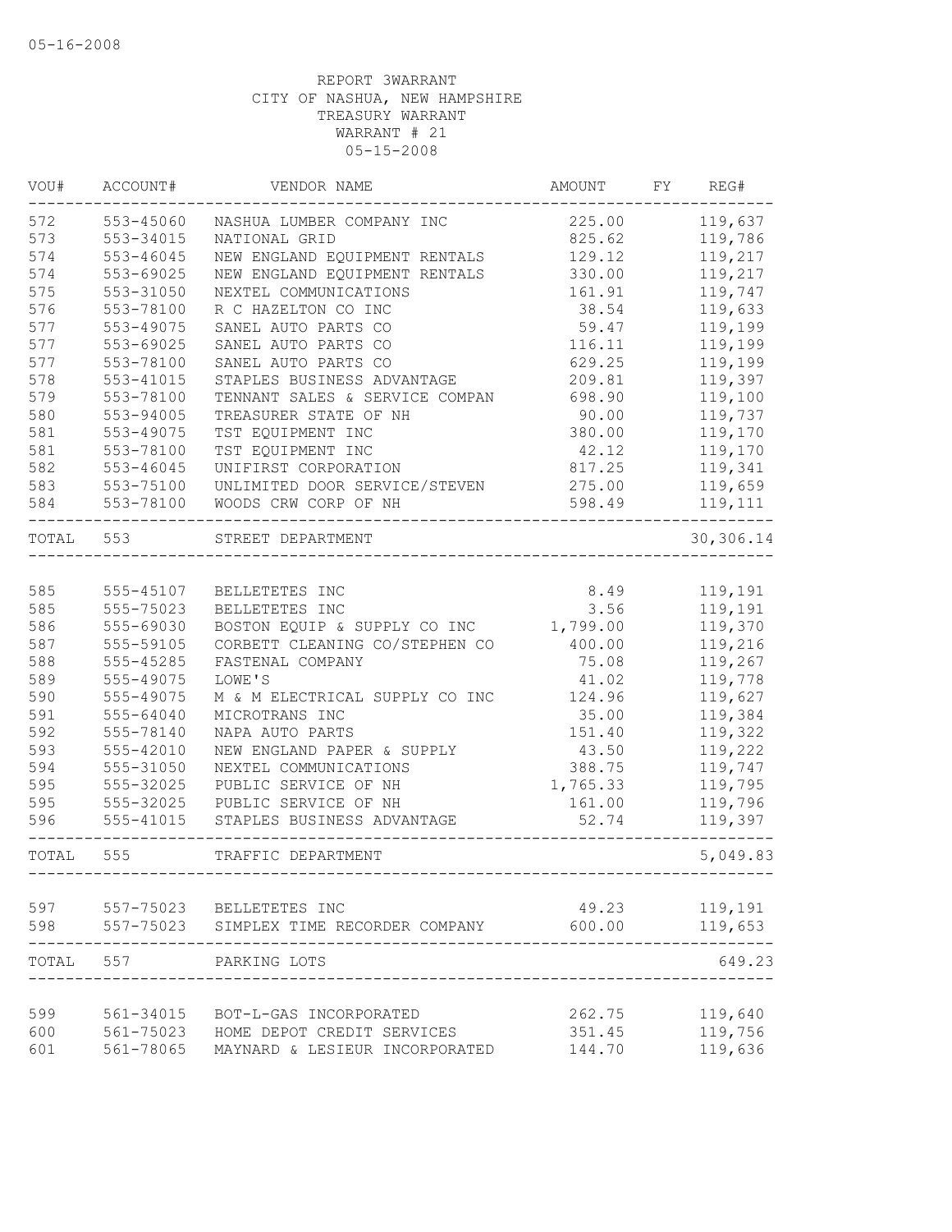05-16-2008

REPORT 3WARRANT
CITY OF NASHUA, NEW HAMPSHIRE
TREASURY WARRANT
WARRANT # 21
05-15-2008

| VOU# | ACCOUNT# | VENDOR NAME | AMOUNT | FY | REG# |
|---|---|---|---|---|---|
| 572 | 553-45060 | NASHUA LUMBER COMPANY INC | 225.00 | | 119,637 |
| 573 | 553-34015 | NATIONAL GRID | 825.62 | | 119,786 |
| 574 | 553-46045 | NEW ENGLAND EQUIPMENT RENTALS | 129.12 | | 119,217 |
| 574 | 553-69025 | NEW ENGLAND EQUIPMENT RENTALS | 330.00 | | 119,217 |
| 575 | 553-31050 | NEXTEL COMMUNICATIONS | 161.91 | | 119,747 |
| 576 | 553-78100 | R C HAZELTON CO INC | 38.54 | | 119,633 |
| 577 | 553-49075 | SANEL AUTO PARTS CO | 59.47 | | 119,199 |
| 577 | 553-69025 | SANEL AUTO PARTS CO | 116.11 | | 119,199 |
| 577 | 553-78100 | SANEL AUTO PARTS CO | 629.25 | | 119,199 |
| 578 | 553-41015 | STAPLES BUSINESS ADVANTAGE | 209.81 | | 119,397 |
| 579 | 553-78100 | TENNANT SALES & SERVICE COMPAN | 698.90 | | 119,100 |
| 580 | 553-94005 | TREASURER STATE OF NH | 90.00 | | 119,737 |
| 581 | 553-49075 | TST EQUIPMENT INC | 380.00 | | 119,170 |
| 581 | 553-78100 | TST EQUIPMENT INC | 42.12 | | 119,170 |
| 582 | 553-46045 | UNIFIRST CORPORATION | 817.25 | | 119,341 |
| 583 | 553-75100 | UNLIMITED DOOR SERVICE/STEVEN | 275.00 | | 119,659 |
| 584 | 553-78100 | WOODS CRW CORP OF NH | 598.49 | | 119,111 |
| TOTAL | 553 | STREET DEPARTMENT | | | 30,306.14 |
| 585 | 555-45107 | BELLETETES INC | 8.49 | | 119,191 |
| 585 | 555-75023 | BELLETETES INC | 3.56 | | 119,191 |
| 586 | 555-69030 | BOSTON EQUIP & SUPPLY CO INC | 1,799.00 | | 119,370 |
| 587 | 555-59105 | CORBETT CLEANING CO/STEPHEN CO | 400.00 | | 119,216 |
| 588 | 555-45285 | FASTENAL COMPANY | 75.08 | | 119,267 |
| 589 | 555-49075 | LOWE'S | 41.02 | | 119,778 |
| 590 | 555-49075 | M & M ELECTRICAL SUPPLY CO INC | 124.96 | | 119,627 |
| 591 | 555-64040 | MICROTRANS INC | 35.00 | | 119,384 |
| 592 | 555-78140 | NAPA AUTO PARTS | 151.40 | | 119,322 |
| 593 | 555-42010 | NEW ENGLAND PAPER & SUPPLY | 43.50 | | 119,222 |
| 594 | 555-31050 | NEXTEL COMMUNICATIONS | 388.75 | | 119,747 |
| 595 | 555-32025 | PUBLIC SERVICE OF NH | 1,765.33 | | 119,795 |
| 595 | 555-32025 | PUBLIC SERVICE OF NH | 161.00 | | 119,796 |
| 596 | 555-41015 | STAPLES BUSINESS ADVANTAGE | 52.74 | | 119,397 |
| TOTAL | 555 | TRAFFIC DEPARTMENT | | | 5,049.83 |
| 597 | 557-75023 | BELLETETES INC | 49.23 | | 119,191 |
| 598 | 557-75023 | SIMPLEX TIME RECORDER COMPANY | 600.00 | | 119,653 |
| TOTAL | 557 | PARKING LOTS | | | 649.23 |
| 599 | 561-34015 | BOT-L-GAS INCORPORATED | 262.75 | | 119,640 |
| 600 | 561-75023 | HOME DEPOT CREDIT SERVICES | 351.45 | | 119,756 |
| 601 | 561-78065 | MAYNARD & LESIEUR INCORPORATED | 144.70 | | 119,636 |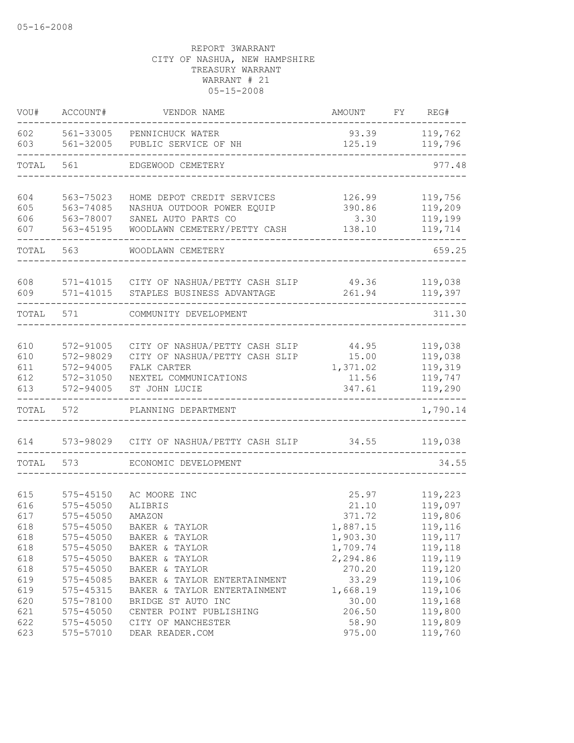05-16-2008

REPORT 3WARRANT
CITY OF NASHUA, NEW HAMPSHIRE
TREASURY WARRANT
WARRANT # 21
05-15-2008

| VOU# | ACCOUNT# | VENDOR NAME | AMOUNT | FY | REG# |
|---|---|---|---|---|---|
| 602 | 561-33005 | PENNICHUCK WATER | 93.39 | | 119,762 |
| 603 | 561-32005 | PUBLIC SERVICE OF NH | 125.19 | | 119,796 |
| TOTAL | 561 | EDGEWOOD CEMETERY | | | 977.48 |
| 604 | 563-75023 | HOME DEPOT CREDIT SERVICES | 126.99 | | 119,756 |
| 605 | 563-74085 | NASHUA OUTDOOR POWER EQUIP | 390.86 | | 119,209 |
| 606 | 563-78007 | SANEL AUTO PARTS CO | 3.30 | | 119,199 |
| 607 | 563-45195 | WOODLAWN CEMETERY/PETTY CASH | 138.10 | | 119,714 |
| TOTAL | 563 | WOODLAWN CEMETERY | | | 659.25 |
| 608 | 571-41015 | CITY OF NASHUA/PETTY CASH SLIP | 49.36 | | 119,038 |
| 609 | 571-41015 | STAPLES BUSINESS ADVANTAGE | 261.94 | | 119,397 |
| TOTAL | 571 | COMMUNITY DEVELOPMENT | | | 311.30 |
| 610 | 572-91005 | CITY OF NASHUA/PETTY CASH SLIP | 44.95 | | 119,038 |
| 610 | 572-98029 | CITY OF NASHUA/PETTY CASH SLIP | 15.00 | | 119,038 |
| 611 | 572-94005 | FALK CARTER | 1,371.02 | | 119,319 |
| 612 | 572-31050 | NEXTEL COMMUNICATIONS | 11.56 | | 119,747 |
| 613 | 572-94005 | ST JOHN LUCIE | 347.61 | | 119,290 |
| TOTAL | 572 | PLANNING DEPARTMENT | | | 1,790.14 |
| 614 | 573-98029 | CITY OF NASHUA/PETTY CASH SLIP | 34.55 | | 119,038 |
| TOTAL | 573 | ECONOMIC DEVELOPMENT | | | 34.55 |
| 615 | 575-45150 | AC MOORE INC | 25.97 | | 119,223 |
| 616 | 575-45050 | ALIBRIS | 21.10 | | 119,097 |
| 617 | 575-45050 | AMAZON | 371.72 | | 119,806 |
| 618 | 575-45050 | BAKER & TAYLOR | 1,887.15 | | 119,116 |
| 618 | 575-45050 | BAKER & TAYLOR | 1,903.30 | | 119,117 |
| 618 | 575-45050 | BAKER & TAYLOR | 1,709.74 | | 119,118 |
| 618 | 575-45050 | BAKER & TAYLOR | 2,294.86 | | 119,119 |
| 618 | 575-45050 | BAKER & TAYLOR | 270.20 | | 119,120 |
| 619 | 575-45085 | BAKER & TAYLOR ENTERTAINMENT | 33.29 | | 119,106 |
| 619 | 575-45315 | BAKER & TAYLOR ENTERTAINMENT | 1,668.19 | | 119,106 |
| 620 | 575-78100 | BRIDGE ST AUTO INC | 30.00 | | 119,168 |
| 621 | 575-45050 | CENTER POINT PUBLISHING | 206.50 | | 119,800 |
| 622 | 575-45050 | CITY OF MANCHESTER | 58.90 | | 119,809 |
| 623 | 575-57010 | DEAR READER.COM | 975.00 | | 119,760 |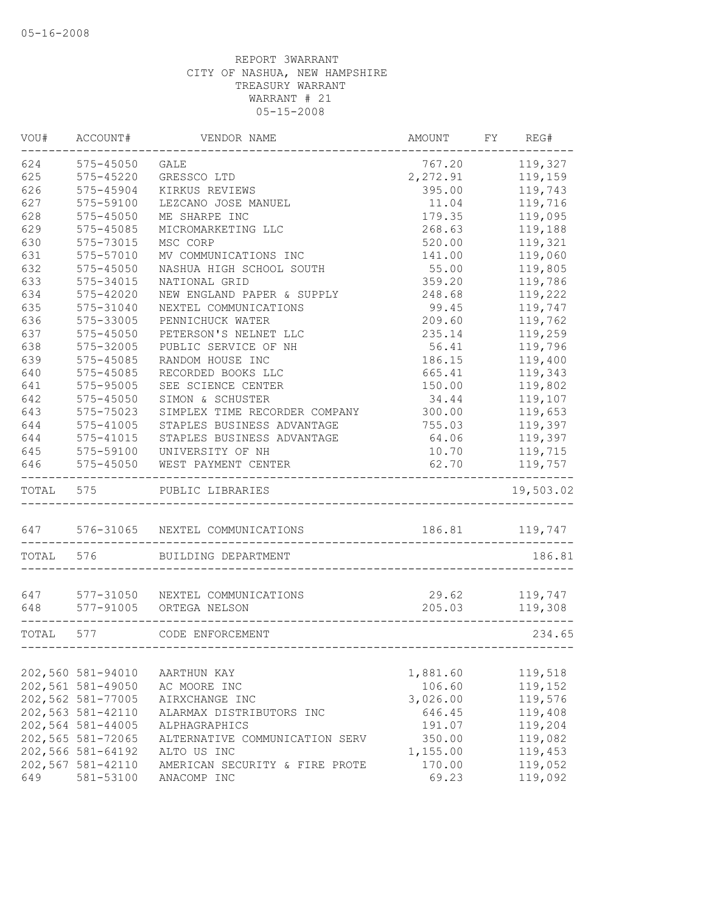05-16-2008

REPORT 3WARRANT
CITY OF NASHUA, NEW HAMPSHIRE
TREASURY WARRANT
WARRANT # 21
05-15-2008

| VOU# | ACCOUNT# | VENDOR NAME | AMOUNT | FY | REG# |
|---|---|---|---|---|---|
| 624 | 575-45050 | GALE | 767.20 | | 119,327 |
| 625 | 575-45220 | GRESSCO LTD | 2,272.91 | | 119,159 |
| 626 | 575-45904 | KIRKUS REVIEWS | 395.00 | | 119,743 |
| 627 | 575-59100 | LEZCANO JOSE MANUEL | 11.04 | | 119,716 |
| 628 | 575-45050 | ME SHARPE INC | 179.35 | | 119,095 |
| 629 | 575-45085 | MICROMARKETING LLC | 268.63 | | 119,188 |
| 630 | 575-73015 | MSC CORP | 520.00 | | 119,321 |
| 631 | 575-57010 | MV COMMUNICATIONS INC | 141.00 | | 119,060 |
| 632 | 575-45050 | NASHUA HIGH SCHOOL SOUTH | 55.00 | | 119,805 |
| 633 | 575-34015 | NATIONAL GRID | 359.20 | | 119,786 |
| 634 | 575-42020 | NEW ENGLAND PAPER & SUPPLY | 248.68 | | 119,222 |
| 635 | 575-31040 | NEXTEL COMMUNICATIONS | 99.45 | | 119,747 |
| 636 | 575-33005 | PENNICHUCK WATER | 209.60 | | 119,762 |
| 637 | 575-45050 | PETERSON'S NELNET LLC | 235.14 | | 119,259 |
| 638 | 575-32005 | PUBLIC SERVICE OF NH | 56.41 | | 119,796 |
| 639 | 575-45085 | RANDOM HOUSE INC | 186.15 | | 119,400 |
| 640 | 575-45085 | RECORDED BOOKS LLC | 665.41 | | 119,343 |
| 641 | 575-95005 | SEE SCIENCE CENTER | 150.00 | | 119,802 |
| 642 | 575-45050 | SIMON & SCHUSTER | 34.44 | | 119,107 |
| 643 | 575-75023 | SIMPLEX TIME RECORDER COMPANY | 300.00 | | 119,653 |
| 644 | 575-41005 | STAPLES BUSINESS ADVANTAGE | 755.03 | | 119,397 |
| 644 | 575-41015 | STAPLES BUSINESS ADVANTAGE | 64.06 | | 119,397 |
| 645 | 575-59100 | UNIVERSITY OF NH | 10.70 | | 119,715 |
| 646 | 575-45050 | WEST PAYMENT CENTER | 62.70 | | 119,757 |
| TOTAL | 575 | PUBLIC LIBRARIES | | | 19,503.02 |
| 647 | 576-31065 | NEXTEL COMMUNICATIONS | 186.81 | | 119,747 |
| TOTAL | 576 | BUILDING DEPARTMENT | | | 186.81 |
| 647 | 577-31050 | NEXTEL COMMUNICATIONS | 29.62 | | 119,747 |
| 648 | 577-91005 | ORTEGA NELSON | 205.03 | | 119,308 |
| TOTAL | 577 | CODE ENFORCEMENT | | | 234.65 |
| 202,560 | 581-94010 | AARTHUN KAY | 1,881.60 | | 119,518 |
| 202,561 | 581-49050 | AC MOORE INC | 106.60 | | 119,152 |
| 202,562 | 581-77005 | AIRXCHANGE INC | 3,026.00 | | 119,576 |
| 202,563 | 581-42110 | ALARMAX DISTRIBUTORS INC | 646.45 | | 119,408 |
| 202,564 | 581-44005 | ALPHAGRAPHICS | 191.07 | | 119,204 |
| 202,565 | 581-72065 | ALTERNATIVE COMMUNICATION SERV | 350.00 | | 119,082 |
| 202,566 | 581-64192 | ALTO US INC | 1,155.00 | | 119,453 |
| 202,567 | 581-42110 | AMERICAN SECURITY & FIRE PROTE | 170.00 | | 119,052 |
| 649 | 581-53100 | ANACOMP INC | 69.23 | | 119,092 |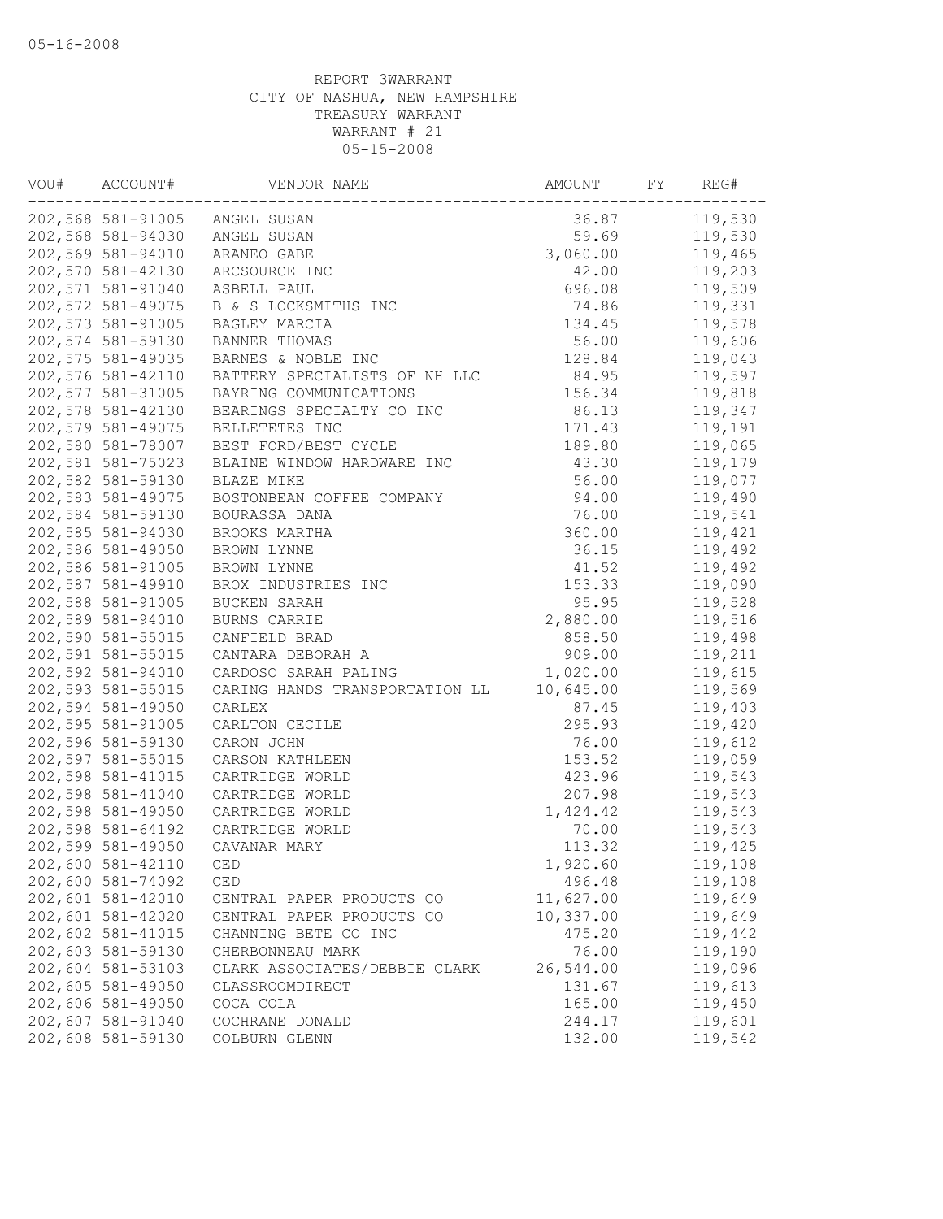05-16-2008

REPORT 3WARRANT
CITY OF NASHUA, NEW HAMPSHIRE
TREASURY WARRANT
WARRANT # 21
05-15-2008

| VOU# | ACCOUNT# | VENDOR NAME | AMOUNT | FY | REG# |
|---|---|---|---|---|---|
| 202,568 | 581-91005 | ANGEL SUSAN | 36.87 | | 119,530 |
| 202,568 | 581-94030 | ANGEL SUSAN | 59.69 | | 119,530 |
| 202,569 | 581-94010 | ARANEO GABE | 3,060.00 | | 119,465 |
| 202,570 | 581-42130 | ARCSOURCE INC | 42.00 | | 119,203 |
| 202,571 | 581-91040 | ASBELL PAUL | 696.08 | | 119,509 |
| 202,572 | 581-49075 | B & S LOCKSMITHS INC | 74.86 | | 119,331 |
| 202,573 | 581-91005 | BAGLEY MARCIA | 134.45 | | 119,578 |
| 202,574 | 581-59130 | BANNER THOMAS | 56.00 | | 119,606 |
| 202,575 | 581-49035 | BARNES & NOBLE INC | 128.84 | | 119,043 |
| 202,576 | 581-42110 | BATTERY SPECIALISTS OF NH LLC | 84.95 | | 119,597 |
| 202,577 | 581-31005 | BAYRING COMMUNICATIONS | 156.34 | | 119,818 |
| 202,578 | 581-42130 | BEARINGS SPECIALTY CO INC | 86.13 | | 119,347 |
| 202,579 | 581-49075 | BELLETETES INC | 171.43 | | 119,191 |
| 202,580 | 581-78007 | BEST FORD/BEST CYCLE | 189.80 | | 119,065 |
| 202,581 | 581-75023 | BLAINE WINDOW HARDWARE INC | 43.30 | | 119,179 |
| 202,582 | 581-59130 | BLAZE MIKE | 56.00 | | 119,077 |
| 202,583 | 581-49075 | BOSTONBEAN COFFEE COMPANY | 94.00 | | 119,490 |
| 202,584 | 581-59130 | BOURASSA DANA | 76.00 | | 119,541 |
| 202,585 | 581-94030 | BROOKS MARTHA | 360.00 | | 119,421 |
| 202,586 | 581-49050 | BROWN LYNNE | 36.15 | | 119,492 |
| 202,586 | 581-91005 | BROWN LYNNE | 41.52 | | 119,492 |
| 202,587 | 581-49910 | BROX INDUSTRIES INC | 153.33 | | 119,090 |
| 202,588 | 581-91005 | BUCKEN SARAH | 95.95 | | 119,528 |
| 202,589 | 581-94010 | BURNS CARRIE | 2,880.00 | | 119,516 |
| 202,590 | 581-55015 | CANFIELD BRAD | 858.50 | | 119,498 |
| 202,591 | 581-55015 | CANTARA DEBORAH A | 909.00 | | 119,211 |
| 202,592 | 581-94010 | CARDOSO SARAH PALING | 1,020.00 | | 119,615 |
| 202,593 | 581-55015 | CARING HANDS TRANSPORTATION LL | 10,645.00 | | 119,569 |
| 202,594 | 581-49050 | CARLEX | 87.45 | | 119,403 |
| 202,595 | 581-91005 | CARLTON CECILE | 295.93 | | 119,420 |
| 202,596 | 581-59130 | CARON JOHN | 76.00 | | 119,612 |
| 202,597 | 581-55015 | CARSON KATHLEEN | 153.52 | | 119,059 |
| 202,598 | 581-41015 | CARTRIDGE WORLD | 423.96 | | 119,543 |
| 202,598 | 581-41040 | CARTRIDGE WORLD | 207.98 | | 119,543 |
| 202,598 | 581-49050 | CARTRIDGE WORLD | 1,424.42 | | 119,543 |
| 202,598 | 581-64192 | CARTRIDGE WORLD | 70.00 | | 119,543 |
| 202,599 | 581-49050 | CAVANAR MARY | 113.32 | | 119,425 |
| 202,600 | 581-42110 | CED | 1,920.60 | | 119,108 |
| 202,600 | 581-74092 | CED | 496.48 | | 119,108 |
| 202,601 | 581-42010 | CENTRAL PAPER PRODUCTS CO | 11,627.00 | | 119,649 |
| 202,601 | 581-42020 | CENTRAL PAPER PRODUCTS CO | 10,337.00 | | 119,649 |
| 202,602 | 581-41015 | CHANNING BETE CO INC | 475.20 | | 119,442 |
| 202,603 | 581-59130 | CHERBONNEAU MARK | 76.00 | | 119,190 |
| 202,604 | 581-53103 | CLARK ASSOCIATES/DEBBIE CLARK | 26,544.00 | | 119,096 |
| 202,605 | 581-49050 | CLASSROOMDIRECT | 131.67 | | 119,613 |
| 202,606 | 581-49050 | COCA COLA | 165.00 | | 119,450 |
| 202,607 | 581-91040 | COCHRANE DONALD | 244.17 | | 119,601 |
| 202,608 | 581-59130 | COLBURN GLENN | 132.00 | | 119,542 |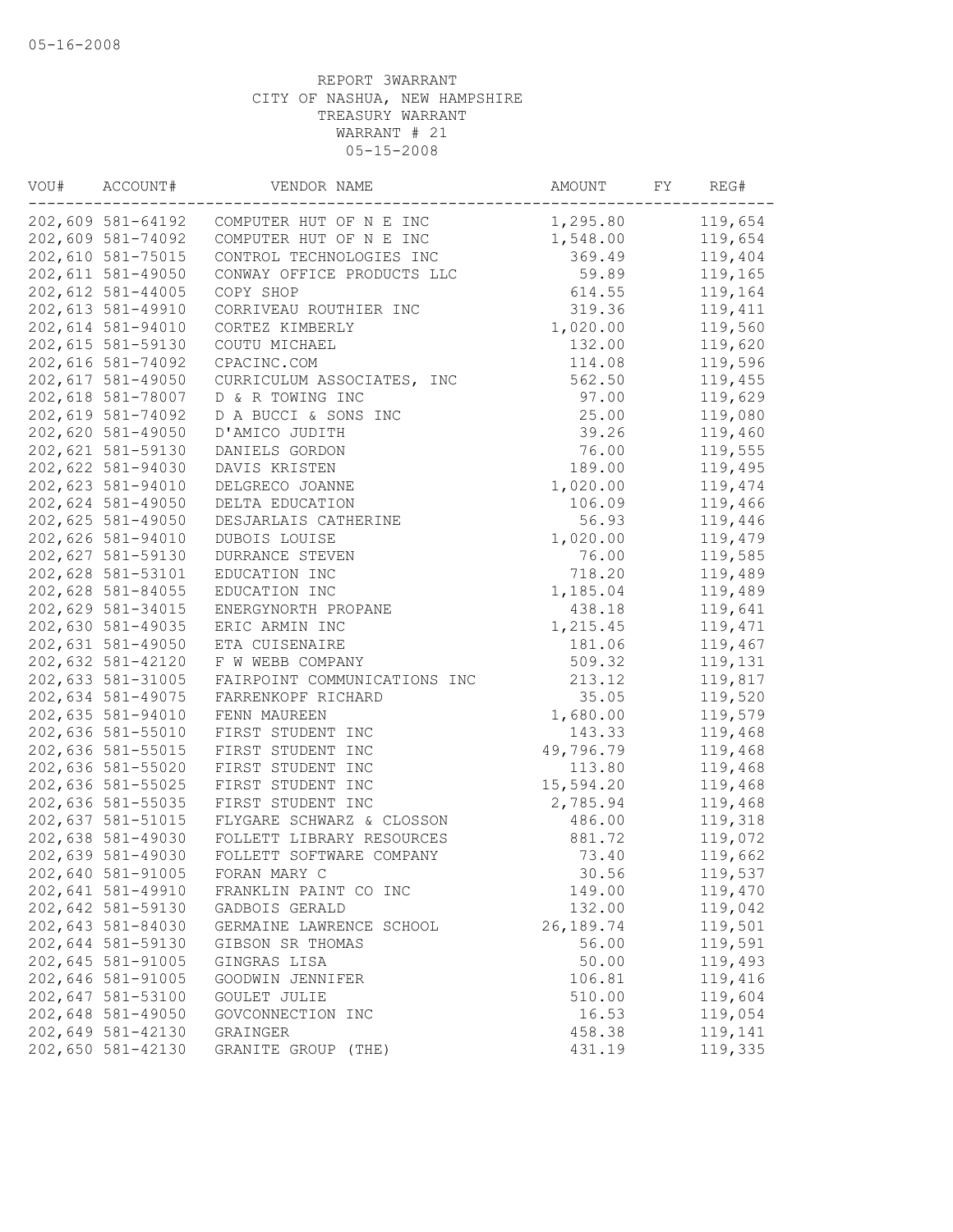05-16-2008

REPORT 3WARRANT
CITY OF NASHUA, NEW HAMPSHIRE
TREASURY WARRANT
WARRANT # 21
05-15-2008

| VOU# | ACCOUNT# | VENDOR NAME | AMOUNT | FY | REG# |
|---|---|---|---|---|---|
| 202,609 | 581-64192 | COMPUTER HUT OF N E INC | 1,295.80 | | 119,654 |
| 202,609 | 581-74092 | COMPUTER HUT OF N E INC | 1,548.00 | | 119,654 |
| 202,610 | 581-75015 | CONTROL TECHNOLOGIES INC | 369.49 | | 119,404 |
| 202,611 | 581-49050 | CONWAY OFFICE PRODUCTS LLC | 59.89 | | 119,165 |
| 202,612 | 581-44005 | COPY SHOP | 614.55 | | 119,164 |
| 202,613 | 581-49910 | CORRIVEAU ROUTHIER INC | 319.36 | | 119,411 |
| 202,614 | 581-94010 | CORTEZ KIMBERLY | 1,020.00 | | 119,560 |
| 202,615 | 581-59130 | COUTU MICHAEL | 132.00 | | 119,620 |
| 202,616 | 581-74092 | CPACINC.COM | 114.08 | | 119,596 |
| 202,617 | 581-49050 | CURRICULUM ASSOCIATES, INC | 562.50 | | 119,455 |
| 202,618 | 581-78007 | D & R TOWING INC | 97.00 | | 119,629 |
| 202,619 | 581-74092 | D A BUCCI & SONS INC | 25.00 | | 119,080 |
| 202,620 | 581-49050 | D'AMICO JUDITH | 39.26 | | 119,460 |
| 202,621 | 581-59130 | DANIELS GORDON | 76.00 | | 119,555 |
| 202,622 | 581-94030 | DAVIS KRISTEN | 189.00 | | 119,495 |
| 202,623 | 581-94010 | DELGRECO JOANNE | 1,020.00 | | 119,474 |
| 202,624 | 581-49050 | DELTA EDUCATION | 106.09 | | 119,466 |
| 202,625 | 581-49050 | DESJARLAIS CATHERINE | 56.93 | | 119,446 |
| 202,626 | 581-94010 | DUBOIS LOUISE | 1,020.00 | | 119,479 |
| 202,627 | 581-59130 | DURRANCE STEVEN | 76.00 | | 119,585 |
| 202,628 | 581-53101 | EDUCATION INC | 718.20 | | 119,489 |
| 202,628 | 581-84055 | EDUCATION INC | 1,185.04 | | 119,489 |
| 202,629 | 581-34015 | ENERGYNORTH PROPANE | 438.18 | | 119,641 |
| 202,630 | 581-49035 | ERIC ARMIN INC | 1,215.45 | | 119,471 |
| 202,631 | 581-49050 | ETA CUISENAIRE | 181.06 | | 119,467 |
| 202,632 | 581-42120 | F W WEBB COMPANY | 509.32 | | 119,131 |
| 202,633 | 581-31005 | FAIRPOINT COMMUNICATIONS INC | 213.12 | | 119,817 |
| 202,634 | 581-49075 | FARRENKOPF RICHARD | 35.05 | | 119,520 |
| 202,635 | 581-94010 | FENN MAUREEN | 1,680.00 | | 119,579 |
| 202,636 | 581-55010 | FIRST STUDENT INC | 143.33 | | 119,468 |
| 202,636 | 581-55015 | FIRST STUDENT INC | 49,796.79 | | 119,468 |
| 202,636 | 581-55020 | FIRST STUDENT INC | 113.80 | | 119,468 |
| 202,636 | 581-55025 | FIRST STUDENT INC | 15,594.20 | | 119,468 |
| 202,636 | 581-55035 | FIRST STUDENT INC | 2,785.94 | | 119,468 |
| 202,637 | 581-51015 | FLYGARE SCHWARZ & CLOSSON | 486.00 | | 119,318 |
| 202,638 | 581-49030 | FOLLETT LIBRARY RESOURCES | 881.72 | | 119,072 |
| 202,639 | 581-49030 | FOLLETT SOFTWARE COMPANY | 73.40 | | 119,662 |
| 202,640 | 581-91005 | FORAN MARY C | 30.56 | | 119,537 |
| 202,641 | 581-49910 | FRANKLIN PAINT CO INC | 149.00 | | 119,470 |
| 202,642 | 581-59130 | GADBOIS GERALD | 132.00 | | 119,042 |
| 202,643 | 581-84030 | GERMAINE LAWRENCE SCHOOL | 26,189.74 | | 119,501 |
| 202,644 | 581-59130 | GIBSON SR THOMAS | 56.00 | | 119,591 |
| 202,645 | 581-91005 | GINGRAS LISA | 50.00 | | 119,493 |
| 202,646 | 581-91005 | GOODWIN JENNIFER | 106.81 | | 119,416 |
| 202,647 | 581-53100 | GOULET JULIE | 510.00 | | 119,604 |
| 202,648 | 581-49050 | GOVCONNECTION INC | 16.53 | | 119,054 |
| 202,649 | 581-42130 | GRAINGER | 458.38 | | 119,141 |
| 202,650 | 581-42130 | GRANITE GROUP (THE) | 431.19 | | 119,335 |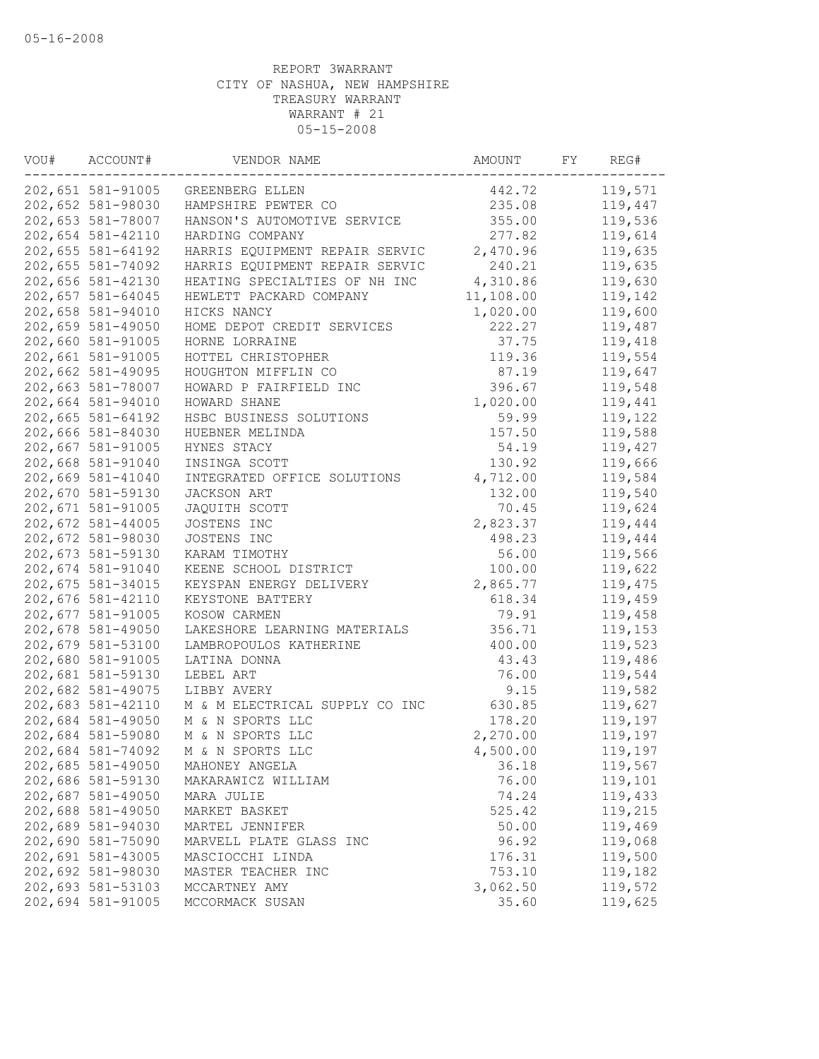05-16-2008

REPORT 3WARRANT
CITY OF NASHUA, NEW HAMPSHIRE
TREASURY WARRANT
WARRANT # 21
05-15-2008

| VOU# | ACCOUNT# | VENDOR NAME | AMOUNT | FY | REG# |
|---|---|---|---|---|---|
| 202,651 | 581-91005 | GREENBERG ELLEN | 442.72 | | 119,571 |
| 202,652 | 581-98030 | HAMPSHIRE PEWTER CO | 235.08 | | 119,447 |
| 202,653 | 581-78007 | HANSON'S AUTOMOTIVE SERVICE | 355.00 | | 119,536 |
| 202,654 | 581-42110 | HARDING COMPANY | 277.82 | | 119,614 |
| 202,655 | 581-64192 | HARRIS EQUIPMENT REPAIR SERVIC | 2,470.96 | | 119,635 |
| 202,655 | 581-74092 | HARRIS EQUIPMENT REPAIR SERVIC | 240.21 | | 119,635 |
| 202,656 | 581-42130 | HEATING SPECIALTIES OF NH INC | 4,310.86 | | 119,630 |
| 202,657 | 581-64045 | HEWLETT PACKARD COMPANY | 11,108.00 | | 119,142 |
| 202,658 | 581-94010 | HICKS NANCY | 1,020.00 | | 119,600 |
| 202,659 | 581-49050 | HOME DEPOT CREDIT SERVICES | 222.27 | | 119,487 |
| 202,660 | 581-91005 | HORNE LORRAINE | 37.75 | | 119,418 |
| 202,661 | 581-91005 | HOTTEL CHRISTOPHER | 119.36 | | 119,554 |
| 202,662 | 581-49095 | HOUGHTON MIFFLIN CO | 87.19 | | 119,647 |
| 202,663 | 581-78007 | HOWARD P FAIRFIELD INC | 396.67 | | 119,548 |
| 202,664 | 581-94010 | HOWARD SHANE | 1,020.00 | | 119,441 |
| 202,665 | 581-64192 | HSBC BUSINESS SOLUTIONS | 59.99 | | 119,122 |
| 202,666 | 581-84030 | HUEBNER MELINDA | 157.50 | | 119,588 |
| 202,667 | 581-91005 | HYNES STACY | 54.19 | | 119,427 |
| 202,668 | 581-91040 | INSINGA SCOTT | 130.92 | | 119,666 |
| 202,669 | 581-41040 | INTEGRATED OFFICE SOLUTIONS | 4,712.00 | | 119,584 |
| 202,670 | 581-59130 | JACKSON ART | 132.00 | | 119,540 |
| 202,671 | 581-91005 | JAQUITH SCOTT | 70.45 | | 119,624 |
| 202,672 | 581-44005 | JOSTENS INC | 2,823.37 | | 119,444 |
| 202,672 | 581-98030 | JOSTENS INC | 498.23 | | 119,444 |
| 202,673 | 581-59130 | KARAM TIMOTHY | 56.00 | | 119,566 |
| 202,674 | 581-91040 | KEENE SCHOOL DISTRICT | 100.00 | | 119,622 |
| 202,675 | 581-34015 | KEYSPAN ENERGY DELIVERY | 2,865.77 | | 119,475 |
| 202,676 | 581-42110 | KEYSTONE BATTERY | 618.34 | | 119,459 |
| 202,677 | 581-91005 | KOSOW CARMEN | 79.91 | | 119,458 |
| 202,678 | 581-49050 | LAKESHORE LEARNING MATERIALS | 356.71 | | 119,153 |
| 202,679 | 581-53100 | LAMBROPOULOS KATHERINE | 400.00 | | 119,523 |
| 202,680 | 581-91005 | LATINA DONNA | 43.43 | | 119,486 |
| 202,681 | 581-59130 | LEBEL ART | 76.00 | | 119,544 |
| 202,682 | 581-49075 | LIBBY AVERY | 9.15 | | 119,582 |
| 202,683 | 581-42110 | M & M ELECTRICAL SUPPLY CO INC | 630.85 | | 119,627 |
| 202,684 | 581-49050 | M & N SPORTS LLC | 178.20 | | 119,197 |
| 202,684 | 581-59080 | M & N SPORTS LLC | 2,270.00 | | 119,197 |
| 202,684 | 581-74092 | M & N SPORTS LLC | 4,500.00 | | 119,197 |
| 202,685 | 581-49050 | MAHONEY ANGELA | 36.18 | | 119,567 |
| 202,686 | 581-59130 | MAKARAWICZ WILLIAM | 76.00 | | 119,101 |
| 202,687 | 581-49050 | MARA JULIE | 74.24 | | 119,433 |
| 202,688 | 581-49050 | MARKET BASKET | 525.42 | | 119,215 |
| 202,689 | 581-94030 | MARTEL JENNIFER | 50.00 | | 119,469 |
| 202,690 | 581-75090 | MARVELL PLATE GLASS INC | 96.92 | | 119,068 |
| 202,691 | 581-43005 | MASCIOCCHI LINDA | 176.31 | | 119,500 |
| 202,692 | 581-98030 | MASTER TEACHER INC | 753.10 | | 119,182 |
| 202,693 | 581-53103 | MCCARTNEY AMY | 3,062.50 | | 119,572 |
| 202,694 | 581-91005 | MCCORMACK SUSAN | 35.60 | | 119,625 |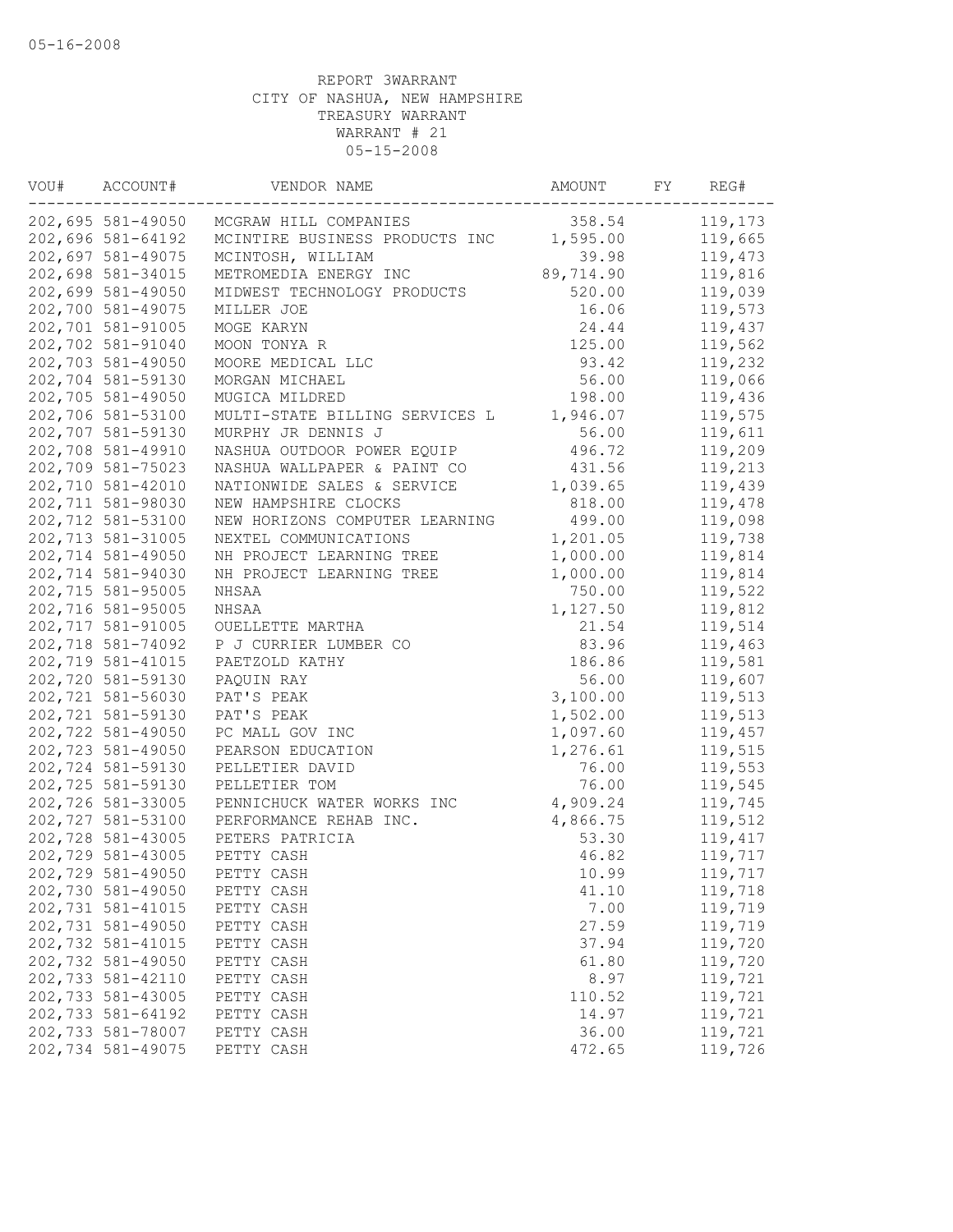05-16-2008

REPORT 3WARRANT
CITY OF NASHUA, NEW HAMPSHIRE
TREASURY WARRANT
WARRANT # 21
05-15-2008

| VOU# | ACCOUNT# | VENDOR NAME | AMOUNT | FY | REG# |
|---|---|---|---|---|---|
| 202,695 | 581-49050 | MCGRAW HILL COMPANIES | 358.54 | | 119,173 |
| 202,696 | 581-64192 | MCINTIRE BUSINESS PRODUCTS INC | 1,595.00 | | 119,665 |
| 202,697 | 581-49075 | MCINTOSH, WILLIAM | 39.98 | | 119,473 |
| 202,698 | 581-34015 | METROMEDIA ENERGY INC | 89,714.90 | | 119,816 |
| 202,699 | 581-49050 | MIDWEST TECHNOLOGY PRODUCTS | 520.00 | | 119,039 |
| 202,700 | 581-49075 | MILLER JOE | 16.06 | | 119,573 |
| 202,701 | 581-91005 | MOGE KARYN | 24.44 | | 119,437 |
| 202,702 | 581-91040 | MOON TONYA R | 125.00 | | 119,562 |
| 202,703 | 581-49050 | MOORE MEDICAL LLC | 93.42 | | 119,232 |
| 202,704 | 581-59130 | MORGAN MICHAEL | 56.00 | | 119,066 |
| 202,705 | 581-49050 | MUGICA MILDRED | 198.00 | | 119,436 |
| 202,706 | 581-53100 | MULTI-STATE BILLING SERVICES L | 1,946.07 | | 119,575 |
| 202,707 | 581-59130 | MURPHY JR DENNIS J | 56.00 | | 119,611 |
| 202,708 | 581-49910 | NASHUA OUTDOOR POWER EQUIP | 496.72 | | 119,209 |
| 202,709 | 581-75023 | NASHUA WALLPAPER & PAINT CO | 431.56 | | 119,213 |
| 202,710 | 581-42010 | NATIONWIDE SALES & SERVICE | 1,039.65 | | 119,439 |
| 202,711 | 581-98030 | NEW HAMPSHIRE CLOCKS | 818.00 | | 119,478 |
| 202,712 | 581-53100 | NEW HORIZONS COMPUTER LEARNING | 499.00 | | 119,098 |
| 202,713 | 581-31005 | NEXTEL COMMUNICATIONS | 1,201.05 | | 119,738 |
| 202,714 | 581-49050 | NH PROJECT LEARNING TREE | 1,000.00 | | 119,814 |
| 202,714 | 581-94030 | NH PROJECT LEARNING TREE | 1,000.00 | | 119,814 |
| 202,715 | 581-95005 | NHSAA | 750.00 | | 119,522 |
| 202,716 | 581-95005 | NHSAA | 1,127.50 | | 119,812 |
| 202,717 | 581-91005 | OUELLETTE MARTHA | 21.54 | | 119,514 |
| 202,718 | 581-74092 | P J CURRIER LUMBER CO | 83.96 | | 119,463 |
| 202,719 | 581-41015 | PAETZOLD KATHY | 186.86 | | 119,581 |
| 202,720 | 581-59130 | PAQUIN RAY | 56.00 | | 119,607 |
| 202,721 | 581-56030 | PAT'S PEAK | 3,100.00 | | 119,513 |
| 202,721 | 581-59130 | PAT'S PEAK | 1,502.00 | | 119,513 |
| 202,722 | 581-49050 | PC MALL GOV INC | 1,097.60 | | 119,457 |
| 202,723 | 581-49050 | PEARSON EDUCATION | 1,276.61 | | 119,515 |
| 202,724 | 581-59130 | PELLETIER DAVID | 76.00 | | 119,553 |
| 202,725 | 581-59130 | PELLETIER TOM | 76.00 | | 119,545 |
| 202,726 | 581-33005 | PENNICHUCK WATER WORKS INC | 4,909.24 | | 119,745 |
| 202,727 | 581-53100 | PERFORMANCE REHAB INC. | 4,866.75 | | 119,512 |
| 202,728 | 581-43005 | PETERS PATRICIA | 53.30 | | 119,417 |
| 202,729 | 581-43005 | PETTY CASH | 46.82 | | 119,717 |
| 202,729 | 581-49050 | PETTY CASH | 10.99 | | 119,717 |
| 202,730 | 581-49050 | PETTY CASH | 41.10 | | 119,718 |
| 202,731 | 581-41015 | PETTY CASH | 7.00 | | 119,719 |
| 202,731 | 581-49050 | PETTY CASH | 27.59 | | 119,719 |
| 202,732 | 581-41015 | PETTY CASH | 37.94 | | 119,720 |
| 202,732 | 581-49050 | PETTY CASH | 61.80 | | 119,720 |
| 202,733 | 581-42110 | PETTY CASH | 8.97 | | 119,721 |
| 202,733 | 581-43005 | PETTY CASH | 110.52 | | 119,721 |
| 202,733 | 581-64192 | PETTY CASH | 14.97 | | 119,721 |
| 202,733 | 581-78007 | PETTY CASH | 36.00 | | 119,721 |
| 202,734 | 581-49075 | PETTY CASH | 472.65 | | 119,726 |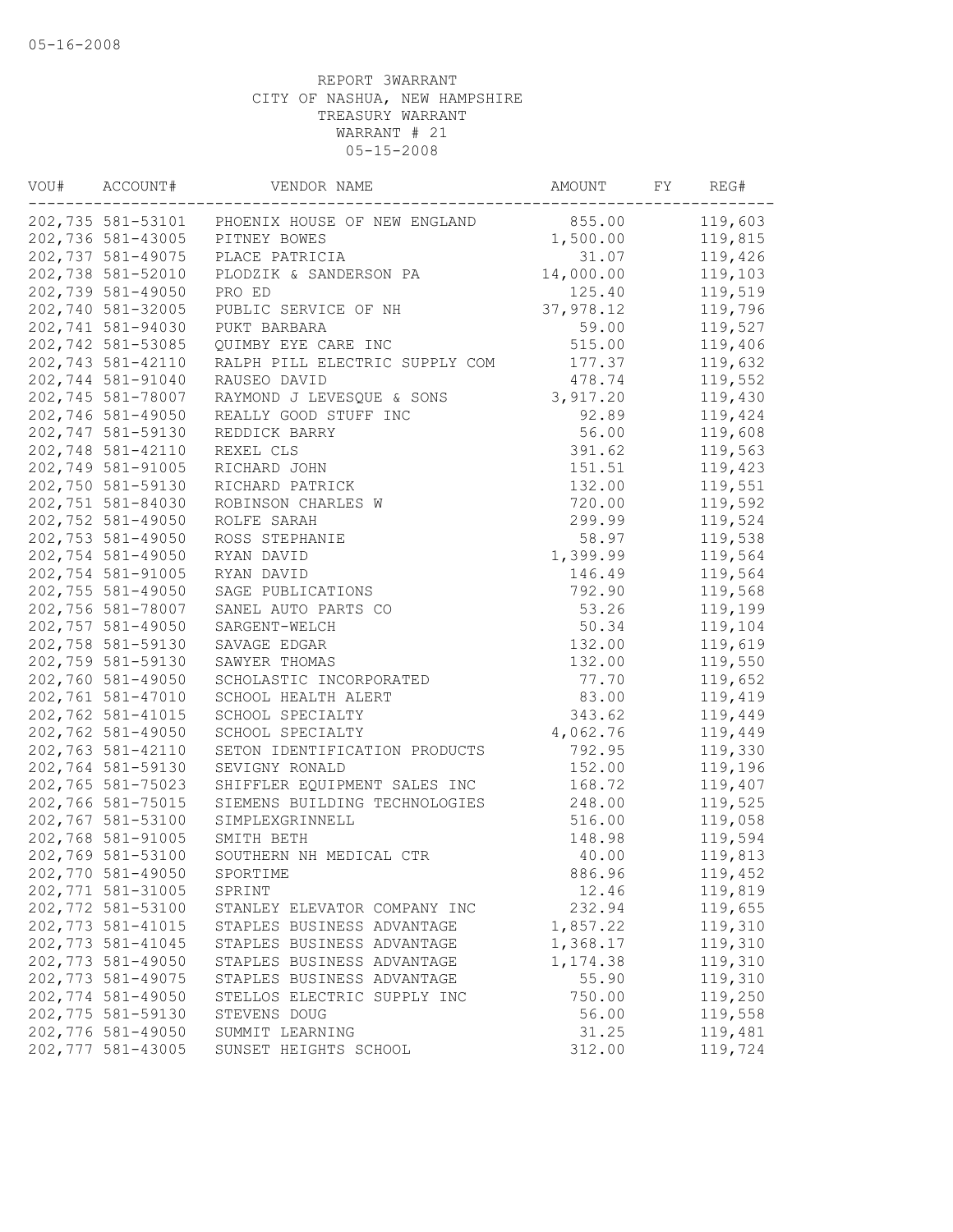05-16-2008

REPORT 3WARRANT
CITY OF NASHUA, NEW HAMPSHIRE
TREASURY WARRANT
WARRANT # 21
05-15-2008

| VOU# | ACCOUNT# | VENDOR NAME | AMOUNT | FY | REG# |
|---|---|---|---|---|---|
| 202,735 | 581-53101 | PHOENIX HOUSE OF NEW ENGLAND | 855.00 | | 119,603 |
| 202,736 | 581-43005 | PITNEY BOWES | 1,500.00 | | 119,815 |
| 202,737 | 581-49075 | PLACE PATRICIA | 31.07 | | 119,426 |
| 202,738 | 581-52010 | PLODZIK & SANDERSON PA | 14,000.00 | | 119,103 |
| 202,739 | 581-49050 | PRO ED | 125.40 | | 119,519 |
| 202,740 | 581-32005 | PUBLIC SERVICE OF NH | 37,978.12 | | 119,796 |
| 202,741 | 581-94030 | PUKT BARBARA | 59.00 | | 119,527 |
| 202,742 | 581-53085 | QUIMBY EYE CARE INC | 515.00 | | 119,406 |
| 202,743 | 581-42110 | RALPH PILL ELECTRIC SUPPLY COM | 177.37 | | 119,632 |
| 202,744 | 581-91040 | RAUSEO DAVID | 478.74 | | 119,552 |
| 202,745 | 581-78007 | RAYMOND J LEVESQUE & SONS | 3,917.20 | | 119,430 |
| 202,746 | 581-49050 | REALLY GOOD STUFF INC | 92.89 | | 119,424 |
| 202,747 | 581-59130 | REDDICK BARRY | 56.00 | | 119,608 |
| 202,748 | 581-42110 | REXEL CLS | 391.62 | | 119,563 |
| 202,749 | 581-91005 | RICHARD JOHN | 151.51 | | 119,423 |
| 202,750 | 581-59130 | RICHARD PATRICK | 132.00 | | 119,551 |
| 202,751 | 581-84030 | ROBINSON CHARLES W | 720.00 | | 119,592 |
| 202,752 | 581-49050 | ROLFE SARAH | 299.99 | | 119,524 |
| 202,753 | 581-49050 | ROSS STEPHANIE | 58.97 | | 119,538 |
| 202,754 | 581-49050 | RYAN DAVID | 1,399.99 | | 119,564 |
| 202,754 | 581-91005 | RYAN DAVID | 146.49 | | 119,564 |
| 202,755 | 581-49050 | SAGE PUBLICATIONS | 792.90 | | 119,568 |
| 202,756 | 581-78007 | SANEL AUTO PARTS CO | 53.26 | | 119,199 |
| 202,757 | 581-49050 | SARGENT-WELCH | 50.34 | | 119,104 |
| 202,758 | 581-59130 | SAVAGE EDGAR | 132.00 | | 119,619 |
| 202,759 | 581-59130 | SAWYER THOMAS | 132.00 | | 119,550 |
| 202,760 | 581-49050 | SCHOLASTIC INCORPORATED | 77.70 | | 119,652 |
| 202,761 | 581-47010 | SCHOOL HEALTH ALERT | 83.00 | | 119,419 |
| 202,762 | 581-41015 | SCHOOL SPECIALTY | 343.62 | | 119,449 |
| 202,762 | 581-49050 | SCHOOL SPECIALTY | 4,062.76 | | 119,449 |
| 202,763 | 581-42110 | SETON IDENTIFICATION PRODUCTS | 792.95 | | 119,330 |
| 202,764 | 581-59130 | SEVIGNY RONALD | 152.00 | | 119,196 |
| 202,765 | 581-75023 | SHIFFLER EQUIPMENT SALES INC | 168.72 | | 119,407 |
| 202,766 | 581-75015 | SIEMENS BUILDING TECHNOLOGIES | 248.00 | | 119,525 |
| 202,767 | 581-53100 | SIMPLEXGRINNELL | 516.00 | | 119,058 |
| 202,768 | 581-91005 | SMITH BETH | 148.98 | | 119,594 |
| 202,769 | 581-53100 | SOUTHERN NH MEDICAL CTR | 40.00 | | 119,813 |
| 202,770 | 581-49050 | SPORTIME | 886.96 | | 119,452 |
| 202,771 | 581-31005 | SPRINT | 12.46 | | 119,819 |
| 202,772 | 581-53100 | STANLEY ELEVATOR COMPANY INC | 232.94 | | 119,655 |
| 202,773 | 581-41015 | STAPLES BUSINESS ADVANTAGE | 1,857.22 | | 119,310 |
| 202,773 | 581-41045 | STAPLES BUSINESS ADVANTAGE | 1,368.17 | | 119,310 |
| 202,773 | 581-49050 | STAPLES BUSINESS ADVANTAGE | 1,174.38 | | 119,310 |
| 202,773 | 581-49075 | STAPLES BUSINESS ADVANTAGE | 55.90 | | 119,310 |
| 202,774 | 581-49050 | STELLOS ELECTRIC SUPPLY INC | 750.00 | | 119,250 |
| 202,775 | 581-59130 | STEVENS DOUG | 56.00 | | 119,558 |
| 202,776 | 581-49050 | SUMMIT LEARNING | 31.25 | | 119,481 |
| 202,777 | 581-43005 | SUNSET HEIGHTS SCHOOL | 312.00 | | 119,724 |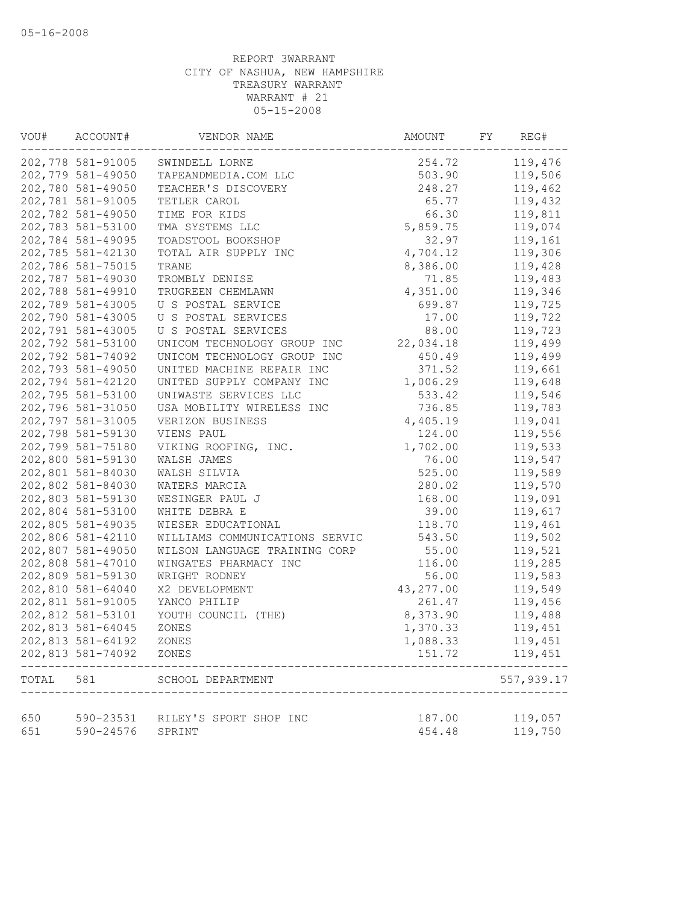05-16-2008

REPORT 3WARRANT
CITY OF NASHUA, NEW HAMPSHIRE
TREASURY WARRANT
WARRANT # 21
05-15-2008

| VOU# | ACCOUNT# | VENDOR NAME | AMOUNT | FY | REG# |
|---|---|---|---|---|---|
| 202,778 | 581-91005 | SWINDELL LORNE | 254.72 | | 119,476 |
| 202,779 | 581-49050 | TAPEANDMEDIA.COM LLC | 503.90 | | 119,506 |
| 202,780 | 581-49050 | TEACHER'S DISCOVERY | 248.27 | | 119,462 |
| 202,781 | 581-91005 | TETLER CAROL | 65.77 | | 119,432 |
| 202,782 | 581-49050 | TIME FOR KIDS | 66.30 | | 119,811 |
| 202,783 | 581-53100 | TMA SYSTEMS LLC | 5,859.75 | | 119,074 |
| 202,784 | 581-49095 | TOADSTOOL BOOKSHOP | 32.97 | | 119,161 |
| 202,785 | 581-42130 | TOTAL AIR SUPPLY INC | 4,704.12 | | 119,306 |
| 202,786 | 581-75015 | TRANE | 8,386.00 | | 119,428 |
| 202,787 | 581-49030 | TROMBLY DENISE | 71.85 | | 119,483 |
| 202,788 | 581-49910 | TRUGREEN CHEMLAWN | 4,351.00 | | 119,346 |
| 202,789 | 581-43005 | U S POSTAL SERVICE | 699.87 | | 119,725 |
| 202,790 | 581-43005 | U S POSTAL SERVICES | 17.00 | | 119,722 |
| 202,791 | 581-43005 | U S POSTAL SERVICES | 88.00 | | 119,723 |
| 202,792 | 581-53100 | UNICOM TECHNOLOGY GROUP INC | 22,034.18 | | 119,499 |
| 202,792 | 581-74092 | UNICOM TECHNOLOGY GROUP INC | 450.49 | | 119,499 |
| 202,793 | 581-49050 | UNITED MACHINE REPAIR INC | 371.52 | | 119,661 |
| 202,794 | 581-42120 | UNITED SUPPLY COMPANY INC | 1,006.29 | | 119,648 |
| 202,795 | 581-53100 | UNIWASTE SERVICES LLC | 533.42 | | 119,546 |
| 202,796 | 581-31050 | USA MOBILITY WIRELESS INC | 736.85 | | 119,783 |
| 202,797 | 581-31005 | VERIZON BUSINESS | 4,405.19 | | 119,041 |
| 202,798 | 581-59130 | VIENS PAUL | 124.00 | | 119,556 |
| 202,799 | 581-75180 | VIKING ROOFING, INC. | 1,702.00 | | 119,533 |
| 202,800 | 581-59130 | WALSH JAMES | 76.00 | | 119,547 |
| 202,801 | 581-84030 | WALSH SILVIA | 525.00 | | 119,589 |
| 202,802 | 581-84030 | WATERS MARCIA | 280.02 | | 119,570 |
| 202,803 | 581-59130 | WESINGER PAUL J | 168.00 | | 119,091 |
| 202,804 | 581-53100 | WHITE DEBRA E | 39.00 | | 119,617 |
| 202,805 | 581-49035 | WIESER EDUCATIONAL | 118.70 | | 119,461 |
| 202,806 | 581-42110 | WILLIAMS COMMUNICATIONS SERVIC | 543.50 | | 119,502 |
| 202,807 | 581-49050 | WILSON LANGUAGE TRAINING CORP | 55.00 | | 119,521 |
| 202,808 | 581-47010 | WINGATES PHARMACY INC | 116.00 | | 119,285 |
| 202,809 | 581-59130 | WRIGHT RODNEY | 56.00 | | 119,583 |
| 202,810 | 581-64040 | X2 DEVELOPMENT | 43,277.00 | | 119,549 |
| 202,811 | 581-91005 | YANCO PHILIP | 261.47 | | 119,456 |
| 202,812 | 581-53101 | YOUTH COUNCIL (THE) | 8,373.90 | | 119,488 |
| 202,813 | 581-64045 | ZONES | 1,370.33 | | 119,451 |
| 202,813 | 581-64192 | ZONES | 1,088.33 | | 119,451 |
| 202,813 | 581-74092 | ZONES | 151.72 | | 119,451 |
| TOTAL | 581 | SCHOOL DEPARTMENT | | | 557,939.17 |
| 650 | 590-23531 | RILEY'S SPORT SHOP INC | 187.00 | | 119,057 |
| 651 | 590-24576 | SPRINT | 454.48 | | 119,750 |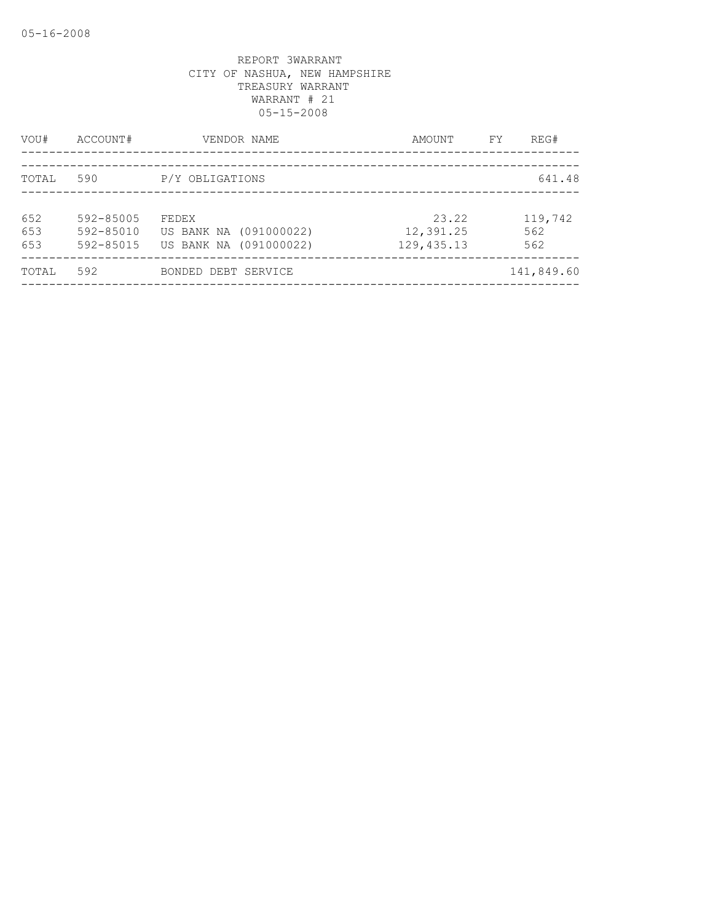REPORT 3WARRANT
CITY OF NASHUA, NEW HAMPSHIRE
TREASURY WARRANT
WARRANT # 21
05-15-2008

| VOU# | ACCOUNT# | VENDOR NAME | AMOUNT | FY | REG# |
|---|---|---|---|---|---|
| TOTAL | 590 | P/Y OBLIGATIONS | | | 641.48 |
| 652 | 592-85005 | FEDEX | 23.22 | | 119,742 |
| 653 | 592-85010 | US BANK NA (091000022) | 12,391.25 | | 562 |
| 653 | 592-85015 | US BANK NA (091000022) | 129,435.13 | | 562 |
| TOTAL | 592 | BONDED DEBT SERVICE | | | 141,849.60 |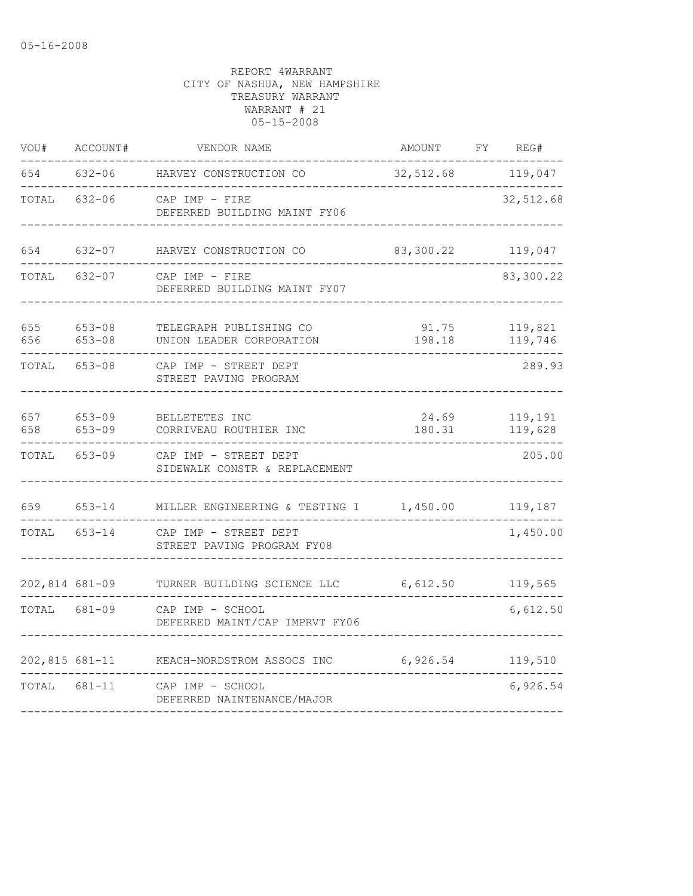05-16-2008

REPORT 4WARRANT
CITY OF NASHUA, NEW HAMPSHIRE
TREASURY WARRANT
WARRANT # 21
05-15-2008

| VOU# | ACCOUNT# | VENDOR NAME | AMOUNT | FY | REG# |
|---|---|---|---|---|---|
| 654 | 632-06 | HARVEY CONSTRUCTION CO | 32,512.68 | | 119,047 |
| TOTAL | 632-06 | CAP IMP - FIRE<br>DEFERRED BUILDING MAINT FY06 | | | 32,512.68 |
| 654 | 632-07 | HARVEY CONSTRUCTION CO | 83,300.22 | | 119,047 |
| TOTAL | 632-07 | CAP IMP - FIRE<br>DEFERRED BUILDING MAINT FY07 | | | 83,300.22 |
| 655 | 653-08 | TELEGRAPH PUBLISHING CO | 91.75 | | 119,821 |
| 656 | 653-08 | UNION LEADER CORPORATION | 198.18 | | 119,746 |
| TOTAL | 653-08 | CAP IMP - STREET DEPT<br>STREET PAVING PROGRAM | | | 289.93 |
| 657 | 653-09 | BELLETETES INC | 24.69 | | 119,191 |
| 658 | 653-09 | CORRIVEAU ROUTHIER INC | 180.31 | | 119,628 |
| TOTAL | 653-09 | CAP IMP - STREET DEPT<br>SIDEWALK CONSTR & REPLACEMENT | | | 205.00 |
| 659 | 653-14 | MILLER ENGINEERING & TESTING I | 1,450.00 | | 119,187 |
| TOTAL | 653-14 | CAP IMP - STREET DEPT<br>STREET PAVING PROGRAM FY08 | | | 1,450.00 |
| 202,814 | 681-09 | TURNER BUILDING SCIENCE LLC | 6,612.50 | | 119,565 |
| TOTAL | 681-09 | CAP IMP - SCHOOL<br>DEFERRED MAINT/CAP IMPRVT FY06 | | | 6,612.50 |
| 202,815 | 681-11 | KEACH-NORDSTROM ASSOCS INC | 6,926.54 | | 119,510 |
| TOTAL | 681-11 | CAP IMP - SCHOOL<br>DEFERRED NAINTENANCE/MAJOR | | | 6,926.54 |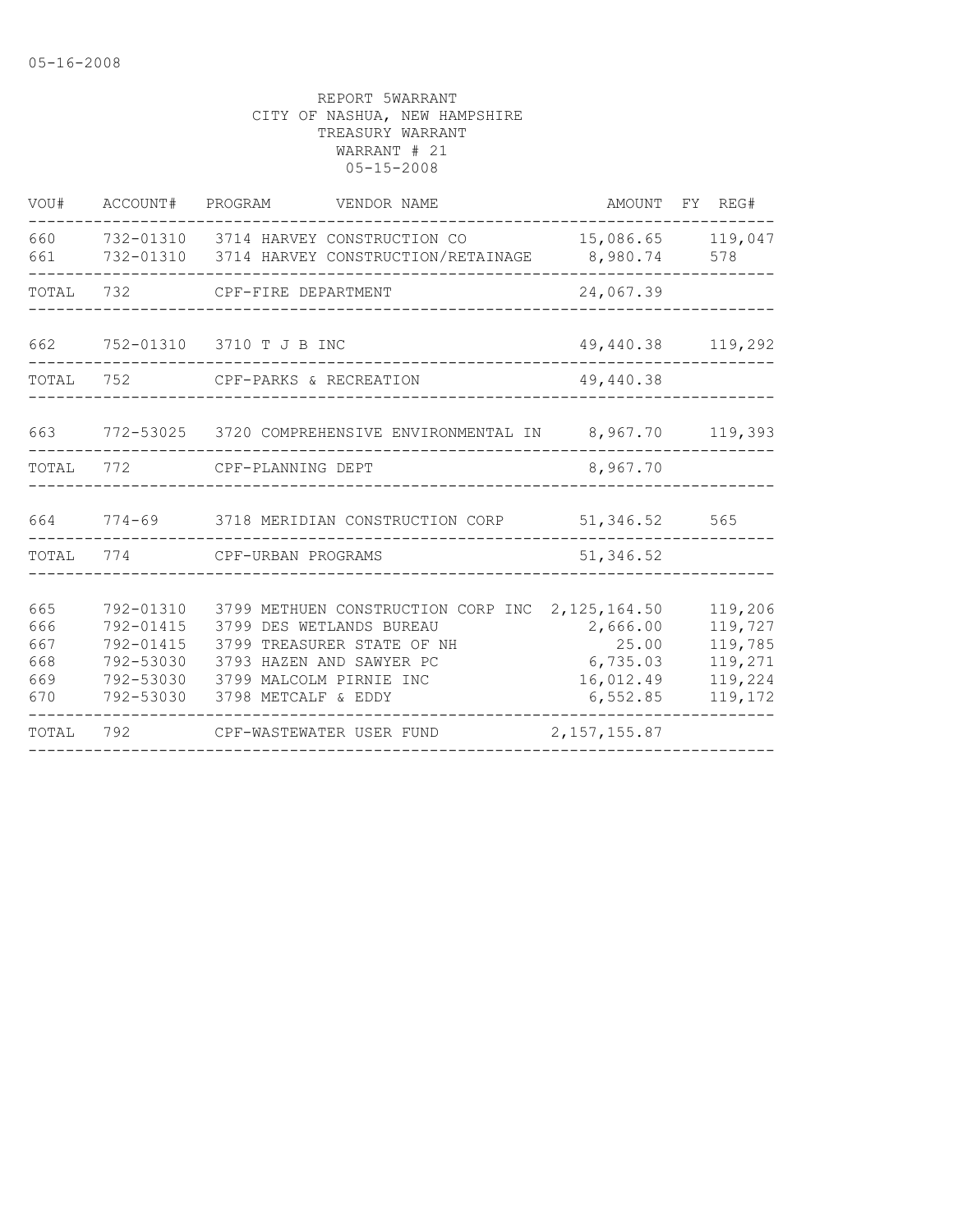05-16-2008

REPORT 5WARRANT
CITY OF NASHUA, NEW HAMPSHIRE
TREASURY WARRANT
WARRANT # 21
05-15-2008

| VOU# | ACCOUNT# | PROGRAM | VENDOR NAME | AMOUNT | FY | REG# |
|---|---|---|---|---|---|---|
| 660 | 732-01310 | 3714 | HARVEY CONSTRUCTION CO | 15,086.65 | | 119,047 |
| 661 | 732-01310 | 3714 | HARVEY CONSTRUCTION/RETAINAGE | 8,980.74 | | 578 |
| TOTAL | 732 | | CPF-FIRE DEPARTMENT | 24,067.39 | | |
| 662 | 752-01310 | 3710 | T J B INC | 49,440.38 | | 119,292 |
| TOTAL | 752 | | CPF-PARKS & RECREATION | 49,440.38 | | |
| 663 | 772-53025 | 3720 | COMPREHENSIVE ENVIRONMENTAL IN | 8,967.70 | | 119,393 |
| TOTAL | 772 | | CPF-PLANNING DEPT | 8,967.70 | | |
| 664 | 774-69 | 3718 | MERIDIAN CONSTRUCTION CORP | 51,346.52 | | 565 |
| TOTAL | 774 | | CPF-URBAN PROGRAMS | 51,346.52 | | |
| 665 | 792-01310 | 3799 | METHUEN CONSTRUCTION CORP INC | 2,125,164.50 | | 119,206 |
| 666 | 792-01415 | 3799 | DES WETLANDS BUREAU | 2,666.00 | | 119,727 |
| 667 | 792-01415 | 3799 | TREASURER STATE OF NH | 25.00 | | 119,785 |
| 668 | 792-53030 | 3793 | HAZEN AND SAWYER PC | 6,735.03 | | 119,271 |
| 669 | 792-53030 | 3799 | MALCOLM PIRNIE INC | 16,012.49 | | 119,224 |
| 670 | 792-53030 | 3798 | METCALF & EDDY | 6,552.85 | | 119,172 |
| TOTAL | 792 | | CPF-WASTEWATER USER FUND | 2,157,155.87 | | |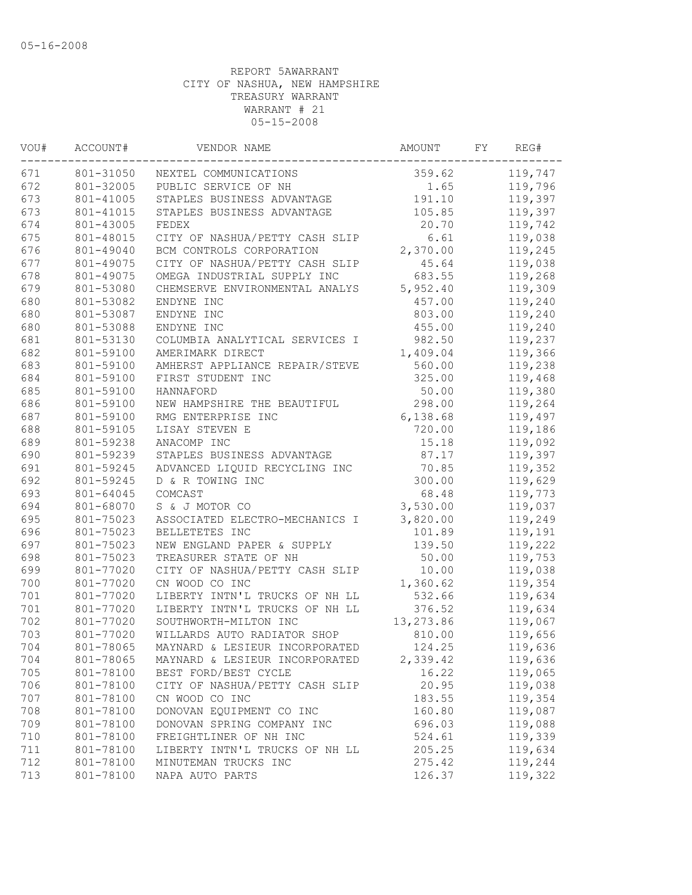05-16-2008

REPORT 5AWARRANT
CITY OF NASHUA, NEW HAMPSHIRE
TREASURY WARRANT
WARRANT # 21
05-15-2008

| VOU# | ACCOUNT# | VENDOR NAME | AMOUNT | FY | REG# |
|---|---|---|---|---|---|
| 671 | 801-31050 | NEXTEL COMMUNICATIONS | 359.62 | | 119,747 |
| 672 | 801-32005 | PUBLIC SERVICE OF NH | 1.65 | | 119,796 |
| 673 | 801-41005 | STAPLES BUSINESS ADVANTAGE | 191.10 | | 119,397 |
| 673 | 801-41015 | STAPLES BUSINESS ADVANTAGE | 105.85 | | 119,397 |
| 674 | 801-43005 | FEDEX | 20.70 | | 119,742 |
| 675 | 801-48015 | CITY OF NASHUA/PETTY CASH SLIP | 6.61 | | 119,038 |
| 676 | 801-49040 | BCM CONTROLS CORPORATION | 2,370.00 | | 119,245 |
| 677 | 801-49075 | CITY OF NASHUA/PETTY CASH SLIP | 45.64 | | 119,038 |
| 678 | 801-49075 | OMEGA INDUSTRIAL SUPPLY INC | 683.55 | | 119,268 |
| 679 | 801-53080 | CHEMSERVE ENVIRONMENTAL ANALYS | 5,952.40 | | 119,309 |
| 680 | 801-53082 | ENDYNE INC | 457.00 | | 119,240 |
| 680 | 801-53087 | ENDYNE INC | 803.00 | | 119,240 |
| 680 | 801-53088 | ENDYNE INC | 455.00 | | 119,240 |
| 681 | 801-53130 | COLUMBIA ANALYTICAL SERVICES I | 982.50 | | 119,237 |
| 682 | 801-59100 | AMERIMARK DIRECT | 1,409.04 | | 119,366 |
| 683 | 801-59100 | AMHERST APPLIANCE REPAIR/STEVE | 560.00 | | 119,238 |
| 684 | 801-59100 | FIRST STUDENT INC | 325.00 | | 119,468 |
| 685 | 801-59100 | HANNAFORD | 50.00 | | 119,380 |
| 686 | 801-59100 | NEW HAMPSHIRE THE BEAUTIFUL | 298.00 | | 119,264 |
| 687 | 801-59100 | RMG ENTERPRISE INC | 6,138.68 | | 119,497 |
| 688 | 801-59105 | LISAY STEVEN E | 720.00 | | 119,186 |
| 689 | 801-59238 | ANACOMP INC | 15.18 | | 119,092 |
| 690 | 801-59239 | STAPLES BUSINESS ADVANTAGE | 87.17 | | 119,397 |
| 691 | 801-59245 | ADVANCED LIQUID RECYCLING INC | 70.85 | | 119,352 |
| 692 | 801-59245 | D & R TOWING INC | 300.00 | | 119,629 |
| 693 | 801-64045 | COMCAST | 68.48 | | 119,773 |
| 694 | 801-68070 | S & J MOTOR CO | 3,530.00 | | 119,037 |
| 695 | 801-75023 | ASSOCIATED ELECTRO-MECHANICS I | 3,820.00 | | 119,249 |
| 696 | 801-75023 | BELLETETES INC | 101.89 | | 119,191 |
| 697 | 801-75023 | NEW ENGLAND PAPER & SUPPLY | 139.50 | | 119,222 |
| 698 | 801-75023 | TREASURER STATE OF NH | 50.00 | | 119,753 |
| 699 | 801-77020 | CITY OF NASHUA/PETTY CASH SLIP | 10.00 | | 119,038 |
| 700 | 801-77020 | CN WOOD CO INC | 1,360.62 | | 119,354 |
| 701 | 801-77020 | LIBERTY INTN'L TRUCKS OF NH LL | 532.66 | | 119,634 |
| 701 | 801-77020 | LIBERTY INTN'L TRUCKS OF NH LL | 376.52 | | 119,634 |
| 702 | 801-77020 | SOUTHWORTH-MILTON INC | 13,273.86 | | 119,067 |
| 703 | 801-77020 | WILLARDS AUTO RADIATOR SHOP | 810.00 | | 119,656 |
| 704 | 801-78065 | MAYNARD & LESIEUR INCORPORATED | 124.25 | | 119,636 |
| 704 | 801-78065 | MAYNARD & LESIEUR INCORPORATED | 2,339.42 | | 119,636 |
| 705 | 801-78100 | BEST FORD/BEST CYCLE | 16.22 | | 119,065 |
| 706 | 801-78100 | CITY OF NASHUA/PETTY CASH SLIP | 20.95 | | 119,038 |
| 707 | 801-78100 | CN WOOD CO INC | 183.55 | | 119,354 |
| 708 | 801-78100 | DONOVAN EQUIPMENT CO INC | 160.80 | | 119,087 |
| 709 | 801-78100 | DONOVAN SPRING COMPANY INC | 696.03 | | 119,088 |
| 710 | 801-78100 | FREIGHTLINER OF NH INC | 524.61 | | 119,339 |
| 711 | 801-78100 | LIBERTY INTN'L TRUCKS OF NH LL | 205.25 | | 119,634 |
| 712 | 801-78100 | MINUTEMAN TRUCKS INC | 275.42 | | 119,244 |
| 713 | 801-78100 | NAPA AUTO PARTS | 126.37 | | 119,322 |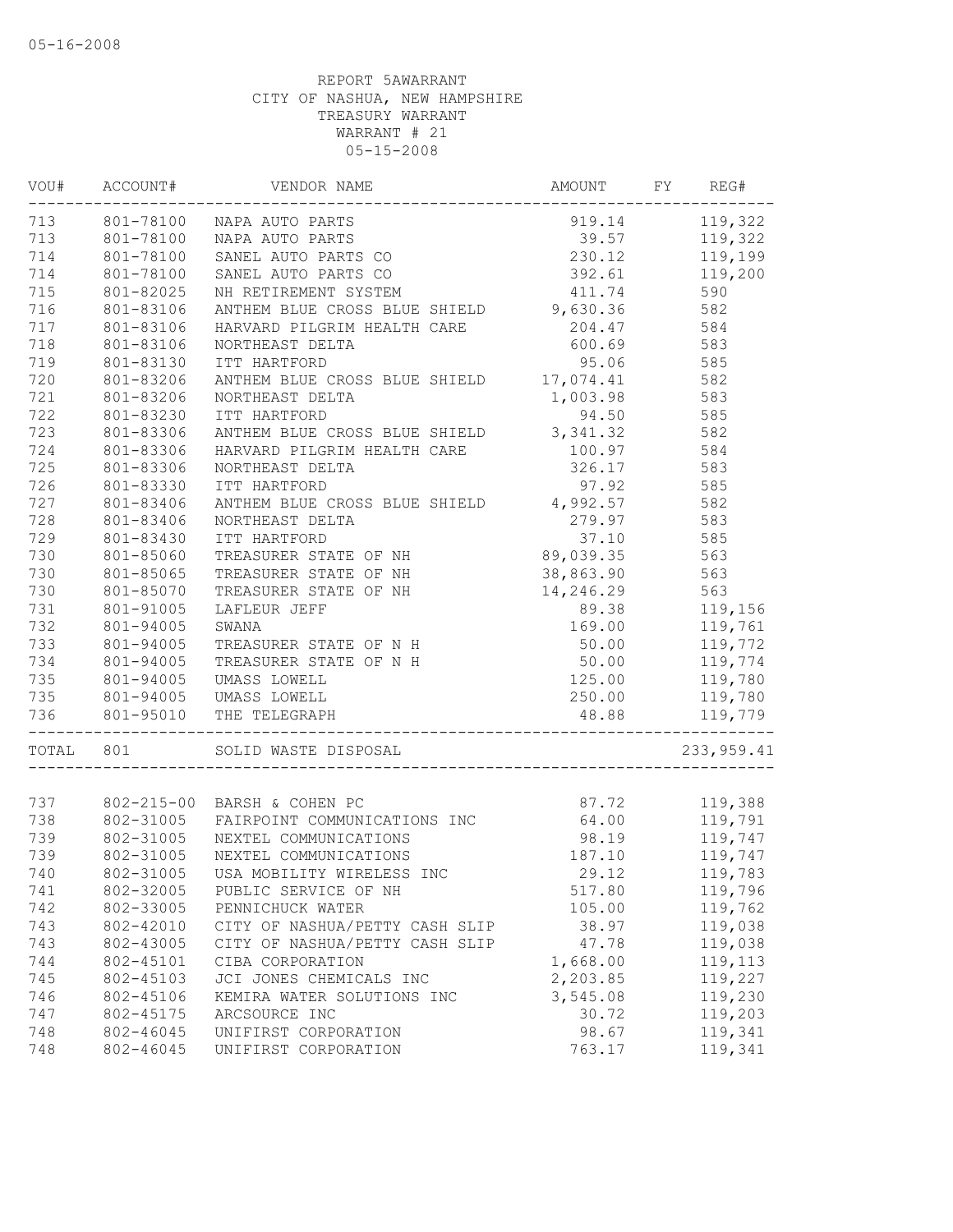05-16-2008

REPORT 5AWARRANT
CITY OF NASHUA, NEW HAMPSHIRE
TREASURY WARRANT
WARRANT # 21
05-15-2008

| VOU# | ACCOUNT# | VENDOR NAME | AMOUNT | FY | REG# |
|---|---|---|---|---|---|
| 713 | 801-78100 | NAPA AUTO PARTS | 919.14 | | 119,322 |
| 713 | 801-78100 | NAPA AUTO PARTS | 39.57 | | 119,322 |
| 714 | 801-78100 | SANEL AUTO PARTS CO | 230.12 | | 119,199 |
| 714 | 801-78100 | SANEL AUTO PARTS CO | 392.61 | | 119,200 |
| 715 | 801-82025 | NH RETIREMENT SYSTEM | 411.74 | | 590 |
| 716 | 801-83106 | ANTHEM BLUE CROSS BLUE SHIELD | 9,630.36 | | 582 |
| 717 | 801-83106 | HARVARD PILGRIM HEALTH CARE | 204.47 | | 584 |
| 718 | 801-83106 | NORTHEAST DELTA | 600.69 | | 583 |
| 719 | 801-83130 | ITT HARTFORD | 95.06 | | 585 |
| 720 | 801-83206 | ANTHEM BLUE CROSS BLUE SHIELD | 17,074.41 | | 582 |
| 721 | 801-83206 | NORTHEAST DELTA | 1,003.98 | | 583 |
| 722 | 801-83230 | ITT HARTFORD | 94.50 | | 585 |
| 723 | 801-83306 | ANTHEM BLUE CROSS BLUE SHIELD | 3,341.32 | | 582 |
| 724 | 801-83306 | HARVARD PILGRIM HEALTH CARE | 100.97 | | 584 |
| 725 | 801-83306 | NORTHEAST DELTA | 326.17 | | 583 |
| 726 | 801-83330 | ITT HARTFORD | 97.92 | | 585 |
| 727 | 801-83406 | ANTHEM BLUE CROSS BLUE SHIELD | 4,992.57 | | 582 |
| 728 | 801-83406 | NORTHEAST DELTA | 279.97 | | 583 |
| 729 | 801-83430 | ITT HARTFORD | 37.10 | | 585 |
| 730 | 801-85060 | TREASURER STATE OF NH | 89,039.35 | | 563 |
| 730 | 801-85065 | TREASURER STATE OF NH | 38,863.90 | | 563 |
| 730 | 801-85070 | TREASURER STATE OF NH | 14,246.29 | | 563 |
| 731 | 801-91005 | LAFLEUR JEFF | 89.38 | | 119,156 |
| 732 | 801-94005 | SWANA | 169.00 | | 119,761 |
| 733 | 801-94005 | TREASURER STATE OF N H | 50.00 | | 119,772 |
| 734 | 801-94005 | TREASURER STATE OF N H | 50.00 | | 119,774 |
| 735 | 801-94005 | UMASS LOWELL | 125.00 | | 119,780 |
| 735 | 801-94005 | UMASS LOWELL | 250.00 | | 119,780 |
| 736 | 801-95010 | THE TELEGRAPH | 48.88 | | 119,779 |
| TOTAL | 801 | SOLID WASTE DISPOSAL | | | 233,959.41 |

| VOU# | ACCOUNT# | VENDOR NAME | AMOUNT | FY | REG# |
|---|---|---|---|---|---|
| 737 | 802-215-00 | BARSH & COHEN PC | 87.72 | | 119,388 |
| 738 | 802-31005 | FAIRPOINT COMMUNICATIONS INC | 64.00 | | 119,791 |
| 739 | 802-31005 | NEXTEL COMMUNICATIONS | 98.19 | | 119,747 |
| 739 | 802-31005 | NEXTEL COMMUNICATIONS | 187.10 | | 119,747 |
| 740 | 802-31005 | USA MOBILITY WIRELESS INC | 29.12 | | 119,783 |
| 741 | 802-32005 | PUBLIC SERVICE OF NH | 517.80 | | 119,796 |
| 742 | 802-33005 | PENNICHUCK WATER | 105.00 | | 119,762 |
| 743 | 802-42010 | CITY OF NASHUA/PETTY CASH SLIP | 38.97 | | 119,038 |
| 743 | 802-43005 | CITY OF NASHUA/PETTY CASH SLIP | 47.78 | | 119,038 |
| 744 | 802-45101 | CIBA CORPORATION | 1,668.00 | | 119,113 |
| 745 | 802-45103 | JCI JONES CHEMICALS INC | 2,203.85 | | 119,227 |
| 746 | 802-45106 | KEMIRA WATER SOLUTIONS INC | 3,545.08 | | 119,230 |
| 747 | 802-45175 | ARCSOURCE INC | 30.72 | | 119,203 |
| 748 | 802-46045 | UNIFIRST CORPORATION | 98.67 | | 119,341 |
| 748 | 802-46045 | UNIFIRST CORPORATION | 763.17 | | 119,341 |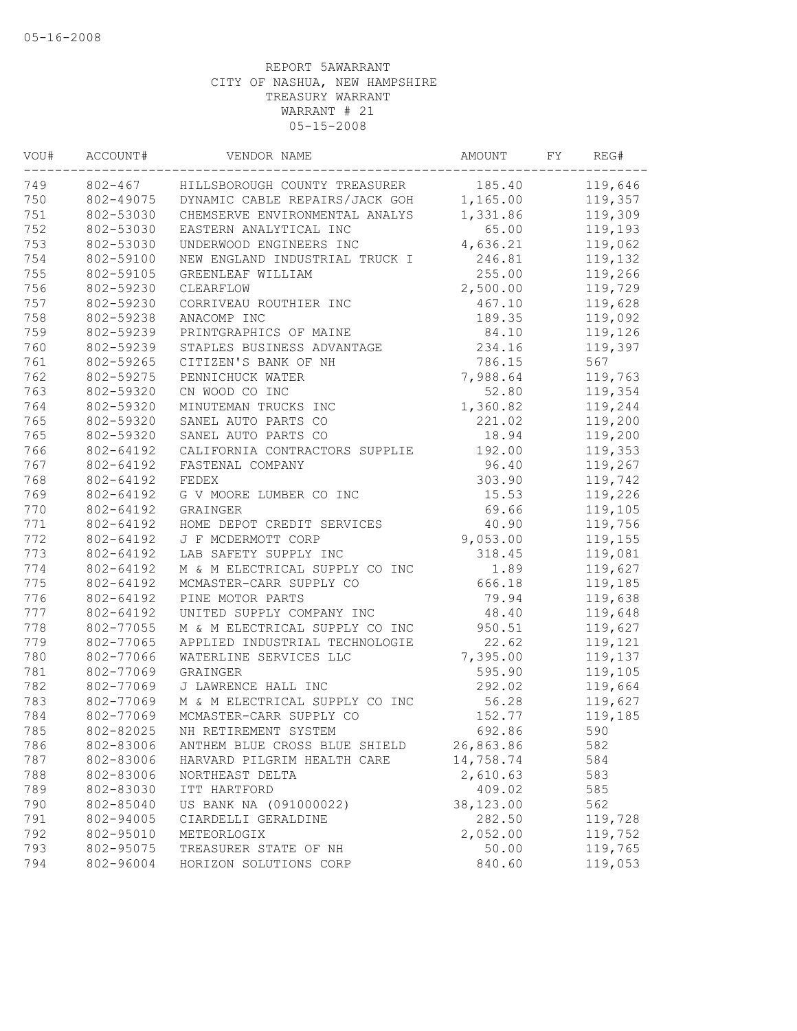05-16-2008

REPORT 5AWARRANT
CITY OF NASHUA, NEW HAMPSHIRE
TREASURY WARRANT
WARRANT # 21
05-15-2008

| VOU# | ACCOUNT# | VENDOR NAME | AMOUNT | FY | REG# |
|---|---|---|---|---|---|
| 749 | 802-467 | HILLSBOROUGH COUNTY TREASURER | 185.40 | | 119,646 |
| 750 | 802-49075 | DYNAMIC CABLE REPAIRS/JACK GOH | 1,165.00 | | 119,357 |
| 751 | 802-53030 | CHEMSERVE ENVIRONMENTAL ANALYS | 1,331.86 | | 119,309 |
| 752 | 802-53030 | EASTERN ANALYTICAL INC | 65.00 | | 119,193 |
| 753 | 802-53030 | UNDERWOOD ENGINEERS INC | 4,636.21 | | 119,062 |
| 754 | 802-59100 | NEW ENGLAND INDUSTRIAL TRUCK I | 246.81 | | 119,132 |
| 755 | 802-59105 | GREENLEAF WILLIAM | 255.00 | | 119,266 |
| 756 | 802-59230 | CLEARFLOW | 2,500.00 | | 119,729 |
| 757 | 802-59230 | CORRIVEAU ROUTHIER INC | 467.10 | | 119,628 |
| 758 | 802-59238 | ANACOMP INC | 189.35 | | 119,092 |
| 759 | 802-59239 | PRINTGRAPHICS OF MAINE | 84.10 | | 119,126 |
| 760 | 802-59239 | STAPLES BUSINESS ADVANTAGE | 234.16 | | 119,397 |
| 761 | 802-59265 | CITIZEN'S BANK OF NH | 786.15 | | 567 |
| 762 | 802-59275 | PENNICHUCK WATER | 7,988.64 | | 119,763 |
| 763 | 802-59320 | CN WOOD CO INC | 52.80 | | 119,354 |
| 764 | 802-59320 | MINUTEMAN TRUCKS INC | 1,360.82 | | 119,244 |
| 765 | 802-59320 | SANEL AUTO PARTS CO | 221.02 | | 119,200 |
| 765 | 802-59320 | SANEL AUTO PARTS CO | 18.94 | | 119,200 |
| 766 | 802-64192 | CALIFORNIA CONTRACTORS SUPPLIE | 192.00 | | 119,353 |
| 767 | 802-64192 | FASTENAL COMPANY | 96.40 | | 119,267 |
| 768 | 802-64192 | FEDEX | 303.90 | | 119,742 |
| 769 | 802-64192 | G V MOORE LUMBER CO INC | 15.53 | | 119,226 |
| 770 | 802-64192 | GRAINGER | 69.66 | | 119,105 |
| 771 | 802-64192 | HOME DEPOT CREDIT SERVICES | 40.90 | | 119,756 |
| 772 | 802-64192 | J F MCDERMOTT CORP | 9,053.00 | | 119,155 |
| 773 | 802-64192 | LAB SAFETY SUPPLY INC | 318.45 | | 119,081 |
| 774 | 802-64192 | M & M ELECTRICAL SUPPLY CO INC | 1.89 | | 119,627 |
| 775 | 802-64192 | MCMASTER-CARR SUPPLY CO | 666.18 | | 119,185 |
| 776 | 802-64192 | PINE MOTOR PARTS | 79.94 | | 119,638 |
| 777 | 802-64192 | UNITED SUPPLY COMPANY INC | 48.40 | | 119,648 |
| 778 | 802-77055 | M & M ELECTRICAL SUPPLY CO INC | 950.51 | | 119,627 |
| 779 | 802-77065 | APPLIED INDUSTRIAL TECHNOLOGIE | 22.62 | | 119,121 |
| 780 | 802-77066 | WATERLINE SERVICES LLC | 7,395.00 | | 119,137 |
| 781 | 802-77069 | GRAINGER | 595.90 | | 119,105 |
| 782 | 802-77069 | J LAWRENCE HALL INC | 292.02 | | 119,664 |
| 783 | 802-77069 | M & M ELECTRICAL SUPPLY CO INC | 56.28 | | 119,627 |
| 784 | 802-77069 | MCMASTER-CARR SUPPLY CO | 152.77 | | 119,185 |
| 785 | 802-82025 | NH RETIREMENT SYSTEM | 692.86 | | 590 |
| 786 | 802-83006 | ANTHEM BLUE CROSS BLUE SHIELD | 26,863.86 | | 582 |
| 787 | 802-83006 | HARVARD PILGRIM HEALTH CARE | 14,758.74 | | 584 |
| 788 | 802-83006 | NORTHEAST DELTA | 2,610.63 | | 583 |
| 789 | 802-83030 | ITT HARTFORD | 409.02 | | 585 |
| 790 | 802-85040 | US BANK NA (091000022) | 38,123.00 | | 562 |
| 791 | 802-94005 | CIARDELLI GERALDINE | 282.50 | | 119,728 |
| 792 | 802-95010 | METEORLOGIX | 2,052.00 | | 119,752 |
| 793 | 802-95075 | TREASURER STATE OF NH | 50.00 | | 119,765 |
| 794 | 802-96004 | HORIZON SOLUTIONS CORP | 840.60 | | 119,053 |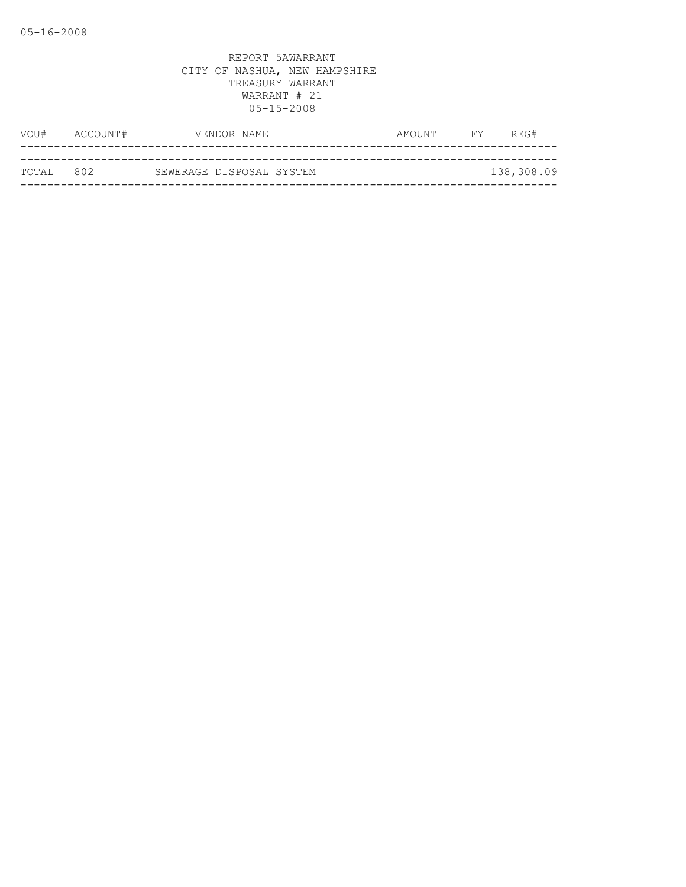05-16-2008

REPORT 5AWARRANT
CITY OF NASHUA, NEW HAMPSHIRE
TREASURY WARRANT
WARRANT # 21
05-15-2008

| VOU# | ACCOUNT# | VENDOR NAME | AMOUNT | FY | REG# |
|---|---|---|---|---|---|
| TOTAL | 802 | SEWERAGE DISPOSAL SYSTEM | | | 138,308.09 |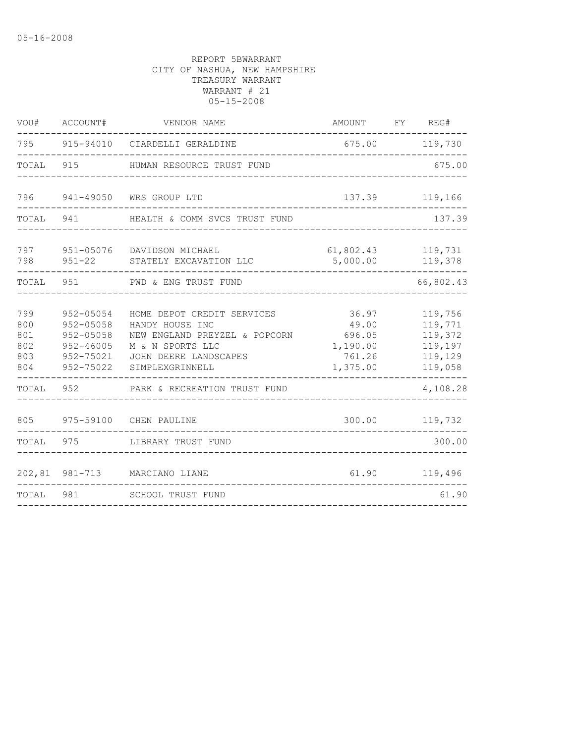05-16-2008

REPORT 5BWARRANT
CITY OF NASHUA, NEW HAMPSHIRE
TREASURY WARRANT
WARRANT # 21
05-15-2008

| VOU# | ACCOUNT# | VENDOR NAME | AMOUNT | FY | REG# |
|---|---|---|---|---|---|
| 795 | 915-94010 | CIARDELLI GERALDINE | 675.00 | | 119,730 |
| TOTAL | 915 | HUMAN RESOURCE TRUST FUND | | | 675.00 |
| 796 | 941-49050 | WRS GROUP LTD | 137.39 | | 119,166 |
| TOTAL | 941 | HEALTH & COMM SVCS TRUST FUND | | | 137.39 |
| 797 | 951-05076 | DAVIDSON MICHAEL | 61,802.43 | | 119,731 |
| 798 | 951-22 | STATELY EXCAVATION LLC | 5,000.00 | | 119,378 |
| TOTAL | 951 | PWD & ENG TRUST FUND | | | 66,802.43 |
| 799 | 952-05054 | HOME DEPOT CREDIT SERVICES | 36.97 | | 119,756 |
| 800 | 952-05058 | HANDY HOUSE INC | 49.00 | | 119,771 |
| 801 | 952-05058 | NEW ENGLAND PREYZEL & POPCORN | 696.05 | | 119,372 |
| 802 | 952-46005 | M & N SPORTS LLC | 1,190.00 | | 119,197 |
| 803 | 952-75021 | JOHN DEERE LANDSCAPES | 761.26 | | 119,129 |
| 804 | 952-75022 | SIMPLEXGRINNELL | 1,375.00 | | 119,058 |
| TOTAL | 952 | PARK & RECREATION TRUST FUND | | | 4,108.28 |
| 805 | 975-59100 | CHEN PAULINE | 300.00 | | 119,732 |
| TOTAL | 975 | LIBRARY TRUST FUND | | | 300.00 |
| 202,81 | 981-713 | MARCIANO LIANE | 61.90 | | 119,496 |
| TOTAL | 981 | SCHOOL TRUST FUND | | | 61.90 |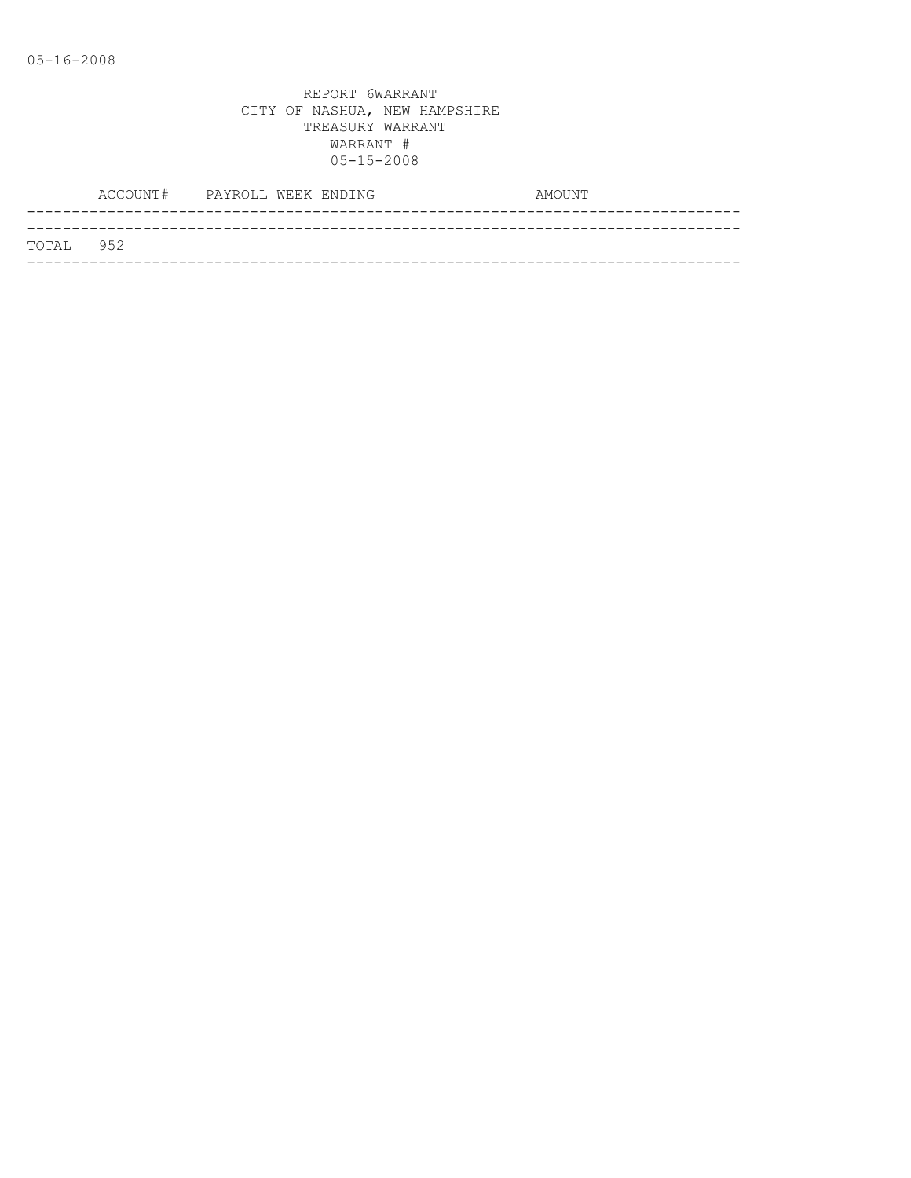05-16-2008

REPORT 6WARRANT
CITY OF NASHUA, NEW HAMPSHIRE
TREASURY WARRANT
WARRANT #
05-15-2008

| ACCOUNT# | PAYROLL WEEK ENDING | AMOUNT |
| --- | --- | --- |
| TOTAL 952 | | |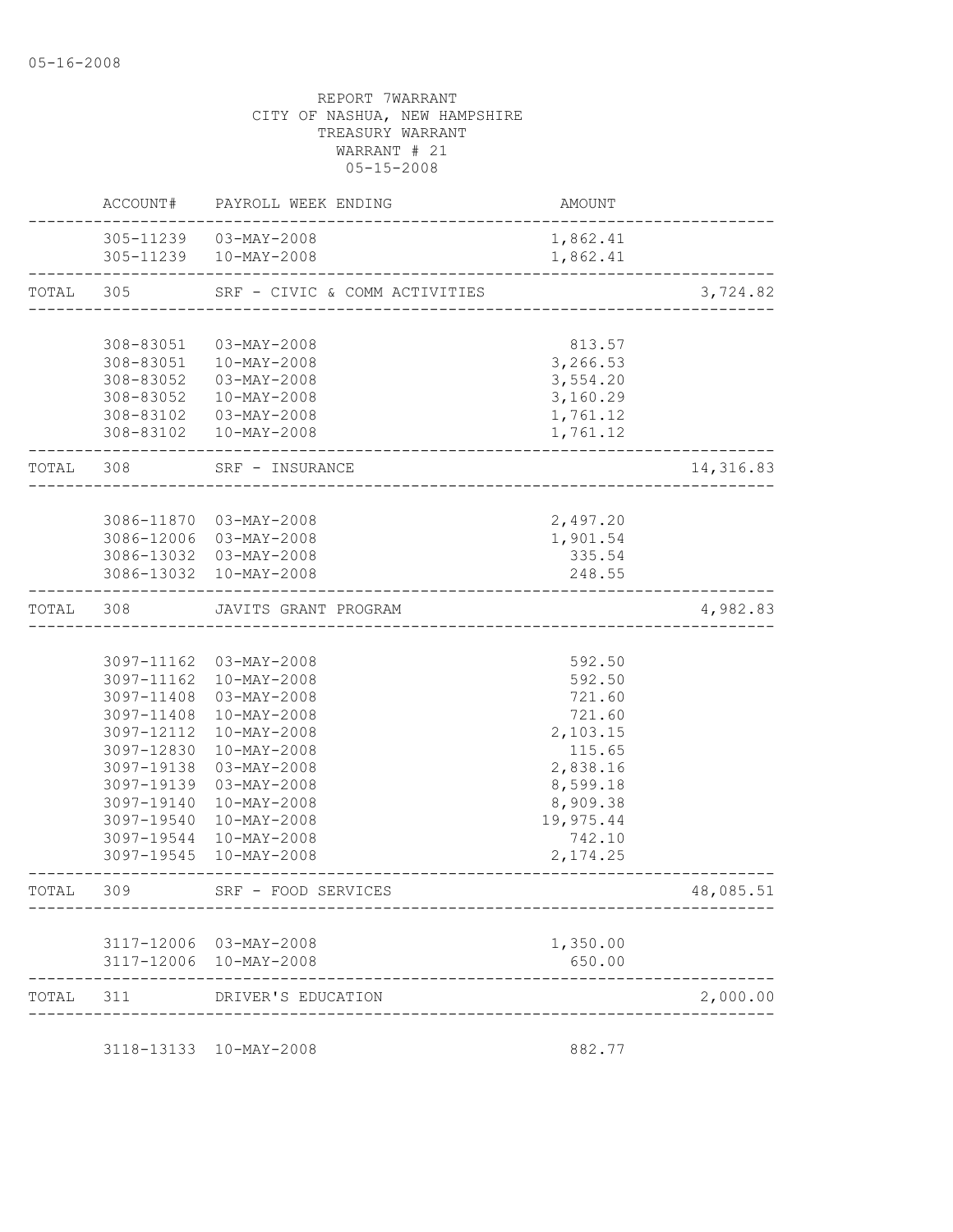05-16-2008

REPORT 7WARRANT
CITY OF NASHUA, NEW HAMPSHIRE
TREASURY WARRANT
WARRANT # 21
05-15-2008

| | ACCOUNT# | PAYROLL WEEK ENDING | AMOUNT | |
|---|---|---|---|---|
| | 305-11239 | 03-MAY-2008 | 1,862.41 | |
| | 305-11239 | 10-MAY-2008 | 1,862.41 | |
| TOTAL | 305 | SRF - CIVIC & COMM ACTIVITIES | | 3,724.82 |
| | 308-83051 | 03-MAY-2008 | 813.57 | |
| | 308-83051 | 10-MAY-2008 | 3,266.53 | |
| | 308-83052 | 03-MAY-2008 | 3,554.20 | |
| | 308-83052 | 10-MAY-2008 | 3,160.29 | |
| | 308-83102 | 03-MAY-2008 | 1,761.12 | |
| | 308-83102 | 10-MAY-2008 | 1,761.12 | |
| TOTAL | 308 | SRF - INSURANCE | | 14,316.83 |
| | 3086-11870 | 03-MAY-2008 | 2,497.20 | |
| | 3086-12006 | 03-MAY-2008 | 1,901.54 | |
| | 3086-13032 | 03-MAY-2008 | 335.54 | |
| | 3086-13032 | 10-MAY-2008 | 248.55 | |
| TOTAL | 308 | JAVITS GRANT PROGRAM | | 4,982.83 |
| | 3097-11162 | 03-MAY-2008 | 592.50 | |
| | 3097-11162 | 10-MAY-2008 | 592.50 | |
| | 3097-11408 | 03-MAY-2008 | 721.60 | |
| | 3097-11408 | 10-MAY-2008 | 721.60 | |
| | 3097-12112 | 10-MAY-2008 | 2,103.15 | |
| | 3097-12830 | 10-MAY-2008 | 115.65 | |
| | 3097-19138 | 03-MAY-2008 | 2,838.16 | |
| | 3097-19139 | 03-MAY-2008 | 8,599.18 | |
| | 3097-19140 | 10-MAY-2008 | 8,909.38 | |
| | 3097-19540 | 10-MAY-2008 | 19,975.44 | |
| | 3097-19544 | 10-MAY-2008 | 742.10 | |
| | 3097-19545 | 10-MAY-2008 | 2,174.25 | |
| TOTAL | 309 | SRF - FOOD SERVICES | | 48,085.51 |
| | 3117-12006 | 03-MAY-2008 | 1,350.00 | |
| | 3117-12006 | 10-MAY-2008 | 650.00 | |
| TOTAL | 311 | DRIVER'S EDUCATION | | 2,000.00 |
| | 3118-13133 | 10-MAY-2008 | 882.77 | |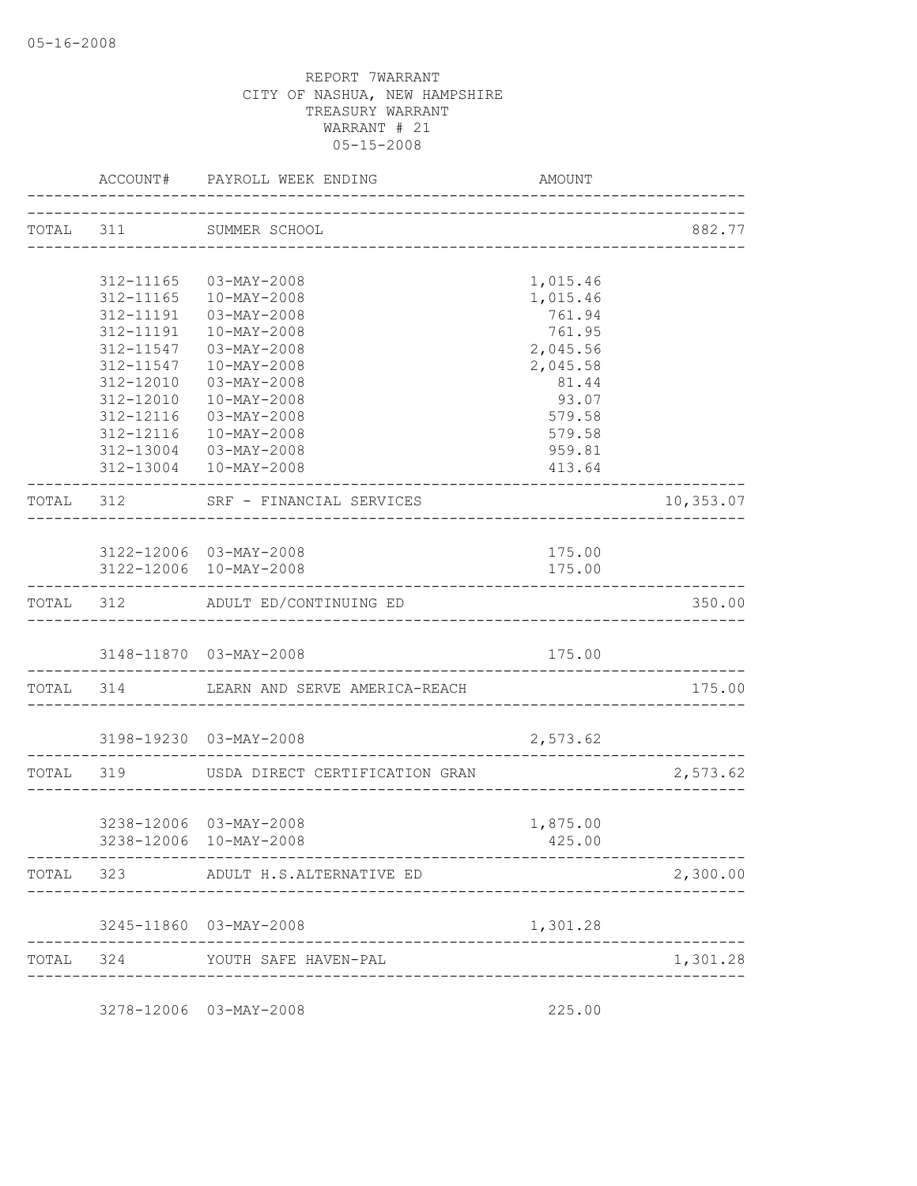05-16-2008

REPORT 7WARRANT
CITY OF NASHUA, NEW HAMPSHIRE
TREASURY WARRANT
WARRANT # 21
05-15-2008

| | ACCOUNT# | PAYROLL WEEK ENDING | AMOUNT | |
|---|---|---|---|---|
| TOTAL | 311 | SUMMER SCHOOL | | 882.77 |
| | 312-11165 | 03-MAY-2008 | 1,015.46 | |
| | 312-11165 | 10-MAY-2008 | 1,015.46 | |
| | 312-11191 | 03-MAY-2008 | 761.94 | |
| | 312-11191 | 10-MAY-2008 | 761.95 | |
| | 312-11547 | 03-MAY-2008 | 2,045.56 | |
| | 312-11547 | 10-MAY-2008 | 2,045.58 | |
| | 312-12010 | 03-MAY-2008 | 81.44 | |
| | 312-12010 | 10-MAY-2008 | 93.07 | |
| | 312-12116 | 03-MAY-2008 | 579.58 | |
| | 312-12116 | 10-MAY-2008 | 579.58 | |
| | 312-13004 | 03-MAY-2008 | 959.81 | |
| | 312-13004 | 10-MAY-2008 | 413.64 | |
| TOTAL | 312 | SRF - FINANCIAL SERVICES | | 10,353.07 |
| | 3122-12006 | 03-MAY-2008 | 175.00 | |
| | 3122-12006 | 10-MAY-2008 | 175.00 | |
| TOTAL | 312 | ADULT ED/CONTINUING ED | | 350.00 |
| | 3148-11870 | 03-MAY-2008 | 175.00 | |
| TOTAL | 314 | LEARN AND SERVE AMERICA-REACH | | 175.00 |
| | 3198-19230 | 03-MAY-2008 | 2,573.62 | |
| TOTAL | 319 | USDA DIRECT CERTIFICATION GRAN | | 2,573.62 |
| | 3238-12006 | 03-MAY-2008 | 1,875.00 | |
| | 3238-12006 | 10-MAY-2008 | 425.00 | |
| TOTAL | 323 | ADULT H.S.ALTERNATIVE ED | | 2,300.00 |
| | 3245-11860 | 03-MAY-2008 | 1,301.28 | |
| TOTAL | 324 | YOUTH SAFE HAVEN-PAL | | 1,301.28 |
| | 3278-12006 | 03-MAY-2008 | 225.00 | |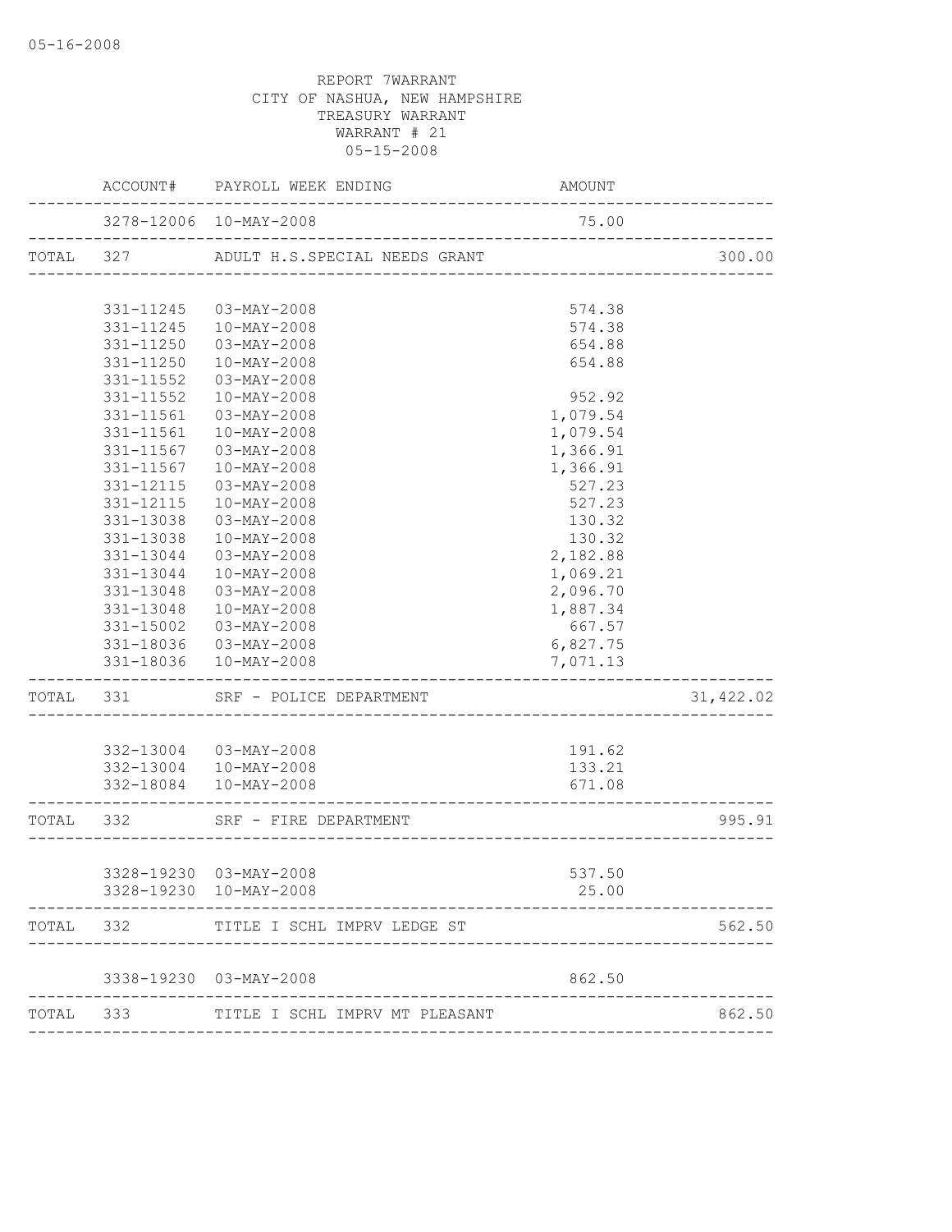05-16-2008

REPORT 7WARRANT
CITY OF NASHUA, NEW HAMPSHIRE
TREASURY WARRANT
WARRANT # 21
05-15-2008

| | ACCOUNT# | PAYROLL WEEK ENDING | AMOUNT | |
|---|---|---|---|---|
| | 3278-12006 | 10-MAY-2008 | 75.00 | |
| TOTAL | 327 | ADULT H.S.SPECIAL NEEDS GRANT | | 300.00 |
| | 331-11245 | 03-MAY-2008 | 574.38 | |
| | 331-11245 | 10-MAY-2008 | 574.38 | |
| | 331-11250 | 03-MAY-2008 | 654.88 | |
| | 331-11250 | 10-MAY-2008 | 654.88 | |
| | 331-11552 | 03-MAY-2008 | | |
| | 331-11552 | 10-MAY-2008 | 952.92 | |
| | 331-11561 | 03-MAY-2008 | 1,079.54 | |
| | 331-11561 | 10-MAY-2008 | 1,079.54 | |
| | 331-11567 | 03-MAY-2008 | 1,366.91 | |
| | 331-11567 | 10-MAY-2008 | 1,366.91 | |
| | 331-12115 | 03-MAY-2008 | 527.23 | |
| | 331-12115 | 10-MAY-2008 | 527.23 | |
| | 331-13038 | 03-MAY-2008 | 130.32 | |
| | 331-13038 | 10-MAY-2008 | 130.32 | |
| | 331-13044 | 03-MAY-2008 | 2,182.88 | |
| | 331-13044 | 10-MAY-2008 | 1,069.21 | |
| | 331-13048 | 03-MAY-2008 | 2,096.70 | |
| | 331-13048 | 10-MAY-2008 | 1,887.34 | |
| | 331-15002 | 03-MAY-2008 | 667.57 | |
| | 331-18036 | 03-MAY-2008 | 6,827.75 | |
| | 331-18036 | 10-MAY-2008 | 7,071.13 | |
| TOTAL | 331 | SRF - POLICE DEPARTMENT | | 31,422.02 |
| | 332-13004 | 03-MAY-2008 | 191.62 | |
| | 332-13004 | 10-MAY-2008 | 133.21 | |
| | 332-18084 | 10-MAY-2008 | 671.08 | |
| TOTAL | 332 | SRF - FIRE DEPARTMENT | | 995.91 |
| | 3328-19230 | 03-MAY-2008 | 537.50 | |
| | 3328-19230 | 10-MAY-2008 | 25.00 | |
| TOTAL | 332 | TITLE I SCHL IMPRV LEDGE ST | | 562.50 |
| | 3338-19230 | 03-MAY-2008 | 862.50 | |
| TOTAL | 333 | TITLE I SCHL IMPRV MT PLEASANT | | 862.50 |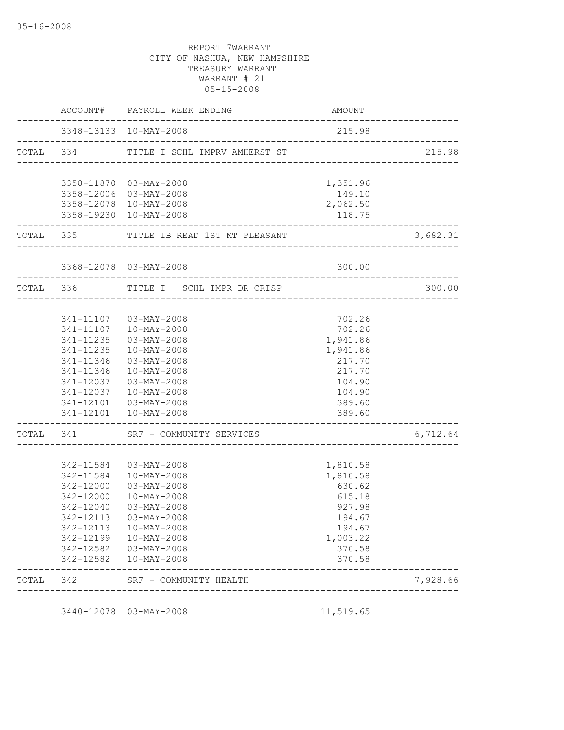05-16-2008

REPORT 7WARRANT
CITY OF NASHUA, NEW HAMPSHIRE
TREASURY WARRANT
WARRANT # 21
05-15-2008

| | ACCOUNT# | PAYROLL WEEK ENDING | AMOUNT | |
|---|---|---|---|---|
| | 3348-13133 | 10-MAY-2008 | 215.98 | |
| TOTAL | 334 | TITLE I SCHL IMPRV AMHERST ST | | 215.98 |
| | 3358-11870 | 03-MAY-2008 | 1,351.96 | |
| | 3358-12006 | 03-MAY-2008 | 149.10 | |
| | 3358-12078 | 10-MAY-2008 | 2,062.50 | |
| | 3358-19230 | 10-MAY-2008 | 118.75 | |
| TOTAL | 335 | TITLE IB READ 1ST MT PLEASANT | | 3,682.31 |
| | 3368-12078 | 03-MAY-2008 | 300.00 | |
| TOTAL | 336 | TITLE I SCHL IMPR DR CRISP | | 300.00 |
| | 341-11107 | 03-MAY-2008 | 702.26 | |
| | 341-11107 | 10-MAY-2008 | 702.26 | |
| | 341-11235 | 03-MAY-2008 | 1,941.86 | |
| | 341-11235 | 10-MAY-2008 | 1,941.86 | |
| | 341-11346 | 03-MAY-2008 | 217.70 | |
| | 341-11346 | 10-MAY-2008 | 217.70 | |
| | 341-12037 | 03-MAY-2008 | 104.90 | |
| | 341-12037 | 10-MAY-2008 | 104.90 | |
| | 341-12101 | 03-MAY-2008 | 389.60 | |
| | 341-12101 | 10-MAY-2008 | 389.60 | |
| TOTAL | 341 | SRF - COMMUNITY SERVICES | | 6,712.64 |
| | 342-11584 | 03-MAY-2008 | 1,810.58 | |
| | 342-11584 | 10-MAY-2008 | 1,810.58 | |
| | 342-12000 | 03-MAY-2008 | 630.62 | |
| | 342-12000 | 10-MAY-2008 | 615.18 | |
| | 342-12040 | 03-MAY-2008 | 927.98 | |
| | 342-12113 | 03-MAY-2008 | 194.67 | |
| | 342-12113 | 10-MAY-2008 | 194.67 | |
| | 342-12199 | 10-MAY-2008 | 1,003.22 | |
| | 342-12582 | 03-MAY-2008 | 370.58 | |
| | 342-12582 | 10-MAY-2008 | 370.58 | |
| TOTAL | 342 | SRF - COMMUNITY HEALTH | | 7,928.66 |
| | 3440-12078 | 03-MAY-2008 | 11,519.65 | |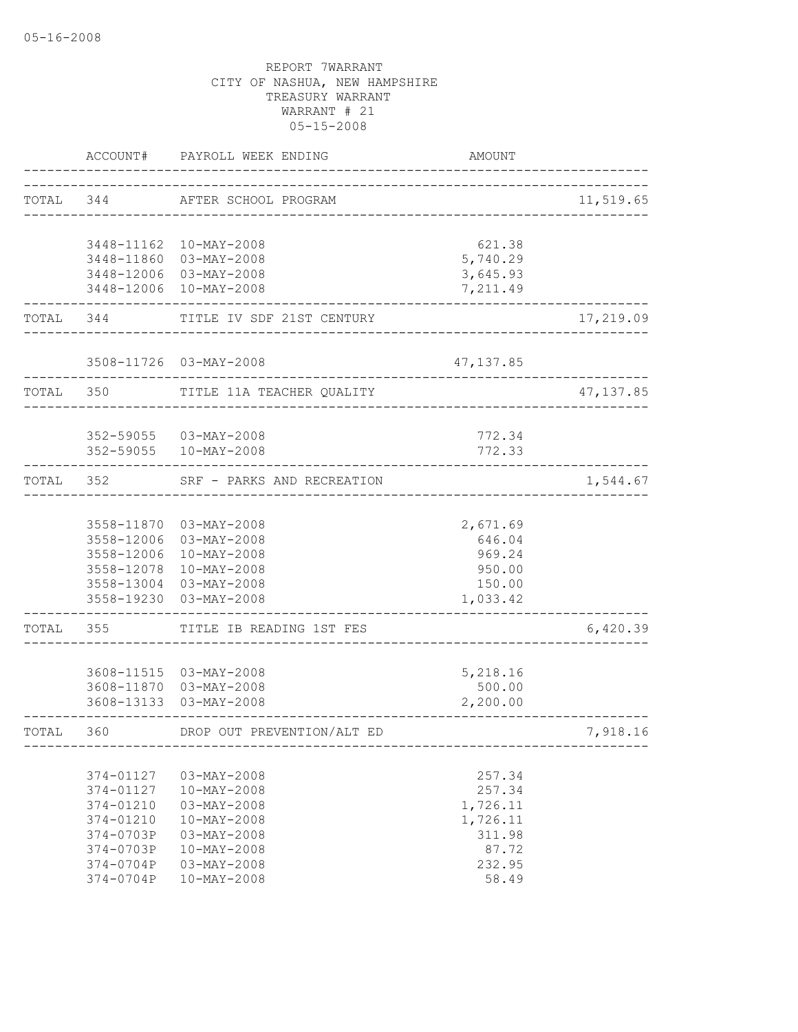05-16-2008

REPORT 7WARRANT
CITY OF NASHUA, NEW HAMPSHIRE
TREASURY WARRANT
WARRANT # 21
05-15-2008

| | ACCOUNT# | PAYROLL WEEK ENDING | AMOUNT | |
|---|---|---|---|---|
| TOTAL | 344 | AFTER SCHOOL PROGRAM | | 11,519.65 |
| | 3448-11162 | 10-MAY-2008 | 621.38 | |
| | 3448-11860 | 03-MAY-2008 | 5,740.29 | |
| | 3448-12006 | 03-MAY-2008 | 3,645.93 | |
| | 3448-12006 | 10-MAY-2008 | 7,211.49 | |
| TOTAL | 344 | TITLE IV SDF 21ST CENTURY | | 17,219.09 |
| | 3508-11726 | 03-MAY-2008 | 47,137.85 | |
| TOTAL | 350 | TITLE 11A TEACHER QUALITY | | 47,137.85 |
| | 352-59055 | 03-MAY-2008 | 772.34 | |
| | 352-59055 | 10-MAY-2008 | 772.33 | |
| TOTAL | 352 | SRF - PARKS AND RECREATION | | 1,544.67 |
| | 3558-11870 | 03-MAY-2008 | 2,671.69 | |
| | 3558-12006 | 03-MAY-2008 | 646.04 | |
| | 3558-12006 | 10-MAY-2008 | 969.24 | |
| | 3558-12078 | 10-MAY-2008 | 950.00 | |
| | 3558-13004 | 03-MAY-2008 | 150.00 | |
| | 3558-19230 | 03-MAY-2008 | 1,033.42 | |
| TOTAL | 355 | TITLE IB READING 1ST FES | | 6,420.39 |
| | 3608-11515 | 03-MAY-2008 | 5,218.16 | |
| | 3608-11870 | 03-MAY-2008 | 500.00 | |
| | 3608-13133 | 03-MAY-2008 | 2,200.00 | |
| TOTAL | 360 | DROP OUT PREVENTION/ALT ED | | 7,918.16 |
| | 374-01127 | 03-MAY-2008 | 257.34 | |
| | 374-01127 | 10-MAY-2008 | 257.34 | |
| | 374-01210 | 03-MAY-2008 | 1,726.11 | |
| | 374-01210 | 10-MAY-2008 | 1,726.11 | |
| | 374-0703P | 03-MAY-2008 | 311.98 | |
| | 374-0703P | 10-MAY-2008 | 87.72 | |
| | 374-0704P | 03-MAY-2008 | 232.95 | |
| | 374-0704P | 10-MAY-2008 | 58.49 | |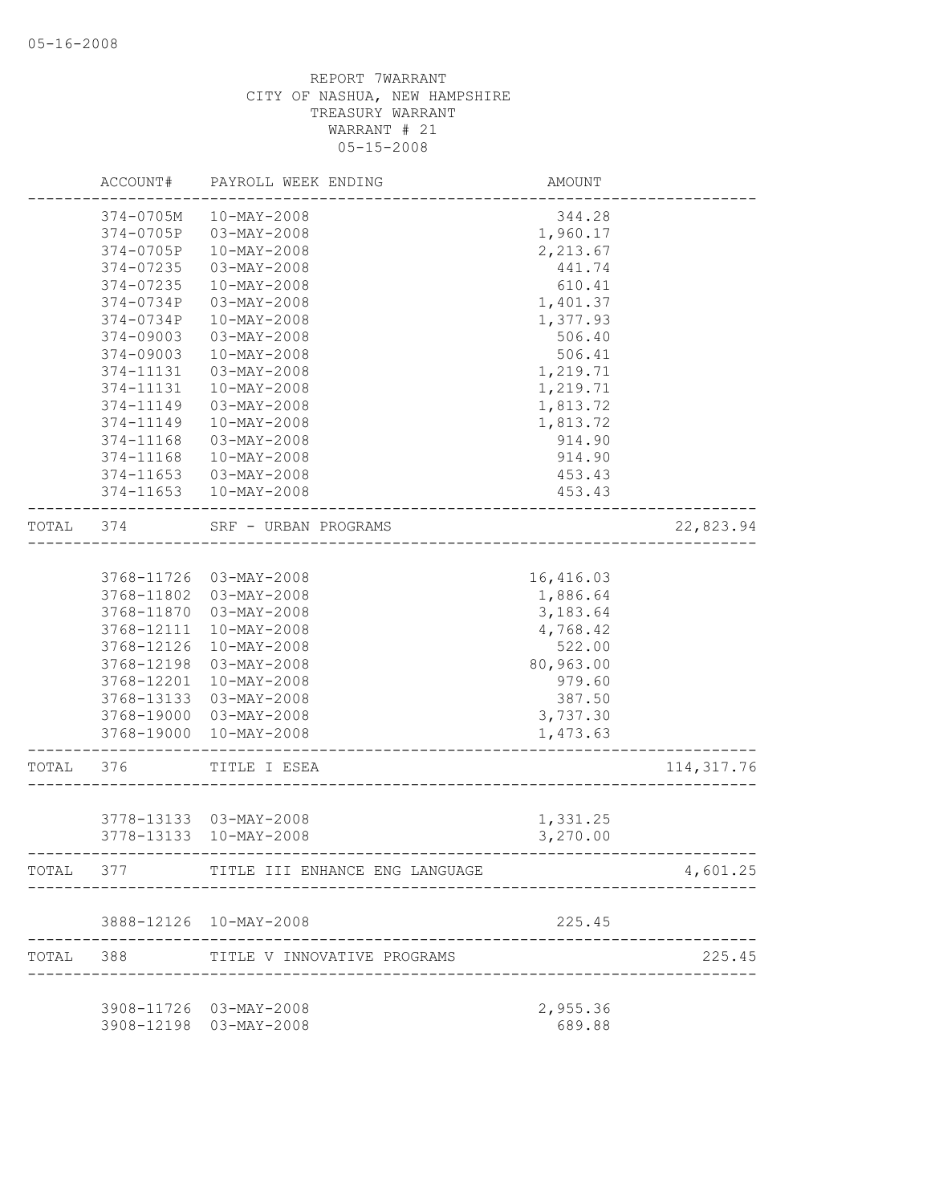05-16-2008

REPORT 7WARRANT
CITY OF NASHUA, NEW HAMPSHIRE
TREASURY WARRANT
WARRANT # 21
05-15-2008

| | ACCOUNT# | PAYROLL WEEK ENDING | AMOUNT | |
|---|---|---|---|---|
| | 374-0705M | 10-MAY-2008 | 344.28 | |
| | 374-0705P | 03-MAY-2008 | 1,960.17 | |
| | 374-0705P | 10-MAY-2008 | 2,213.67 | |
| | 374-07235 | 03-MAY-2008 | 441.74 | |
| | 374-07235 | 10-MAY-2008 | 610.41 | |
| | 374-0734P | 03-MAY-2008 | 1,401.37 | |
| | 374-0734P | 10-MAY-2008 | 1,377.93 | |
| | 374-09003 | 03-MAY-2008 | 506.40 | |
| | 374-09003 | 10-MAY-2008 | 506.41 | |
| | 374-11131 | 03-MAY-2008 | 1,219.71 | |
| | 374-11131 | 10-MAY-2008 | 1,219.71 | |
| | 374-11149 | 03-MAY-2008 | 1,813.72 | |
| | 374-11149 | 10-MAY-2008 | 1,813.72 | |
| | 374-11168 | 03-MAY-2008 | 914.90 | |
| | 374-11168 | 10-MAY-2008 | 914.90 | |
| | 374-11653 | 03-MAY-2008 | 453.43 | |
| | 374-11653 | 10-MAY-2008 | 453.43 | |
| TOTAL | 374 | SRF - URBAN PROGRAMS | | 22,823.94 |
| | 3768-11726 | 03-MAY-2008 | 16,416.03 | |
| | 3768-11802 | 03-MAY-2008 | 1,886.64 | |
| | 3768-11870 | 03-MAY-2008 | 3,183.64 | |
| | 3768-12111 | 10-MAY-2008 | 4,768.42 | |
| | 3768-12126 | 10-MAY-2008 | 522.00 | |
| | 3768-12198 | 03-MAY-2008 | 80,963.00 | |
| | 3768-12201 | 10-MAY-2008 | 979.60 | |
| | 3768-13133 | 03-MAY-2008 | 387.50 | |
| | 3768-19000 | 03-MAY-2008 | 3,737.30 | |
| | 3768-19000 | 10-MAY-2008 | 1,473.63 | |
| TOTAL | 376 | TITLE I ESEA | | 114,317.76 |
| | 3778-13133 | 03-MAY-2008 | 1,331.25 | |
| | 3778-13133 | 10-MAY-2008 | 3,270.00 | |
| TOTAL | 377 | TITLE III ENHANCE ENG LANGUAGE | | 4,601.25 |
| | 3888-12126 | 10-MAY-2008 | 225.45 | |
| TOTAL | 388 | TITLE V INNOVATIVE PROGRAMS | | 225.45 |
| | 3908-11726 | 03-MAY-2008 | 2,955.36 | |
| | 3908-12198 | 03-MAY-2008 | 689.88 | |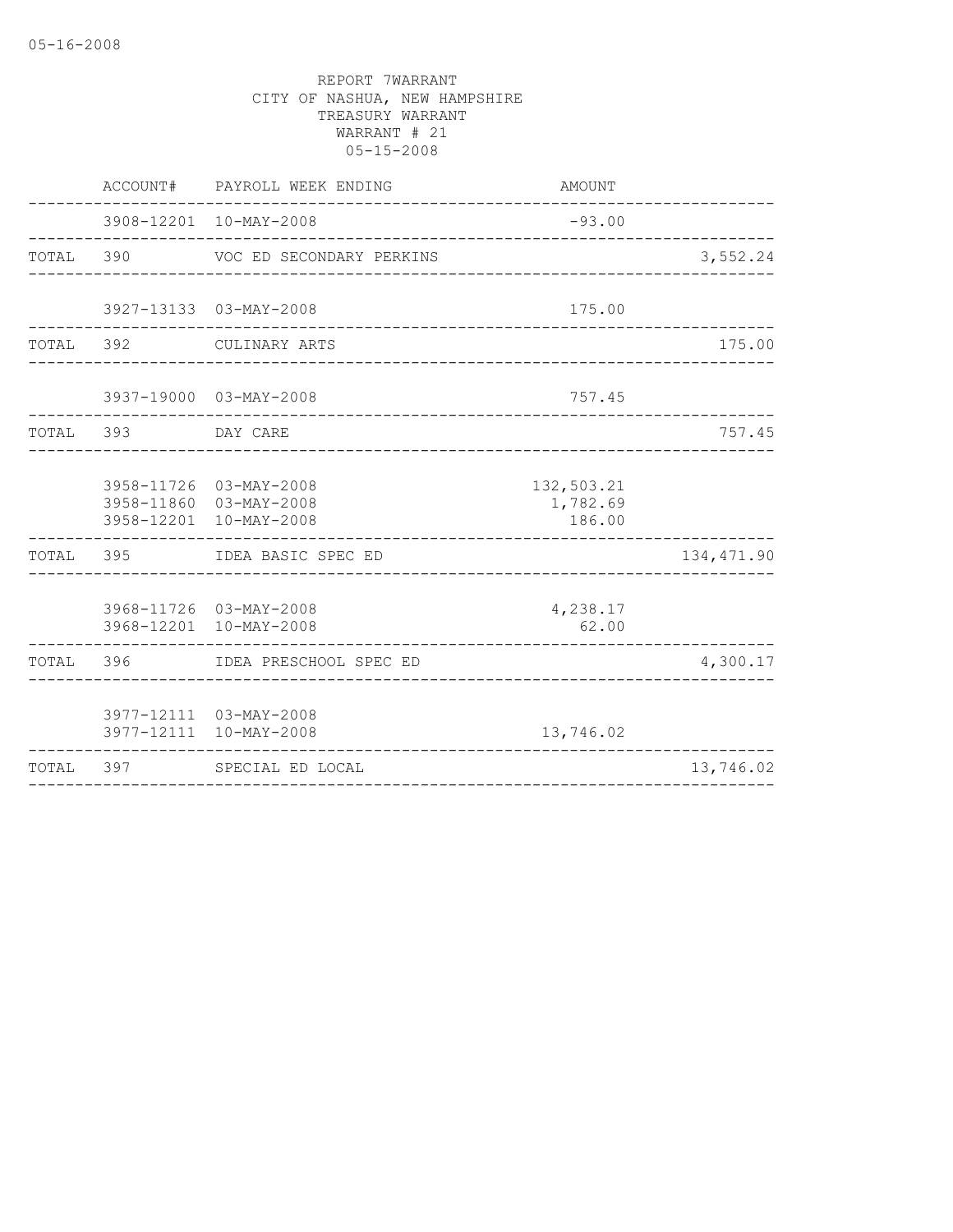05-16-2008

REPORT 7WARRANT
CITY OF NASHUA, NEW HAMPSHIRE
TREASURY WARRANT
WARRANT # 21
05-15-2008

| | ACCOUNT# | PAYROLL WEEK ENDING | AMOUNT | |
|---|---|---|---|---|
| | 3908-12201 | 10-MAY-2008 | -93.00 | |
| TOTAL | 390 | VOC ED SECONDARY PERKINS | | 3,552.24 |
| | 3927-13133 | 03-MAY-2008 | 175.00 | |
| TOTAL | 392 | CULINARY ARTS | | 175.00 |
| | 3937-19000 | 03-MAY-2008 | 757.45 | |
| TOTAL | 393 | DAY CARE | | 757.45 |
| | 3958-11726 | 03-MAY-2008 | 132,503.21 | |
| | 3958-11860 | 03-MAY-2008 | 1,782.69 | |
| | 3958-12201 | 10-MAY-2008 | 186.00 | |
| TOTAL | 395 | IDEA BASIC SPEC ED | | 134,471.90 |
| | 3968-11726 | 03-MAY-2008 | 4,238.17 | |
| | 3968-12201 | 10-MAY-2008 | 62.00 | |
| TOTAL | 396 | IDEA PRESCHOOL SPEC ED | | 4,300.17 |
| | 3977-12111 | 03-MAY-2008 | | |
| | 3977-12111 | 10-MAY-2008 | 13,746.02 | |
| TOTAL | 397 | SPECIAL ED LOCAL | | 13,746.02 |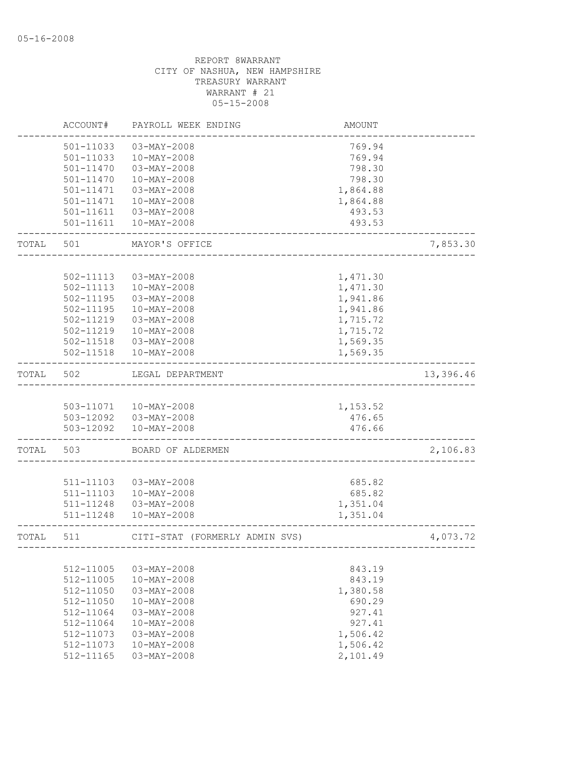05-16-2008

REPORT 8WARRANT
CITY OF NASHUA, NEW HAMPSHIRE
TREASURY WARRANT
WARRANT # 21
05-15-2008

| | ACCOUNT# | PAYROLL WEEK ENDING | AMOUNT | |
|---|---|---|---|---|
| | 501-11033 | 03-MAY-2008 | 769.94 | |
| | 501-11033 | 10-MAY-2008 | 769.94 | |
| | 501-11470 | 03-MAY-2008 | 798.30 | |
| | 501-11470 | 10-MAY-2008 | 798.30 | |
| | 501-11471 | 03-MAY-2008 | 1,864.88 | |
| | 501-11471 | 10-MAY-2008 | 1,864.88 | |
| | 501-11611 | 03-MAY-2008 | 493.53 | |
| | 501-11611 | 10-MAY-2008 | 493.53 | |
| TOTAL | 501 | MAYOR'S OFFICE | | 7,853.30 |
| | 502-11113 | 03-MAY-2008 | 1,471.30 | |
| | 502-11113 | 10-MAY-2008 | 1,471.30 | |
| | 502-11195 | 03-MAY-2008 | 1,941.86 | |
| | 502-11195 | 10-MAY-2008 | 1,941.86 | |
| | 502-11219 | 03-MAY-2008 | 1,715.72 | |
| | 502-11219 | 10-MAY-2008 | 1,715.72 | |
| | 502-11518 | 03-MAY-2008 | 1,569.35 | |
| | 502-11518 | 10-MAY-2008 | 1,569.35 | |
| TOTAL | 502 | LEGAL DEPARTMENT | | 13,396.46 |
| | 503-11071 | 10-MAY-2008 | 1,153.52 | |
| | 503-12092 | 03-MAY-2008 | 476.65 | |
| | 503-12092 | 10-MAY-2008 | 476.66 | |
| TOTAL | 503 | BOARD OF ALDERMEN | | 2,106.83 |
| | 511-11103 | 03-MAY-2008 | 685.82 | |
| | 511-11103 | 10-MAY-2008 | 685.82 | |
| | 511-11248 | 03-MAY-2008 | 1,351.04 | |
| | 511-11248 | 10-MAY-2008 | 1,351.04 | |
| TOTAL | 511 | CITI-STAT (FORMERLY ADMIN SVS) | | 4,073.72 |
| | 512-11005 | 03-MAY-2008 | 843.19 | |
| | 512-11005 | 10-MAY-2008 | 843.19 | |
| | 512-11050 | 03-MAY-2008 | 1,380.58 | |
| | 512-11050 | 10-MAY-2008 | 690.29 | |
| | 512-11064 | 03-MAY-2008 | 927.41 | |
| | 512-11064 | 10-MAY-2008 | 927.41 | |
| | 512-11073 | 03-MAY-2008 | 1,506.42 | |
| | 512-11073 | 10-MAY-2008 | 1,506.42 | |
| | 512-11165 | 03-MAY-2008 | 2,101.49 | |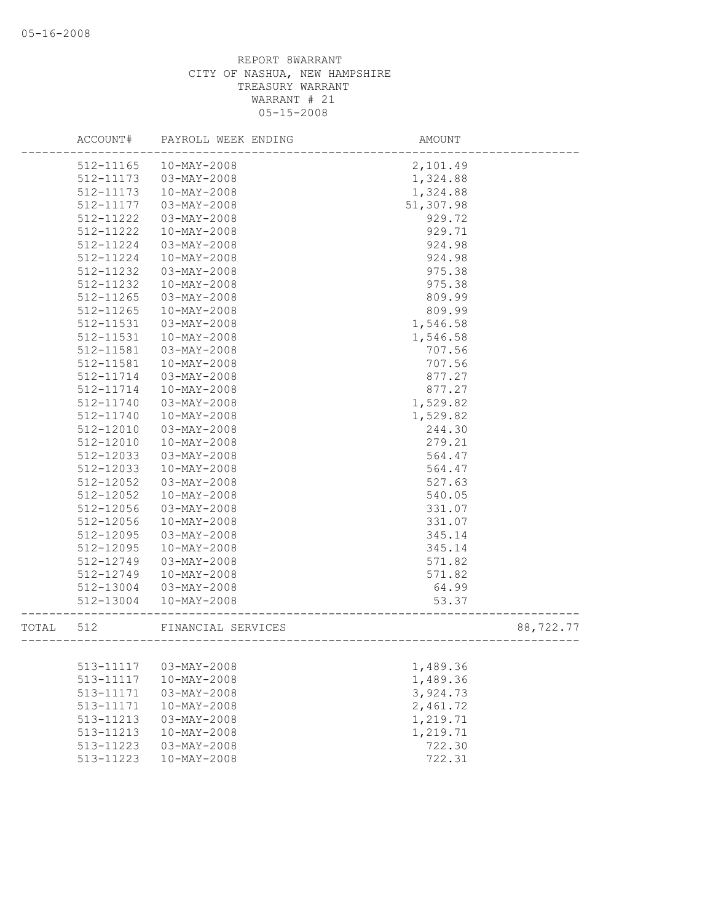REPORT 8WARRANT
CITY OF NASHUA, NEW HAMPSHIRE
TREASURY WARRANT
WARRANT # 21
05-15-2008

| | ACCOUNT# | PAYROLL WEEK ENDING | AMOUNT | |
|---|---|---|---|---|
| | 512-11165 | 10-MAY-2008 | 2,101.49 | |
| | 512-11173 | 03-MAY-2008 | 1,324.88 | |
| | 512-11173 | 10-MAY-2008 | 1,324.88 | |
| | 512-11177 | 03-MAY-2008 | 51,307.98 | |
| | 512-11222 | 03-MAY-2008 | 929.72 | |
| | 512-11222 | 10-MAY-2008 | 929.71 | |
| | 512-11224 | 03-MAY-2008 | 924.98 | |
| | 512-11224 | 10-MAY-2008 | 924.98 | |
| | 512-11232 | 03-MAY-2008 | 975.38 | |
| | 512-11232 | 10-MAY-2008 | 975.38 | |
| | 512-11265 | 03-MAY-2008 | 809.99 | |
| | 512-11265 | 10-MAY-2008 | 809.99 | |
| | 512-11531 | 03-MAY-2008 | 1,546.58 | |
| | 512-11531 | 10-MAY-2008 | 1,546.58 | |
| | 512-11581 | 03-MAY-2008 | 707.56 | |
| | 512-11581 | 10-MAY-2008 | 707.56 | |
| | 512-11714 | 03-MAY-2008 | 877.27 | |
| | 512-11714 | 10-MAY-2008 | 877.27 | |
| | 512-11740 | 03-MAY-2008 | 1,529.82 | |
| | 512-11740 | 10-MAY-2008 | 1,529.82 | |
| | 512-12010 | 03-MAY-2008 | 244.30 | |
| | 512-12010 | 10-MAY-2008 | 279.21 | |
| | 512-12033 | 03-MAY-2008 | 564.47 | |
| | 512-12033 | 10-MAY-2008 | 564.47 | |
| | 512-12052 | 03-MAY-2008 | 527.63 | |
| | 512-12052 | 10-MAY-2008 | 540.05 | |
| | 512-12056 | 03-MAY-2008 | 331.07 | |
| | 512-12056 | 10-MAY-2008 | 331.07 | |
| | 512-12095 | 03-MAY-2008 | 345.14 | |
| | 512-12095 | 10-MAY-2008 | 345.14 | |
| | 512-12749 | 03-MAY-2008 | 571.82 | |
| | 512-12749 | 10-MAY-2008 | 571.82 | |
| | 512-13004 | 03-MAY-2008 | 64.99 | |
| | 512-13004 | 10-MAY-2008 | 53.37 | |
| TOTAL | 512 | FINANCIAL SERVICES | | 88,722.77 |
| | 513-11117 | 03-MAY-2008 | 1,489.36 | |
| | 513-11117 | 10-MAY-2008 | 1,489.36 | |
| | 513-11171 | 03-MAY-2008 | 3,924.73 | |
| | 513-11171 | 10-MAY-2008 | 2,461.72 | |
| | 513-11213 | 03-MAY-2008 | 1,219.71 | |
| | 513-11213 | 10-MAY-2008 | 1,219.71 | |
| | 513-11223 | 03-MAY-2008 | 722.30 | |
| | 513-11223 | 10-MAY-2008 | 722.31 | |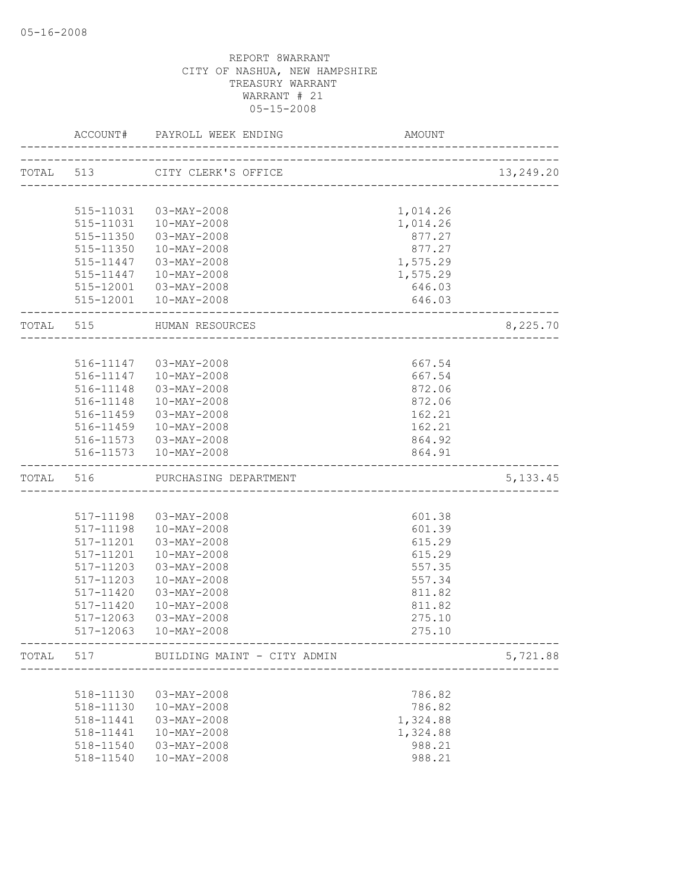REPORT 8WARRANT
CITY OF NASHUA, NEW HAMPSHIRE
TREASURY WARRANT
WARRANT # 21
05-15-2008

| | ACCOUNT# | PAYROLL WEEK ENDING | AMOUNT | |
|---|---|---|---|---|
| TOTAL | 513 | CITY CLERK'S OFFICE | | 13,249.20 |
| | 515-11031 | 03-MAY-2008 | 1,014.26 | |
| | 515-11031 | 10-MAY-2008 | 1,014.26 | |
| | 515-11350 | 03-MAY-2008 | 877.27 | |
| | 515-11350 | 10-MAY-2008 | 877.27 | |
| | 515-11447 | 03-MAY-2008 | 1,575.29 | |
| | 515-11447 | 10-MAY-2008 | 1,575.29 | |
| | 515-12001 | 03-MAY-2008 | 646.03 | |
| | 515-12001 | 10-MAY-2008 | 646.03 | |
| TOTAL | 515 | HUMAN RESOURCES | | 8,225.70 |
| | 516-11147 | 03-MAY-2008 | 667.54 | |
| | 516-11147 | 10-MAY-2008 | 667.54 | |
| | 516-11148 | 03-MAY-2008 | 872.06 | |
| | 516-11148 | 10-MAY-2008 | 872.06 | |
| | 516-11459 | 03-MAY-2008 | 162.21 | |
| | 516-11459 | 10-MAY-2008 | 162.21 | |
| | 516-11573 | 03-MAY-2008 | 864.92 | |
| | 516-11573 | 10-MAY-2008 | 864.91 | |
| TOTAL | 516 | PURCHASING DEPARTMENT | | 5,133.45 |
| | 517-11198 | 03-MAY-2008 | 601.38 | |
| | 517-11198 | 10-MAY-2008 | 601.39 | |
| | 517-11201 | 03-MAY-2008 | 615.29 | |
| | 517-11201 | 10-MAY-2008 | 615.29 | |
| | 517-11203 | 03-MAY-2008 | 557.35 | |
| | 517-11203 | 10-MAY-2008 | 557.34 | |
| | 517-11420 | 03-MAY-2008 | 811.82 | |
| | 517-11420 | 10-MAY-2008 | 811.82 | |
| | 517-12063 | 03-MAY-2008 | 275.10 | |
| | 517-12063 | 10-MAY-2008 | 275.10 | |
| TOTAL | 517 | BUILDING MAINT - CITY ADMIN | | 5,721.88 |
| | 518-11130 | 03-MAY-2008 | 786.82 | |
| | 518-11130 | 10-MAY-2008 | 786.82 | |
| | 518-11441 | 03-MAY-2008 | 1,324.88 | |
| | 518-11441 | 10-MAY-2008 | 1,324.88 | |
| | 518-11540 | 03-MAY-2008 | 988.21 | |
| | 518-11540 | 10-MAY-2008 | 988.21 | |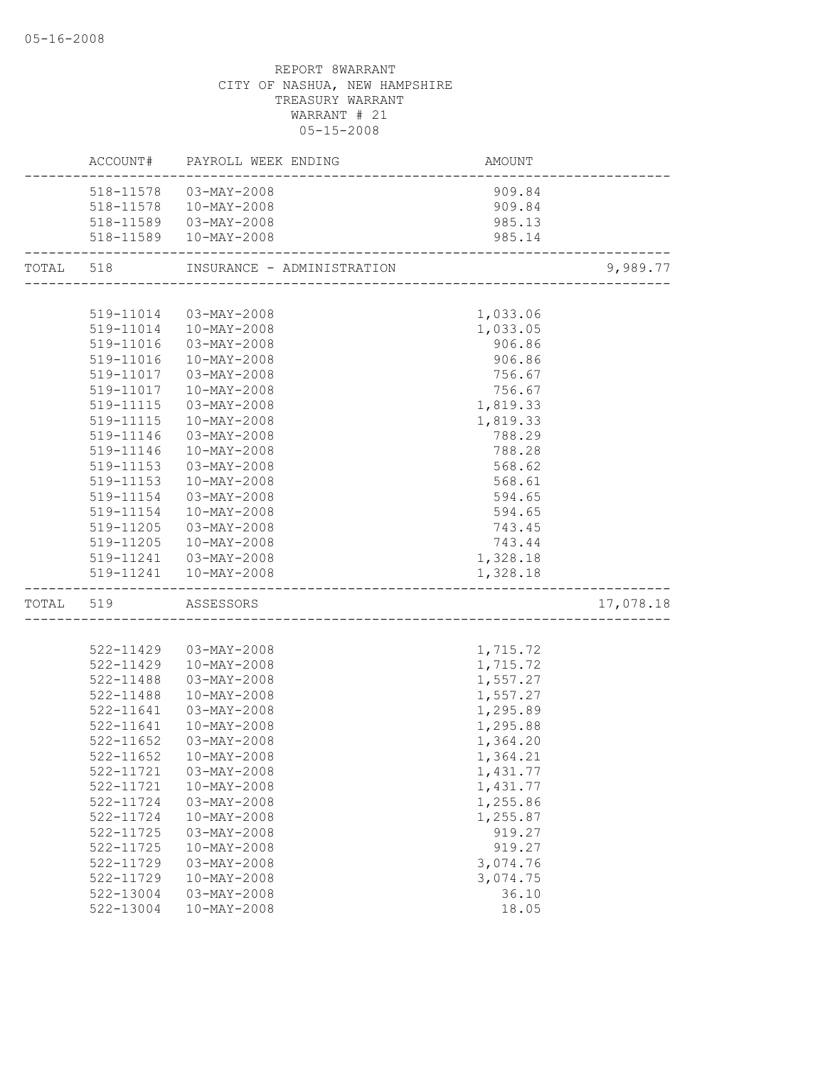REPORT 8WARRANT
CITY OF NASHUA, NEW HAMPSHIRE
TREASURY WARRANT
WARRANT # 21
05-15-2008

| | ACCOUNT# | PAYROLL WEEK ENDING | AMOUNT | |
|---|---|---|---|---|
| | 518-11578 | 03-MAY-2008 | 909.84 | |
| | 518-11578 | 10-MAY-2008 | 909.84 | |
| | 518-11589 | 03-MAY-2008 | 985.13 | |
| | 518-11589 | 10-MAY-2008 | 985.14 | |
| TOTAL | 518 | INSURANCE - ADMINISTRATION | | 9,989.77 |
| | 519-11014 | 03-MAY-2008 | 1,033.06 | |
| | 519-11014 | 10-MAY-2008 | 1,033.05 | |
| | 519-11016 | 03-MAY-2008 | 906.86 | |
| | 519-11016 | 10-MAY-2008 | 906.86 | |
| | 519-11017 | 03-MAY-2008 | 756.67 | |
| | 519-11017 | 10-MAY-2008 | 756.67 | |
| | 519-11115 | 03-MAY-2008 | 1,819.33 | |
| | 519-11115 | 10-MAY-2008 | 1,819.33 | |
| | 519-11146 | 03-MAY-2008 | 788.29 | |
| | 519-11146 | 10-MAY-2008 | 788.28 | |
| | 519-11153 | 03-MAY-2008 | 568.62 | |
| | 519-11153 | 10-MAY-2008 | 568.61 | |
| | 519-11154 | 03-MAY-2008 | 594.65 | |
| | 519-11154 | 10-MAY-2008 | 594.65 | |
| | 519-11205 | 03-MAY-2008 | 743.45 | |
| | 519-11205 | 10-MAY-2008 | 743.44 | |
| | 519-11241 | 03-MAY-2008 | 1,328.18 | |
| | 519-11241 | 10-MAY-2008 | 1,328.18 | |
| TOTAL | 519 | ASSESSORS | | 17,078.18 |
| | 522-11429 | 03-MAY-2008 | 1,715.72 | |
| | 522-11429 | 10-MAY-2008 | 1,715.72 | |
| | 522-11488 | 03-MAY-2008 | 1,557.27 | |
| | 522-11488 | 10-MAY-2008 | 1,557.27 | |
| | 522-11641 | 03-MAY-2008 | 1,295.89 | |
| | 522-11641 | 10-MAY-2008 | 1,295.88 | |
| | 522-11652 | 03-MAY-2008 | 1,364.20 | |
| | 522-11652 | 10-MAY-2008 | 1,364.21 | |
| | 522-11721 | 03-MAY-2008 | 1,431.77 | |
| | 522-11721 | 10-MAY-2008 | 1,431.77 | |
| | 522-11724 | 03-MAY-2008 | 1,255.86 | |
| | 522-11724 | 10-MAY-2008 | 1,255.87 | |
| | 522-11725 | 03-MAY-2008 | 919.27 | |
| | 522-11725 | 10-MAY-2008 | 919.27 | |
| | 522-11729 | 03-MAY-2008 | 3,074.76 | |
| | 522-11729 | 10-MAY-2008 | 3,074.75 | |
| | 522-13004 | 03-MAY-2008 | 36.10 | |
| | 522-13004 | 10-MAY-2008 | 18.05 | |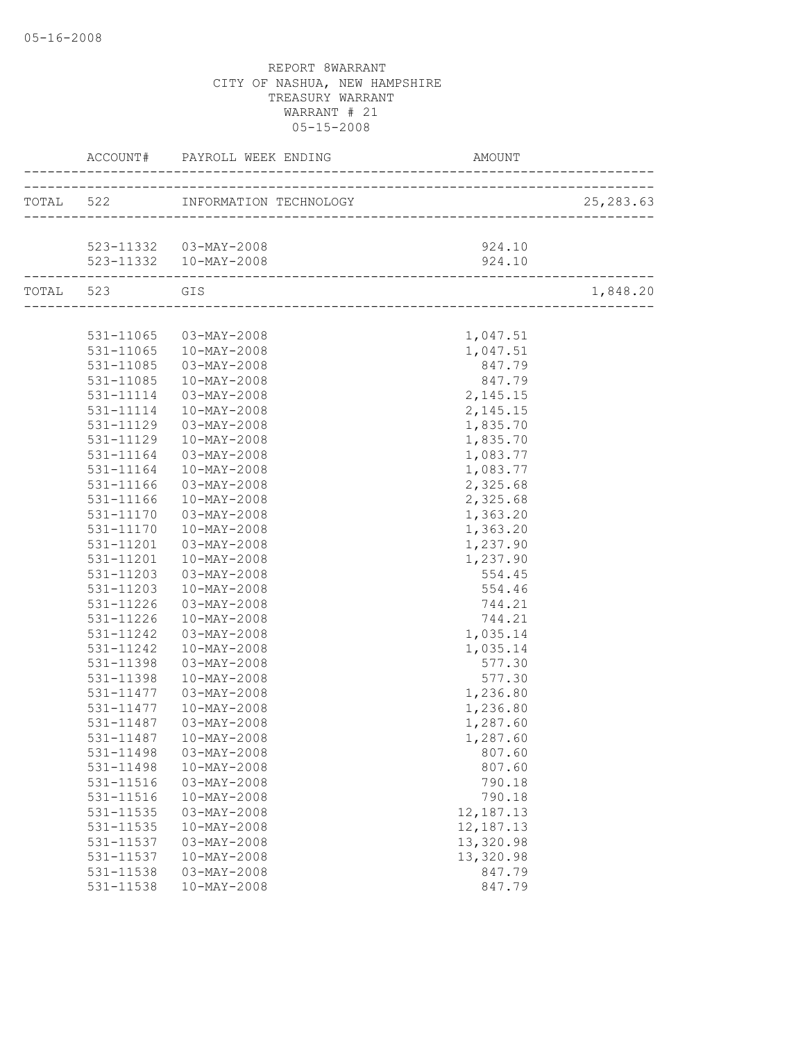05-16-2008

REPORT 8WARRANT
CITY OF NASHUA, NEW HAMPSHIRE
TREASURY WARRANT
WARRANT # 21
05-15-2008

| | ACCOUNT# | PAYROLL WEEK ENDING | AMOUNT | |
|---|---|---|---|---|
| TOTAL | 522 | INFORMATION TECHNOLOGY | | 25,283.63 |
| | 523-11332 | 03-MAY-2008 | 924.10 | |
| | 523-11332 | 10-MAY-2008 | 924.10 | |
| TOTAL | 523 | GIS | | 1,848.20 |
| | 531-11065 | 03-MAY-2008 | 1,047.51 | |
| | 531-11065 | 10-MAY-2008 | 1,047.51 | |
| | 531-11085 | 03-MAY-2008 | 847.79 | |
| | 531-11085 | 10-MAY-2008 | 847.79 | |
| | 531-11114 | 03-MAY-2008 | 2,145.15 | |
| | 531-11114 | 10-MAY-2008 | 2,145.15 | |
| | 531-11129 | 03-MAY-2008 | 1,835.70 | |
| | 531-11129 | 10-MAY-2008 | 1,835.70 | |
| | 531-11164 | 03-MAY-2008 | 1,083.77 | |
| | 531-11164 | 10-MAY-2008 | 1,083.77 | |
| | 531-11166 | 03-MAY-2008 | 2,325.68 | |
| | 531-11166 | 10-MAY-2008 | 2,325.68 | |
| | 531-11170 | 03-MAY-2008 | 1,363.20 | |
| | 531-11170 | 10-MAY-2008 | 1,363.20 | |
| | 531-11201 | 03-MAY-2008 | 1,237.90 | |
| | 531-11201 | 10-MAY-2008 | 1,237.90 | |
| | 531-11203 | 03-MAY-2008 | 554.45 | |
| | 531-11203 | 10-MAY-2008 | 554.46 | |
| | 531-11226 | 03-MAY-2008 | 744.21 | |
| | 531-11226 | 10-MAY-2008 | 744.21 | |
| | 531-11242 | 03-MAY-2008 | 1,035.14 | |
| | 531-11242 | 10-MAY-2008 | 1,035.14 | |
| | 531-11398 | 03-MAY-2008 | 577.30 | |
| | 531-11398 | 10-MAY-2008 | 577.30 | |
| | 531-11477 | 03-MAY-2008 | 1,236.80 | |
| | 531-11477 | 10-MAY-2008 | 1,236.80 | |
| | 531-11487 | 03-MAY-2008 | 1,287.60 | |
| | 531-11487 | 10-MAY-2008 | 1,287.60 | |
| | 531-11498 | 03-MAY-2008 | 807.60 | |
| | 531-11498 | 10-MAY-2008 | 807.60 | |
| | 531-11516 | 03-MAY-2008 | 790.18 | |
| | 531-11516 | 10-MAY-2008 | 790.18 | |
| | 531-11535 | 03-MAY-2008 | 12,187.13 | |
| | 531-11535 | 10-MAY-2008 | 12,187.13 | |
| | 531-11537 | 03-MAY-2008 | 13,320.98 | |
| | 531-11537 | 10-MAY-2008 | 13,320.98 | |
| | 531-11538 | 03-MAY-2008 | 847.79 | |
| | 531-11538 | 10-MAY-2008 | 847.79 | |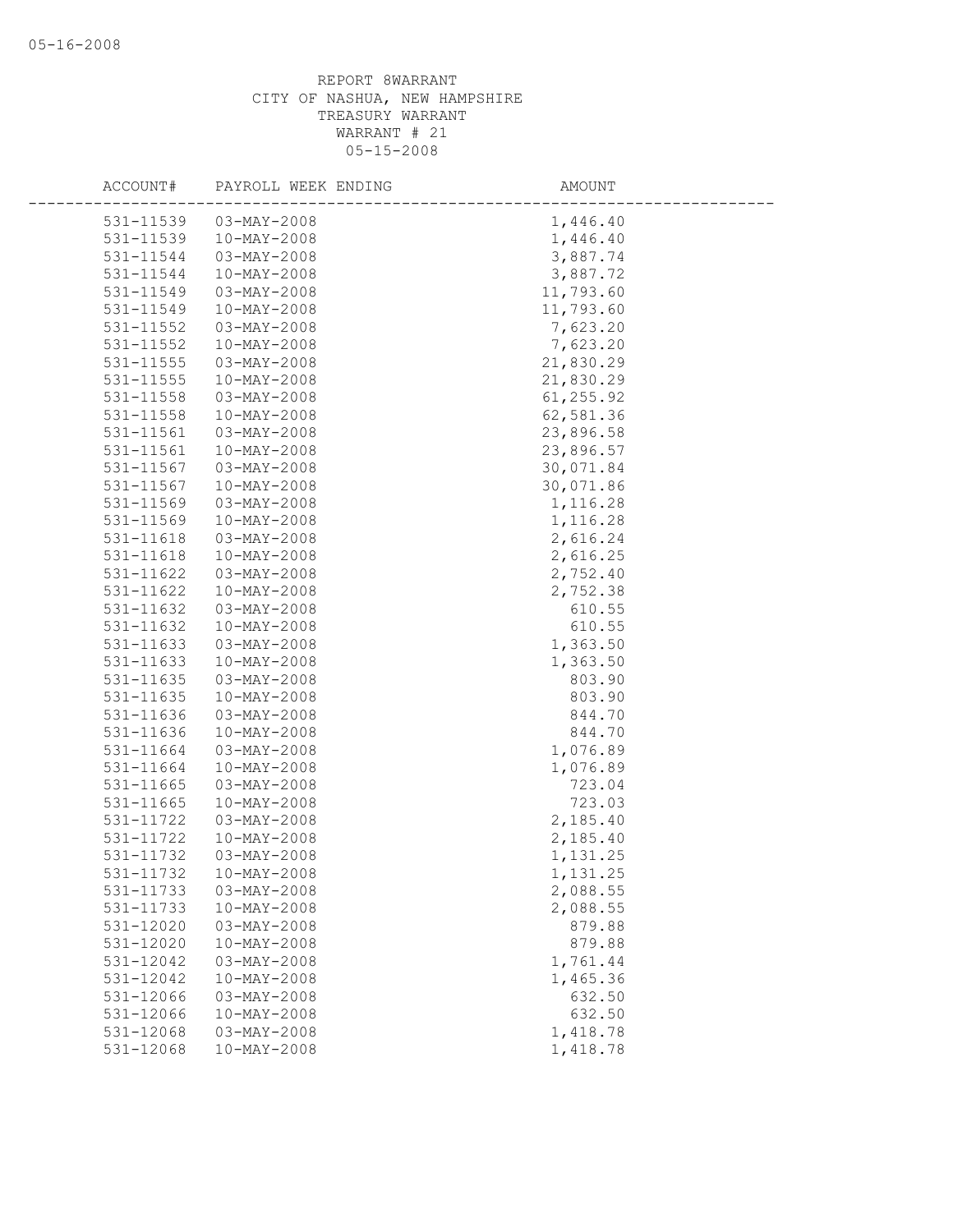REPORT 8WARRANT
CITY OF NASHUA, NEW HAMPSHIRE
TREASURY WARRANT
WARRANT # 21
05-15-2008

| ACCOUNT# | PAYROLL WEEK ENDING | AMOUNT |
|---|---|---|
| 531-11539 | 03-MAY-2008 | 1,446.40 |
| 531-11539 | 10-MAY-2008 | 1,446.40 |
| 531-11544 | 03-MAY-2008 | 3,887.74 |
| 531-11544 | 10-MAY-2008 | 3,887.72 |
| 531-11549 | 03-MAY-2008 | 11,793.60 |
| 531-11549 | 10-MAY-2008 | 11,793.60 |
| 531-11552 | 03-MAY-2008 | 7,623.20 |
| 531-11552 | 10-MAY-2008 | 7,623.20 |
| 531-11555 | 03-MAY-2008 | 21,830.29 |
| 531-11555 | 10-MAY-2008 | 21,830.29 |
| 531-11558 | 03-MAY-2008 | 61,255.92 |
| 531-11558 | 10-MAY-2008 | 62,581.36 |
| 531-11561 | 03-MAY-2008 | 23,896.58 |
| 531-11561 | 10-MAY-2008 | 23,896.57 |
| 531-11567 | 03-MAY-2008 | 30,071.84 |
| 531-11567 | 10-MAY-2008 | 30,071.86 |
| 531-11569 | 03-MAY-2008 | 1,116.28 |
| 531-11569 | 10-MAY-2008 | 1,116.28 |
| 531-11618 | 03-MAY-2008 | 2,616.24 |
| 531-11618 | 10-MAY-2008 | 2,616.25 |
| 531-11622 | 03-MAY-2008 | 2,752.40 |
| 531-11622 | 10-MAY-2008 | 2,752.38 |
| 531-11632 | 03-MAY-2008 | 610.55 |
| 531-11632 | 10-MAY-2008 | 610.55 |
| 531-11633 | 03-MAY-2008 | 1,363.50 |
| 531-11633 | 10-MAY-2008 | 1,363.50 |
| 531-11635 | 03-MAY-2008 | 803.90 |
| 531-11635 | 10-MAY-2008 | 803.90 |
| 531-11636 | 03-MAY-2008 | 844.70 |
| 531-11636 | 10-MAY-2008 | 844.70 |
| 531-11664 | 03-MAY-2008 | 1,076.89 |
| 531-11664 | 10-MAY-2008 | 1,076.89 |
| 531-11665 | 03-MAY-2008 | 723.04 |
| 531-11665 | 10-MAY-2008 | 723.03 |
| 531-11722 | 03-MAY-2008 | 2,185.40 |
| 531-11722 | 10-MAY-2008 | 2,185.40 |
| 531-11732 | 03-MAY-2008 | 1,131.25 |
| 531-11732 | 10-MAY-2008 | 1,131.25 |
| 531-11733 | 03-MAY-2008 | 2,088.55 |
| 531-11733 | 10-MAY-2008 | 2,088.55 |
| 531-12020 | 03-MAY-2008 | 879.88 |
| 531-12020 | 10-MAY-2008 | 879.88 |
| 531-12042 | 03-MAY-2008 | 1,761.44 |
| 531-12042 | 10-MAY-2008 | 1,465.36 |
| 531-12066 | 03-MAY-2008 | 632.50 |
| 531-12066 | 10-MAY-2008 | 632.50 |
| 531-12068 | 03-MAY-2008 | 1,418.78 |
| 531-12068 | 10-MAY-2008 | 1,418.78 |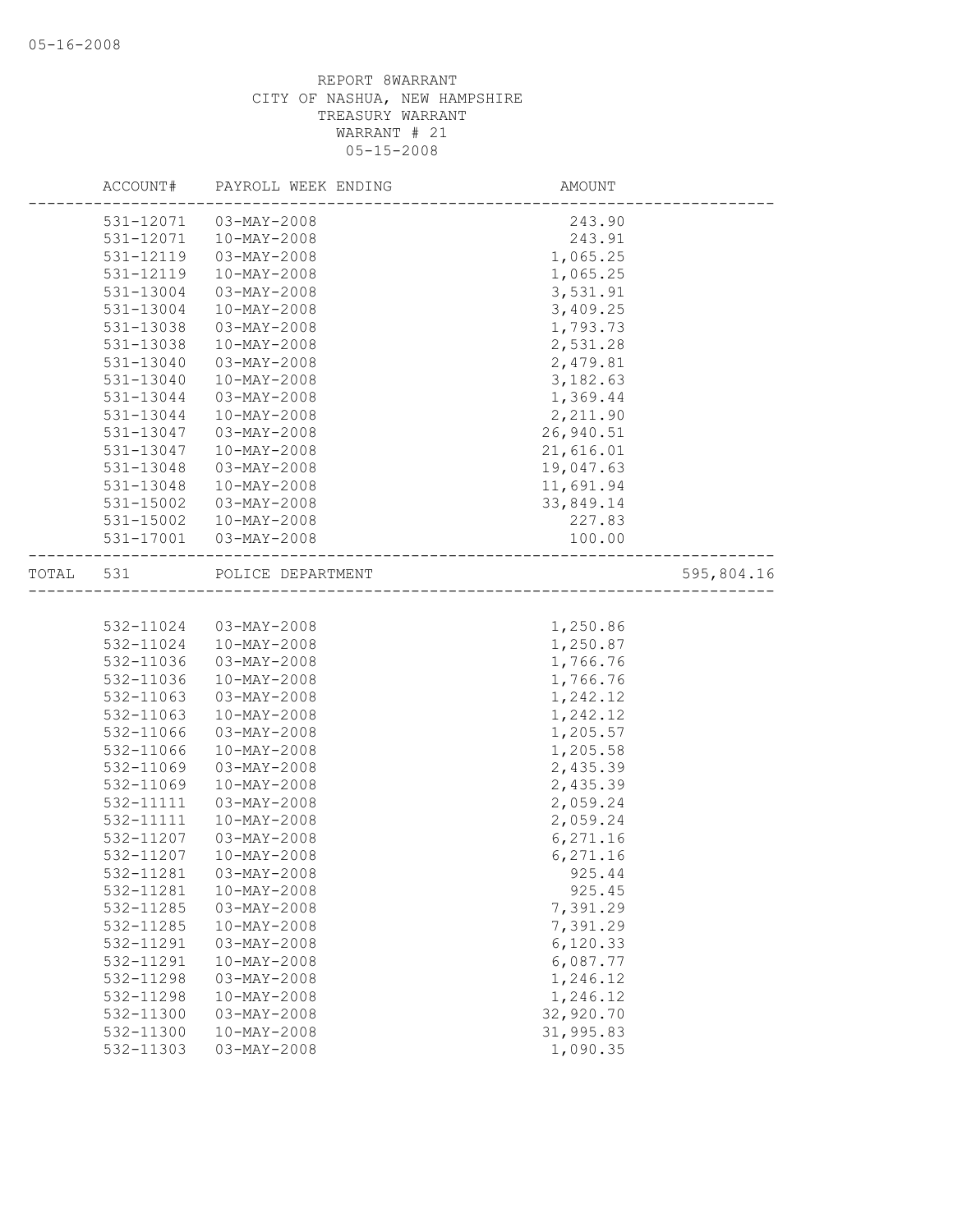REPORT 8WARRANT
CITY OF NASHUA, NEW HAMPSHIRE
TREASURY WARRANT
WARRANT # 21
05-15-2008

| ACCOUNT# | PAYROLL WEEK ENDING | AMOUNT | |
|---|---|---|---|
| 531-12071 | 03-MAY-2008 | 243.90 | |
| 531-12071 | 10-MAY-2008 | 243.91 | |
| 531-12119 | 03-MAY-2008 | 1,065.25 | |
| 531-12119 | 10-MAY-2008 | 1,065.25 | |
| 531-13004 | 03-MAY-2008 | 3,531.91 | |
| 531-13004 | 10-MAY-2008 | 3,409.25 | |
| 531-13038 | 03-MAY-2008 | 1,793.73 | |
| 531-13038 | 10-MAY-2008 | 2,531.28 | |
| 531-13040 | 03-MAY-2008 | 2,479.81 | |
| 531-13040 | 10-MAY-2008 | 3,182.63 | |
| 531-13044 | 03-MAY-2008 | 1,369.44 | |
| 531-13044 | 10-MAY-2008 | 2,211.90 | |
| 531-13047 | 03-MAY-2008 | 26,940.51 | |
| 531-13047 | 10-MAY-2008 | 21,616.01 | |
| 531-13048 | 03-MAY-2008 | 19,047.63 | |
| 531-13048 | 10-MAY-2008 | 11,691.94 | |
| 531-15002 | 03-MAY-2008 | 33,849.14 | |
| 531-15002 | 10-MAY-2008 | 227.83 | |
| 531-17001 | 03-MAY-2008 | 100.00 | |
| TOTAL 531 | POLICE DEPARTMENT | | 595,804.16 |
| 532-11024 | 03-MAY-2008 | 1,250.86 | |
| 532-11024 | 10-MAY-2008 | 1,250.87 | |
| 532-11036 | 03-MAY-2008 | 1,766.76 | |
| 532-11036 | 10-MAY-2008 | 1,766.76 | |
| 532-11063 | 03-MAY-2008 | 1,242.12 | |
| 532-11063 | 10-MAY-2008 | 1,242.12 | |
| 532-11066 | 03-MAY-2008 | 1,205.57 | |
| 532-11066 | 10-MAY-2008 | 1,205.58 | |
| 532-11069 | 03-MAY-2008 | 2,435.39 | |
| 532-11069 | 10-MAY-2008 | 2,435.39 | |
| 532-11111 | 03-MAY-2008 | 2,059.24 | |
| 532-11111 | 10-MAY-2008 | 2,059.24 | |
| 532-11207 | 03-MAY-2008 | 6,271.16 | |
| 532-11207 | 10-MAY-2008 | 6,271.16 | |
| 532-11281 | 03-MAY-2008 | 925.44 | |
| 532-11281 | 10-MAY-2008 | 925.45 | |
| 532-11285 | 03-MAY-2008 | 7,391.29 | |
| 532-11285 | 10-MAY-2008 | 7,391.29 | |
| 532-11291 | 03-MAY-2008 | 6,120.33 | |
| 532-11291 | 10-MAY-2008 | 6,087.77 | |
| 532-11298 | 03-MAY-2008 | 1,246.12 | |
| 532-11298 | 10-MAY-2008 | 1,246.12 | |
| 532-11300 | 03-MAY-2008 | 32,920.70 | |
| 532-11300 | 10-MAY-2008 | 31,995.83 | |
| 532-11303 | 03-MAY-2008 | 1,090.35 | |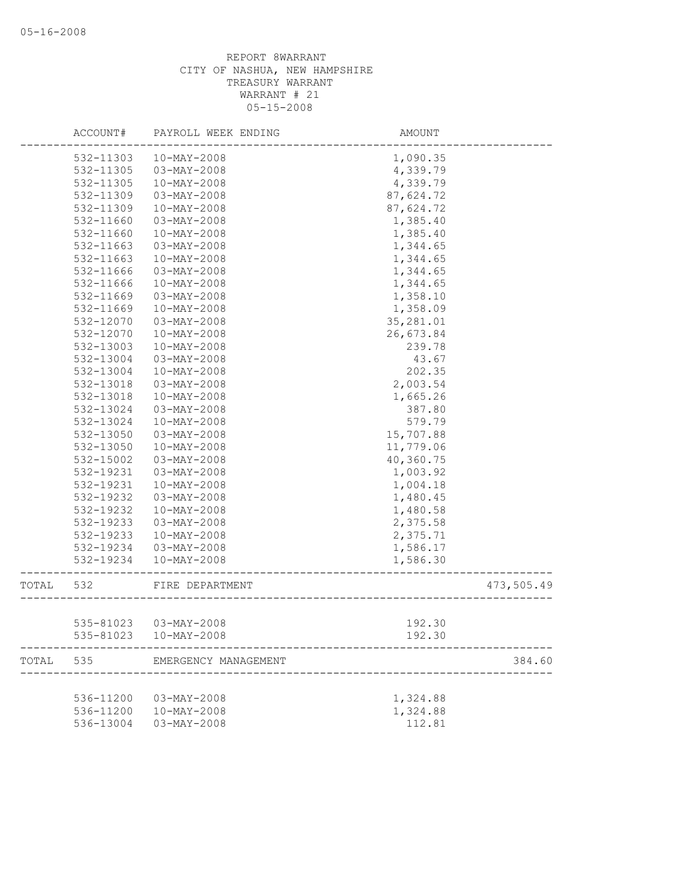REPORT 8WARRANT
CITY OF NASHUA, NEW HAMPSHIRE
TREASURY WARRANT
WARRANT # 21
05-15-2008

| | ACCOUNT# | PAYROLL WEEK ENDING | AMOUNT | |
|---|---|---|---|---|
| | 532-11303 | 10-MAY-2008 | 1,090.35 | |
| | 532-11305 | 03-MAY-2008 | 4,339.79 | |
| | 532-11305 | 10-MAY-2008 | 4,339.79 | |
| | 532-11309 | 03-MAY-2008 | 87,624.72 | |
| | 532-11309 | 10-MAY-2008 | 87,624.72 | |
| | 532-11660 | 03-MAY-2008 | 1,385.40 | |
| | 532-11660 | 10-MAY-2008 | 1,385.40 | |
| | 532-11663 | 03-MAY-2008 | 1,344.65 | |
| | 532-11663 | 10-MAY-2008 | 1,344.65 | |
| | 532-11666 | 03-MAY-2008 | 1,344.65 | |
| | 532-11666 | 10-MAY-2008 | 1,344.65 | |
| | 532-11669 | 03-MAY-2008 | 1,358.10 | |
| | 532-11669 | 10-MAY-2008 | 1,358.09 | |
| | 532-12070 | 03-MAY-2008 | 35,281.01 | |
| | 532-12070 | 10-MAY-2008 | 26,673.84 | |
| | 532-13003 | 10-MAY-2008 | 239.78 | |
| | 532-13004 | 03-MAY-2008 | 43.67 | |
| | 532-13004 | 10-MAY-2008 | 202.35 | |
| | 532-13018 | 03-MAY-2008 | 2,003.54 | |
| | 532-13018 | 10-MAY-2008 | 1,665.26 | |
| | 532-13024 | 03-MAY-2008 | 387.80 | |
| | 532-13024 | 10-MAY-2008 | 579.79 | |
| | 532-13050 | 03-MAY-2008 | 15,707.88 | |
| | 532-13050 | 10-MAY-2008 | 11,779.06 | |
| | 532-15002 | 03-MAY-2008 | 40,360.75 | |
| | 532-19231 | 03-MAY-2008 | 1,003.92 | |
| | 532-19231 | 10-MAY-2008 | 1,004.18 | |
| | 532-19232 | 03-MAY-2008 | 1,480.45 | |
| | 532-19232 | 10-MAY-2008 | 1,480.58 | |
| | 532-19233 | 03-MAY-2008 | 2,375.58 | |
| | 532-19233 | 10-MAY-2008 | 2,375.71 | |
| | 532-19234 | 03-MAY-2008 | 1,586.17 | |
| | 532-19234 | 10-MAY-2008 | 1,586.30 | |
| TOTAL | 532 | FIRE DEPARTMENT | | 473,505.49 |
| | 535-81023 | 03-MAY-2008 | 192.30 | |
| | 535-81023 | 10-MAY-2008 | 192.30 | |
| TOTAL | 535 | EMERGENCY MANAGEMENT | | 384.60 |
| | 536-11200 | 03-MAY-2008 | 1,324.88 | |
| | 536-11200 | 10-MAY-2008 | 1,324.88 | |
| | 536-13004 | 03-MAY-2008 | 112.81 | |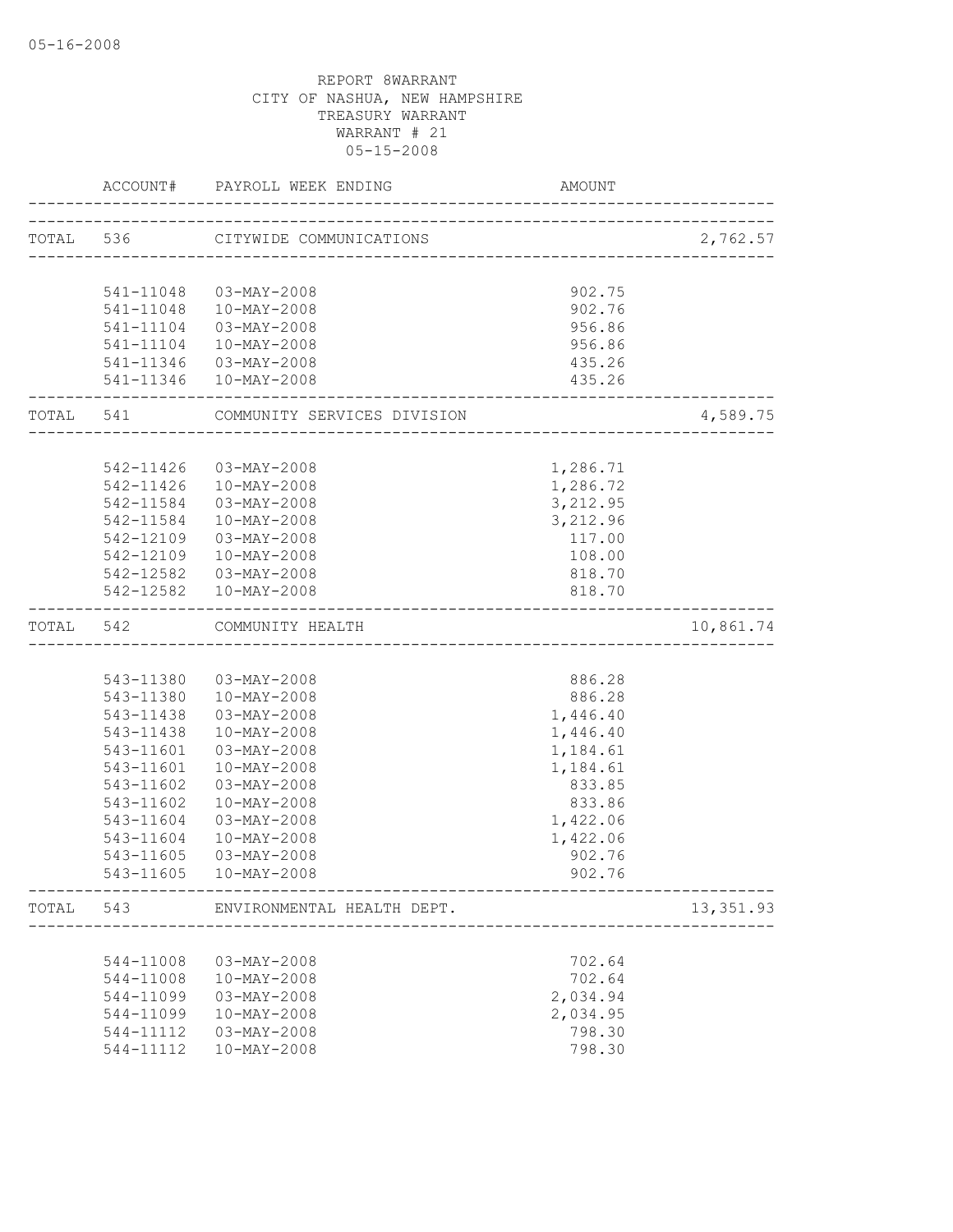REPORT 8WARRANT
CITY OF NASHUA, NEW HAMPSHIRE
TREASURY WARRANT
WARRANT # 21
05-15-2008

| | ACCOUNT# | PAYROLL WEEK ENDING | AMOUNT | |
|---|---|---|---|---|
| TOTAL | 536 | CITYWIDE COMMUNICATIONS | | 2,762.57 |
| | 541-11048 | 03-MAY-2008 | 902.75 | |
| | 541-11048 | 10-MAY-2008 | 902.76 | |
| | 541-11104 | 03-MAY-2008 | 956.86 | |
| | 541-11104 | 10-MAY-2008 | 956.86 | |
| | 541-11346 | 03-MAY-2008 | 435.26 | |
| | 541-11346 | 10-MAY-2008 | 435.26 | |
| TOTAL | 541 | COMMUNITY SERVICES DIVISION | | 4,589.75 |
| | 542-11426 | 03-MAY-2008 | 1,286.71 | |
| | 542-11426 | 10-MAY-2008 | 1,286.72 | |
| | 542-11584 | 03-MAY-2008 | 3,212.95 | |
| | 542-11584 | 10-MAY-2008 | 3,212.96 | |
| | 542-12109 | 03-MAY-2008 | 117.00 | |
| | 542-12109 | 10-MAY-2008 | 108.00 | |
| | 542-12582 | 03-MAY-2008 | 818.70 | |
| | 542-12582 | 10-MAY-2008 | 818.70 | |
| TOTAL | 542 | COMMUNITY HEALTH | | 10,861.74 |
| | 543-11380 | 03-MAY-2008 | 886.28 | |
| | 543-11380 | 10-MAY-2008 | 886.28 | |
| | 543-11438 | 03-MAY-2008 | 1,446.40 | |
| | 543-11438 | 10-MAY-2008 | 1,446.40 | |
| | 543-11601 | 03-MAY-2008 | 1,184.61 | |
| | 543-11601 | 10-MAY-2008 | 1,184.61 | |
| | 543-11602 | 03-MAY-2008 | 833.85 | |
| | 543-11602 | 10-MAY-2008 | 833.86 | |
| | 543-11604 | 03-MAY-2008 | 1,422.06 | |
| | 543-11604 | 10-MAY-2008 | 1,422.06 | |
| | 543-11605 | 03-MAY-2008 | 902.76 | |
| | 543-11605 | 10-MAY-2008 | 902.76 | |
| TOTAL | 543 | ENVIRONMENTAL HEALTH DEPT. | | 13,351.93 |
| | 544-11008 | 03-MAY-2008 | 702.64 | |
| | 544-11008 | 10-MAY-2008 | 702.64 | |
| | 544-11099 | 03-MAY-2008 | 2,034.94 | |
| | 544-11099 | 10-MAY-2008 | 2,034.95 | |
| | 544-11112 | 03-MAY-2008 | 798.30 | |
| | 544-11112 | 10-MAY-2008 | 798.30 | |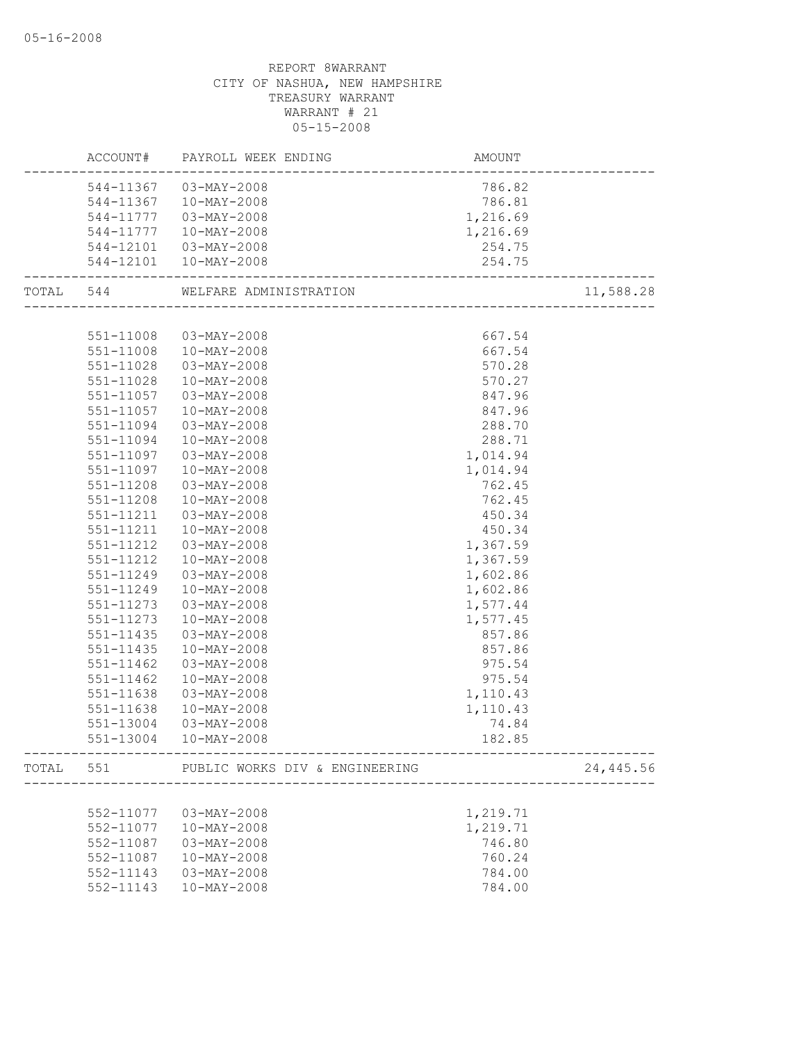REPORT 8WARRANT
CITY OF NASHUA, NEW HAMPSHIRE
TREASURY WARRANT
WARRANT # 21
05-15-2008

| | ACCOUNT# | PAYROLL WEEK ENDING | AMOUNT | |
|---|---|---|---|---|
| | 544-11367 | 03-MAY-2008 | 786.82 | |
| | 544-11367 | 10-MAY-2008 | 786.81 | |
| | 544-11777 | 03-MAY-2008 | 1,216.69 | |
| | 544-11777 | 10-MAY-2008 | 1,216.69 | |
| | 544-12101 | 03-MAY-2008 | 254.75 | |
| | 544-12101 | 10-MAY-2008 | 254.75 | |
| TOTAL | 544 | WELFARE ADMINISTRATION | | 11,588.28 |
| | 551-11008 | 03-MAY-2008 | 667.54 | |
| | 551-11008 | 10-MAY-2008 | 667.54 | |
| | 551-11028 | 03-MAY-2008 | 570.28 | |
| | 551-11028 | 10-MAY-2008 | 570.27 | |
| | 551-11057 | 03-MAY-2008 | 847.96 | |
| | 551-11057 | 10-MAY-2008 | 847.96 | |
| | 551-11094 | 03-MAY-2008 | 288.70 | |
| | 551-11094 | 10-MAY-2008 | 288.71 | |
| | 551-11097 | 03-MAY-2008 | 1,014.94 | |
| | 551-11097 | 10-MAY-2008 | 1,014.94 | |
| | 551-11208 | 03-MAY-2008 | 762.45 | |
| | 551-11208 | 10-MAY-2008 | 762.45 | |
| | 551-11211 | 03-MAY-2008 | 450.34 | |
| | 551-11211 | 10-MAY-2008 | 450.34 | |
| | 551-11212 | 03-MAY-2008 | 1,367.59 | |
| | 551-11212 | 10-MAY-2008 | 1,367.59 | |
| | 551-11249 | 03-MAY-2008 | 1,602.86 | |
| | 551-11249 | 10-MAY-2008 | 1,602.86 | |
| | 551-11273 | 03-MAY-2008 | 1,577.44 | |
| | 551-11273 | 10-MAY-2008 | 1,577.45 | |
| | 551-11435 | 03-MAY-2008 | 857.86 | |
| | 551-11435 | 10-MAY-2008 | 857.86 | |
| | 551-11462 | 03-MAY-2008 | 975.54 | |
| | 551-11462 | 10-MAY-2008 | 975.54 | |
| | 551-11638 | 03-MAY-2008 | 1,110.43 | |
| | 551-11638 | 10-MAY-2008 | 1,110.43 | |
| | 551-13004 | 03-MAY-2008 | 74.84 | |
| | 551-13004 | 10-MAY-2008 | 182.85 | |
| TOTAL | 551 | PUBLIC WORKS DIV & ENGINEERING | | 24,445.56 |
| | 552-11077 | 03-MAY-2008 | 1,219.71 | |
| | 552-11077 | 10-MAY-2008 | 1,219.71 | |
| | 552-11087 | 03-MAY-2008 | 746.80 | |
| | 552-11087 | 10-MAY-2008 | 760.24 | |
| | 552-11143 | 03-MAY-2008 | 784.00 | |
| | 552-11143 | 10-MAY-2008 | 784.00 | |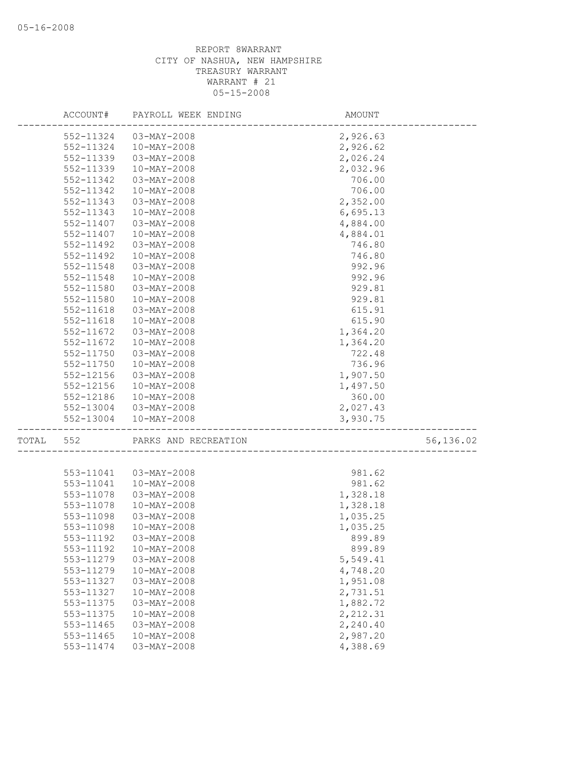REPORT 8WARRANT
CITY OF NASHUA, NEW HAMPSHIRE
TREASURY WARRANT
WARRANT # 21
05-15-2008

| ACCOUNT# | PAYROLL WEEK ENDING | AMOUNT | |
|---|---|---|---|
| 552-11324 | 03-MAY-2008 | 2,926.63 | |
| 552-11324 | 10-MAY-2008 | 2,926.62 | |
| 552-11339 | 03-MAY-2008 | 2,026.24 | |
| 552-11339 | 10-MAY-2008 | 2,032.96 | |
| 552-11342 | 03-MAY-2008 | 706.00 | |
| 552-11342 | 10-MAY-2008 | 706.00 | |
| 552-11343 | 03-MAY-2008 | 2,352.00 | |
| 552-11343 | 10-MAY-2008 | 6,695.13 | |
| 552-11407 | 03-MAY-2008 | 4,884.00 | |
| 552-11407 | 10-MAY-2008 | 4,884.01 | |
| 552-11492 | 03-MAY-2008 | 746.80 | |
| 552-11492 | 10-MAY-2008 | 746.80 | |
| 552-11548 | 03-MAY-2008 | 992.96 | |
| 552-11548 | 10-MAY-2008 | 992.96 | |
| 552-11580 | 03-MAY-2008 | 929.81 | |
| 552-11580 | 10-MAY-2008 | 929.81 | |
| 552-11618 | 03-MAY-2008 | 615.91 | |
| 552-11618 | 10-MAY-2008 | 615.90 | |
| 552-11672 | 03-MAY-2008 | 1,364.20 | |
| 552-11672 | 10-MAY-2008 | 1,364.20 | |
| 552-11750 | 03-MAY-2008 | 722.48 | |
| 552-11750 | 10-MAY-2008 | 736.96 | |
| 552-12156 | 03-MAY-2008 | 1,907.50 | |
| 552-12156 | 10-MAY-2008 | 1,497.50 | |
| 552-12186 | 10-MAY-2008 | 360.00 | |
| 552-13004 | 03-MAY-2008 | 2,027.43 | |
| 552-13004 | 10-MAY-2008 | 3,930.75 | |
| TOTAL 552 | PARKS AND RECREATION | | 56,136.02 |
| 553-11041 | 03-MAY-2008 | 981.62 | |
| 553-11041 | 10-MAY-2008 | 981.62 | |
| 553-11078 | 03-MAY-2008 | 1,328.18 | |
| 553-11078 | 10-MAY-2008 | 1,328.18 | |
| 553-11098 | 03-MAY-2008 | 1,035.25 | |
| 553-11098 | 10-MAY-2008 | 1,035.25 | |
| 553-11192 | 03-MAY-2008 | 899.89 | |
| 553-11192 | 10-MAY-2008 | 899.89 | |
| 553-11279 | 03-MAY-2008 | 5,549.41 | |
| 553-11279 | 10-MAY-2008 | 4,748.20 | |
| 553-11327 | 03-MAY-2008 | 1,951.08 | |
| 553-11327 | 10-MAY-2008 | 2,731.51 | |
| 553-11375 | 03-MAY-2008 | 1,882.72 | |
| 553-11375 | 10-MAY-2008 | 2,212.31 | |
| 553-11465 | 03-MAY-2008 | 2,240.40 | |
| 553-11465 | 10-MAY-2008 | 2,987.20 | |
| 553-11474 | 03-MAY-2008 | 4,388.69 | |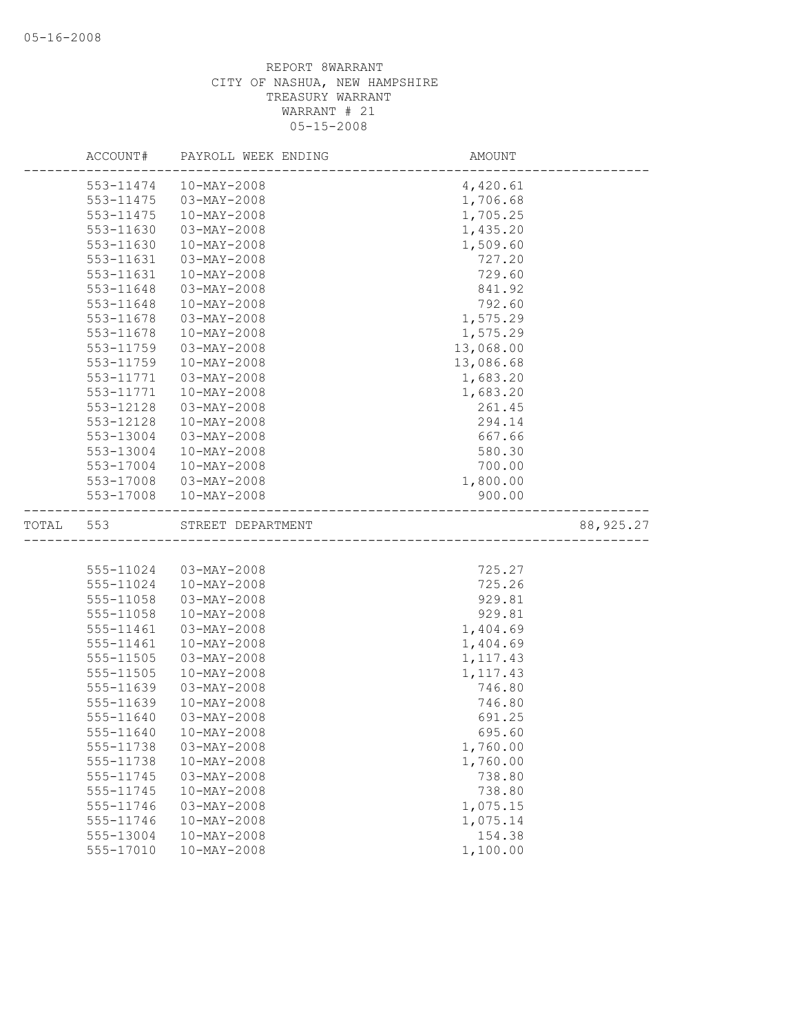05-16-2008

REPORT 8WARRANT
CITY OF NASHUA, NEW HAMPSHIRE
TREASURY WARRANT
WARRANT # 21
05-15-2008

| ACCOUNT# | PAYROLL WEEK ENDING | AMOUNT | |
|---|---|---|---|
| 553-11474 | 10-MAY-2008 | 4,420.61 | |
| 553-11475 | 03-MAY-2008 | 1,706.68 | |
| 553-11475 | 10-MAY-2008 | 1,705.25 | |
| 553-11630 | 03-MAY-2008 | 1,435.20 | |
| 553-11630 | 10-MAY-2008 | 1,509.60 | |
| 553-11631 | 03-MAY-2008 | 727.20 | |
| 553-11631 | 10-MAY-2008 | 729.60 | |
| 553-11648 | 03-MAY-2008 | 841.92 | |
| 553-11648 | 10-MAY-2008 | 792.60 | |
| 553-11678 | 03-MAY-2008 | 1,575.29 | |
| 553-11678 | 10-MAY-2008 | 1,575.29 | |
| 553-11759 | 03-MAY-2008 | 13,068.00 | |
| 553-11759 | 10-MAY-2008 | 13,086.68 | |
| 553-11771 | 03-MAY-2008 | 1,683.20 | |
| 553-11771 | 10-MAY-2008 | 1,683.20 | |
| 553-12128 | 03-MAY-2008 | 261.45 | |
| 553-12128 | 10-MAY-2008 | 294.14 | |
| 553-13004 | 03-MAY-2008 | 667.66 | |
| 553-13004 | 10-MAY-2008 | 580.30 | |
| 553-17004 | 10-MAY-2008 | 700.00 | |
| 553-17008 | 03-MAY-2008 | 1,800.00 | |
| 553-17008 | 10-MAY-2008 | 900.00 | |
| TOTAL 553 | STREET DEPARTMENT | | 88,925.27 |
| 555-11024 | 03-MAY-2008 | 725.27 | |
| 555-11024 | 10-MAY-2008 | 725.26 | |
| 555-11058 | 03-MAY-2008 | 929.81 | |
| 555-11058 | 10-MAY-2008 | 929.81 | |
| 555-11461 | 03-MAY-2008 | 1,404.69 | |
| 555-11461 | 10-MAY-2008 | 1,404.69 | |
| 555-11505 | 03-MAY-2008 | 1,117.43 | |
| 555-11505 | 10-MAY-2008 | 1,117.43 | |
| 555-11639 | 03-MAY-2008 | 746.80 | |
| 555-11639 | 10-MAY-2008 | 746.80 | |
| 555-11640 | 03-MAY-2008 | 691.25 | |
| 555-11640 | 10-MAY-2008 | 695.60 | |
| 555-11738 | 03-MAY-2008 | 1,760.00 | |
| 555-11738 | 10-MAY-2008 | 1,760.00 | |
| 555-11745 | 03-MAY-2008 | 738.80 | |
| 555-11745 | 10-MAY-2008 | 738.80 | |
| 555-11746 | 03-MAY-2008 | 1,075.15 | |
| 555-11746 | 10-MAY-2008 | 1,075.14 | |
| 555-13004 | 10-MAY-2008 | 154.38 | |
| 555-17010 | 10-MAY-2008 | 1,100.00 | |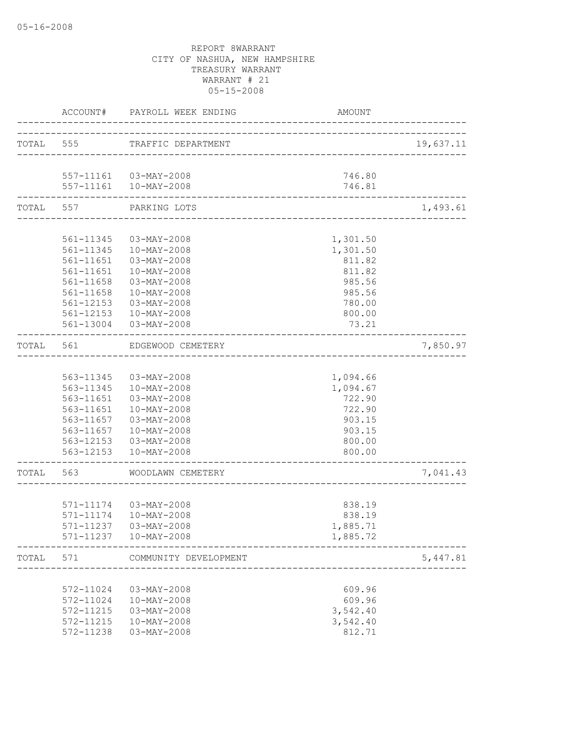05-16-2008

REPORT 8WARRANT
CITY OF NASHUA, NEW HAMPSHIRE
TREASURY WARRANT
WARRANT # 21
05-15-2008

| | ACCOUNT# | PAYROLL WEEK ENDING | AMOUNT | |
|---|---|---|---|---|
| TOTAL | 555 | TRAFFIC DEPARTMENT | | 19,637.11 |
| | 557-11161 | 03-MAY-2008 | 746.80 | |
| | 557-11161 | 10-MAY-2008 | 746.81 | |
| TOTAL | 557 | PARKING LOTS | | 1,493.61 |
| | 561-11345 | 03-MAY-2008 | 1,301.50 | |
| | 561-11345 | 10-MAY-2008 | 1,301.50 | |
| | 561-11651 | 03-MAY-2008 | 811.82 | |
| | 561-11651 | 10-MAY-2008 | 811.82 | |
| | 561-11658 | 03-MAY-2008 | 985.56 | |
| | 561-11658 | 10-MAY-2008 | 985.56 | |
| | 561-12153 | 03-MAY-2008 | 780.00 | |
| | 561-12153 | 10-MAY-2008 | 800.00 | |
| | 561-13004 | 03-MAY-2008 | 73.21 | |
| TOTAL | 561 | EDGEWOOD CEMETERY | | 7,850.97 |
| | 563-11345 | 03-MAY-2008 | 1,094.66 | |
| | 563-11345 | 10-MAY-2008 | 1,094.67 | |
| | 563-11651 | 03-MAY-2008 | 722.90 | |
| | 563-11651 | 10-MAY-2008 | 722.90 | |
| | 563-11657 | 03-MAY-2008 | 903.15 | |
| | 563-11657 | 10-MAY-2008 | 903.15 | |
| | 563-12153 | 03-MAY-2008 | 800.00 | |
| | 563-12153 | 10-MAY-2008 | 800.00 | |
| TOTAL | 563 | WOODLAWN CEMETERY | | 7,041.43 |
| | 571-11174 | 03-MAY-2008 | 838.19 | |
| | 571-11174 | 10-MAY-2008 | 838.19 | |
| | 571-11237 | 03-MAY-2008 | 1,885.71 | |
| | 571-11237 | 10-MAY-2008 | 1,885.72 | |
| TOTAL | 571 | COMMUNITY DEVELOPMENT | | 5,447.81 |
| | 572-11024 | 03-MAY-2008 | 609.96 | |
| | 572-11024 | 10-MAY-2008 | 609.96 | |
| | 572-11215 | 03-MAY-2008 | 3,542.40 | |
| | 572-11215 | 10-MAY-2008 | 3,542.40 | |
| | 572-11238 | 03-MAY-2008 | 812.71 | |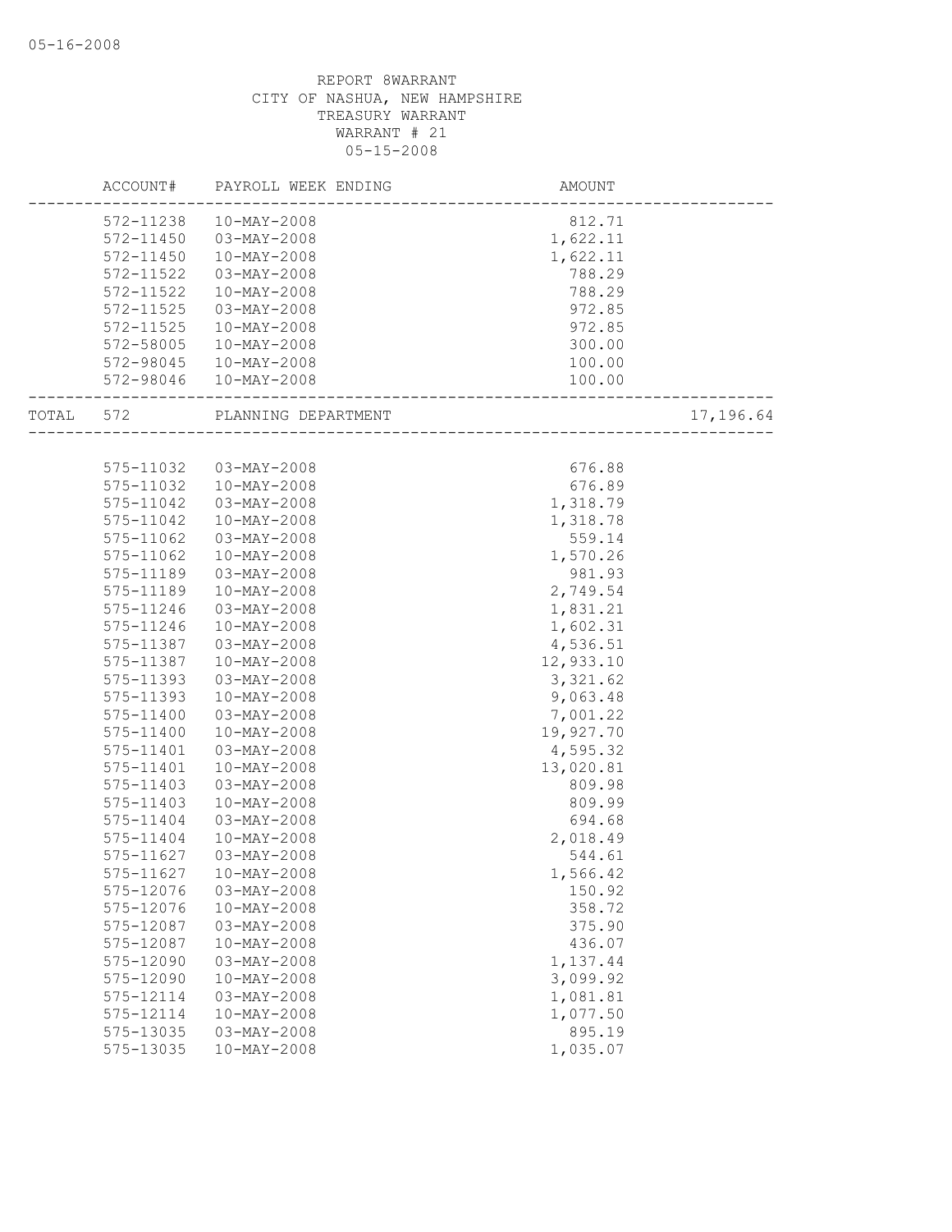REPORT 8WARRANT
CITY OF NASHUA, NEW HAMPSHIRE
TREASURY WARRANT
WARRANT # 21
05-15-2008

| | ACCOUNT# | PAYROLL WEEK ENDING | AMOUNT | |
|---|---|---|---|---|
| | 572-11238 | 10-MAY-2008 | 812.71 | |
| | 572-11450 | 03-MAY-2008 | 1,622.11 | |
| | 572-11450 | 10-MAY-2008 | 1,622.11 | |
| | 572-11522 | 03-MAY-2008 | 788.29 | |
| | 572-11522 | 10-MAY-2008 | 788.29 | |
| | 572-11525 | 03-MAY-2008 | 972.85 | |
| | 572-11525 | 10-MAY-2008 | 972.85 | |
| | 572-58005 | 10-MAY-2008 | 300.00 | |
| | 572-98045 | 10-MAY-2008 | 100.00 | |
| | 572-98046 | 10-MAY-2008 | 100.00 | |
| TOTAL | 572 | PLANNING DEPARTMENT | | 17,196.64 |
| | 575-11032 | 03-MAY-2008 | 676.88 | |
| | 575-11032 | 10-MAY-2008 | 676.89 | |
| | 575-11042 | 03-MAY-2008 | 1,318.79 | |
| | 575-11042 | 10-MAY-2008 | 1,318.78 | |
| | 575-11062 | 03-MAY-2008 | 559.14 | |
| | 575-11062 | 10-MAY-2008 | 1,570.26 | |
| | 575-11189 | 03-MAY-2008 | 981.93 | |
| | 575-11189 | 10-MAY-2008 | 2,749.54 | |
| | 575-11246 | 03-MAY-2008 | 1,831.21 | |
| | 575-11246 | 10-MAY-2008 | 1,602.31 | |
| | 575-11387 | 03-MAY-2008 | 4,536.51 | |
| | 575-11387 | 10-MAY-2008 | 12,933.10 | |
| | 575-11393 | 03-MAY-2008 | 3,321.62 | |
| | 575-11393 | 10-MAY-2008 | 9,063.48 | |
| | 575-11400 | 03-MAY-2008 | 7,001.22 | |
| | 575-11400 | 10-MAY-2008 | 19,927.70 | |
| | 575-11401 | 03-MAY-2008 | 4,595.32 | |
| | 575-11401 | 10-MAY-2008 | 13,020.81 | |
| | 575-11403 | 03-MAY-2008 | 809.98 | |
| | 575-11403 | 10-MAY-2008 | 809.99 | |
| | 575-11404 | 03-MAY-2008 | 694.68 | |
| | 575-11404 | 10-MAY-2008 | 2,018.49 | |
| | 575-11627 | 03-MAY-2008 | 544.61 | |
| | 575-11627 | 10-MAY-2008 | 1,566.42 | |
| | 575-12076 | 03-MAY-2008 | 150.92 | |
| | 575-12076 | 10-MAY-2008 | 358.72 | |
| | 575-12087 | 03-MAY-2008 | 375.90 | |
| | 575-12087 | 10-MAY-2008 | 436.07 | |
| | 575-12090 | 03-MAY-2008 | 1,137.44 | |
| | 575-12090 | 10-MAY-2008 | 3,099.92 | |
| | 575-12114 | 03-MAY-2008 | 1,081.81 | |
| | 575-12114 | 10-MAY-2008 | 1,077.50 | |
| | 575-13035 | 03-MAY-2008 | 895.19 | |
| | 575-13035 | 10-MAY-2008 | 1,035.07 | |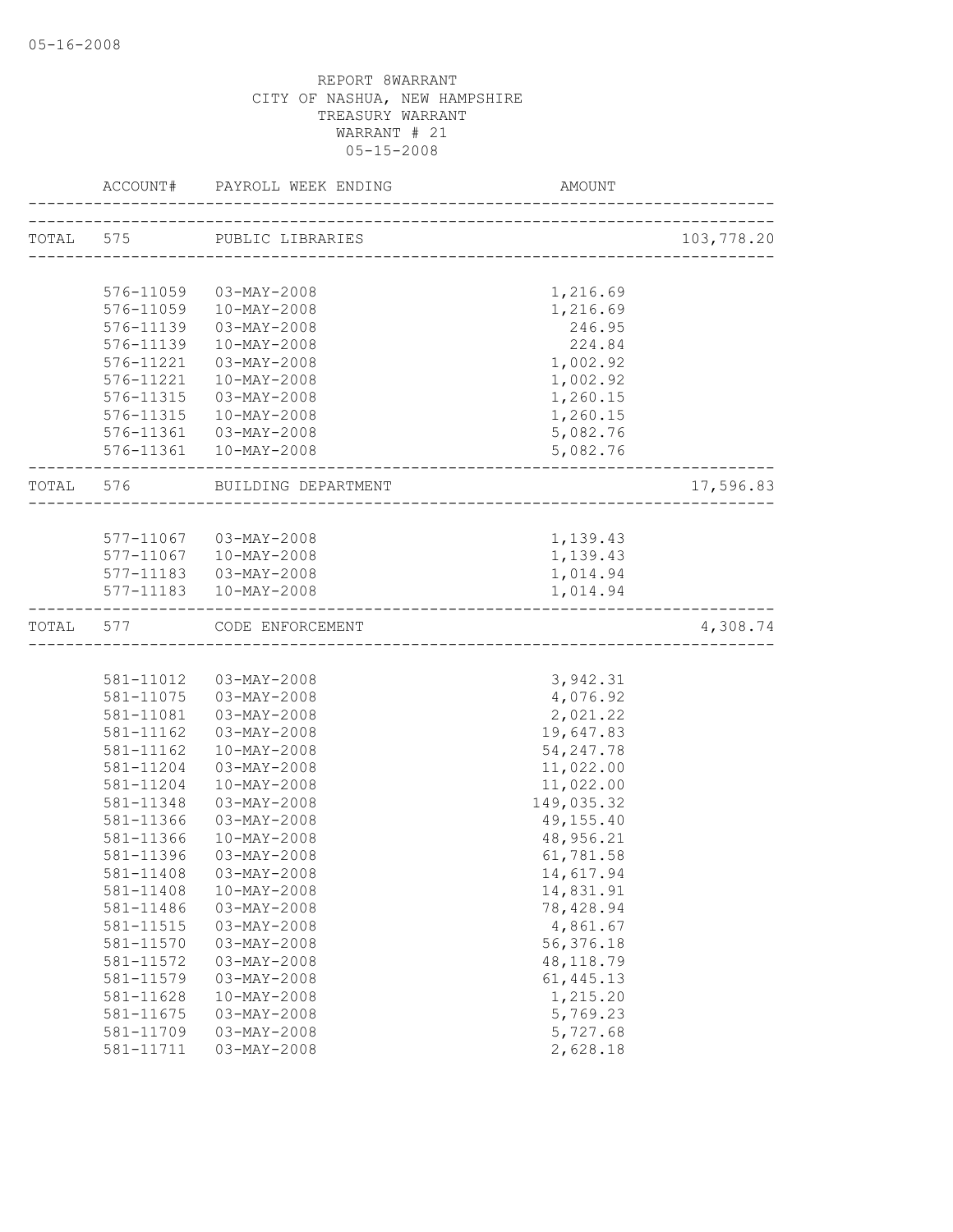REPORT 8WARRANT
CITY OF NASHUA, NEW HAMPSHIRE
TREASURY WARRANT
WARRANT # 21
05-15-2008

| | ACCOUNT# | PAYROLL WEEK ENDING | AMOUNT | |
|---|---|---|---|---|
| TOTAL | 575 | PUBLIC LIBRARIES | | 103,778.20 |
| | 576-11059 | 03-MAY-2008 | 1,216.69 | |
| | 576-11059 | 10-MAY-2008 | 1,216.69 | |
| | 576-11139 | 03-MAY-2008 | 246.95 | |
| | 576-11139 | 10-MAY-2008 | 224.84 | |
| | 576-11221 | 03-MAY-2008 | 1,002.92 | |
| | 576-11221 | 10-MAY-2008 | 1,002.92 | |
| | 576-11315 | 03-MAY-2008 | 1,260.15 | |
| | 576-11315 | 10-MAY-2008 | 1,260.15 | |
| | 576-11361 | 03-MAY-2008 | 5,082.76 | |
| | 576-11361 | 10-MAY-2008 | 5,082.76 | |
| TOTAL | 576 | BUILDING DEPARTMENT | | 17,596.83 |
| | 577-11067 | 03-MAY-2008 | 1,139.43 | |
| | 577-11067 | 10-MAY-2008 | 1,139.43 | |
| | 577-11183 | 03-MAY-2008 | 1,014.94 | |
| | 577-11183 | 10-MAY-2008 | 1,014.94 | |
| TOTAL | 577 | CODE ENFORCEMENT | | 4,308.74 |
| | 581-11012 | 03-MAY-2008 | 3,942.31 | |
| | 581-11075 | 03-MAY-2008 | 4,076.92 | |
| | 581-11081 | 03-MAY-2008 | 2,021.22 | |
| | 581-11162 | 03-MAY-2008 | 19,647.83 | |
| | 581-11162 | 10-MAY-2008 | 54,247.78 | |
| | 581-11204 | 03-MAY-2008 | 11,022.00 | |
| | 581-11204 | 10-MAY-2008 | 11,022.00 | |
| | 581-11348 | 03-MAY-2008 | 149,035.32 | |
| | 581-11366 | 03-MAY-2008 | 49,155.40 | |
| | 581-11366 | 10-MAY-2008 | 48,956.21 | |
| | 581-11396 | 03-MAY-2008 | 61,781.58 | |
| | 581-11408 | 03-MAY-2008 | 14,617.94 | |
| | 581-11408 | 10-MAY-2008 | 14,831.91 | |
| | 581-11486 | 03-MAY-2008 | 78,428.94 | |
| | 581-11515 | 03-MAY-2008 | 4,861.67 | |
| | 581-11570 | 03-MAY-2008 | 56,376.18 | |
| | 581-11572 | 03-MAY-2008 | 48,118.79 | |
| | 581-11579 | 03-MAY-2008 | 61,445.13 | |
| | 581-11628 | 10-MAY-2008 | 1,215.20 | |
| | 581-11675 | 03-MAY-2008 | 5,769.23 | |
| | 581-11709 | 03-MAY-2008 | 5,727.68 | |
| | 581-11711 | 03-MAY-2008 | 2,628.18 | |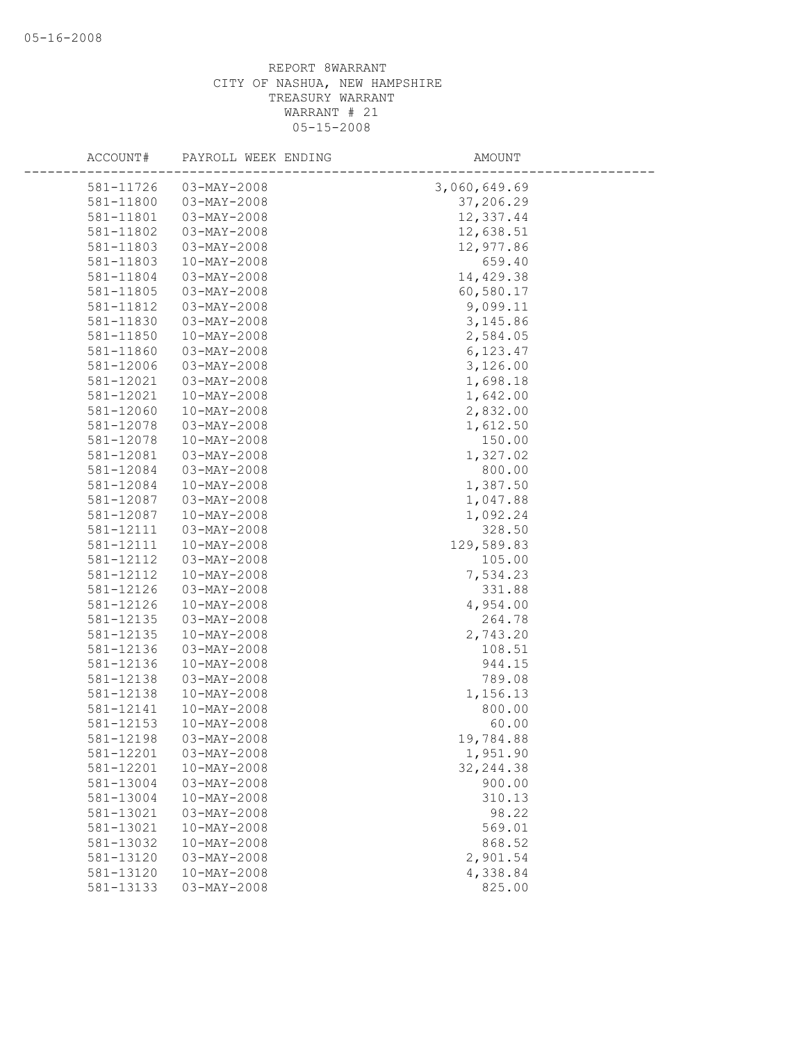REPORT 8WARRANT
CITY OF NASHUA, NEW HAMPSHIRE
TREASURY WARRANT
WARRANT # 21
05-15-2008

| ACCOUNT# | PAYROLL WEEK ENDING | AMOUNT |
|---|---|---|
| 581-11726 | 03-MAY-2008 | 3,060,649.69 |
| 581-11800 | 03-MAY-2008 | 37,206.29 |
| 581-11801 | 03-MAY-2008 | 12,337.44 |
| 581-11802 | 03-MAY-2008 | 12,638.51 |
| 581-11803 | 03-MAY-2008 | 12,977.86 |
| 581-11803 | 10-MAY-2008 | 659.40 |
| 581-11804 | 03-MAY-2008 | 14,429.38 |
| 581-11805 | 03-MAY-2008 | 60,580.17 |
| 581-11812 | 03-MAY-2008 | 9,099.11 |
| 581-11830 | 03-MAY-2008 | 3,145.86 |
| 581-11850 | 10-MAY-2008 | 2,584.05 |
| 581-11860 | 03-MAY-2008 | 6,123.47 |
| 581-12006 | 03-MAY-2008 | 3,126.00 |
| 581-12021 | 03-MAY-2008 | 1,698.18 |
| 581-12021 | 10-MAY-2008 | 1,642.00 |
| 581-12060 | 10-MAY-2008 | 2,832.00 |
| 581-12078 | 03-MAY-2008 | 1,612.50 |
| 581-12078 | 10-MAY-2008 | 150.00 |
| 581-12081 | 03-MAY-2008 | 1,327.02 |
| 581-12084 | 03-MAY-2008 | 800.00 |
| 581-12084 | 10-MAY-2008 | 1,387.50 |
| 581-12087 | 03-MAY-2008 | 1,047.88 |
| 581-12087 | 10-MAY-2008 | 1,092.24 |
| 581-12111 | 03-MAY-2008 | 328.50 |
| 581-12111 | 10-MAY-2008 | 129,589.83 |
| 581-12112 | 03-MAY-2008 | 105.00 |
| 581-12112 | 10-MAY-2008 | 7,534.23 |
| 581-12126 | 03-MAY-2008 | 331.88 |
| 581-12126 | 10-MAY-2008 | 4,954.00 |
| 581-12135 | 03-MAY-2008 | 264.78 |
| 581-12135 | 10-MAY-2008 | 2,743.20 |
| 581-12136 | 03-MAY-2008 | 108.51 |
| 581-12136 | 10-MAY-2008 | 944.15 |
| 581-12138 | 03-MAY-2008 | 789.08 |
| 581-12138 | 10-MAY-2008 | 1,156.13 |
| 581-12141 | 10-MAY-2008 | 800.00 |
| 581-12153 | 10-MAY-2008 | 60.00 |
| 581-12198 | 03-MAY-2008 | 19,784.88 |
| 581-12201 | 03-MAY-2008 | 1,951.90 |
| 581-12201 | 10-MAY-2008 | 32,244.38 |
| 581-13004 | 03-MAY-2008 | 900.00 |
| 581-13004 | 10-MAY-2008 | 310.13 |
| 581-13021 | 03-MAY-2008 | 98.22 |
| 581-13021 | 10-MAY-2008 | 569.01 |
| 581-13032 | 10-MAY-2008 | 868.52 |
| 581-13120 | 03-MAY-2008 | 2,901.54 |
| 581-13120 | 10-MAY-2008 | 4,338.84 |
| 581-13133 | 03-MAY-2008 | 825.00 |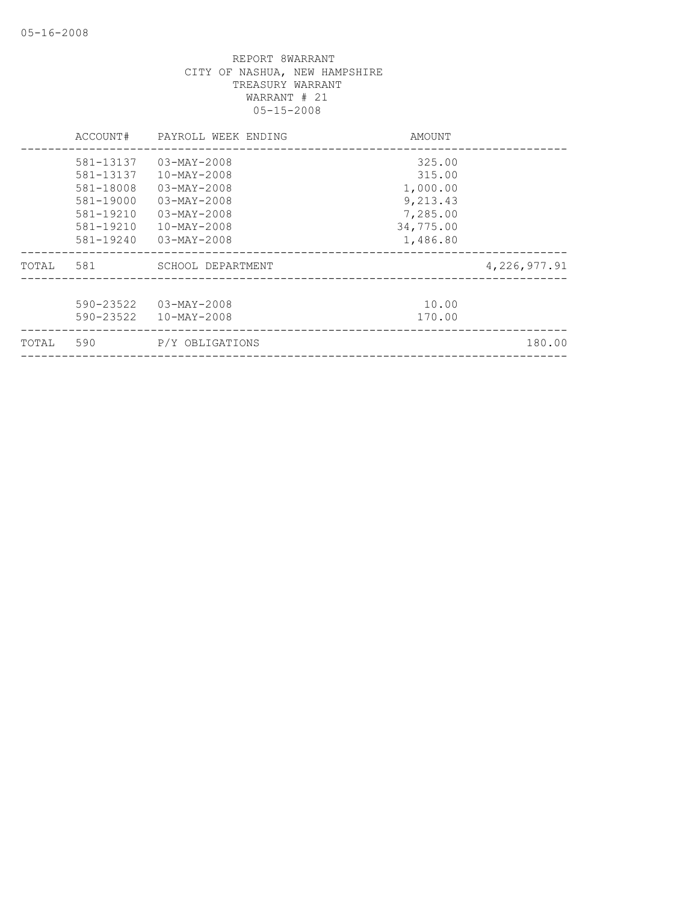REPORT 8WARRANT
CITY OF NASHUA, NEW HAMPSHIRE
TREASURY WARRANT
WARRANT # 21
05-15-2008

| | ACCOUNT# | PAYROLL WEEK ENDING | AMOUNT | |
|---|---|---|---|---|
| | 581-13137 | 03-MAY-2008 | 325.00 | |
| | 581-13137 | 10-MAY-2008 | 315.00 | |
| | 581-18008 | 03-MAY-2008 | 1,000.00 | |
| | 581-19000 | 03-MAY-2008 | 9,213.43 | |
| | 581-19210 | 03-MAY-2008 | 7,285.00 | |
| | 581-19210 | 10-MAY-2008 | 34,775.00 | |
| | 581-19240 | 03-MAY-2008 | 1,486.80 | |
| TOTAL | 581 | SCHOOL DEPARTMENT | | 4,226,977.91 |
| | 590-23522 | 03-MAY-2008 | 10.00 | |
| | 590-23522 | 10-MAY-2008 | 170.00 | |
| TOTAL | 590 | P/Y OBLIGATIONS | | 180.00 |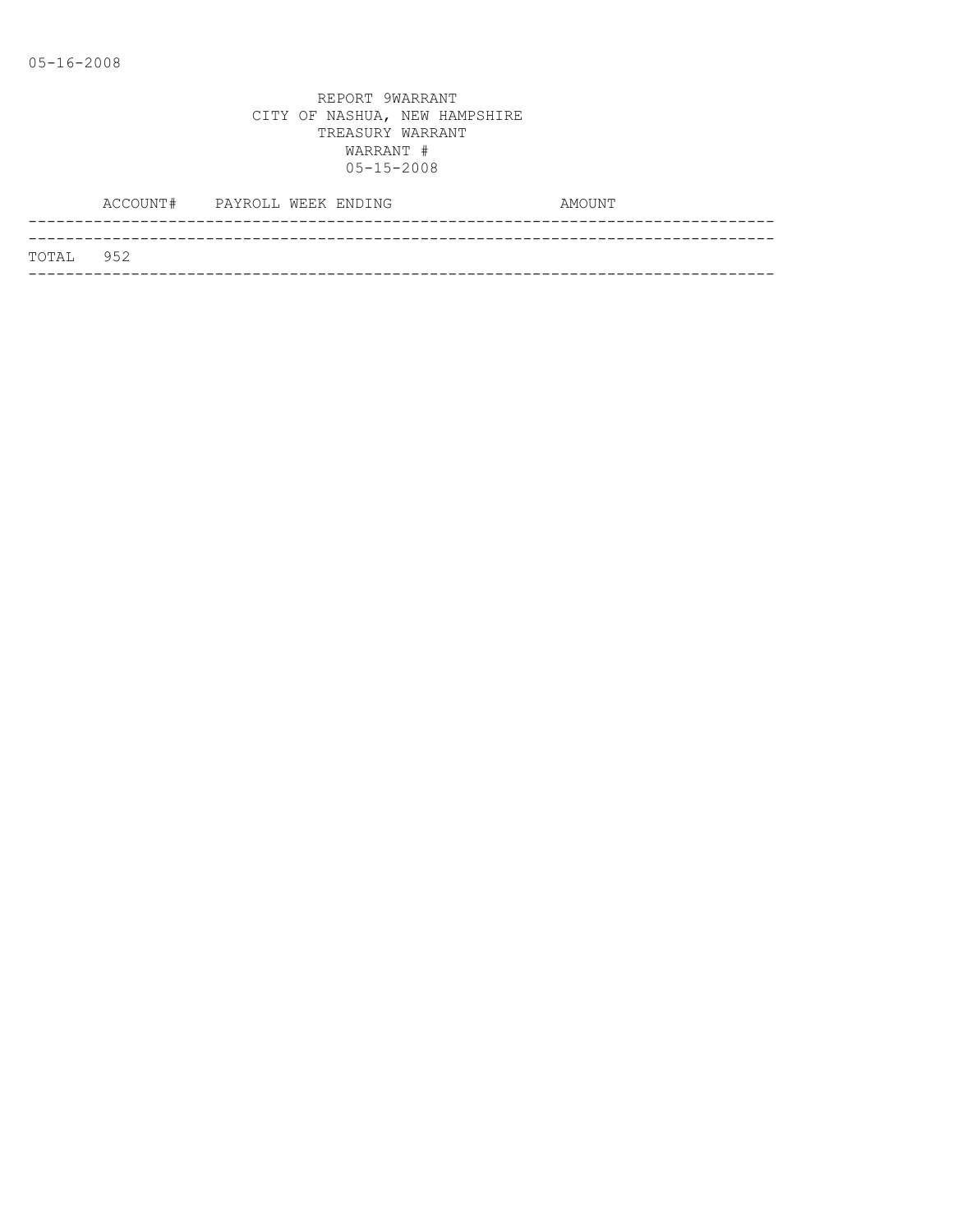REPORT 9WARRANT
CITY OF NASHUA, NEW HAMPSHIRE
TREASURY WARRANT
WARRANT #
05-15-2008

| ACCOUNT# | PAYROLL WEEK ENDING | AMOUNT |
|---|---|---|
| TOTAL 952 | | |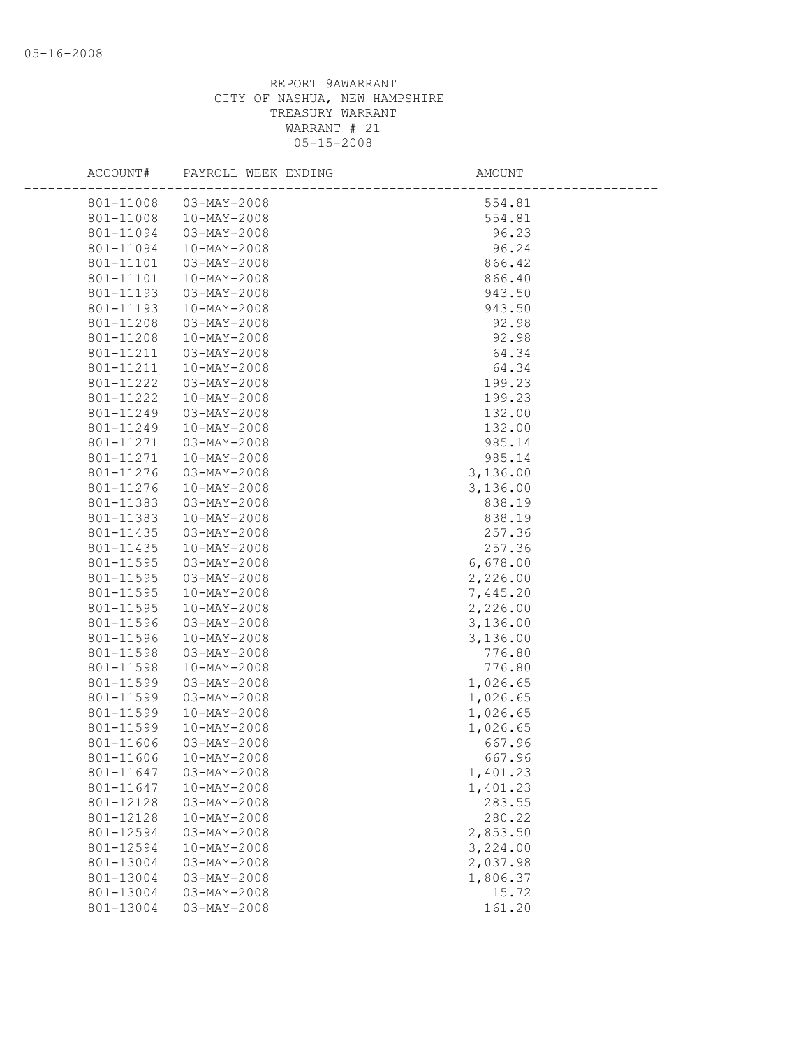REPORT 9AWARRANT
CITY OF NASHUA, NEW HAMPSHIRE
TREASURY WARRANT
WARRANT # 21
05-15-2008

| ACCOUNT# | PAYROLL WEEK ENDING | AMOUNT |
|---|---|---|
| 801-11008 | 03-MAY-2008 | 554.81 |
| 801-11008 | 10-MAY-2008 | 554.81 |
| 801-11094 | 03-MAY-2008 | 96.23 |
| 801-11094 | 10-MAY-2008 | 96.24 |
| 801-11101 | 03-MAY-2008 | 866.42 |
| 801-11101 | 10-MAY-2008 | 866.40 |
| 801-11193 | 03-MAY-2008 | 943.50 |
| 801-11193 | 10-MAY-2008 | 943.50 |
| 801-11208 | 03-MAY-2008 | 92.98 |
| 801-11208 | 10-MAY-2008 | 92.98 |
| 801-11211 | 03-MAY-2008 | 64.34 |
| 801-11211 | 10-MAY-2008 | 64.34 |
| 801-11222 | 03-MAY-2008 | 199.23 |
| 801-11222 | 10-MAY-2008 | 199.23 |
| 801-11249 | 03-MAY-2008 | 132.00 |
| 801-11249 | 10-MAY-2008 | 132.00 |
| 801-11271 | 03-MAY-2008 | 985.14 |
| 801-11271 | 10-MAY-2008 | 985.14 |
| 801-11276 | 03-MAY-2008 | 3,136.00 |
| 801-11276 | 10-MAY-2008 | 3,136.00 |
| 801-11383 | 03-MAY-2008 | 838.19 |
| 801-11383 | 10-MAY-2008 | 838.19 |
| 801-11435 | 03-MAY-2008 | 257.36 |
| 801-11435 | 10-MAY-2008 | 257.36 |
| 801-11595 | 03-MAY-2008 | 6,678.00 |
| 801-11595 | 03-MAY-2008 | 2,226.00 |
| 801-11595 | 10-MAY-2008 | 7,445.20 |
| 801-11595 | 10-MAY-2008 | 2,226.00 |
| 801-11596 | 03-MAY-2008 | 3,136.00 |
| 801-11596 | 10-MAY-2008 | 3,136.00 |
| 801-11598 | 03-MAY-2008 | 776.80 |
| 801-11598 | 10-MAY-2008 | 776.80 |
| 801-11599 | 03-MAY-2008 | 1,026.65 |
| 801-11599 | 03-MAY-2008 | 1,026.65 |
| 801-11599 | 10-MAY-2008 | 1,026.65 |
| 801-11599 | 10-MAY-2008 | 1,026.65 |
| 801-11606 | 03-MAY-2008 | 667.96 |
| 801-11606 | 10-MAY-2008 | 667.96 |
| 801-11647 | 03-MAY-2008 | 1,401.23 |
| 801-11647 | 10-MAY-2008 | 1,401.23 |
| 801-12128 | 03-MAY-2008 | 283.55 |
| 801-12128 | 10-MAY-2008 | 280.22 |
| 801-12594 | 03-MAY-2008 | 2,853.50 |
| 801-12594 | 10-MAY-2008 | 3,224.00 |
| 801-13004 | 03-MAY-2008 | 2,037.98 |
| 801-13004 | 03-MAY-2008 | 1,806.37 |
| 801-13004 | 03-MAY-2008 | 15.72 |
| 801-13004 | 03-MAY-2008 | 161.20 |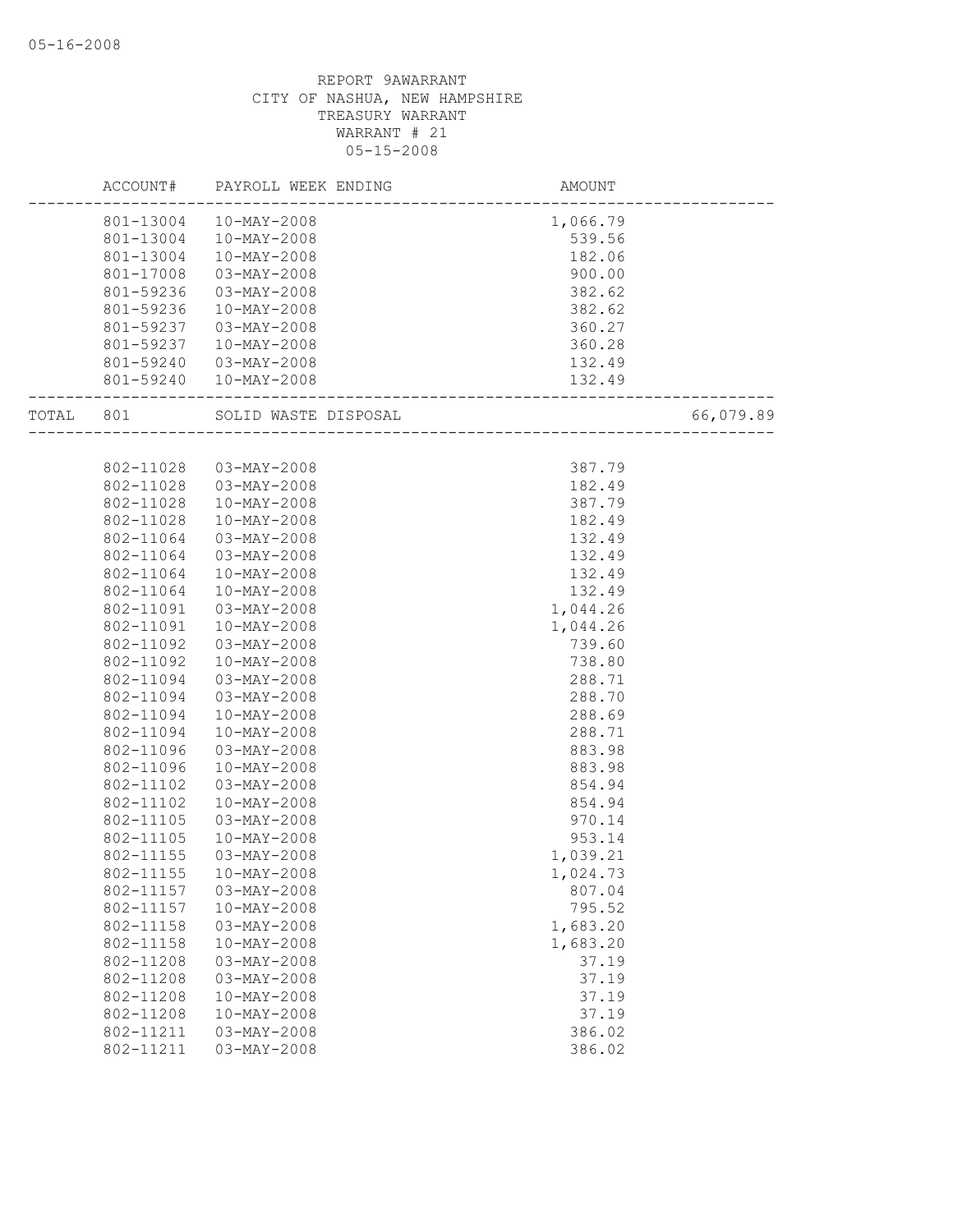REPORT 9AWARRANT
CITY OF NASHUA, NEW HAMPSHIRE
TREASURY WARRANT
WARRANT # 21
05-15-2008

| ACCOUNT# | PAYROLL WEEK ENDING | AMOUNT | |
|---|---|---|---|
| 801-13004 | 10-MAY-2008 | 1,066.79 | |
| 801-13004 | 10-MAY-2008 | 539.56 | |
| 801-13004 | 10-MAY-2008 | 182.06 | |
| 801-17008 | 03-MAY-2008 | 900.00 | |
| 801-59236 | 03-MAY-2008 | 382.62 | |
| 801-59236 | 10-MAY-2008 | 382.62 | |
| 801-59237 | 03-MAY-2008 | 360.27 | |
| 801-59237 | 10-MAY-2008 | 360.28 | |
| 801-59240 | 03-MAY-2008 | 132.49 | |
| 801-59240 | 10-MAY-2008 | 132.49 | |
| TOTAL 801 | SOLID WASTE DISPOSAL | | 66,079.89 |
| 802-11028 | 03-MAY-2008 | 387.79 | |
| 802-11028 | 03-MAY-2008 | 182.49 | |
| 802-11028 | 10-MAY-2008 | 387.79 | |
| 802-11028 | 10-MAY-2008 | 182.49 | |
| 802-11064 | 03-MAY-2008 | 132.49 | |
| 802-11064 | 03-MAY-2008 | 132.49 | |
| 802-11064 | 10-MAY-2008 | 132.49 | |
| 802-11064 | 10-MAY-2008 | 132.49 | |
| 802-11091 | 03-MAY-2008 | 1,044.26 | |
| 802-11091 | 10-MAY-2008 | 1,044.26 | |
| 802-11092 | 03-MAY-2008 | 739.60 | |
| 802-11092 | 10-MAY-2008 | 738.80 | |
| 802-11094 | 03-MAY-2008 | 288.71 | |
| 802-11094 | 03-MAY-2008 | 288.70 | |
| 802-11094 | 10-MAY-2008 | 288.69 | |
| 802-11094 | 10-MAY-2008 | 288.71 | |
| 802-11096 | 03-MAY-2008 | 883.98 | |
| 802-11096 | 10-MAY-2008 | 883.98 | |
| 802-11102 | 03-MAY-2008 | 854.94 | |
| 802-11102 | 10-MAY-2008 | 854.94 | |
| 802-11105 | 03-MAY-2008 | 970.14 | |
| 802-11105 | 10-MAY-2008 | 953.14 | |
| 802-11155 | 03-MAY-2008 | 1,039.21 | |
| 802-11155 | 10-MAY-2008 | 1,024.73 | |
| 802-11157 | 03-MAY-2008 | 807.04 | |
| 802-11157 | 10-MAY-2008 | 795.52 | |
| 802-11158 | 03-MAY-2008 | 1,683.20 | |
| 802-11158 | 10-MAY-2008 | 1,683.20 | |
| 802-11208 | 03-MAY-2008 | 37.19 | |
| 802-11208 | 03-MAY-2008 | 37.19 | |
| 802-11208 | 10-MAY-2008 | 37.19 | |
| 802-11208 | 10-MAY-2008 | 37.19 | |
| 802-11211 | 03-MAY-2008 | 386.02 | |
| 802-11211 | 03-MAY-2008 | 386.02 | |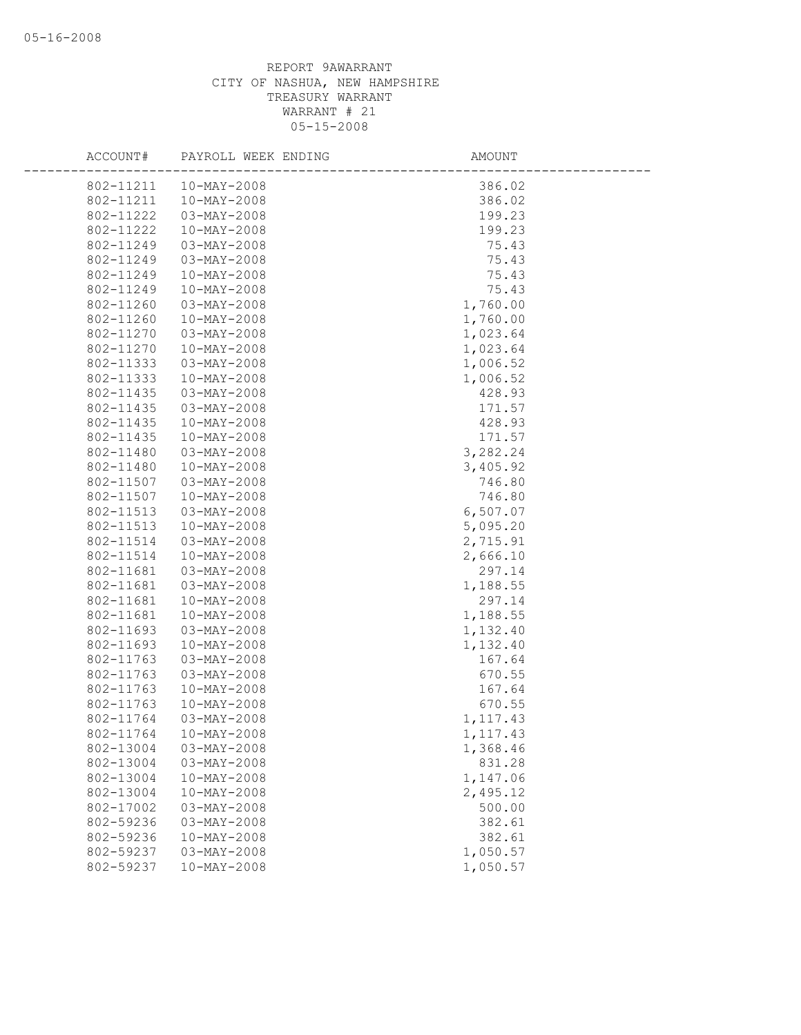REPORT 9AWARRANT
CITY OF NASHUA, NEW HAMPSHIRE
TREASURY WARRANT
WARRANT # 21
05-15-2008

| ACCOUNT# | PAYROLL WEEK ENDING | AMOUNT |
|---|---|---|
| 802-11211 | 10-MAY-2008 | 386.02 |
| 802-11211 | 10-MAY-2008 | 386.02 |
| 802-11222 | 03-MAY-2008 | 199.23 |
| 802-11222 | 10-MAY-2008 | 199.23 |
| 802-11249 | 03-MAY-2008 | 75.43 |
| 802-11249 | 03-MAY-2008 | 75.43 |
| 802-11249 | 10-MAY-2008 | 75.43 |
| 802-11249 | 10-MAY-2008 | 75.43 |
| 802-11260 | 03-MAY-2008 | 1,760.00 |
| 802-11260 | 10-MAY-2008 | 1,760.00 |
| 802-11270 | 03-MAY-2008 | 1,023.64 |
| 802-11270 | 10-MAY-2008 | 1,023.64 |
| 802-11333 | 03-MAY-2008 | 1,006.52 |
| 802-11333 | 10-MAY-2008 | 1,006.52 |
| 802-11435 | 03-MAY-2008 | 428.93 |
| 802-11435 | 03-MAY-2008 | 171.57 |
| 802-11435 | 10-MAY-2008 | 428.93 |
| 802-11435 | 10-MAY-2008 | 171.57 |
| 802-11480 | 03-MAY-2008 | 3,282.24 |
| 802-11480 | 10-MAY-2008 | 3,405.92 |
| 802-11507 | 03-MAY-2008 | 746.80 |
| 802-11507 | 10-MAY-2008 | 746.80 |
| 802-11513 | 03-MAY-2008 | 6,507.07 |
| 802-11513 | 10-MAY-2008 | 5,095.20 |
| 802-11514 | 03-MAY-2008 | 2,715.91 |
| 802-11514 | 10-MAY-2008 | 2,666.10 |
| 802-11681 | 03-MAY-2008 | 297.14 |
| 802-11681 | 03-MAY-2008 | 1,188.55 |
| 802-11681 | 10-MAY-2008 | 297.14 |
| 802-11681 | 10-MAY-2008 | 1,188.55 |
| 802-11693 | 03-MAY-2008 | 1,132.40 |
| 802-11693 | 10-MAY-2008 | 1,132.40 |
| 802-11763 | 03-MAY-2008 | 167.64 |
| 802-11763 | 03-MAY-2008 | 670.55 |
| 802-11763 | 10-MAY-2008 | 167.64 |
| 802-11763 | 10-MAY-2008 | 670.55 |
| 802-11764 | 03-MAY-2008 | 1,117.43 |
| 802-11764 | 10-MAY-2008 | 1,117.43 |
| 802-13004 | 03-MAY-2008 | 1,368.46 |
| 802-13004 | 03-MAY-2008 | 831.28 |
| 802-13004 | 10-MAY-2008 | 1,147.06 |
| 802-13004 | 10-MAY-2008 | 2,495.12 |
| 802-17002 | 03-MAY-2008 | 500.00 |
| 802-59236 | 03-MAY-2008 | 382.61 |
| 802-59236 | 10-MAY-2008 | 382.61 |
| 802-59237 | 03-MAY-2008 | 1,050.57 |
| 802-59237 | 10-MAY-2008 | 1,050.57 |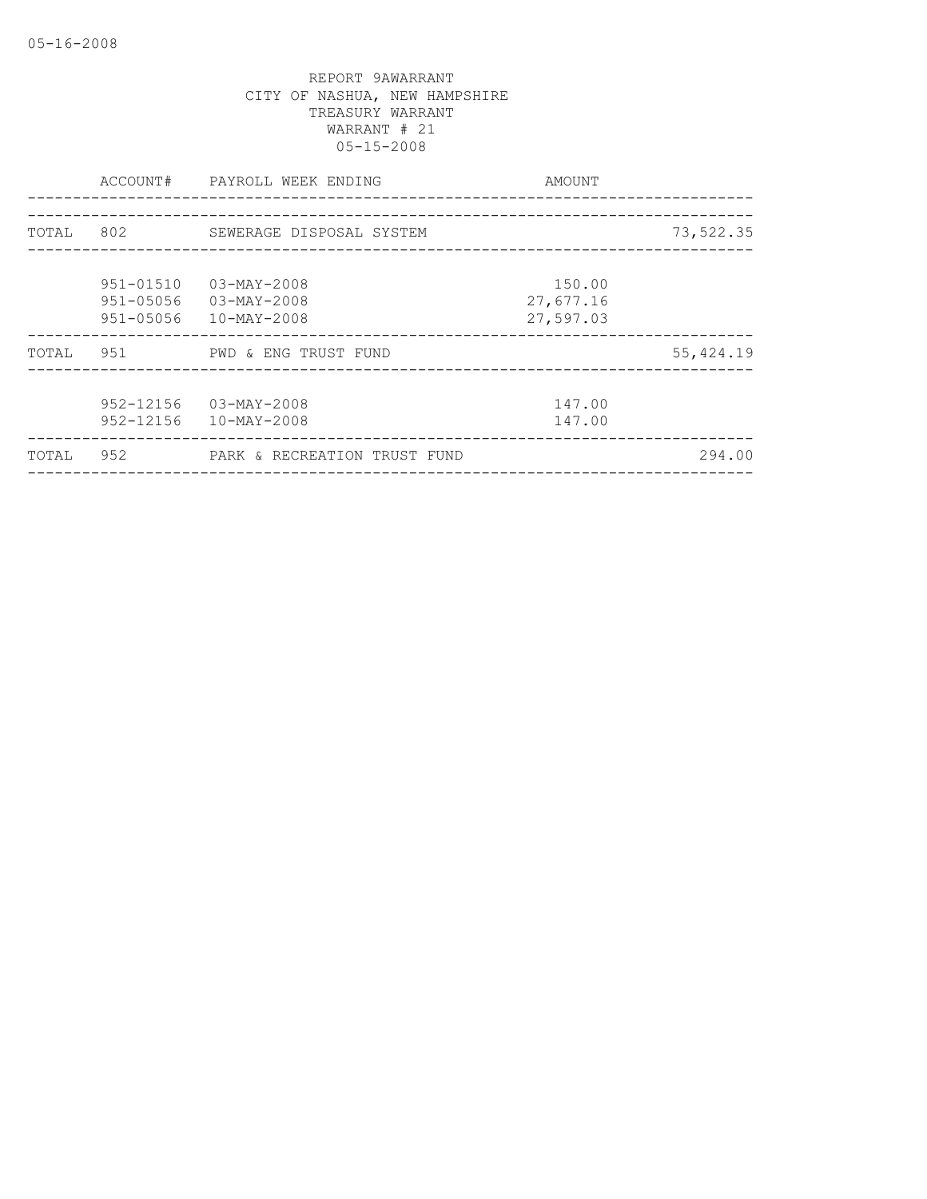05-16-2008

REPORT 9AWARRANT
CITY OF NASHUA, NEW HAMPSHIRE
TREASURY WARRANT
WARRANT # 21
05-15-2008

| | ACCOUNT# | PAYROLL WEEK ENDING | AMOUNT | |
|---|---|---|---|---|
| TOTAL | 802 | SEWERAGE DISPOSAL SYSTEM | | 73,522.35 |
| | 951-01510 | 03-MAY-2008 | 150.00 | |
| | 951-05056 | 03-MAY-2008 | 27,677.16 | |
| | 951-05056 | 10-MAY-2008 | 27,597.03 | |
| TOTAL | 951 | PWD & ENG TRUST FUND | | 55,424.19 |
| | 952-12156 | 03-MAY-2008 | 147.00 | |
| | 952-12156 | 10-MAY-2008 | 147.00 | |
| TOTAL | 952 | PARK & RECREATION TRUST FUND | | 294.00 |